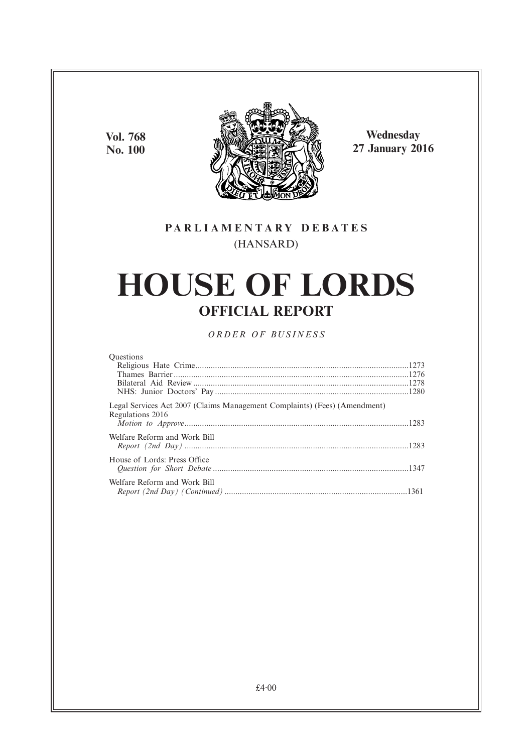**Vol. 768**
**No. 100**

**Wednesday**
**27 January 2016**

PARLIAMENTARY DEBATES
(HANSARD)

# HOUSE OF LORDS

## OFFICIAL REPORT

*ORDER OF BUSINESS*

Questions
Religious Hate Crime.....1273
Thames Barrier.....1276
Bilateral Aid Review.....1278
NHS: Junior Doctors' Pay.....1280

Legal Services Act 2007 (Claims Management Complaints) (Fees) (Amendment) Regulations 2016
*Motion to Approve*.....1283

Welfare Reform and Work Bill
*Report (2nd Day)*.....1283

House of Lords: Press Office
*Question for Short Debate*.....1347

Welfare Reform and Work Bill
*Report (2nd Day) (Continued)*.....1361

£4·00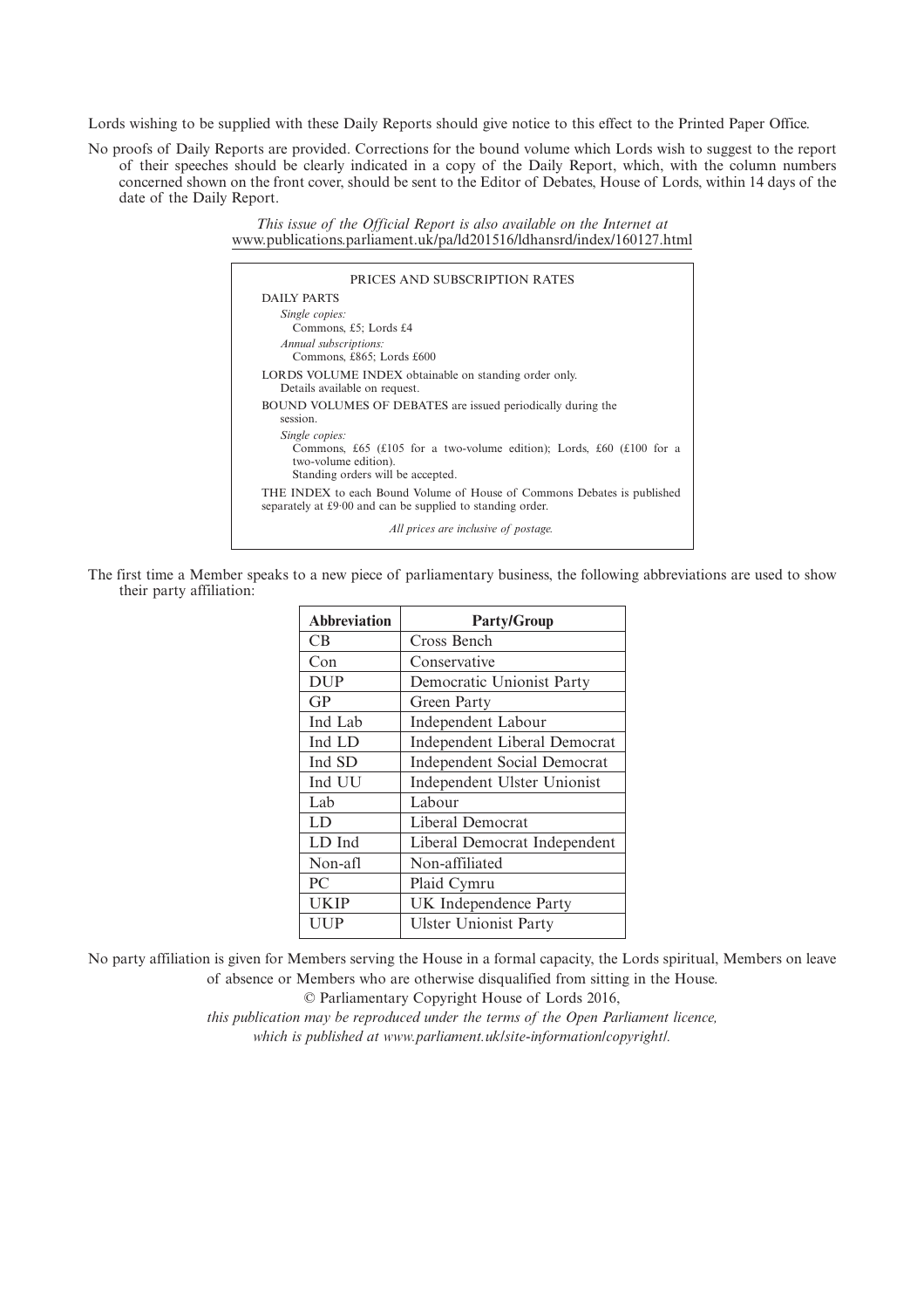Lords wishing to be supplied with these Daily Reports should give notice to this effect to the Printed Paper Office.

No proofs of Daily Reports are provided. Corrections for the bound volume which Lords wish to suggest to the report of their speeches should be clearly indicated in a copy of the Daily Report, which, with the column numbers concerned shown on the front cover, should be sent to the Editor of Debates, House of Lords, within 14 days of the date of the Daily Report.

*This issue of the Official Report is also available on the Internet at*
www.publications.parliament.uk/pa/ld201516/ldhansrd/index/160127.html

PRICES AND SUBSCRIPTION RATES

DAILY PARTS

*Single copies:*
Commons, £5; Lords £4

*Annual subscriptions:*
Commons, £865; Lords £600

LORDS VOLUME INDEX obtainable on standing order only.
Details available on request.

BOUND VOLUMES OF DEBATES are issued periodically during the session.

*Single copies:*
Commons, £65 (£105 for a two-volume edition); Lords, £60 (£100 for a two-volume edition).
Standing orders will be accepted.

THE INDEX to each Bound Volume of House of Commons Debates is published separately at £9·00 and can be supplied to standing order.

*All prices are inclusive of postage.*

The first time a Member speaks to a new piece of parliamentary business, the following abbreviations are used to show their party affiliation:

| Abbreviation | Party/Group |
|---|---|
| CB | Cross Bench |
| Con | Conservative |
| DUP | Democratic Unionist Party |
| GP | Green Party |
| Ind Lab | Independent Labour |
| Ind LD | Independent Liberal Democrat |
| Ind SD | Independent Social Democrat |
| Ind UU | Independent Ulster Unionist |
| Lab | Labour |
| LD | Liberal Democrat |
| LD Ind | Liberal Democrat Independent |
| Non-afl | Non-affiliated |
| PC | Plaid Cymru |
| UKIP | UK Independence Party |
| UUP | Ulster Unionist Party |

No party affiliation is given for Members serving the House in a formal capacity, the Lords spiritual, Members on leave of absence or Members who are otherwise disqualified from sitting in the House.

© Parliamentary Copyright House of Lords 2016,
*this publication may be reproduced under the terms of the Open Parliament licence, which is published at www.parliament.uk/site-information/copyright/.*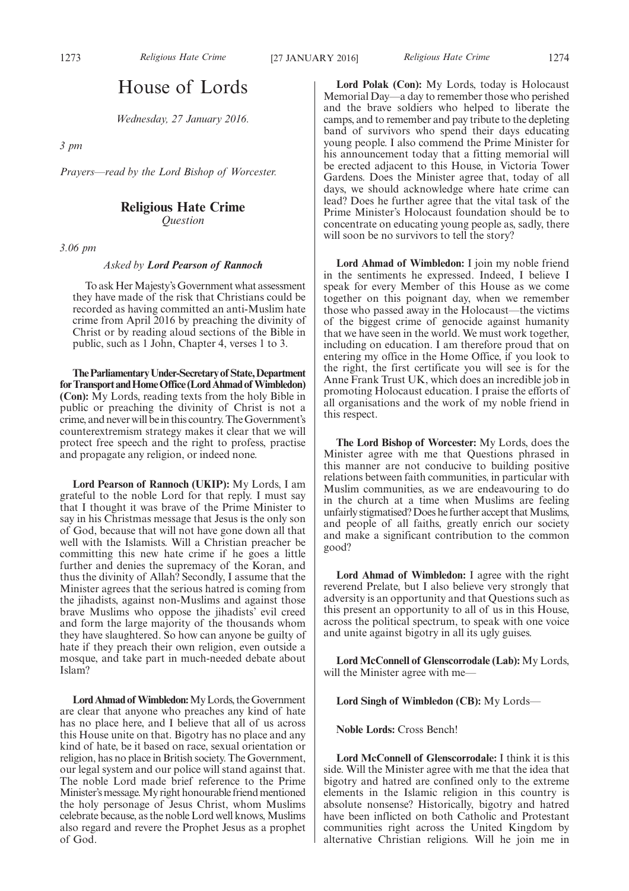# House of Lords

*Wednesday, 27 January 2016.*

*3 pm*

*Prayers—read by the Lord Bishop of Worcester.*

## Religious Hate Crime

*Question*

*3.06 pm*

*Asked by **Lord Pearson of Rannoch***

To ask Her Majesty's Government what assessment they have made of the risk that Christians could be recorded as having committed an anti-Muslim hate crime from April 2016 by preaching the divinity of Christ or by reading aloud sections of the Bible in public, such as 1 John, Chapter 4, verses 1 to 3.

**The Parliamentary Under-Secretary of State, Department for Transport and Home Office (Lord Ahmad of Wimbledon) (Con):** My Lords, reading texts from the holy Bible in public or preaching the divinity of Christ is not a crime, and never will be in this country. The Government's counterextremism strategy makes it clear that we will protect free speech and the right to profess, practise and propagate any religion, or indeed none.

**Lord Pearson of Rannoch (UKIP):** My Lords, I am grateful to the noble Lord for that reply. I must say that I thought it was brave of the Prime Minister to say in his Christmas message that Jesus is the only son of God, because that will not have gone down all that well with the Islamists. Will a Christian preacher be committing this new hate crime if he goes a little further and denies the supremacy of the Koran, and thus the divinity of Allah? Secondly, I assume that the Minister agrees that the serious hatred is coming from the jihadists, against non-Muslims and against those brave Muslims who oppose the jihadists' evil creed and form the large majority of the thousands whom they have slaughtered. So how can anyone be guilty of hate if they preach their own religion, even outside a mosque, and take part in much-needed debate about Islam?

**Lord Ahmad of Wimbledon:** My Lords, the Government are clear that anyone who preaches any kind of hate has no place here, and I believe that all of us across this House unite on that. Bigotry has no place and any kind of hate, be it based on race, sexual orientation or religion, has no place in British society. The Government, our legal system and our police will stand against that. The noble Lord made brief reference to the Prime Minister's message. My right honourable friend mentioned the holy personage of Jesus Christ, whom Muslims celebrate because, as the noble Lord well knows, Muslims also regard and revere the Prophet Jesus as a prophet of God.

**Lord Polak (Con):** My Lords, today is Holocaust Memorial Day—a day to remember those who perished and the brave soldiers who helped to liberate the camps, and to remember and pay tribute to the depleting band of survivors who spend their days educating young people. I also commend the Prime Minister for his announcement today that a fitting memorial will be erected adjacent to this House, in Victoria Tower Gardens. Does the Minister agree that, today of all days, we should acknowledge where hate crime can lead? Does he further agree that the vital task of the Prime Minister's Holocaust foundation should be to concentrate on educating young people as, sadly, there will soon be no survivors to tell the story?

**Lord Ahmad of Wimbledon:** I join my noble friend in the sentiments he expressed. Indeed, I believe I speak for every Member of this House as we come together on this poignant day, when we remember those who passed away in the Holocaust—the victims of the biggest crime of genocide against humanity that we have seen in the world. We must work together, including on education. I am therefore proud that on entering my office in the Home Office, if you look to the right, the first certificate you will see is for the Anne Frank Trust UK, which does an incredible job in promoting Holocaust education. I praise the efforts of all organisations and the work of my noble friend in this respect.

**The Lord Bishop of Worcester:** My Lords, does the Minister agree with me that Questions phrased in this manner are not conducive to building positive relations between faith communities, in particular with Muslim communities, as we are endeavouring to do in the church at a time when Muslims are feeling unfairly stigmatised? Does he further accept that Muslims, and people of all faiths, greatly enrich our society and make a significant contribution to the common good?

**Lord Ahmad of Wimbledon:** I agree with the right reverend Prelate, but I also believe very strongly that adversity is an opportunity and that Questions such as this present an opportunity to all of us in this House, across the political spectrum, to speak with one voice and unite against bigotry in all its ugly guises.

**Lord McConnell of Glenscorrodale (Lab):** My Lords, will the Minister agree with me—

**Lord Singh of Wimbledon (CB):** My Lords—

**Noble Lords:** Cross Bench!

**Lord McConnell of Glenscorrodale:** I think it is this side. Will the Minister agree with me that the idea that bigotry and hatred are confined only to the extreme elements in the Islamic religion in this country is absolute nonsense? Historically, bigotry and hatred have been inflicted on both Catholic and Protestant communities right across the United Kingdom by alternative Christian religions. Will he join me in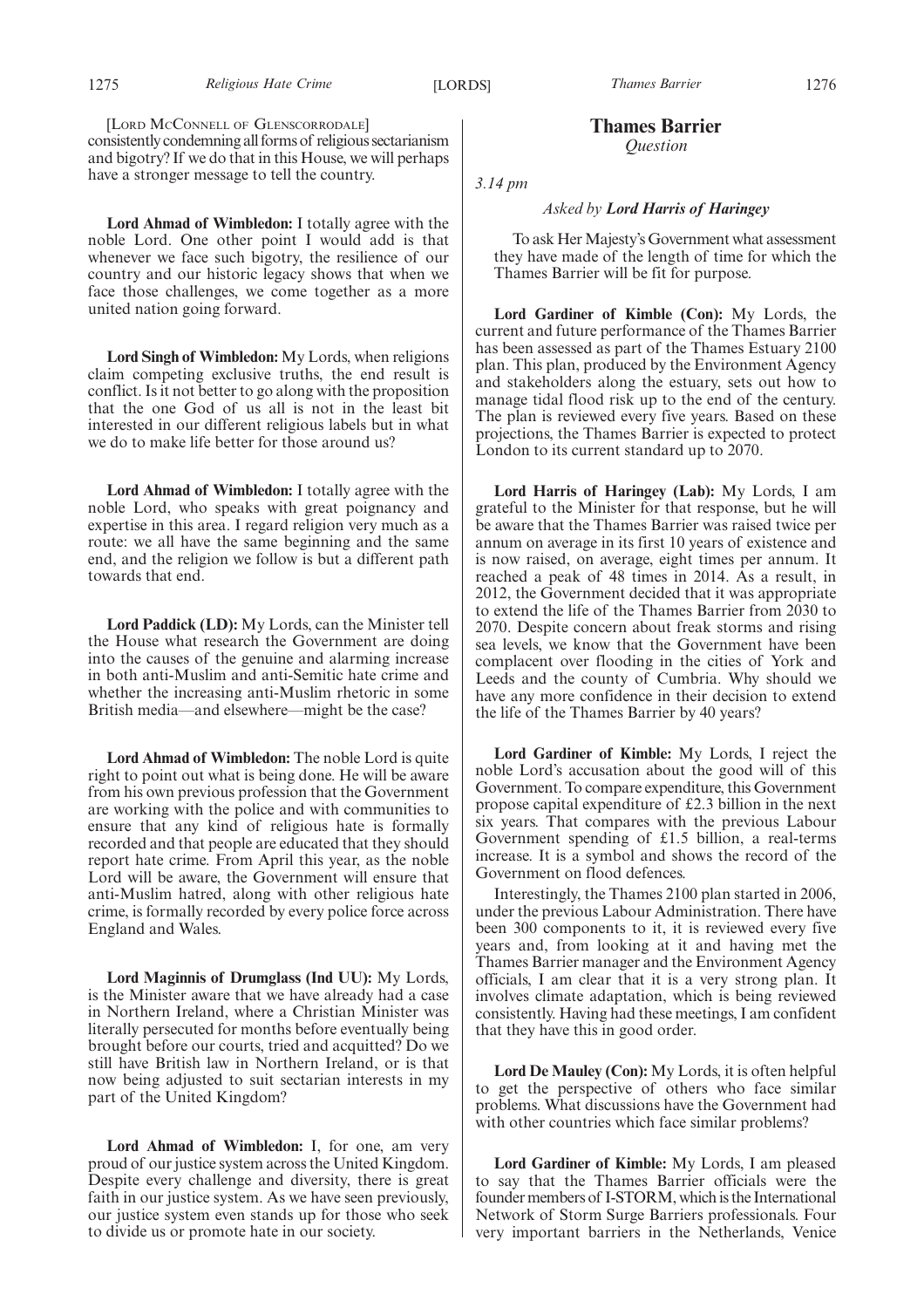[Lord McConnell of Glenscorrodale]
consistently condemning all forms of religious sectarianism and bigotry? If we do that in this House, we will perhaps have a stronger message to tell the country.

**Lord Ahmad of Wimbledon:** I totally agree with the noble Lord. One other point I would add is that whenever we face such bigotry, the resilience of our country and our historic legacy shows that when we face those challenges, we come together as a more united nation going forward.

**Lord Singh of Wimbledon:** My Lords, when religions claim competing exclusive truths, the end result is conflict. Is it not better to go along with the proposition that the one God of us all is not in the least bit interested in our different religious labels but in what we do to make life better for those around us?

**Lord Ahmad of Wimbledon:** I totally agree with the noble Lord, who speaks with great poignancy and expertise in this area. I regard religion very much as a route: we all have the same beginning and the same end, and the religion we follow is but a different path towards that end.

**Lord Paddick (LD):** My Lords, can the Minister tell the House what research the Government are doing into the causes of the genuine and alarming increase in both anti-Muslim and anti-Semitic hate crime and whether the increasing anti-Muslim rhetoric in some British media—and elsewhere—might be the case?

**Lord Ahmad of Wimbledon:** The noble Lord is quite right to point out what is being done. He will be aware from his own previous profession that the Government are working with the police and with communities to ensure that any kind of religious hate is formally recorded and that people are educated that they should report hate crime. From April this year, as the noble Lord will be aware, the Government will ensure that anti-Muslim hatred, along with other religious hate crime, is formally recorded by every police force across England and Wales.

**Lord Maginnis of Drumglass (Ind UU):** My Lords, is the Minister aware that we have already had a case in Northern Ireland, where a Christian Minister was literally persecuted for months before eventually being brought before our courts, tried and acquitted? Do we still have British law in Northern Ireland, or is that now being adjusted to suit sectarian interests in my part of the United Kingdom?

**Lord Ahmad of Wimbledon:** I, for one, am very proud of our justice system across the United Kingdom. Despite every challenge and diversity, there is great faith in our justice system. As we have seen previously, our justice system even stands up for those who seek to divide us or promote hate in our society.

## Thames Barrier
*Question*

*3.14 pm*

*Asked by **Lord Harris of Haringey***

To ask Her Majesty's Government what assessment they have made of the length of time for which the Thames Barrier will be fit for purpose.

**Lord Gardiner of Kimble (Con):** My Lords, the current and future performance of the Thames Barrier has been assessed as part of the Thames Estuary 2100 plan. This plan, produced by the Environment Agency and stakeholders along the estuary, sets out how to manage tidal flood risk up to the end of the century. The plan is reviewed every five years. Based on these projections, the Thames Barrier is expected to protect London to its current standard up to 2070.

**Lord Harris of Haringey (Lab):** My Lords, I am grateful to the Minister for that response, but he will be aware that the Thames Barrier was raised twice per annum on average in its first 10 years of existence and is now raised, on average, eight times per annum. It reached a peak of 48 times in 2014. As a result, in 2012, the Government decided that it was appropriate to extend the life of the Thames Barrier from 2030 to 2070. Despite concern about freak storms and rising sea levels, we know that the Government have been complacent over flooding in the cities of York and Leeds and the county of Cumbria. Why should we have any more confidence in their decision to extend the life of the Thames Barrier by 40 years?

**Lord Gardiner of Kimble:** My Lords, I reject the noble Lord's accusation about the good will of this Government. To compare expenditure, this Government propose capital expenditure of £2.3 billion in the next six years. That compares with the previous Labour Government spending of £1.5 billion, a real-terms increase. It is a symbol and shows the record of the Government on flood defences.

Interestingly, the Thames 2100 plan started in 2006, under the previous Labour Administration. There have been 300 components to it, it is reviewed every five years and, from looking at it and having met the Thames Barrier manager and the Environment Agency officials, I am clear that it is a very strong plan. It involves climate adaptation, which is being reviewed consistently. Having had these meetings, I am confident that they have this in good order.

**Lord De Mauley (Con):** My Lords, it is often helpful to get the perspective of others who face similar problems. What discussions have the Government had with other countries which face similar problems?

**Lord Gardiner of Kimble:** My Lords, I am pleased to say that the Thames Barrier officials were the founder members of I-STORM, which is the International Network of Storm Surge Barriers professionals. Four very important barriers in the Netherlands, Venice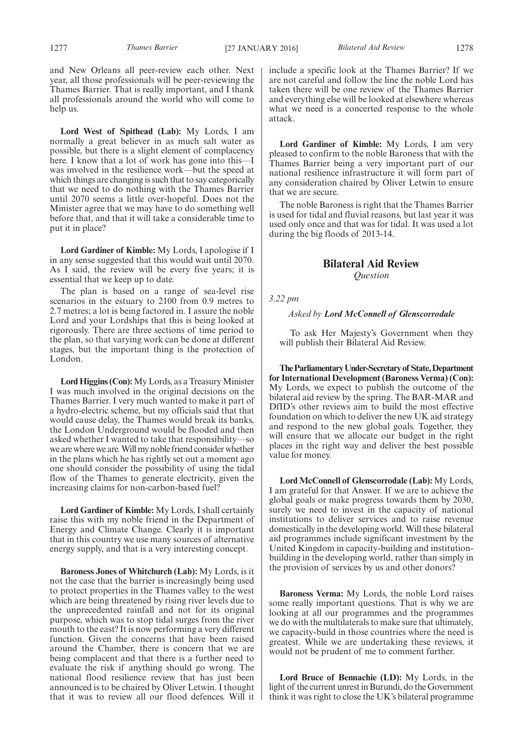and New Orleans all peer-review each other. Next year, all those professionals will be peer-reviewing the Thames Barrier. That is really important, and I thank all professionals around the world who will come to help us.

**Lord West of Spithead (Lab):** My Lords, I am normally a great believer in as much salt water as possible, but there is a slight element of complacency here. I know that a lot of work has gone into this—I was involved in the resilience work—but the speed at which things are changing is such that to say categorically that we need to do nothing with the Thames Barrier until 2070 seems a little over-hopeful. Does not the Minister agree that we may have to do something well before that, and that it will take a considerable time to put it in place?

**Lord Gardiner of Kimble:** My Lords, I apologise if I in any sense suggested that this would wait until 2070. As I said, the review will be every five years; it is essential that we keep up to date.

The plan is based on a range of sea-level rise scenarios in the estuary to 2100 from 0.9 metres to 2.7 metres; a lot is being factored in. I assure the noble Lord and your Lordships that this is being looked at rigorously. There are three sections of time period to the plan, so that varying work can be done at different stages, but the important thing is the protection of London.

**Lord Higgins (Con):** My Lords, as a Treasury Minister I was much involved in the original decisions on the Thames Barrier. I very much wanted to make it part of a hydro-electric scheme, but my officials said that that would cause delay, the Thames would break its banks, the London Underground would be flooded and then asked whether I wanted to take that responsibility—so we are where we are. Will my noble friend consider whether in the plans which he has rightly set out a moment ago one should consider the possibility of using the tidal flow of the Thames to generate electricity, given the increasing claims for non-carbon-based fuel?

**Lord Gardiner of Kimble:** My Lords, I shall certainly raise this with my noble friend in the Department of Energy and Climate Change. Clearly it is important that in this country we use many sources of alternative energy supply, and that is a very interesting concept.

**Baroness Jones of Whitchurch (Lab):** My Lords, is it not the case that the barrier is increasingly being used to protect properties in the Thames valley to the west which are being threatened by rising river levels due to the unprecedented rainfall and not for its original purpose, which was to stop tidal surges from the river mouth to the east? It is now performing a very different function. Given the concerns that have been raised around the Chamber, there is concern that we are being complacent and that there is a further need to evaluate the risk if anything should go wrong. The national flood resilience review that has just been announced is to be chaired by Oliver Letwin. I thought that it was to review all our flood defences. Will it include a specific look at the Thames Barrier? If we are not careful and follow the line the noble Lord has taken there will be one review of the Thames Barrier and everything else will be looked at elsewhere whereas what we need is a concerted response to the whole attack.

**Lord Gardiner of Kimble:** My Lords, I am very pleased to confirm to the noble Baroness that with the Thames Barrier being a very important part of our national resilience infrastructure it will form part of any consideration chaired by Oliver Letwin to ensure that we are secure.

The noble Baroness is right that the Thames Barrier is used for tidal and fluvial reasons, but last year it was used only once and that was for tidal. It was used a lot during the big floods of 2013-14.

## Bilateral Aid Review

*Question*

*3.22 pm*

*Asked by **Lord McConnell of Glenscorrodale***

To ask Her Majesty's Government when they will publish their Bilateral Aid Review.

**The Parliamentary Under-Secretary of State, Department for International Development (Baroness Verma) (Con):** My Lords, we expect to publish the outcome of the bilateral aid review by the spring. The BAR-MAR and DfID's other reviews aim to build the most effective foundation on which to deliver the new UK aid strategy and respond to the new global goals. Together, they will ensure that we allocate our budget in the right places in the right way and deliver the best possible value for money.

**Lord McConnell of Glenscorrodale (Lab):** My Lords, I am grateful for that Answer. If we are to achieve the global goals or make progress towards them by 2030, surely we need to invest in the capacity of national institutions to deliver services and to raise revenue domestically in the developing world. Will these bilateral aid programmes include significant investment by the United Kingdom in capacity-building and institution-building in the developing world, rather than simply in the provision of services by us and other donors?

**Baroness Verma:** My Lords, the noble Lord raises some really important questions. That is why we are looking at all our programmes and the programmes we do with the multilaterals to make sure that ultimately, we capacity-build in those countries where the need is greatest. While we are undertaking these reviews, it would not be prudent of me to comment further.

**Lord Bruce of Bennachie (LD):** My Lords, in the light of the current unrest in Burundi, do the Government think it was right to close the UK's bilateral programme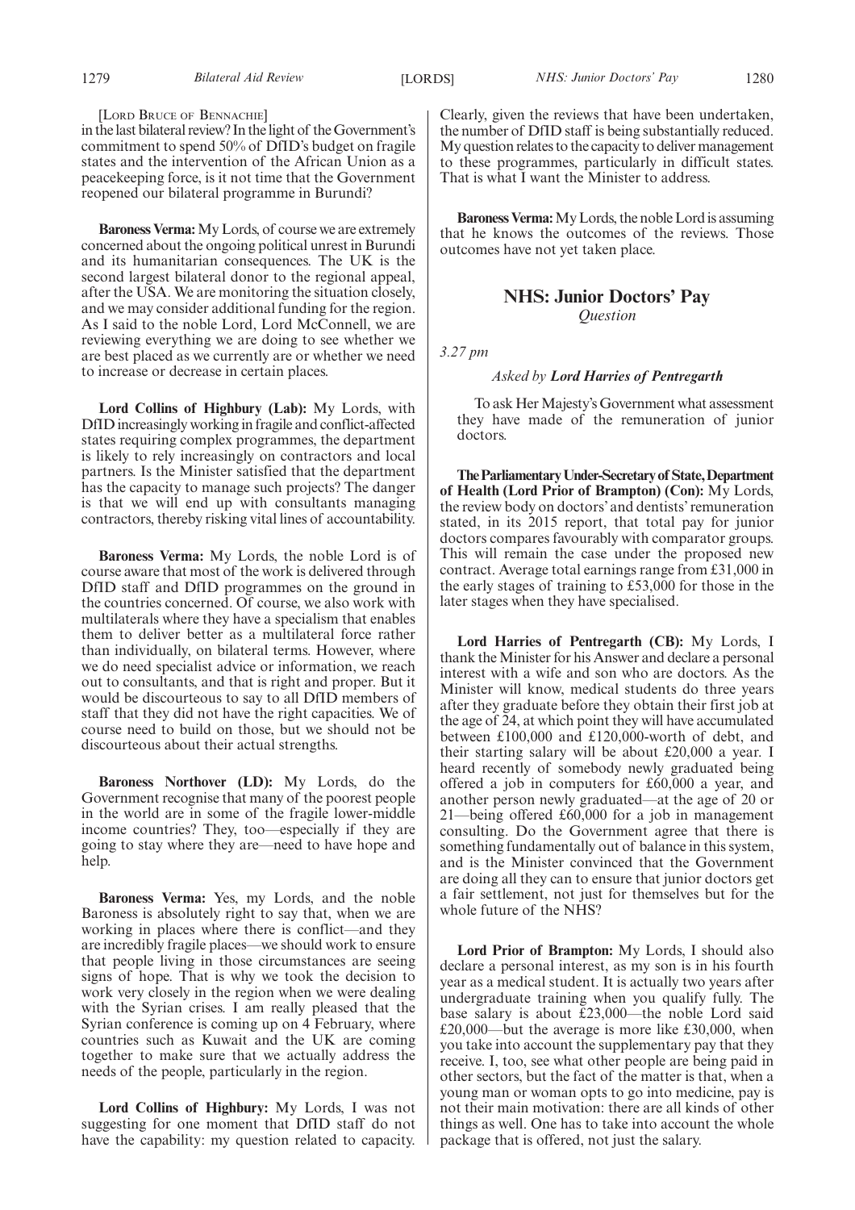[Lord Bruce of Bennachie]

in the last bilateral review? In the light of the Government's commitment to spend 50% of DfID's budget on fragile states and the intervention of the African Union as a peacekeeping force, is it not time that the Government reopened our bilateral programme in Burundi?

**Baroness Verma:** My Lords, of course we are extremely concerned about the ongoing political unrest in Burundi and its humanitarian consequences. The UK is the second largest bilateral donor to the regional appeal, after the USA. We are monitoring the situation closely, and we may consider additional funding for the region. As I said to the noble Lord, Lord McConnell, we are reviewing everything we are doing to see whether we are best placed as we currently are or whether we need to increase or decrease in certain places.

**Lord Collins of Highbury (Lab):** My Lords, with DfID increasingly working in fragile and conflict-affected states requiring complex programmes, the department is likely to rely increasingly on contractors and local partners. Is the Minister satisfied that the department has the capacity to manage such projects? The danger is that we will end up with consultants managing contractors, thereby risking vital lines of accountability.

**Baroness Verma:** My Lords, the noble Lord is of course aware that most of the work is delivered through DfID staff and DfID programmes on the ground in the countries concerned. Of course, we also work with multilaterals where they have a specialism that enables them to deliver better as a multilateral force rather than individually, on bilateral terms. However, where we do need specialist advice or information, we reach out to consultants, and that is right and proper. But it would be discourteous to say to all DfID members of staff that they did not have the right capacities. We of course need to build on those, but we should not be discourteous about their actual strengths.

**Baroness Northover (LD):** My Lords, do the Government recognise that many of the poorest people in the world are in some of the fragile lower-middle income countries? They, too—especially if they are going to stay where they are—need to have hope and help.

**Baroness Verma:** Yes, my Lords, and the noble Baroness is absolutely right to say that, when we are working in places where there is conflict—and they are incredibly fragile places—we should work to ensure that people living in those circumstances are seeing signs of hope. That is why we took the decision to work very closely in the region when we were dealing with the Syrian crises. I am really pleased that the Syrian conference is coming up on 4 February, where countries such as Kuwait and the UK are coming together to make sure that we actually address the needs of the people, particularly in the region.

**Lord Collins of Highbury:** My Lords, I was not suggesting for one moment that DfID staff do not have the capability: my question related to capacity. Clearly, given the reviews that have been undertaken, the number of DfID staff is being substantially reduced. My question relates to the capacity to deliver management to these programmes, particularly in difficult states. That is what I want the Minister to address.

**Baroness Verma:** My Lords, the noble Lord is assuming that he knows the outcomes of the reviews. Those outcomes have not yet taken place.

## NHS: Junior Doctors' Pay

*Question*

*3.27 pm*

*Asked by **Lord Harries of Pentregarth***

To ask Her Majesty's Government what assessment they have made of the remuneration of junior doctors.

**The Parliamentary Under-Secretary of State, Department of Health (Lord Prior of Brampton) (Con):** My Lords, the review body on doctors' and dentists' remuneration stated, in its 2015 report, that total pay for junior doctors compares favourably with comparator groups. This will remain the case under the proposed new contract. Average total earnings range from £31,000 in the early stages of training to £53,000 for those in the later stages when they have specialised.

**Lord Harries of Pentregarth (CB):** My Lords, I thank the Minister for his Answer and declare a personal interest with a wife and son who are doctors. As the Minister will know, medical students do three years after they graduate before they obtain their first job at the age of 24, at which point they will have accumulated between £100,000 and £120,000-worth of debt, and their starting salary will be about £20,000 a year. I heard recently of somebody newly graduated being offered a job in computers for £60,000 a year, and another person newly graduated—at the age of 20 or 21—being offered £60,000 for a job in management consulting. Do the Government agree that there is something fundamentally out of balance in this system, and is the Minister convinced that the Government are doing all they can to ensure that junior doctors get a fair settlement, not just for themselves but for the whole future of the NHS?

**Lord Prior of Brampton:** My Lords, I should also declare a personal interest, as my son is in his fourth year as a medical student. It is actually two years after undergraduate training when you qualify fully. The base salary is about £23,000—the noble Lord said £20,000—but the average is more like £30,000, when you take into account the supplementary pay that they receive. I, too, see what other people are being paid in other sectors, but the fact of the matter is that, when a young man or woman opts to go into medicine, pay is not their main motivation: there are all kinds of other things as well. One has to take into account the whole package that is offered, not just the salary.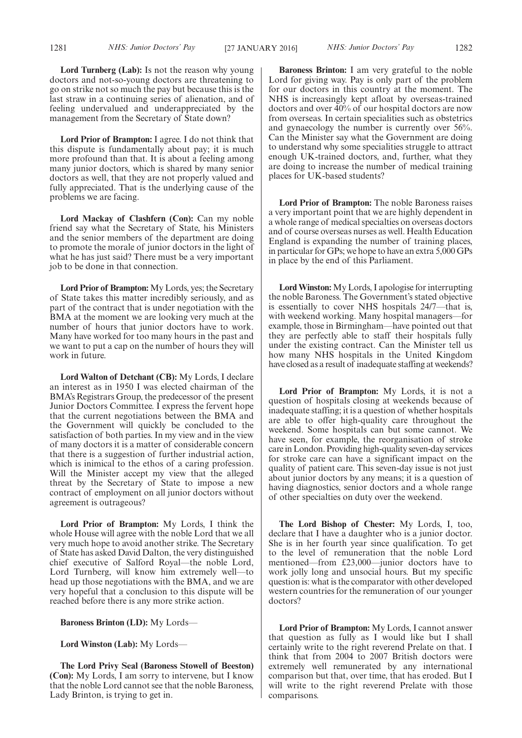**Lord Turnberg (Lab):** Is not the reason why young doctors and not-so-young doctors are threatening to go on strike not so much the pay but because this is the last straw in a continuing series of alienation, and of feeling undervalued and underappreciated by the management from the Secretary of State down?

**Lord Prior of Brampton:** I agree. I do not think that this dispute is fundamentally about pay; it is much more profound than that. It is about a feeling among many junior doctors, which is shared by many senior doctors as well, that they are not properly valued and fully appreciated. That is the underlying cause of the problems we are facing.

**Lord Mackay of Clashfern (Con):** Can my noble friend say what the Secretary of State, his Ministers and the senior members of the department are doing to promote the morale of junior doctors in the light of what he has just said? There must be a very important job to be done in that connection.

**Lord Prior of Brampton:** My Lords, yes; the Secretary of State takes this matter incredibly seriously, and as part of the contract that is under negotiation with the BMA at the moment we are looking very much at the number of hours that junior doctors have to work. Many have worked for too many hours in the past and we want to put a cap on the number of hours they will work in future.

**Lord Walton of Detchant (CB):** My Lords, I declare an interest as in 1950 I was elected chairman of the BMA's Registrars Group, the predecessor of the present Junior Doctors Committee. I express the fervent hope that the current negotiations between the BMA and the Government will quickly be concluded to the satisfaction of both parties. In my view and in the view of many doctors it is a matter of considerable concern that there is a suggestion of further industrial action, which is inimical to the ethos of a caring profession. Will the Minister accept my view that the alleged threat by the Secretary of State to impose a new contract of employment on all junior doctors without agreement is outrageous?

**Lord Prior of Brampton:** My Lords, I think the whole House will agree with the noble Lord that we all very much hope to avoid another strike. The Secretary of State has asked David Dalton, the very distinguished chief executive of Salford Royal—the noble Lord, Lord Turnberg, will know him extremely well—to head up those negotiations with the BMA, and we are very hopeful that a conclusion to this dispute will be reached before there is any more strike action.

**Baroness Brinton (LD):** My Lords—

**Lord Winston (Lab):** My Lords—

**The Lord Privy Seal (Baroness Stowell of Beeston) (Con):** My Lords, I am sorry to intervene, but I know that the noble Lord cannot see that the noble Baroness, Lady Brinton, is trying to get in.

**Baroness Brinton:** I am very grateful to the noble Lord for giving way. Pay is only part of the problem for our doctors in this country at the moment. The NHS is increasingly kept afloat by overseas-trained doctors and over 40% of our hospital doctors are now from overseas. In certain specialities such as obstetrics and gynaecology the number is currently over 56%. Can the Minister say what the Government are doing to understand why some specialities struggle to attract enough UK-trained doctors, and, further, what they are doing to increase the number of medical training places for UK-based students?

**Lord Prior of Brampton:** The noble Baroness raises a very important point that we are highly dependent in a whole range of medical specialties on overseas doctors and of course overseas nurses as well. Health Education England is expanding the number of training places, in particular for GPs; we hope to have an extra 5,000 GPs in place by the end of this Parliament.

**Lord Winston:** My Lords, I apologise for interrupting the noble Baroness. The Government's stated objective is essentially to cover NHS hospitals 24/7—that is, with weekend working. Many hospital managers—for example, those in Birmingham—have pointed out that they are perfectly able to staff their hospitals fully under the existing contract. Can the Minister tell us how many NHS hospitals in the United Kingdom have closed as a result of inadequate staffing at weekends?

**Lord Prior of Brampton:** My Lords, it is not a question of hospitals closing at weekends because of inadequate staffing; it is a question of whether hospitals are able to offer high-quality care throughout the weekend. Some hospitals can but some cannot. We have seen, for example, the reorganisation of stroke care in London. Providing high-quality seven-day services for stroke care can have a significant impact on the quality of patient care. This seven-day issue is not just about junior doctors by any means; it is a question of having diagnostics, senior doctors and a whole range of other specialties on duty over the weekend.

**The Lord Bishop of Chester:** My Lords, I, too, declare that I have a daughter who is a junior doctor. She is in her fourth year since qualification. To get to the level of remuneration that the noble Lord mentioned—from £23,000—junior doctors have to work jolly long and unsocial hours. But my specific question is: what is the comparator with other developed western countries for the remuneration of our younger doctors?

**Lord Prior of Brampton:** My Lords, I cannot answer that question as fully as I would like but I shall certainly write to the right reverend Prelate on that. I think that from 2004 to 2007 British doctors were extremely well remunerated by any international comparison but that, over time, that has eroded. But I will write to the right reverend Prelate with those comparisons.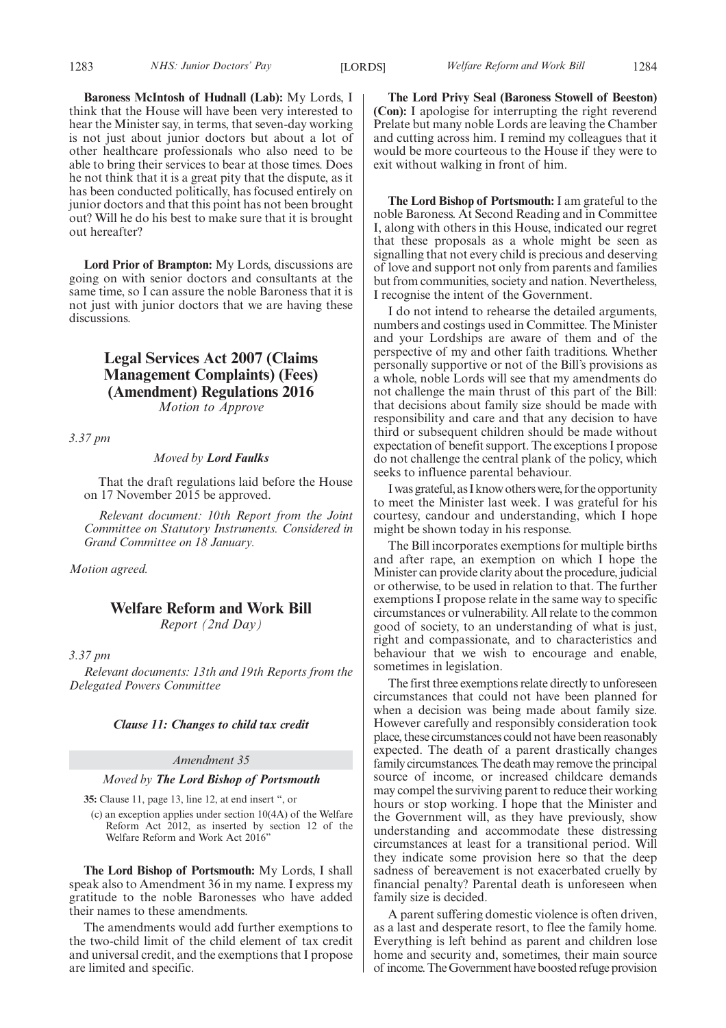**Baroness McIntosh of Hudnall (Lab):** My Lords, I think that the House will have been very interested to hear the Minister say, in terms, that seven-day working is not just about junior doctors but about a lot of other healthcare professionals who also need to be able to bring their services to bear at those times. Does he not think that it is a great pity that the dispute, as it has been conducted politically, has focused entirely on junior doctors and that this point has not been brought out? Will he do his best to make sure that it is brought out hereafter?

**Lord Prior of Brampton:** My Lords, discussions are going on with senior doctors and consultants at the same time, so I can assure the noble Baroness that it is not just with junior doctors that we are having these discussions.

## Legal Services Act 2007 (Claims Management Complaints) (Fees) (Amendment) Regulations 2016

*Motion to Approve*

*3.37 pm*

*Moved by* ***Lord Faulks***

That the draft regulations laid before the House on 17 November 2015 be approved.

*Relevant document: 10th Report from the Joint Committee on Statutory Instruments. Considered in Grand Committee on 18 January.*

*Motion agreed.*

## Welfare Reform and Work Bill

*Report (2nd Day)*

*3.37 pm*

*Relevant documents: 13th and 19th Reports from the Delegated Powers Committee*

***Clause 11: Changes to child tax credit***

*Amendment 35*

*Moved by* ***The Lord Bishop of Portsmouth***

**35:** Clause 11, page 13, line 12, at end insert ", or

(c) an exception applies under section 10(4A) of the Welfare Reform Act 2012, as inserted by section 12 of the Welfare Reform and Work Act 2016"

**The Lord Bishop of Portsmouth:** My Lords, I shall speak also to Amendment 36 in my name. I express my gratitude to the noble Baronesses who have added their names to these amendments.

The amendments would add further exemptions to the two-child limit of the child element of tax credit and universal credit, and the exemptions that I propose are limited and specific.

**The Lord Privy Seal (Baroness Stowell of Beeston) (Con):** I apologise for interrupting the right reverend Prelate but many noble Lords are leaving the Chamber and cutting across him. I remind my colleagues that it would be more courteous to the House if they were to exit without walking in front of him.

**The Lord Bishop of Portsmouth:** I am grateful to the noble Baroness. At Second Reading and in Committee I, along with others in this House, indicated our regret that these proposals as a whole might be seen as signalling that not every child is precious and deserving of love and support not only from parents and families but from communities, society and nation. Nevertheless, I recognise the intent of the Government.

I do not intend to rehearse the detailed arguments, numbers and costings used in Committee. The Minister and your Lordships are aware of them and of the perspective of my and other faith traditions. Whether personally supportive or not of the Bill's provisions as a whole, noble Lords will see that my amendments do not challenge the main thrust of this part of the Bill: that decisions about family size should be made with responsibility and care and that any decision to have third or subsequent children should be made without expectation of benefit support. The exceptions I propose do not challenge the central plank of the policy, which seeks to influence parental behaviour.

I was grateful, as I know others were, for the opportunity to meet the Minister last week. I was grateful for his courtesy, candour and understanding, which I hope might be shown today in his response.

The Bill incorporates exemptions for multiple births and after rape, an exemption on which I hope the Minister can provide clarity about the procedure, judicial or otherwise, to be used in relation to that. The further exemptions I propose relate in the same way to specific circumstances or vulnerability. All relate to the common good of society, to an understanding of what is just, right and compassionate, and to characteristics and behaviour that we wish to encourage and enable, sometimes in legislation.

The first three exemptions relate directly to unforeseen circumstances that could not have been planned for when a decision was being made about family size. However carefully and responsibly consideration took place, these circumstances could not have been reasonably expected. The death of a parent drastically changes family circumstances. The death may remove the principal source of income, or increased childcare demands may compel the surviving parent to reduce their working hours or stop working. I hope that the Minister and the Government will, as they have previously, show understanding and accommodate these distressing circumstances at least for a transitional period. Will they indicate some provision here so that the deep sadness of bereavement is not exacerbated cruelly by financial penalty? Parental death is unforeseen when family size is decided.

A parent suffering domestic violence is often driven, as a last and desperate resort, to flee the family home. Everything is left behind as parent and children lose home and security and, sometimes, their main source of income. The Government have boosted refuge provision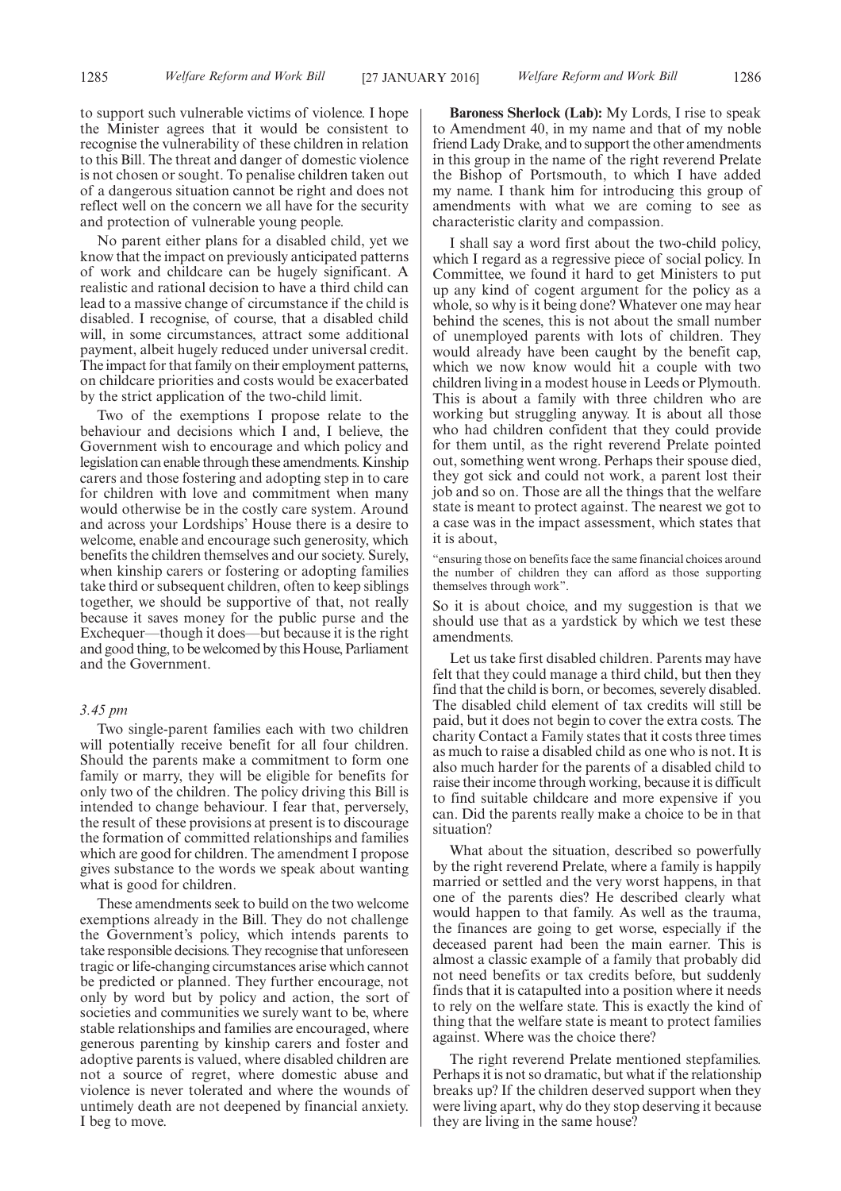to support such vulnerable victims of violence. I hope the Minister agrees that it would be consistent to recognise the vulnerability of these children in relation to this Bill. The threat and danger of domestic violence is not chosen or sought. To penalise children taken out of a dangerous situation cannot be right and does not reflect well on the concern we all have for the security and protection of vulnerable young people.

No parent either plans for a disabled child, yet we know that the impact on previously anticipated patterns of work and childcare can be hugely significant. A realistic and rational decision to have a third child can lead to a massive change of circumstance if the child is disabled. I recognise, of course, that a disabled child will, in some circumstances, attract some additional payment, albeit hugely reduced under universal credit. The impact for that family on their employment patterns, on childcare priorities and costs would be exacerbated by the strict application of the two-child limit.

Two of the exemptions I propose relate to the behaviour and decisions which I and, I believe, the Government wish to encourage and which policy and legislation can enable through these amendments. Kinship carers and those fostering and adopting step in to care for children with love and commitment when many would otherwise be in the costly care system. Around and across your Lordships' House there is a desire to welcome, enable and encourage such generosity, which benefits the children themselves and our society. Surely, when kinship carers or fostering or adopting families take third or subsequent children, often to keep siblings together, we should be supportive of that, not really because it saves money for the public purse and the Exchequer—though it does—but because it is the right and good thing, to be welcomed by this House, Parliament and the Government.

*3.45 pm*

Two single-parent families each with two children will potentially receive benefit for all four children. Should the parents make a commitment to form one family or marry, they will be eligible for benefits for only two of the children. The policy driving this Bill is intended to change behaviour. I fear that, perversely, the result of these provisions at present is to discourage the formation of committed relationships and families which are good for children. The amendment I propose gives substance to the words we speak about wanting what is good for children.

These amendments seek to build on the two welcome exemptions already in the Bill. They do not challenge the Government's policy, which intends parents to take responsible decisions. They recognise that unforeseen tragic or life-changing circumstances arise which cannot be predicted or planned. They further encourage, not only by word but by policy and action, the sort of societies and communities we surely want to be, where stable relationships and families are encouraged, where generous parenting by kinship carers and foster and adoptive parents is valued, where disabled children are not a source of regret, where domestic abuse and violence is never tolerated and where the wounds of untimely death are not deepened by financial anxiety. I beg to move.

**Baroness Sherlock (Lab):** My Lords, I rise to speak to Amendment 40, in my name and that of my noble friend Lady Drake, and to support the other amendments in this group in the name of the right reverend Prelate the Bishop of Portsmouth, to which I have added my name. I thank him for introducing this group of amendments with what we are coming to see as characteristic clarity and compassion.

I shall say a word first about the two-child policy, which I regard as a regressive piece of social policy. In Committee, we found it hard to get Ministers to put up any kind of cogent argument for the policy as a whole, so why is it being done? Whatever one may hear behind the scenes, this is not about the small number of unemployed parents with lots of children. They would already have been caught by the benefit cap, which we now know would hit a couple with two children living in a modest house in Leeds or Plymouth. This is about a family with three children who are working but struggling anyway. It is about all those who had children confident that they could provide for them until, as the right reverend Prelate pointed out, something went wrong. Perhaps their spouse died, they got sick and could not work, a parent lost their job and so on. Those are all the things that the welfare state is meant to protect against. The nearest we got to a case was in the impact assessment, which states that it is about,

"ensuring those on benefits face the same financial choices around the number of children they can afford as those supporting themselves through work".

So it is about choice, and my suggestion is that we should use that as a yardstick by which we test these amendments.

Let us take first disabled children. Parents may have felt that they could manage a third child, but then they find that the child is born, or becomes, severely disabled. The disabled child element of tax credits will still be paid, but it does not begin to cover the extra costs. The charity Contact a Family states that it costs three times as much to raise a disabled child as one who is not. It is also much harder for the parents of a disabled child to raise their income through working, because it is difficult to find suitable childcare and more expensive if you can. Did the parents really make a choice to be in that situation?

What about the situation, described so powerfully by the right reverend Prelate, where a family is happily married or settled and the very worst happens, in that one of the parents dies? He described clearly what would happen to that family. As well as the trauma, the finances are going to get worse, especially if the deceased parent had been the main earner. This is almost a classic example of a family that probably did not need benefits or tax credits before, but suddenly finds that it is catapulted into a position where it needs to rely on the welfare state. This is exactly the kind of thing that the welfare state is meant to protect families against. Where was the choice there?

The right reverend Prelate mentioned stepfamilies. Perhaps it is not so dramatic, but what if the relationship breaks up? If the children deserved support when they were living apart, why do they stop deserving it because they are living in the same house?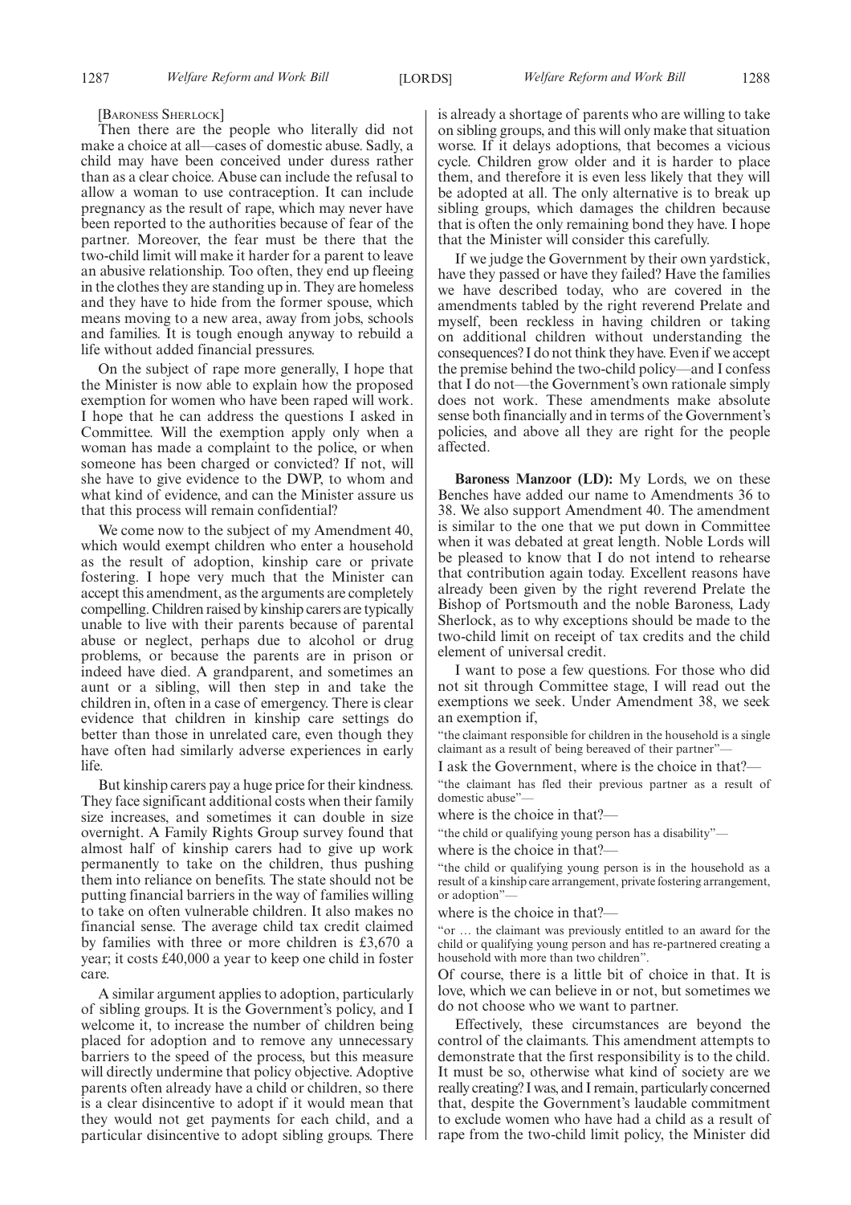[Baroness Sherlock]

Then there are the people who literally did not make a choice at all—cases of domestic abuse. Sadly, a child may have been conceived under duress rather than as a clear choice. Abuse can include the refusal to allow a woman to use contraception. It can include pregnancy as the result of rape, which may never have been reported to the authorities because of fear of the partner. Moreover, the fear must be there that the two-child limit will make it harder for a parent to leave an abusive relationship. Too often, they end up fleeing in the clothes they are standing up in. They are homeless and they have to hide from the former spouse, which means moving to a new area, away from jobs, schools and families. It is tough enough anyway to rebuild a life without added financial pressures.

On the subject of rape more generally, I hope that the Minister is now able to explain how the proposed exemption for women who have been raped will work. I hope that he can address the questions I asked in Committee. Will the exemption apply only when a woman has made a complaint to the police, or when someone has been charged or convicted? If not, will she have to give evidence to the DWP, to whom and what kind of evidence, and can the Minister assure us that this process will remain confidential?

We come now to the subject of my Amendment 40, which would exempt children who enter a household as the result of adoption, kinship care or private fostering. I hope very much that the Minister can accept this amendment, as the arguments are completely compelling. Children raised by kinship carers are typically unable to live with their parents because of parental abuse or neglect, perhaps due to alcohol or drug problems, or because the parents are in prison or indeed have died. A grandparent, and sometimes an aunt or a sibling, will then step in and take the children in, often in a case of emergency. There is clear evidence that children in kinship care settings do better than those in unrelated care, even though they have often had similarly adverse experiences in early life.

But kinship carers pay a huge price for their kindness. They face significant additional costs when their family size increases, and sometimes it can double in size overnight. A Family Rights Group survey found that almost half of kinship carers had to give up work permanently to take on the children, thus pushing them into reliance on benefits. The state should not be putting financial barriers in the way of families willing to take on often vulnerable children. It also makes no financial sense. The average child tax credit claimed by families with three or more children is £3,670 a year; it costs £40,000 a year to keep one child in foster care.

A similar argument applies to adoption, particularly of sibling groups. It is the Government's policy, and I welcome it, to increase the number of children being placed for adoption and to remove any unnecessary barriers to the speed of the process, but this measure will directly undermine that policy objective. Adoptive parents often already have a child or children, so there is a clear disincentive to adopt if it would mean that they would not get payments for each child, and a particular disincentive to adopt sibling groups. There is already a shortage of parents who are willing to take on sibling groups, and this will only make that situation worse. If it delays adoptions, that becomes a vicious cycle. Children grow older and it is harder to place them, and therefore it is even less likely that they will be adopted at all. The only alternative is to break up sibling groups, which damages the children because that is often the only remaining bond they have. I hope that the Minister will consider this carefully.

If we judge the Government by their own yardstick, have they passed or have they failed? Have the families we have described today, who are covered in the amendments tabled by the right reverend Prelate and myself, been reckless in having children or taking on additional children without understanding the consequences? I do not think they have. Even if we accept the premise behind the two-child policy—and I confess that I do not—the Government's own rationale simply does not work. These amendments make absolute sense both financially and in terms of the Government's policies, and above all they are right for the people affected.

**Baroness Manzoor (LD):** My Lords, we on these Benches have added our name to Amendments 36 to 38. We also support Amendment 40. The amendment is similar to the one that we put down in Committee when it was debated at great length. Noble Lords will be pleased to know that I do not intend to rehearse that contribution again today. Excellent reasons have already been given by the right reverend Prelate the Bishop of Portsmouth and the noble Baroness, Lady Sherlock, as to why exceptions should be made to the two-child limit on receipt of tax credits and the child element of universal credit.

I want to pose a few questions. For those who did not sit through Committee stage, I will read out the exemptions we seek. Under Amendment 38, we seek an exemption if,

"the claimant responsible for children in the household is a single claimant as a result of being bereaved of their partner"—

I ask the Government, where is the choice in that?—

"the claimant has fled their previous partner as a result of domestic abuse"—

where is the choice in that?—

"the child or qualifying young person has a disability"—

where is the choice in that?—

"the child or qualifying young person is in the household as a result of a kinship care arrangement, private fostering arrangement, or adoption"—

where is the choice in that?—

"or … the claimant was previously entitled to an award for the child or qualifying young person and has re-partnered creating a household with more than two children".

Of course, there is a little bit of choice in that. It is love, which we can believe in or not, but sometimes we do not choose who we want to partner.

Effectively, these circumstances are beyond the control of the claimants. This amendment attempts to demonstrate that the first responsibility is to the child. It must be so, otherwise what kind of society are we really creating? I was, and I remain, particularly concerned that, despite the Government's laudable commitment to exclude women who have had a child as a result of rape from the two-child limit policy, the Minister did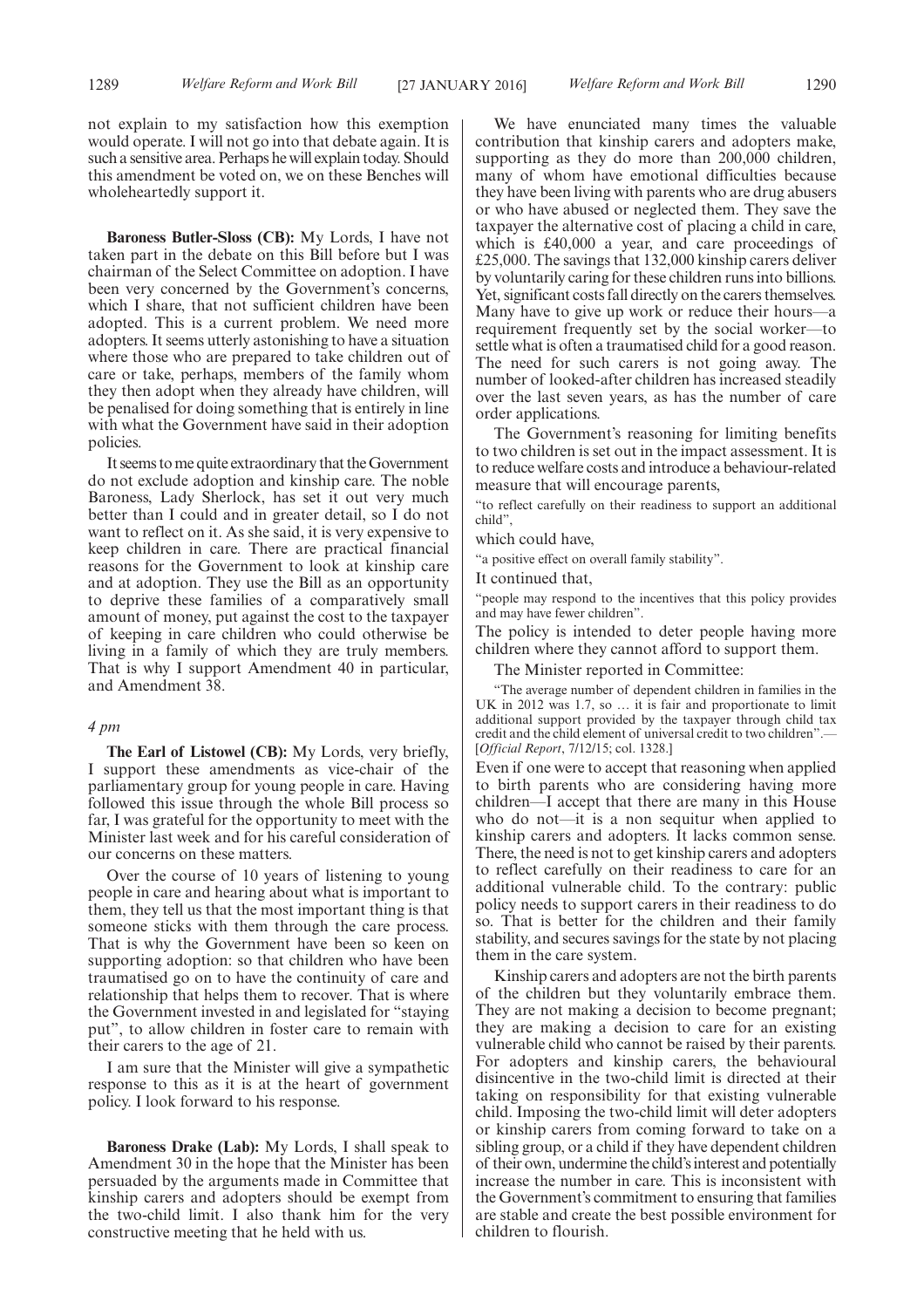not explain to my satisfaction how this exemption would operate. I will not go into that debate again. It is such a sensitive area. Perhaps he will explain today. Should this amendment be voted on, we on these Benches will wholeheartedly support it.

**Baroness Butler-Sloss (CB):** My Lords, I have not taken part in the debate on this Bill before but I was chairman of the Select Committee on adoption. I have been very concerned by the Government's concerns, which I share, that not sufficient children have been adopted. This is a current problem. We need more adopters. It seems utterly astonishing to have a situation where those who are prepared to take children out of care or take, perhaps, members of the family whom they then adopt when they already have children, will be penalised for doing something that is entirely in line with what the Government have said in their adoption policies.

It seems to me quite extraordinary that the Government do not exclude adoption and kinship care. The noble Baroness, Lady Sherlock, has set it out very much better than I could and in greater detail, so I do not want to reflect on it. As she said, it is very expensive to keep children in care. There are practical financial reasons for the Government to look at kinship care and at adoption. They use the Bill as an opportunity to deprive these families of a comparatively small amount of money, put against the cost to the taxpayer of keeping in care children who could otherwise be living in a family of which they are truly members. That is why I support Amendment 40 in particular, and Amendment 38.

*4 pm*

**The Earl of Listowel (CB):** My Lords, very briefly, I support these amendments as vice-chair of the parliamentary group for young people in care. Having followed this issue through the whole Bill process so far, I was grateful for the opportunity to meet with the Minister last week and for his careful consideration of our concerns on these matters.

Over the course of 10 years of listening to young people in care and hearing about what is important to them, they tell us that the most important thing is that someone sticks with them through the care process. That is why the Government have been so keen on supporting adoption: so that children who have been traumatised go on to have the continuity of care and relationship that helps them to recover. That is where the Government invested in and legislated for "staying put", to allow children in foster care to remain with their carers to the age of 21.

I am sure that the Minister will give a sympathetic response to this as it is at the heart of government policy. I look forward to his response.

**Baroness Drake (Lab):** My Lords, I shall speak to Amendment 30 in the hope that the Minister has been persuaded by the arguments made in Committee that kinship carers and adopters should be exempt from the two-child limit. I also thank him for the very constructive meeting that he held with us.

We have enunciated many times the valuable contribution that kinship carers and adopters make, supporting as they do more than 200,000 children, many of whom have emotional difficulties because they have been living with parents who are drug abusers or who have abused or neglected them. They save the taxpayer the alternative cost of placing a child in care, which is £40,000 a year, and care proceedings of £25,000. The savings that 132,000 kinship carers deliver by voluntarily caring for these children runs into billions. Yet, significant costs fall directly on the carers themselves. Many have to give up work or reduce their hours—a requirement frequently set by the social worker—to settle what is often a traumatised child for a good reason. The need for such carers is not going away. The number of looked-after children has increased steadily over the last seven years, as has the number of care order applications.

The Government's reasoning for limiting benefits to two children is set out in the impact assessment. It is to reduce welfare costs and introduce a behaviour-related measure that will encourage parents,

"to reflect carefully on their readiness to support an additional child",

which could have,

"a positive effect on overall family stability".

It continued that,

"people may respond to the incentives that this policy provides and may have fewer children".

The policy is intended to deter people having more children where they cannot afford to support them.

The Minister reported in Committee:

"The average number of dependent children in families in the UK in 2012 was 1.7, so … it is fair and proportionate to limit additional support provided by the taxpayer through child tax credit and the child element of universal credit to two children".—[*Official Report*, 7/12/15; col. 1328.]

Even if one were to accept that reasoning when applied to birth parents who are considering having more children—I accept that there are many in this House who do not—it is a non sequitur when applied to kinship carers and adopters. It lacks common sense. There, the need is not to get kinship carers and adopters to reflect carefully on their readiness to care for an additional vulnerable child. To the contrary: public policy needs to support carers in their readiness to do so. That is better for the children and their family stability, and secures savings for the state by not placing them in the care system.

Kinship carers and adopters are not the birth parents of the children but they voluntarily embrace them. They are not making a decision to become pregnant; they are making a decision to care for an existing vulnerable child who cannot be raised by their parents. For adopters and kinship carers, the behavioural disincentive in the two-child limit is directed at their taking on responsibility for that existing vulnerable child. Imposing the two-child limit will deter adopters or kinship carers from coming forward to take on a sibling group, or a child if they have dependent children of their own, undermine the child's interest and potentially increase the number in care. This is inconsistent with the Government's commitment to ensuring that families are stable and create the best possible environment for children to flourish.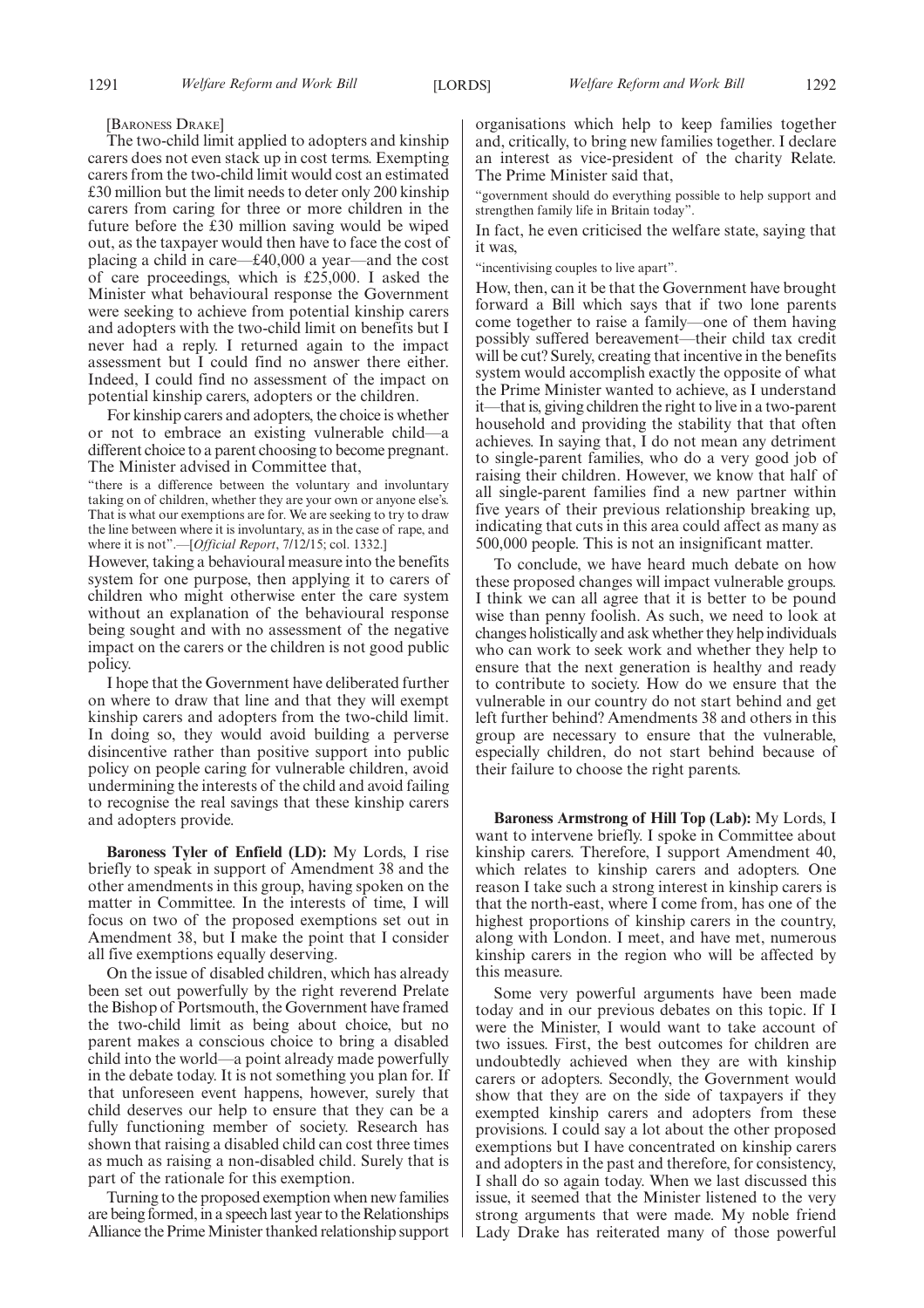[BARONESS DRAKE]

The two-child limit applied to adopters and kinship carers does not even stack up in cost terms. Exempting carers from the two-child limit would cost an estimated £30 million but the limit needs to deter only 200 kinship carers from caring for three or more children in the future before the £30 million saving would be wiped out, as the taxpayer would then have to face the cost of placing a child in care—£40,000 a year—and the cost of care proceedings, which is £25,000. I asked the Minister what behavioural response the Government were seeking to achieve from potential kinship carers and adopters with the two-child limit on benefits but I never had a reply. I returned again to the impact assessment but I could find no answer there either. Indeed, I could find no assessment of the impact on potential kinship carers, adopters or the children.

For kinship carers and adopters, the choice is whether or not to embrace an existing vulnerable child—a different choice to a parent choosing to become pregnant. The Minister advised in Committee that,

"there is a difference between the voluntary and involuntary taking on of children, whether they are your own or anyone else's. That is what our exemptions are for. We are seeking to try to draw the line between where it is involuntary, as in the case of rape, and where it is not".—[*Official Report*, 7/12/15; col. 1332.]

However, taking a behavioural measure into the benefits system for one purpose, then applying it to carers of children who might otherwise enter the care system without an explanation of the behavioural response being sought and with no assessment of the negative impact on the carers or the children is not good public policy.

I hope that the Government have deliberated further on where to draw that line and that they will exempt kinship carers and adopters from the two-child limit. In doing so, they would avoid building a perverse disincentive rather than positive support into public policy on people caring for vulnerable children, avoid undermining the interests of the child and avoid failing to recognise the real savings that these kinship carers and adopters provide.

**Baroness Tyler of Enfield (LD):** My Lords, I rise briefly to speak in support of Amendment 38 and the other amendments in this group, having spoken on the matter in Committee. In the interests of time, I will focus on two of the proposed exemptions set out in Amendment 38, but I make the point that I consider all five exemptions equally deserving.

On the issue of disabled children, which has already been set out powerfully by the right reverend Prelate the Bishop of Portsmouth, the Government have framed the two-child limit as being about choice, but no parent makes a conscious choice to bring a disabled child into the world—a point already made powerfully in the debate today. It is not something you plan for. If that unforeseen event happens, however, surely that child deserves our help to ensure that they can be a fully functioning member of society. Research has shown that raising a disabled child can cost three times as much as raising a non-disabled child. Surely that is part of the rationale for this exemption.

Turning to the proposed exemption when new families are being formed, in a speech last year to the Relationships Alliance the Prime Minister thanked relationship support organisations which help to keep families together and, critically, to bring new families together. I declare an interest as vice-president of the charity Relate. The Prime Minister said that,

"government should do everything possible to help support and strengthen family life in Britain today".

In fact, he even criticised the welfare state, saying that it was,

"incentivising couples to live apart".

How, then, can it be that the Government have brought forward a Bill which says that if two lone parents come together to raise a family—one of them having possibly suffered bereavement—their child tax credit will be cut? Surely, creating that incentive in the benefits system would accomplish exactly the opposite of what the Prime Minister wanted to achieve, as I understand it—that is, giving children the right to live in a two-parent household and providing the stability that that often achieves. In saying that, I do not mean any detriment to single-parent families, who do a very good job of raising their children. However, we know that half of all single-parent families find a new partner within five years of their previous relationship breaking up, indicating that cuts in this area could affect as many as 500,000 people. This is not an insignificant matter.

To conclude, we have heard much debate on how these proposed changes will impact vulnerable groups. I think we can all agree that it is better to be pound wise than penny foolish. As such, we need to look at changes holistically and ask whether they help individuals who can work to seek work and whether they help to ensure that the next generation is healthy and ready to contribute to society. How do we ensure that the vulnerable in our country do not start behind and get left further behind? Amendments 38 and others in this group are necessary to ensure that the vulnerable, especially children, do not start behind because of their failure to choose the right parents.

**Baroness Armstrong of Hill Top (Lab):** My Lords, I want to intervene briefly. I spoke in Committee about kinship carers. Therefore, I support Amendment 40, which relates to kinship carers and adopters. One reason I take such a strong interest in kinship carers is that the north-east, where I come from, has one of the highest proportions of kinship carers in the country, along with London. I meet, and have met, numerous kinship carers in the region who will be affected by this measure.

Some very powerful arguments have been made today and in our previous debates on this topic. If I were the Minister, I would want to take account of two issues. First, the best outcomes for children are undoubtedly achieved when they are with kinship carers or adopters. Secondly, the Government would show that they are on the side of taxpayers if they exempted kinship carers and adopters from these provisions. I could say a lot about the other proposed exemptions but I have concentrated on kinship carers and adopters in the past and therefore, for consistency, I shall do so again today. When we last discussed this issue, it seemed that the Minister listened to the very strong arguments that were made. My noble friend Lady Drake has reiterated many of those powerful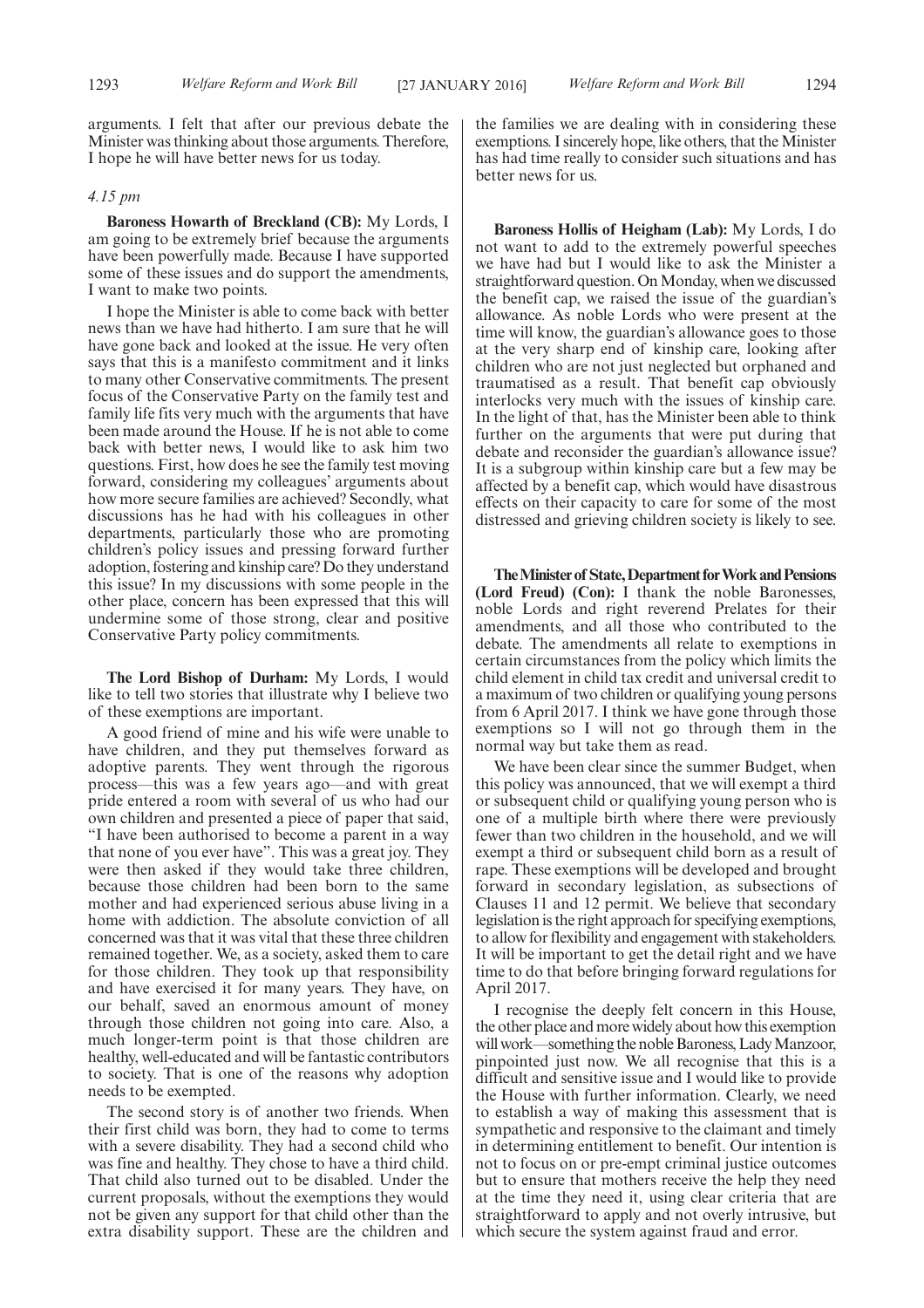arguments. I felt that after our previous debate the Minister was thinking about those arguments. Therefore, I hope he will have better news for us today.

*4.15 pm*

**Baroness Howarth of Breckland (CB):** My Lords, I am going to be extremely brief because the arguments have been powerfully made. Because I have supported some of these issues and do support the amendments, I want to make two points.

I hope the Minister is able to come back with better news than we have had hitherto. I am sure that he will have gone back and looked at the issue. He very often says that this is a manifesto commitment and it links to many other Conservative commitments. The present focus of the Conservative Party on the family test and family life fits very much with the arguments that have been made around the House. If he is not able to come back with better news, I would like to ask him two questions. First, how does he see the family test moving forward, considering my colleagues' arguments about how more secure families are achieved? Secondly, what discussions has he had with his colleagues in other departments, particularly those who are promoting children's policy issues and pressing forward further adoption, fostering and kinship care? Do they understand this issue? In my discussions with some people in the other place, concern has been expressed that this will undermine some of those strong, clear and positive Conservative Party policy commitments.

**The Lord Bishop of Durham:** My Lords, I would like to tell two stories that illustrate why I believe two of these exemptions are important.

A good friend of mine and his wife were unable to have children, and they put themselves forward as adoptive parents. They went through the rigorous process—this was a few years ago—and with great pride entered a room with several of us who had our own children and presented a piece of paper that said, "I have been authorised to become a parent in a way that none of you ever have". This was a great joy. They were then asked if they would take three children, because those children had been born to the same mother and had experienced serious abuse living in a home with addiction. The absolute conviction of all concerned was that it was vital that these three children remained together. We, as a society, asked them to care for those children. They took up that responsibility and have exercised it for many years. They have, on our behalf, saved an enormous amount of money through those children not going into care. Also, a much longer-term point is that those children are healthy, well-educated and will be fantastic contributors to society. That is one of the reasons why adoption needs to be exempted.

The second story is of another two friends. When their first child was born, they had to come to terms with a severe disability. They had a second child who was fine and healthy. They chose to have a third child. That child also turned out to be disabled. Under the current proposals, without the exemptions they would not be given any support for that child other than the extra disability support. These are the children and the families we are dealing with in considering these exemptions. I sincerely hope, like others, that the Minister has had time really to consider such situations and has better news for us.

**Baroness Hollis of Heigham (Lab):** My Lords, I do not want to add to the extremely powerful speeches we have had but I would like to ask the Minister a straightforward question. On Monday, when we discussed the benefit cap, we raised the issue of the guardian's allowance. As noble Lords who were present at the time will know, the guardian's allowance goes to those at the very sharp end of kinship care, looking after children who are not just neglected but orphaned and traumatised as a result. That benefit cap obviously interlocks very much with the issues of kinship care. In the light of that, has the Minister been able to think further on the arguments that were put during that debate and reconsider the guardian's allowance issue? It is a subgroup within kinship care but a few may be affected by a benefit cap, which would have disastrous effects on their capacity to care for some of the most distressed and grieving children society is likely to see.

**The Minister of State, Department for Work and Pensions (Lord Freud) (Con):** I thank the noble Baronesses, noble Lords and right reverend Prelates for their amendments, and all those who contributed to the debate. The amendments all relate to exemptions in certain circumstances from the policy which limits the child element in child tax credit and universal credit to a maximum of two children or qualifying young persons from 6 April 2017. I think we have gone through those exemptions so I will not go through them in the normal way but take them as read.

We have been clear since the summer Budget, when this policy was announced, that we will exempt a third or subsequent child or qualifying young person who is one of a multiple birth where there were previously fewer than two children in the household, and we will exempt a third or subsequent child born as a result of rape. These exemptions will be developed and brought forward in secondary legislation, as subsections of Clauses 11 and 12 permit. We believe that secondary legislation is the right approach for specifying exemptions, to allow for flexibility and engagement with stakeholders. It will be important to get the detail right and we have time to do that before bringing forward regulations for April 2017.

I recognise the deeply felt concern in this House, the other place and more widely about how this exemption will work—something the noble Baroness, Lady Manzoor, pinpointed just now. We all recognise that this is a difficult and sensitive issue and I would like to provide the House with further information. Clearly, we need to establish a way of making this assessment that is sympathetic and responsive to the claimant and timely in determining entitlement to benefit. Our intention is not to focus on or pre-empt criminal justice outcomes but to ensure that mothers receive the help they need at the time they need it, using clear criteria that are straightforward to apply and not overly intrusive, but which secure the system against fraud and error.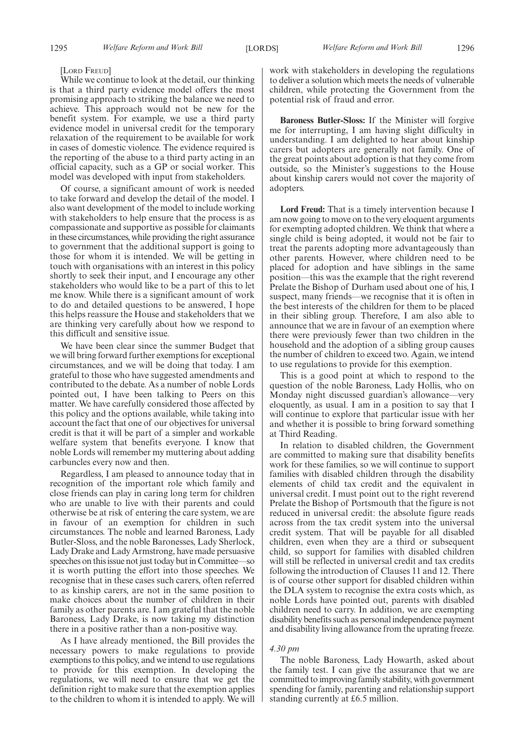[LORD FREUD]

While we continue to look at the detail, our thinking is that a third party evidence model offers the most promising approach to striking the balance we need to achieve. This approach would not be new for the benefit system. For example, we use a third party evidence model in universal credit for the temporary relaxation of the requirement to be available for work in cases of domestic violence. The evidence required is the reporting of the abuse to a third party acting in an official capacity, such as a GP or social worker. This model was developed with input from stakeholders.

Of course, a significant amount of work is needed to take forward and develop the detail of the model. I also want development of the model to include working with stakeholders to help ensure that the process is as compassionate and supportive as possible for claimants in these circumstances, while providing the right assurance to government that the additional support is going to those for whom it is intended. We will be getting in touch with organisations with an interest in this policy shortly to seek their input, and I encourage any other stakeholders who would like to be a part of this to let me know. While there is a significant amount of work to do and detailed questions to be answered, I hope this helps reassure the House and stakeholders that we are thinking very carefully about how we respond to this difficult and sensitive issue.

We have been clear since the summer Budget that we will bring forward further exemptions for exceptional circumstances, and we will be doing that today. I am grateful to those who have suggested amendments and contributed to the debate. As a number of noble Lords pointed out, I have been talking to Peers on this matter. We have carefully considered those affected by this policy and the options available, while taking into account the fact that one of our objectives for universal credit is that it will be part of a simpler and workable welfare system that benefits everyone. I know that noble Lords will remember my muttering about adding carbuncles every now and then.

Regardless, I am pleased to announce today that in recognition of the important role which family and close friends can play in caring long term for children who are unable to live with their parents and could otherwise be at risk of entering the care system, we are in favour of an exemption for children in such circumstances. The noble and learned Baroness, Lady Butler-Sloss, and the noble Baronesses, Lady Sherlock, Lady Drake and Lady Armstrong, have made persuasive speeches on this issue not just today but in Committee—so it is worth putting the effort into those speeches. We recognise that in these cases such carers, often referred to as kinship carers, are not in the same position to make choices about the number of children in their family as other parents are. I am grateful that the noble Baroness, Lady Drake, is now taking my distinction there in a positive rather than a non-positive way.

As I have already mentioned, the Bill provides the necessary powers to make regulations to provide exemptions to this policy, and we intend to use regulations to provide for this exemption. In developing the regulations, we will need to ensure that we get the definition right to make sure that the exemption applies to the children to whom it is intended to apply. We will work with stakeholders in developing the regulations to deliver a solution which meets the needs of vulnerable children, while protecting the Government from the potential risk of fraud and error.

**Baroness Butler-Sloss:** If the Minister will forgive me for interrupting, I am having slight difficulty in understanding. I am delighted to hear about kinship carers but adopters are generally not family. One of the great points about adoption is that they come from outside, so the Minister's suggestions to the House about kinship carers would not cover the majority of adopters.

**Lord Freud:** That is a timely intervention because I am now going to move on to the very eloquent arguments for exempting adopted children. We think that where a single child is being adopted, it would not be fair to treat the parents adopting more advantageously than other parents. However, where children need to be placed for adoption and have siblings in the same position—this was the example that the right reverend Prelate the Bishop of Durham used about one of his, I suspect, many friends—we recognise that it is often in the best interests of the children for them to be placed in their sibling group. Therefore, I am also able to announce that we are in favour of an exemption where there were previously fewer than two children in the household and the adoption of a sibling group causes the number of children to exceed two. Again, we intend to use regulations to provide for this exemption.

This is a good point at which to respond to the question of the noble Baroness, Lady Hollis, who on Monday night discussed guardian's allowance—very eloquently, as usual. I am in a position to say that I will continue to explore that particular issue with her and whether it is possible to bring forward something at Third Reading.

In relation to disabled children, the Government are committed to making sure that disability benefits work for these families, so we will continue to support families with disabled children through the disability elements of child tax credit and the equivalent in universal credit. I must point out to the right reverend Prelate the Bishop of Portsmouth that the figure is not reduced in universal credit: the absolute figure reads across from the tax credit system into the universal credit system. That will be payable for all disabled children, even when they are a third or subsequent child, so support for families with disabled children will still be reflected in universal credit and tax credits following the introduction of Clauses 11 and 12. There is of course other support for disabled children within the DLA system to recognise the extra costs which, as noble Lords have pointed out, parents with disabled children need to carry. In addition, we are exempting disability benefits such as personal independence payment and disability living allowance from the uprating freeze.

*4.30 pm*

The noble Baroness, Lady Howarth, asked about the family test. I can give the assurance that we are committed to improving family stability, with government spending for family, parenting and relationship support standing currently at £6.5 million.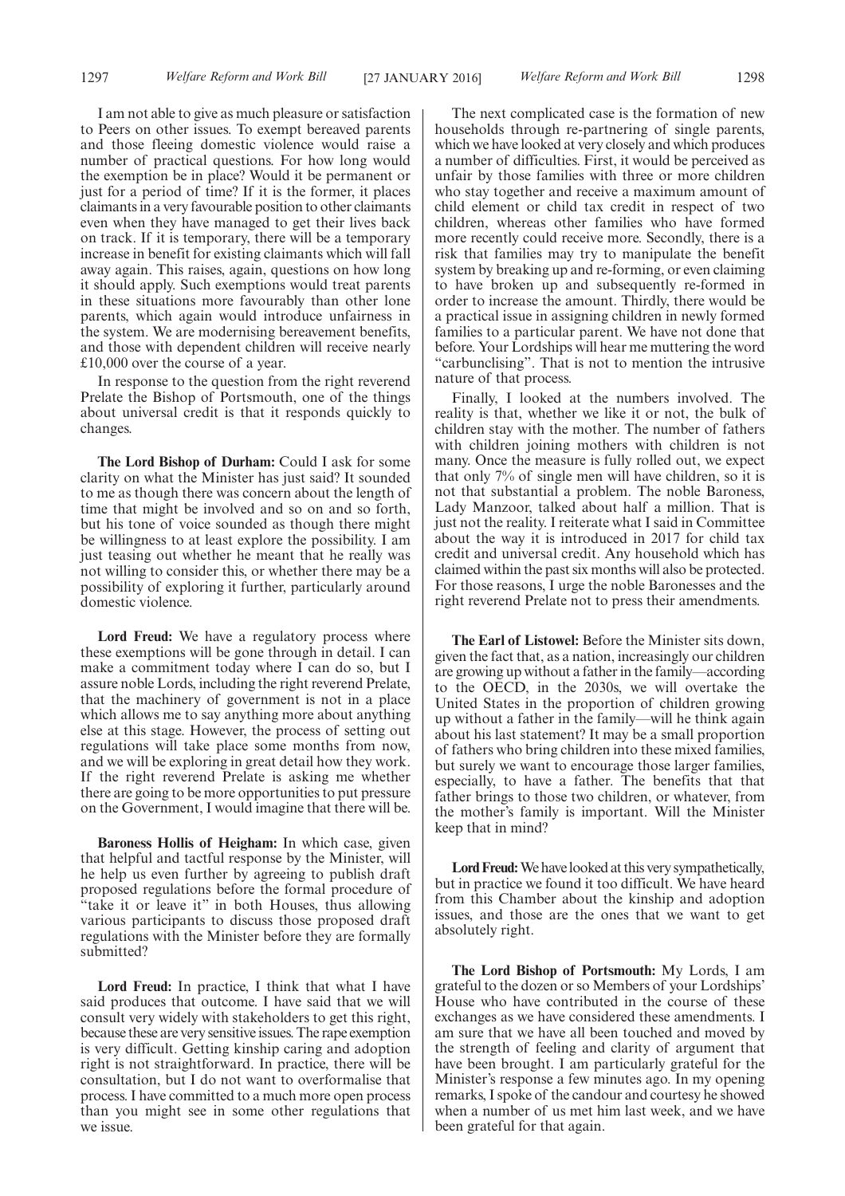I am not able to give as much pleasure or satisfaction to Peers on other issues. To exempt bereaved parents and those fleeing domestic violence would raise a number of practical questions. For how long would the exemption be in place? Would it be permanent or just for a period of time? If it is the former, it places claimants in a very favourable position to other claimants even when they have managed to get their lives back on track. If it is temporary, there will be a temporary increase in benefit for existing claimants which will fall away again. This raises, again, questions on how long it should apply. Such exemptions would treat parents in these situations more favourably than other lone parents, which again would introduce unfairness in the system. We are modernising bereavement benefits, and those with dependent children will receive nearly £10,000 over the course of a year.

In response to the question from the right reverend Prelate the Bishop of Portsmouth, one of the things about universal credit is that it responds quickly to changes.

**The Lord Bishop of Durham:** Could I ask for some clarity on what the Minister has just said? It sounded to me as though there was concern about the length of time that might be involved and so on and so forth, but his tone of voice sounded as though there might be willingness to at least explore the possibility. I am just teasing out whether he meant that he really was not willing to consider this, or whether there may be a possibility of exploring it further, particularly around domestic violence.

**Lord Freud:** We have a regulatory process where these exemptions will be gone through in detail. I can make a commitment today where I can do so, but I assure noble Lords, including the right reverend Prelate, that the machinery of government is not in a place which allows me to say anything more about anything else at this stage. However, the process of setting out regulations will take place some months from now, and we will be exploring in great detail how they work. If the right reverend Prelate is asking me whether there are going to be more opportunities to put pressure on the Government, I would imagine that there will be.

**Baroness Hollis of Heigham:** In which case, given that helpful and tactful response by the Minister, will he help us even further by agreeing to publish draft proposed regulations before the formal procedure of "take it or leave it" in both Houses, thus allowing various participants to discuss those proposed draft regulations with the Minister before they are formally submitted?

**Lord Freud:** In practice, I think that what I have said produces that outcome. I have said that we will consult very widely with stakeholders to get this right, because these are very sensitive issues. The rape exemption is very difficult. Getting kinship caring and adoption right is not straightforward. In practice, there will be consultation, but I do not want to overformalise that process. I have committed to a much more open process than you might see in some other regulations that we issue.

The next complicated case is the formation of new households through re-partnering of single parents, which we have looked at very closely and which produces a number of difficulties. First, it would be perceived as unfair by those families with three or more children who stay together and receive a maximum amount of child element or child tax credit in respect of two children, whereas other families who have formed more recently could receive more. Secondly, there is a risk that families may try to manipulate the benefit system by breaking up and re-forming, or even claiming to have broken up and subsequently re-formed in order to increase the amount. Thirdly, there would be a practical issue in assigning children in newly formed families to a particular parent. We have not done that before. Your Lordships will hear me muttering the word "carbunclising". That is not to mention the intrusive nature of that process.

Finally, I looked at the numbers involved. The reality is that, whether we like it or not, the bulk of children stay with the mother. The number of fathers with children joining mothers with children is not many. Once the measure is fully rolled out, we expect that only 7% of single men will have children, so it is not that substantial a problem. The noble Baroness, Lady Manzoor, talked about half a million. That is just not the reality. I reiterate what I said in Committee about the way it is introduced in 2017 for child tax credit and universal credit. Any household which has claimed within the past six months will also be protected. For those reasons, I urge the noble Baronesses and the right reverend Prelate not to press their amendments.

**The Earl of Listowel:** Before the Minister sits down, given the fact that, as a nation, increasingly our children are growing up without a father in the family—according to the OECD, in the 2030s, we will overtake the United States in the proportion of children growing up without a father in the family—will he think again about his last statement? It may be a small proportion of fathers who bring children into these mixed families, but surely we want to encourage those larger families, especially, to have a father. The benefits that that father brings to those two children, or whatever, from the mother's family is important. Will the Minister keep that in mind?

**Lord Freud:** We have looked at this very sympathetically, but in practice we found it too difficult. We have heard from this Chamber about the kinship and adoption issues, and those are the ones that we want to get absolutely right.

**The Lord Bishop of Portsmouth:** My Lords, I am grateful to the dozen or so Members of your Lordships' House who have contributed in the course of these exchanges as we have considered these amendments. I am sure that we have all been touched and moved by the strength of feeling and clarity of argument that have been brought. I am particularly grateful for the Minister's response a few minutes ago. In my opening remarks, I spoke of the candour and courtesy he showed when a number of us met him last week, and we have been grateful for that again.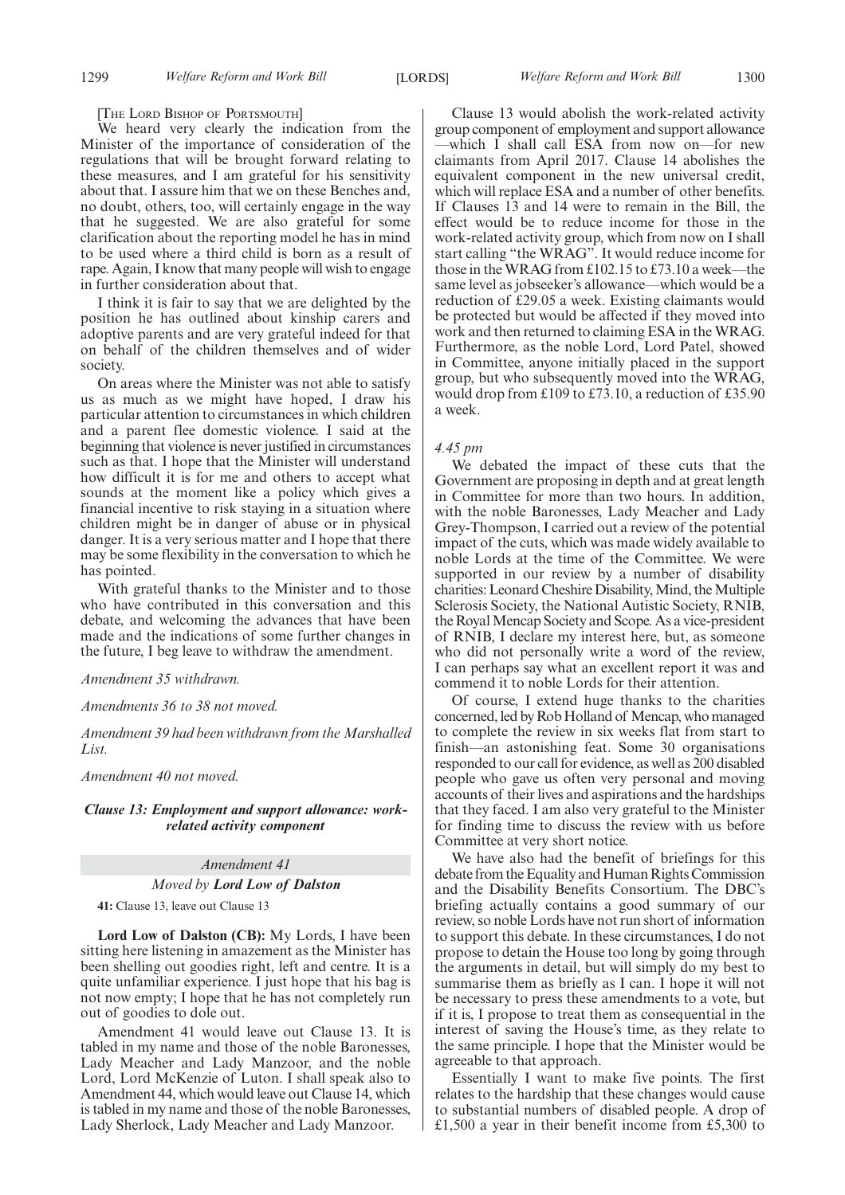[The Lord Bishop of Portsmouth]

We heard very clearly the indication from the Minister of the importance of consideration of the regulations that will be brought forward relating to these measures, and I am grateful for his sensitivity about that. I assure him that we on these Benches and, no doubt, others, too, will certainly engage in the way that he suggested. We are also grateful for some clarification about the reporting model he has in mind to be used where a third child is born as a result of rape. Again, I know that many people will wish to engage in further consideration about that.

I think it is fair to say that we are delighted by the position he has outlined about kinship carers and adoptive parents and are very grateful indeed for that on behalf of the children themselves and of wider society.

On areas where the Minister was not able to satisfy us as much as we might have hoped, I draw his particular attention to circumstances in which children and a parent flee domestic violence. I said at the beginning that violence is never justified in circumstances such as that. I hope that the Minister will understand how difficult it is for me and others to accept what sounds at the moment like a policy which gives a financial incentive to risk staying in a situation where children might be in danger of abuse or in physical danger. It is a very serious matter and I hope that there may be some flexibility in the conversation to which he has pointed.

With grateful thanks to the Minister and to those who have contributed in this conversation and this debate, and welcoming the advances that have been made and the indications of some further changes in the future, I beg leave to withdraw the amendment.

*Amendment 35 withdrawn.*

*Amendments 36 to 38 not moved.*

*Amendment 39 had been withdrawn from the Marshalled List.*

*Amendment 40 not moved.*

### *Clause 13: Employment and support allowance: work-related activity component*

*Amendment 41*

*Moved by* **Lord Low of Dalston**

**41:** Clause 13, leave out Clause 13

**Lord Low of Dalston (CB):** My Lords, I have been sitting here listening in amazement as the Minister has been shelling out goodies right, left and centre. It is a quite unfamiliar experience. I just hope that his bag is not now empty; I hope that he has not completely run out of goodies to dole out.

Amendment 41 would leave out Clause 13. It is tabled in my name and those of the noble Baronesses, Lady Meacher and Lady Manzoor, and the noble Lord, Lord McKenzie of Luton. I shall speak also to Amendment 44, which would leave out Clause 14, which is tabled in my name and those of the noble Baronesses, Lady Sherlock, Lady Meacher and Lady Manzoor.

Clause 13 would abolish the work-related activity group component of employment and support allowance —which I shall call ESA from now on—for new claimants from April 2017. Clause 14 abolishes the equivalent component in the new universal credit, which will replace ESA and a number of other benefits. If Clauses 13 and 14 were to remain in the Bill, the effect would be to reduce income for those in the work-related activity group, which from now on I shall start calling "the WRAG". It would reduce income for those in the WRAG from £102.15 to £73.10 a week—the same level as jobseeker's allowance—which would be a reduction of £29.05 a week. Existing claimants would be protected but would be affected if they moved into work and then returned to claiming ESA in the WRAG. Furthermore, as the noble Lord, Lord Patel, showed in Committee, anyone initially placed in the support group, but who subsequently moved into the WRAG, would drop from £109 to £73.10, a reduction of £35.90 a week.

*4.45 pm*

We debated the impact of these cuts that the Government are proposing in depth and at great length in Committee for more than two hours. In addition, with the noble Baronesses, Lady Meacher and Lady Grey-Thompson, I carried out a review of the potential impact of the cuts, which was made widely available to noble Lords at the time of the Committee. We were supported in our review by a number of disability charities: Leonard Cheshire Disability, Mind, the Multiple Sclerosis Society, the National Autistic Society, RNIB, the Royal Mencap Society and Scope. As a vice-president of RNIB, I declare my interest here, but, as someone who did not personally write a word of the review, I can perhaps say what an excellent report it was and commend it to noble Lords for their attention.

Of course, I extend huge thanks to the charities concerned, led by Rob Holland of Mencap, who managed to complete the review in six weeks flat from start to finish—an astonishing feat. Some 30 organisations responded to our call for evidence, as well as 200 disabled people who gave us often very personal and moving accounts of their lives and aspirations and the hardships that they faced. I am also very grateful to the Minister for finding time to discuss the review with us before Committee at very short notice.

We have also had the benefit of briefings for this debate from the Equality and Human Rights Commission and the Disability Benefits Consortium. The DBC's briefing actually contains a good summary of our review, so noble Lords have not run short of information to support this debate. In these circumstances, I do not propose to detain the House too long by going through the arguments in detail, but will simply do my best to summarise them as briefly as I can. I hope it will not be necessary to press these amendments to a vote, but if it is, I propose to treat them as consequential in the interest of saving the House's time, as they relate to the same principle. I hope that the Minister would be agreeable to that approach.

Essentially I want to make five points. The first relates to the hardship that these changes would cause to substantial numbers of disabled people. A drop of £1,500 a year in their benefit income from £5,300 to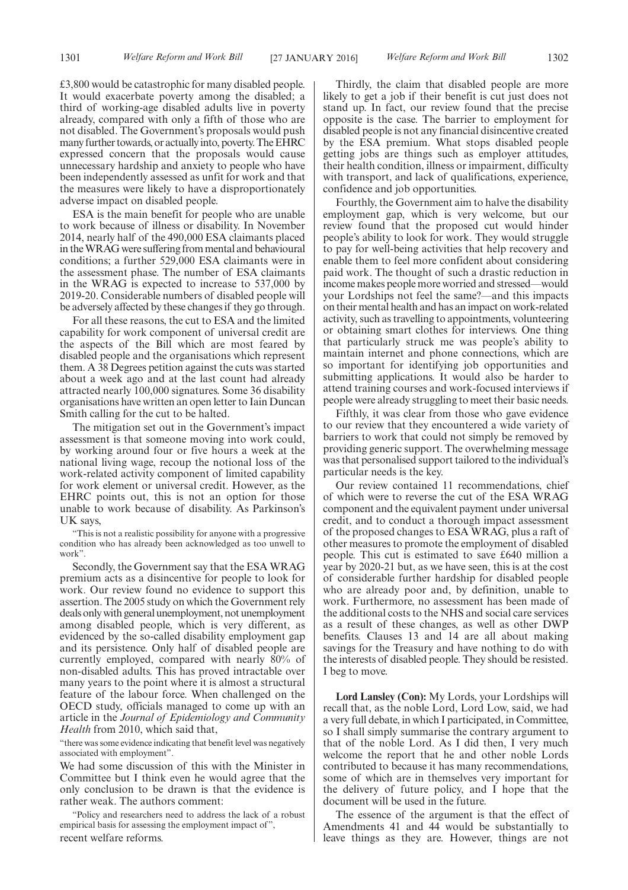£3,800 would be catastrophic for many disabled people. It would exacerbate poverty among the disabled; a third of working-age disabled adults live in poverty already, compared with only a fifth of those who are not disabled. The Government's proposals would push many further towards, or actually into, poverty. The EHRC expressed concern that the proposals would cause unnecessary hardship and anxiety to people who have been independently assessed as unfit for work and that the measures were likely to have a disproportionately adverse impact on disabled people.

ESA is the main benefit for people who are unable to work because of illness or disability. In November 2014, nearly half of the 490,000 ESA claimants placed in the WRAG were suffering from mental and behavioural conditions; a further 529,000 ESA claimants were in the assessment phase. The number of ESA claimants in the WRAG is expected to increase to 537,000 by 2019-20. Considerable numbers of disabled people will be adversely affected by these changes if they go through.

For all these reasons, the cut to ESA and the limited capability for work component of universal credit are the aspects of the Bill which are most feared by disabled people and the organisations which represent them. A 38 Degrees petition against the cuts was started about a week ago and at the last count had already attracted nearly 100,000 signatures. Some 36 disability organisations have written an open letter to Iain Duncan Smith calling for the cut to be halted.

The mitigation set out in the Government's impact assessment is that someone moving into work could, by working around four or five hours a week at the national living wage, recoup the notional loss of the work-related activity component of limited capability for work element or universal credit. However, as the EHRC points out, this is not an option for those unable to work because of disability. As Parkinson's UK says,

"This is not a realistic possibility for anyone with a progressive condition who has already been acknowledged as too unwell to work".

Secondly, the Government say that the ESA WRAG premium acts as a disincentive for people to look for work. Our review found no evidence to support this assertion. The 2005 study on which the Government rely deals only with general unemployment, not unemployment among disabled people, which is very different, as evidenced by the so-called disability employment gap and its persistence. Only half of disabled people are currently employed, compared with nearly 80% of non-disabled adults. This has proved intractable over many years to the point where it is almost a structural feature of the labour force. When challenged on the OECD study, officials managed to come up with an article in the *Journal of Epidemiology and Community Health* from 2010, which said that,

"there was some evidence indicating that benefit level was negatively associated with employment".

We had some discussion of this with the Minister in Committee but I think even he would agree that the only conclusion to be drawn is that the evidence is rather weak. The authors comment:

"Policy and researchers need to address the lack of a robust empirical basis for assessing the employment impact of",

recent welfare reforms.

Thirdly, the claim that disabled people are more likely to get a job if their benefit is cut just does not stand up. In fact, our review found that the precise opposite is the case. The barrier to employment for disabled people is not any financial disincentive created by the ESA premium. What stops disabled people getting jobs are things such as employer attitudes, their health condition, illness or impairment, difficulty with transport, and lack of qualifications, experience, confidence and job opportunities.

Fourthly, the Government aim to halve the disability employment gap, which is very welcome, but our review found that the proposed cut would hinder people's ability to look for work. They would struggle to pay for well-being activities that help recovery and enable them to feel more confident about considering paid work. The thought of such a drastic reduction in income makes people more worried and stressed—would your Lordships not feel the same?—and this impacts on their mental health and has an impact on work-related activity, such as travelling to appointments, volunteering or obtaining smart clothes for interviews. One thing that particularly struck me was people's ability to maintain internet and phone connections, which are so important for identifying job opportunities and submitting applications. It would also be harder to attend training courses and work-focused interviews if people were already struggling to meet their basic needs.

Fifthly, it was clear from those who gave evidence to our review that they encountered a wide variety of barriers to work that could not simply be removed by providing generic support. The overwhelming message was that personalised support tailored to the individual's particular needs is the key.

Our review contained 11 recommendations, chief of which were to reverse the cut of the ESA WRAG component and the equivalent payment under universal credit, and to conduct a thorough impact assessment of the proposed changes to ESA WRAG, plus a raft of other measures to promote the employment of disabled people. This cut is estimated to save £640 million a year by 2020-21 but, as we have seen, this is at the cost of considerable further hardship for disabled people who are already poor and, by definition, unable to work. Furthermore, no assessment has been made of the additional costs to the NHS and social care services as a result of these changes, as well as other DWP benefits. Clauses 13 and 14 are all about making savings for the Treasury and have nothing to do with the interests of disabled people. They should be resisted. I beg to move.

**Lord Lansley (Con):** My Lords, your Lordships will recall that, as the noble Lord, Lord Low, said, we had a very full debate, in which I participated, in Committee, so I shall simply summarise the contrary argument to that of the noble Lord. As I did then, I very much welcome the report that he and other noble Lords contributed to because it has many recommendations, some of which are in themselves very important for the delivery of future policy, and I hope that the document will be used in the future.

The essence of the argument is that the effect of Amendments 41 and 44 would be substantially to leave things as they are. However, things are not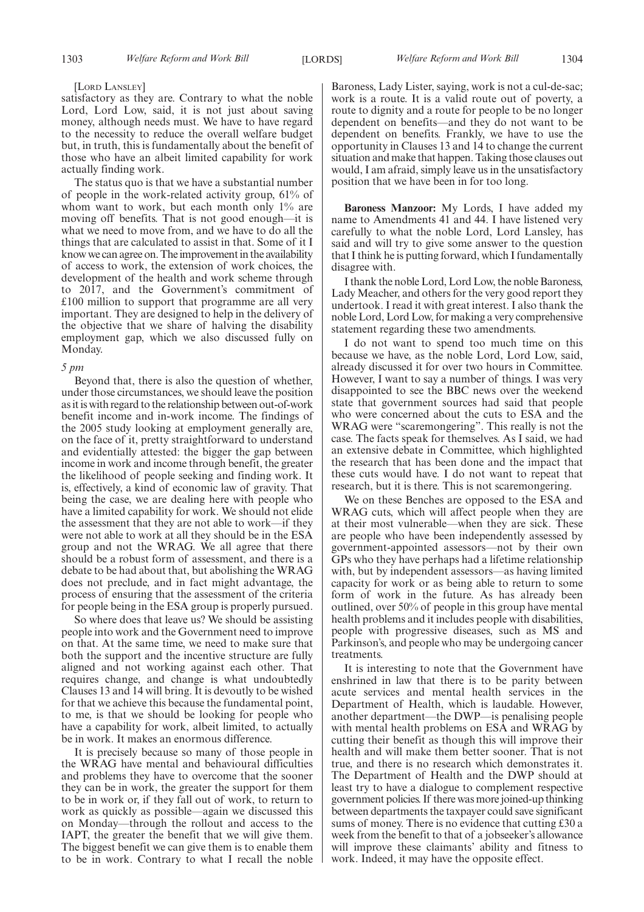[Lord Lansley]

satisfactory as they are. Contrary to what the noble Lord, Lord Low, said, it is not just about saving money, although needs must. We have to have regard to the necessity to reduce the overall welfare budget but, in truth, this is fundamentally about the benefit of those who have an albeit limited capability for work actually finding work.

The status quo is that we have a substantial number of people in the work-related activity group, 61% of whom want to work, but each month only 1% are moving off benefits. That is not good enough—it is what we need to move from, and we have to do all the things that are calculated to assist in that. Some of it I know we can agree on. The improvement in the availability of access to work, the extension of work choices, the development of the health and work scheme through to 2017, and the Government's commitment of £100 million to support that programme are all very important. They are designed to help in the delivery of the objective that we share of halving the disability employment gap, which we also discussed fully on Monday.

*5 pm*

Beyond that, there is also the question of whether, under those circumstances, we should leave the position as it is with regard to the relationship between out-of-work benefit income and in-work income. The findings of the 2005 study looking at employment generally are, on the face of it, pretty straightforward to understand and evidentially attested: the bigger the gap between income in work and income through benefit, the greater the likelihood of people seeking and finding work. It is, effectively, a kind of economic law of gravity. That being the case, we are dealing here with people who have a limited capability for work. We should not elide the assessment that they are not able to work—if they were not able to work at all they should be in the ESA group and not the WRAG. We all agree that there should be a robust form of assessment, and there is a debate to be had about that, but abolishing the WRAG does not preclude, and in fact might advantage, the process of ensuring that the assessment of the criteria for people being in the ESA group is properly pursued.

So where does that leave us? We should be assisting people into work and the Government need to improve on that. At the same time, we need to make sure that both the support and the incentive structure are fully aligned and not working against each other. That requires change, and change is what undoubtedly Clauses 13 and 14 will bring. It is devoutly to be wished for that we achieve this because the fundamental point, to me, is that we should be looking for people who have a capability for work, albeit limited, to actually be in work. It makes an enormous difference.

It is precisely because so many of those people in the WRAG have mental and behavioural difficulties and problems they have to overcome that the sooner they can be in work, the greater the support for them to be in work or, if they fall out of work, to return to work as quickly as possible—again we discussed this on Monday—through the rollout and access to the IAPT, the greater the benefit that we will give them. The biggest benefit we can give them is to enable them to be in work. Contrary to what I recall the noble Baroness, Lady Lister, saying, work is not a cul-de-sac; work is a route. It is a valid route out of poverty, a route to dignity and a route for people to be no longer dependent on benefits—and they do not want to be dependent on benefits. Frankly, we have to use the opportunity in Clauses 13 and 14 to change the current situation and make that happen. Taking those clauses out would, I am afraid, simply leave us in the unsatisfactory position that we have been in for too long.

**Baroness Manzoor:** My Lords, I have added my name to Amendments 41 and 44. I have listened very carefully to what the noble Lord, Lord Lansley, has said and will try to give some answer to the question that I think he is putting forward, which I fundamentally disagree with.

I thank the noble Lord, Lord Low, the noble Baroness, Lady Meacher, and others for the very good report they undertook. I read it with great interest. I also thank the noble Lord, Lord Low, for making a very comprehensive statement regarding these two amendments.

I do not want to spend too much time on this because we have, as the noble Lord, Lord Low, said, already discussed it for over two hours in Committee. However, I want to say a number of things. I was very disappointed to see the BBC news over the weekend state that government sources had said that people who were concerned about the cuts to ESA and the WRAG were "scaremongering". This really is not the case. The facts speak for themselves. As I said, we had an extensive debate in Committee, which highlighted the research that has been done and the impact that these cuts would have. I do not want to repeat that research, but it is there. This is not scaremongering.

We on these Benches are opposed to the ESA and WRAG cuts, which will affect people when they are at their most vulnerable—when they are sick. These are people who have been independently assessed by government-appointed assessors—not by their own GPs who they have perhaps had a lifetime relationship with, but by independent assessors—as having limited capacity for work or as being able to return to some form of work in the future. As has already been outlined, over 50% of people in this group have mental health problems and it includes people with disabilities, people with progressive diseases, such as MS and Parkinson's, and people who may be undergoing cancer treatments.

It is interesting to note that the Government have enshrined in law that there is to be parity between acute services and mental health services in the Department of Health, which is laudable. However, another department—the DWP—is penalising people with mental health problems on ESA and WRAG by cutting their benefit as though this will improve their health and will make them better sooner. That is not true, and there is no research which demonstrates it. The Department of Health and the DWP should at least try to have a dialogue to complement respective government policies. If there was more joined-up thinking between departments the taxpayer could save significant sums of money. There is no evidence that cutting £30 a week from the benefit to that of a jobseeker's allowance will improve these claimants' ability and fitness to work. Indeed, it may have the opposite effect.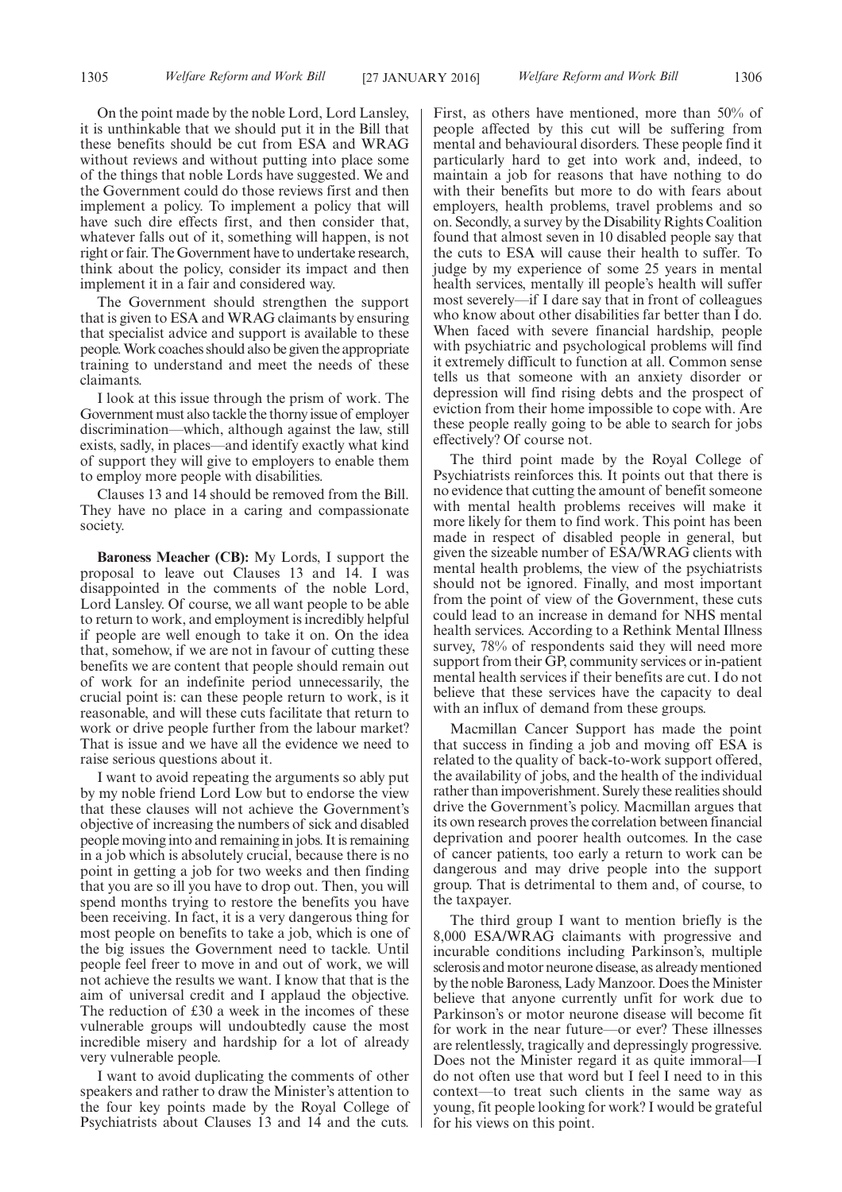On the point made by the noble Lord, Lord Lansley, it is unthinkable that we should put it in the Bill that these benefits should be cut from ESA and WRAG without reviews and without putting into place some of the things that noble Lords have suggested. We and the Government could do those reviews first and then implement a policy. To implement a policy that will have such dire effects first, and then consider that, whatever falls out of it, something will happen, is not right or fair. The Government have to undertake research, think about the policy, consider its impact and then implement it in a fair and considered way.

The Government should strengthen the support that is given to ESA and WRAG claimants by ensuring that specialist advice and support is available to these people. Work coaches should also be given the appropriate training to understand and meet the needs of these claimants.

I look at this issue through the prism of work. The Government must also tackle the thorny issue of employer discrimination—which, although against the law, still exists, sadly, in places—and identify exactly what kind of support they will give to employers to enable them to employ more people with disabilities.

Clauses 13 and 14 should be removed from the Bill. They have no place in a caring and compassionate society.

**Baroness Meacher (CB):** My Lords, I support the proposal to leave out Clauses 13 and 14. I was disappointed in the comments of the noble Lord, Lord Lansley. Of course, we all want people to be able to return to work, and employment is incredibly helpful if people are well enough to take it on. On the idea that, somehow, if we are not in favour of cutting these benefits we are content that people should remain out of work for an indefinite period unnecessarily, the crucial point is: can these people return to work, is it reasonable, and will these cuts facilitate that return to work or drive people further from the labour market? That is issue and we have all the evidence we need to raise serious questions about it.

I want to avoid repeating the arguments so ably put by my noble friend Lord Low but to endorse the view that these clauses will not achieve the Government's objective of increasing the numbers of sick and disabled people moving into and remaining in jobs. It is remaining in a job which is absolutely crucial, because there is no point in getting a job for two weeks and then finding that you are so ill you have to drop out. Then, you will spend months trying to restore the benefits you have been receiving. In fact, it is a very dangerous thing for most people on benefits to take a job, which is one of the big issues the Government need to tackle. Until people feel freer to move in and out of work, we will not achieve the results we want. I know that that is the aim of universal credit and I applaud the objective. The reduction of £30 a week in the incomes of these vulnerable groups will undoubtedly cause the most incredible misery and hardship for a lot of already very vulnerable people.

I want to avoid duplicating the comments of other speakers and rather to draw the Minister's attention to the four key points made by the Royal College of Psychiatrists about Clauses 13 and 14 and the cuts. First, as others have mentioned, more than 50% of people affected by this cut will be suffering from mental and behavioural disorders. These people find it particularly hard to get into work and, indeed, to maintain a job for reasons that have nothing to do with their benefits but more to do with fears about employers, health problems, travel problems and so on. Secondly, a survey by the Disability Rights Coalition found that almost seven in 10 disabled people say that the cuts to ESA will cause their health to suffer. To judge by my experience of some 25 years in mental health services, mentally ill people's health will suffer most severely—if I dare say that in front of colleagues who know about other disabilities far better than I do. When faced with severe financial hardship, people with psychiatric and psychological problems will find it extremely difficult to function at all. Common sense tells us that someone with an anxiety disorder or depression will find rising debts and the prospect of eviction from their home impossible to cope with. Are these people really going to be able to search for jobs effectively? Of course not.

The third point made by the Royal College of Psychiatrists reinforces this. It points out that there is no evidence that cutting the amount of benefit someone with mental health problems receives will make it more likely for them to find work. This point has been made in respect of disabled people in general, but given the sizeable number of ESA/WRAG clients with mental health problems, the view of the psychiatrists should not be ignored. Finally, and most important from the point of view of the Government, these cuts could lead to an increase in demand for NHS mental health services. According to a Rethink Mental Illness survey, 78% of respondents said they will need more support from their GP, community services or in-patient mental health services if their benefits are cut. I do not believe that these services have the capacity to deal with an influx of demand from these groups.

Macmillan Cancer Support has made the point that success in finding a job and moving off ESA is related to the quality of back-to-work support offered, the availability of jobs, and the health of the individual rather than impoverishment. Surely these realities should drive the Government's policy. Macmillan argues that its own research proves the correlation between financial deprivation and poorer health outcomes. In the case of cancer patients, too early a return to work can be dangerous and may drive people into the support group. That is detrimental to them and, of course, to the taxpayer.

The third group I want to mention briefly is the 8,000 ESA/WRAG claimants with progressive and incurable conditions including Parkinson's, multiple sclerosis and motor neurone disease, as already mentioned by the noble Baroness, Lady Manzoor. Does the Minister believe that anyone currently unfit for work due to Parkinson's or motor neurone disease will become fit for work in the near future—or ever? These illnesses are relentlessly, tragically and depressingly progressive. Does not the Minister regard it as quite immoral—I do not often use that word but I feel I need to in this context—to treat such clients in the same way as young, fit people looking for work? I would be grateful for his views on this point.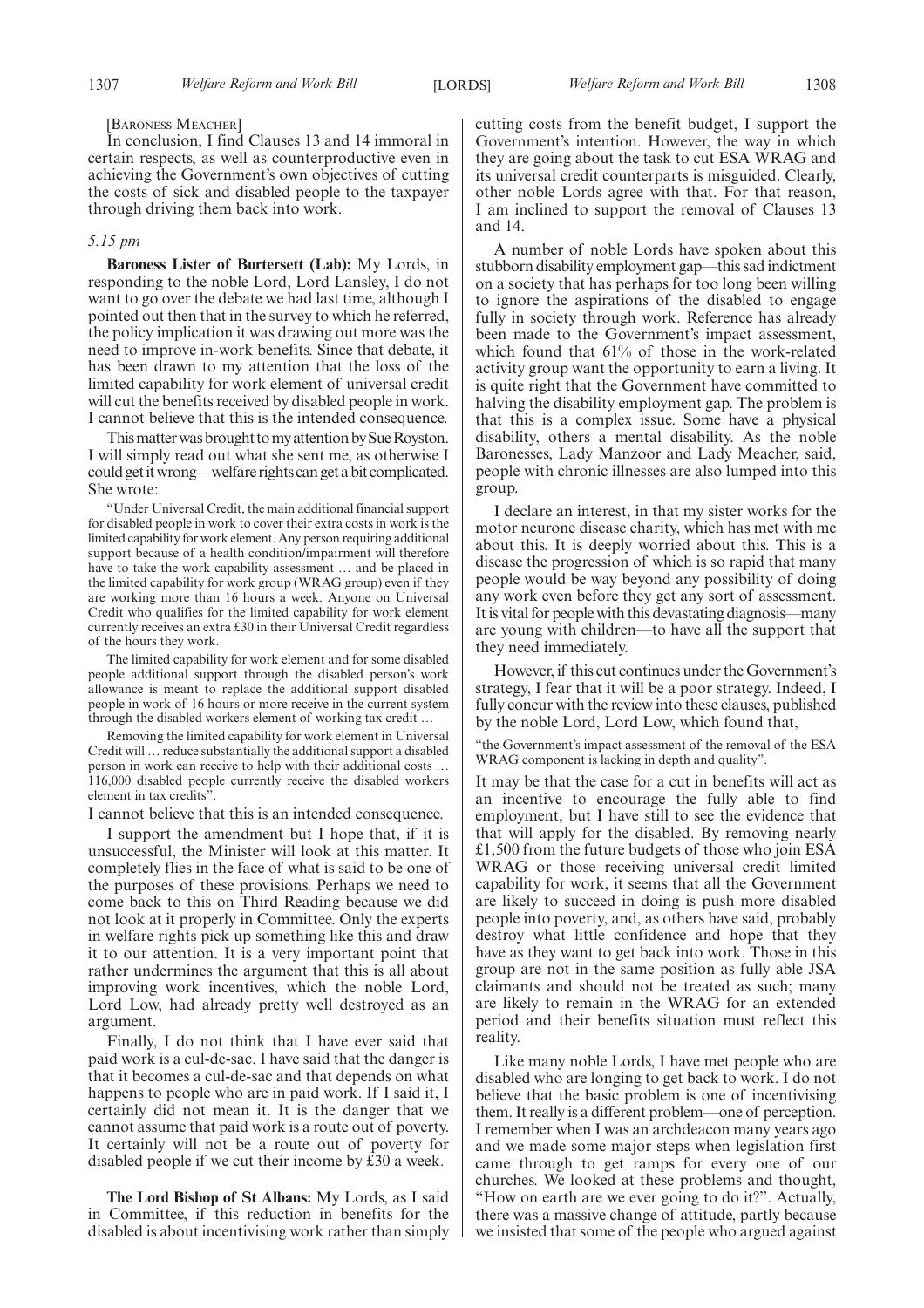[BARONESS MEACHER]

In conclusion, I find Clauses 13 and 14 immoral in certain respects, as well as counterproductive even in achieving the Government's own objectives of cutting the costs of sick and disabled people to the taxpayer through driving them back into work.

*5.15 pm*

**Baroness Lister of Burtersett (Lab):** My Lords, in responding to the noble Lord, Lord Lansley, I do not want to go over the debate we had last time, although I pointed out then that in the survey to which he referred, the policy implication it was drawing out more was the need to improve in-work benefits. Since that debate, it has been drawn to my attention that the loss of the limited capability for work element of universal credit will cut the benefits received by disabled people in work. I cannot believe that this is the intended consequence.

This matter was brought to my attention by Sue Royston. I will simply read out what she sent me, as otherwise I could get it wrong—welfare rights can get a bit complicated. She wrote:

"Under Universal Credit, the main additional financial support for disabled people in work to cover their extra costs in work is the limited capability for work element. Any person requiring additional support because of a health condition/impairment will therefore have to take the work capability assessment … and be placed in the limited capability for work group (WRAG group) even if they are working more than 16 hours a week. Anyone on Universal Credit who qualifies for the limited capability for work element currently receives an extra £30 in their Universal Credit regardless of the hours they work.

The limited capability for work element and for some disabled people additional support through the disabled person's work allowance is meant to replace the additional support disabled people in work of 16 hours or more receive in the current system through the disabled workers element of working tax credit …

Removing the limited capability for work element in Universal Credit will … reduce substantially the additional support a disabled person in work can receive to help with their additional costs … 116,000 disabled people currently receive the disabled workers element in tax credits".

I cannot believe that this is an intended consequence.

I support the amendment but I hope that, if it is unsuccessful, the Minister will look at this matter. It completely flies in the face of what is said to be one of the purposes of these provisions. Perhaps we need to come back to this on Third Reading because we did not look at it properly in Committee. Only the experts in welfare rights pick up something like this and draw it to our attention. It is a very important point that rather undermines the argument that this is all about improving work incentives, which the noble Lord, Lord Low, had already pretty well destroyed as an argument.

Finally, I do not think that I have ever said that paid work is a cul-de-sac. I have said that the danger is that it becomes a cul-de-sac and that depends on what happens to people who are in paid work. If I said it, I certainly did not mean it. It is the danger that we cannot assume that paid work is a route out of poverty. It certainly will not be a route out of poverty for disabled people if we cut their income by £30 a week.

**The Lord Bishop of St Albans:** My Lords, as I said in Committee, if this reduction in benefits for the disabled is about incentivising work rather than simply cutting costs from the benefit budget, I support the Government's intention. However, the way in which they are going about the task to cut ESA WRAG and its universal credit counterparts is misguided. Clearly, other noble Lords agree with that. For that reason, I am inclined to support the removal of Clauses 13 and 14.

A number of noble Lords have spoken about this stubborn disability employment gap—this sad indictment on a society that has perhaps for too long been willing to ignore the aspirations of the disabled to engage fully in society through work. Reference has already been made to the Government's impact assessment, which found that 61% of those in the work-related activity group want the opportunity to earn a living. It is quite right that the Government have committed to halving the disability employment gap. The problem is that this is a complex issue. Some have a physical disability, others a mental disability. As the noble Baronesses, Lady Manzoor and Lady Meacher, said, people with chronic illnesses are also lumped into this group.

I declare an interest, in that my sister works for the motor neurone disease charity, which has met with me about this. It is deeply worried about this. This is a disease the progression of which is so rapid that many people would be way beyond any possibility of doing any work even before they get any sort of assessment. It is vital for people with this devastating diagnosis—many are young with children—to have all the support that they need immediately.

However, if this cut continues under the Government's strategy, I fear that it will be a poor strategy. Indeed, I fully concur with the review into these clauses, published by the noble Lord, Lord Low, which found that,

"the Government's impact assessment of the removal of the ESA WRAG component is lacking in depth and quality".

It may be that the case for a cut in benefits will act as an incentive to encourage the fully able to find employment, but I have still to see the evidence that that will apply for the disabled. By removing nearly £1,500 from the future budgets of those who join ESA WRAG or those receiving universal credit limited capability for work, it seems that all the Government are likely to succeed in doing is push more disabled people into poverty, and, as others have said, probably destroy what little confidence and hope that they have as they want to get back into work. Those in this group are not in the same position as fully able JSA claimants and should not be treated as such; many are likely to remain in the WRAG for an extended period and their benefits situation must reflect this reality.

Like many noble Lords, I have met people who are disabled who are longing to get back to work. I do not believe that the basic problem is one of incentivising them. It really is a different problem—one of perception. I remember when I was an archdeacon many years ago and we made some major steps when legislation first came through to get ramps for every one of our churches. We looked at these problems and thought, "How on earth are we ever going to do it?". Actually, there was a massive change of attitude, partly because we insisted that some of the people who argued against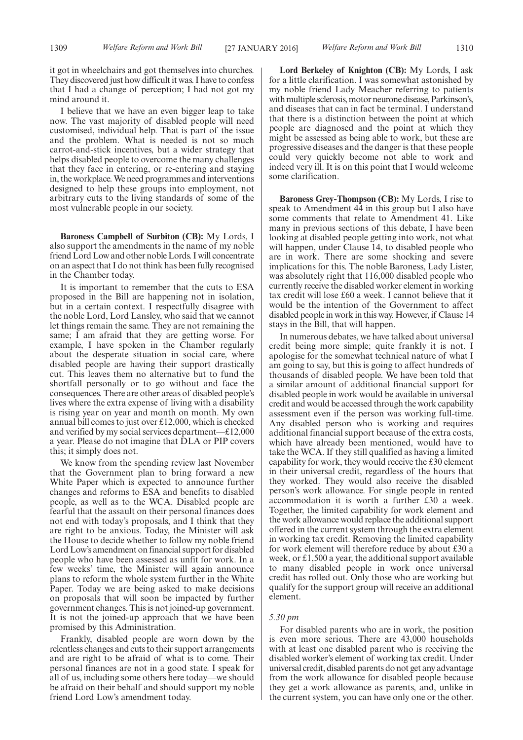it got in wheelchairs and got themselves into churches. They discovered just how difficult it was. I have to confess that I had a change of perception; I had not got my mind around it.

I believe that we have an even bigger leap to take now. The vast majority of disabled people will need customised, individual help. That is part of the issue and the problem. What is needed is not so much carrot-and-stick incentives, but a wider strategy that helps disabled people to overcome the many challenges that they face in entering, or re-entering and staying in, the workplace. We need programmes and interventions designed to help these groups into employment, not arbitrary cuts to the living standards of some of the most vulnerable people in our society.

**Baroness Campbell of Surbiton (CB):** My Lords, I also support the amendments in the name of my noble friend Lord Low and other noble Lords. I will concentrate on an aspect that I do not think has been fully recognised in the Chamber today.

It is important to remember that the cuts to ESA proposed in the Bill are happening not in isolation, but in a certain context. I respectfully disagree with the noble Lord, Lord Lansley, who said that we cannot let things remain the same. They are not remaining the same; I am afraid that they are getting worse. For example, I have spoken in the Chamber regularly about the desperate situation in social care, where disabled people are having their support drastically cut. This leaves them no alternative but to fund the shortfall personally or to go without and face the consequences. There are other areas of disabled people's lives where the extra expense of living with a disability is rising year on year and month on month. My own annual bill comes to just over £12,000, which is checked and verified by my social services department—£12,000 a year. Please do not imagine that DLA or PIP covers this; it simply does not.

We know from the spending review last November that the Government plan to bring forward a new White Paper which is expected to announce further changes and reforms to ESA and benefits to disabled people, as well as to the WCA. Disabled people are fearful that the assault on their personal finances does not end with today's proposals, and I think that they are right to be anxious. Today, the Minister will ask the House to decide whether to follow my noble friend Lord Low's amendment on financial support for disabled people who have been assessed as unfit for work. In a few weeks' time, the Minister will again announce plans to reform the whole system further in the White Paper. Today we are being asked to make decisions on proposals that will soon be impacted by further government changes. This is not joined-up government. It is not the joined-up approach that we have been promised by this Administration.

Frankly, disabled people are worn down by the relentless changes and cuts to their support arrangements and are right to be afraid of what is to come. Their personal finances are not in a good state. I speak for all of us, including some others here today—we should be afraid on their behalf and should support my noble friend Lord Low's amendment today.

**Lord Berkeley of Knighton (CB):** My Lords, I ask for a little clarification. I was somewhat astonished by my noble friend Lady Meacher referring to patients with multiple sclerosis, motor neurone disease, Parkinson's, and diseases that can in fact be terminal. I understand that there is a distinction between the point at which people are diagnosed and the point at which they might be assessed as being able to work, but these are progressive diseases and the danger is that these people could very quickly become not able to work and indeed very ill. It is on this point that I would welcome some clarification.

**Baroness Grey-Thompson (CB):** My Lords, I rise to speak to Amendment 44 in this group but I also have some comments that relate to Amendment 41. Like many in previous sections of this debate, I have been looking at disabled people getting into work, not what will happen, under Clause 14, to disabled people who are in work. There are some shocking and severe implications for this. The noble Baroness, Lady Lister, was absolutely right that 116,000 disabled people who currently receive the disabled worker element in working tax credit will lose £60 a week. I cannot believe that it would be the intention of the Government to affect disabled people in work in this way. However, if Clause 14 stays in the Bill, that will happen.

In numerous debates, we have talked about universal credit being more simple; quite frankly it is not. I apologise for the somewhat technical nature of what I am going to say, but this is going to affect hundreds of thousands of disabled people. We have been told that a similar amount of additional financial support for disabled people in work would be available in universal credit and would be accessed through the work capability assessment even if the person was working full-time. Any disabled person who is working and requires additional financial support because of the extra costs, which have already been mentioned, would have to take the WCA. If they still qualified as having a limited capability for work, they would receive the £30 element in their universal credit, regardless of the hours that they worked. They would also receive the disabled person's work allowance. For single people in rented accommodation it is worth a further £30 a week. Together, the limited capability for work element and the work allowance would replace the additional support offered in the current system through the extra element in working tax credit. Removing the limited capability for work element will therefore reduce by about £30 a week, or £1,500 a year, the additional support available to many disabled people in work once universal credit has rolled out. Only those who are working but qualify for the support group will receive an additional element.

*5.30 pm*

For disabled parents who are in work, the position is even more serious. There are 43,000 households with at least one disabled parent who is receiving the disabled worker's element of working tax credit. Under universal credit, disabled parents do not get any advantage from the work allowance for disabled people because they get a work allowance as parents, and, unlike in the current system, you can have only one or the other.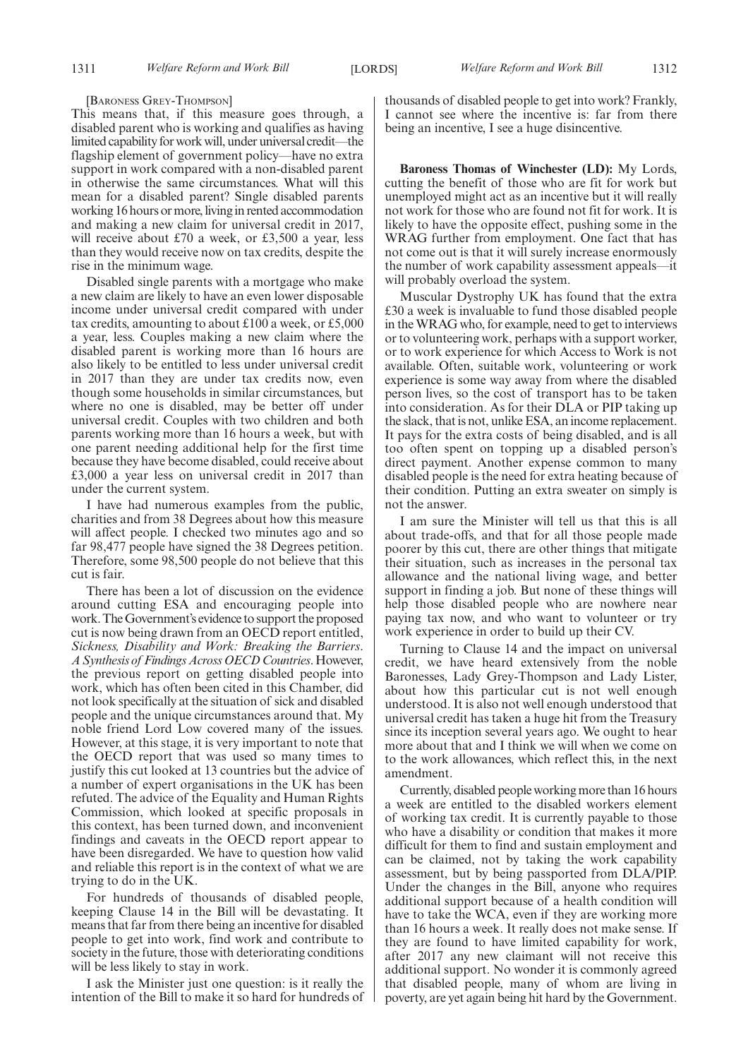[Baroness Grey-Thompson]

This means that, if this measure goes through, a disabled parent who is working and qualifies as having limited capability for work will, under universal credit—the flagship element of government policy—have no extra support in work compared with a non-disabled parent in otherwise the same circumstances. What will this mean for a disabled parent? Single disabled parents working 16 hours or more, living in rented accommodation and making a new claim for universal credit in 2017, will receive about £70 a week, or £3,500 a year, less than they would receive now on tax credits, despite the rise in the minimum wage.

Disabled single parents with a mortgage who make a new claim are likely to have an even lower disposable income under universal credit compared with under tax credits, amounting to about £100 a week, or £5,000 a year, less. Couples making a new claim where the disabled parent is working more than 16 hours are also likely to be entitled to less under universal credit in 2017 than they are under tax credits now, even though some households in similar circumstances, but where no one is disabled, may be better off under universal credit. Couples with two children and both parents working more than 16 hours a week, but with one parent needing additional help for the first time because they have become disabled, could receive about £3,000 a year less on universal credit in 2017 than under the current system.

I have had numerous examples from the public, charities and from 38 Degrees about how this measure will affect people. I checked two minutes ago and so far 98,477 people have signed the 38 Degrees petition. Therefore, some 98,500 people do not believe that this cut is fair.

There has been a lot of discussion on the evidence around cutting ESA and encouraging people into work. The Government's evidence to support the proposed cut is now being drawn from an OECD report entitled, *Sickness, Disability and Work: Breaking the Barriers. A Synthesis of Findings Across OECD Countries*. However, the previous report on getting disabled people into work, which has often been cited in this Chamber, did not look specifically at the situation of sick and disabled people and the unique circumstances around that. My noble friend Lord Low covered many of the issues. However, at this stage, it is very important to note that the OECD report that was used so many times to justify this cut looked at 13 countries but the advice of a number of expert organisations in the UK has been refuted. The advice of the Equality and Human Rights Commission, which looked at specific proposals in this context, has been turned down, and inconvenient findings and caveats in the OECD report appear to have been disregarded. We have to question how valid and reliable this report is in the context of what we are trying to do in the UK.

For hundreds of thousands of disabled people, keeping Clause 14 in the Bill will be devastating. It means that far from there being an incentive for disabled people to get into work, find work and contribute to society in the future, those with deteriorating conditions will be less likely to stay in work.

I ask the Minister just one question: is it really the intention of the Bill to make it so hard for hundreds of thousands of disabled people to get into work? Frankly, I cannot see where the incentive is: far from there being an incentive, I see a huge disincentive.

**Baroness Thomas of Winchester (LD):** My Lords, cutting the benefit of those who are fit for work but unemployed might act as an incentive but it will really not work for those who are found not fit for work. It is likely to have the opposite effect, pushing some in the WRAG further from employment. One fact that has not come out is that it will surely increase enormously the number of work capability assessment appeals—it will probably overload the system.

Muscular Dystrophy UK has found that the extra £30 a week is invaluable to fund those disabled people in the WRAG who, for example, need to get to interviews or to volunteering work, perhaps with a support worker, or to work experience for which Access to Work is not available. Often, suitable work, volunteering or work experience is some way away from where the disabled person lives, so the cost of transport has to be taken into consideration. As for their DLA or PIP taking up the slack, that is not, unlike ESA, an income replacement. It pays for the extra costs of being disabled, and is all too often spent on topping up a disabled person's direct payment. Another expense common to many disabled people is the need for extra heating because of their condition. Putting an extra sweater on simply is not the answer.

I am sure the Minister will tell us that this is all about trade-offs, and that for all those people made poorer by this cut, there are other things that mitigate their situation, such as increases in the personal tax allowance and the national living wage, and better support in finding a job. But none of these things will help those disabled people who are nowhere near paying tax now, and who want to volunteer or try work experience in order to build up their CV.

Turning to Clause 14 and the impact on universal credit, we have heard extensively from the noble Baronesses, Lady Grey-Thompson and Lady Lister, about how this particular cut is not well enough understood. It is also not well enough understood that universal credit has taken a huge hit from the Treasury since its inception several years ago. We ought to hear more about that and I think we will when we come on to the work allowances, which reflect this, in the next amendment.

Currently, disabled people working more than 16 hours a week are entitled to the disabled workers element of working tax credit. It is currently payable to those who have a disability or condition that makes it more difficult for them to find and sustain employment and can be claimed, not by taking the work capability assessment, but by being passported from DLA/PIP. Under the changes in the Bill, anyone who requires additional support because of a health condition will have to take the WCA, even if they are working more than 16 hours a week. It really does not make sense. If they are found to have limited capability for work, after 2017 any new claimant will not receive this additional support. No wonder it is commonly agreed that disabled people, many of whom are living in poverty, are yet again being hit hard by the Government.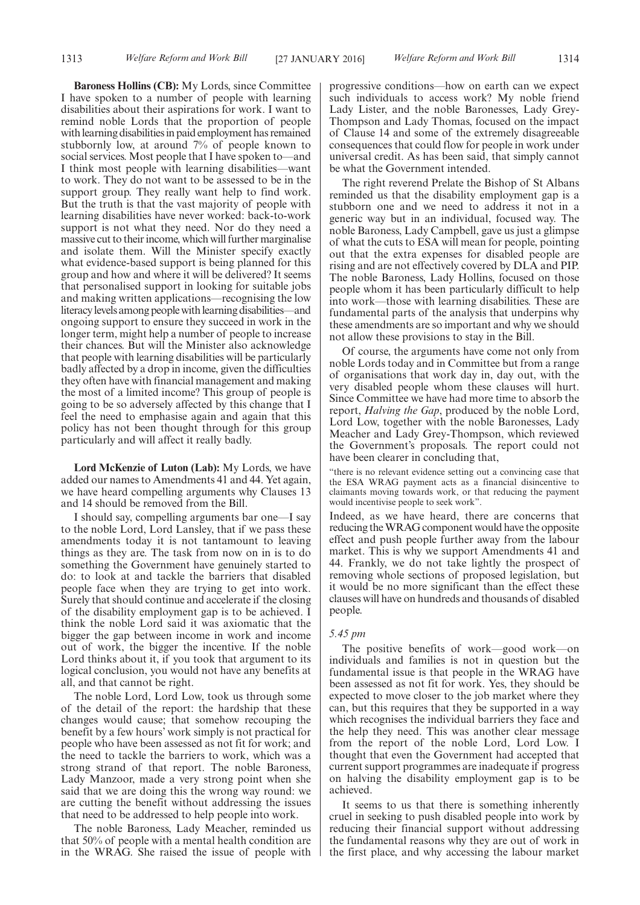**Baroness Hollins (CB):** My Lords, since Committee I have spoken to a number of people with learning disabilities about their aspirations for work. I want to remind noble Lords that the proportion of people with learning disabilities in paid employment has remained stubbornly low, at around 7% of people known to social services. Most people that I have spoken to—and I think most people with learning disabilities—want to work. They do not want to be assessed to be in the support group. They really want help to find work. But the truth is that the vast majority of people with learning disabilities have never worked: back-to-work support is not what they need. Nor do they need a massive cut to their income, which will further marginalise and isolate them. Will the Minister specify exactly what evidence-based support is being planned for this group and how and where it will be delivered? It seems that personalised support in looking for suitable jobs and making written applications—recognising the low literacy levels among people with learning disabilities—and ongoing support to ensure they succeed in work in the longer term, might help a number of people to increase their chances. But will the Minister also acknowledge that people with learning disabilities will be particularly badly affected by a drop in income, given the difficulties they often have with financial management and making the most of a limited income? This group of people is going to be so adversely affected by this change that I feel the need to emphasise again and again that this policy has not been thought through for this group particularly and will affect it really badly.

**Lord McKenzie of Luton (Lab):** My Lords, we have added our names to Amendments 41 and 44. Yet again, we have heard compelling arguments why Clauses 13 and 14 should be removed from the Bill.

I should say, compelling arguments bar one—I say to the noble Lord, Lord Lansley, that if we pass these amendments today it is not tantamount to leaving things as they are. The task from now on in is to do something the Government have genuinely started to do: to look at and tackle the barriers that disabled people face when they are trying to get into work. Surely that should continue and accelerate if the closing of the disability employment gap is to be achieved. I think the noble Lord said it was axiomatic that the bigger the gap between income in work and income out of work, the bigger the incentive. If the noble Lord thinks about it, if you took that argument to its logical conclusion, you would not have any benefits at all, and that cannot be right.

The noble Lord, Lord Low, took us through some of the detail of the report: the hardship that these changes would cause; that somehow recouping the benefit by a few hours' work simply is not practical for people who have been assessed as not fit for work; and the need to tackle the barriers to work, which was a strong strand of that report. The noble Baroness, Lady Manzoor, made a very strong point when she said that we are doing this the wrong way round: we are cutting the benefit without addressing the issues that need to be addressed to help people into work.

The noble Baroness, Lady Meacher, reminded us that 50% of people with a mental health condition are in the WRAG. She raised the issue of people with progressive conditions—how on earth can we expect such individuals to access work? My noble friend Lady Lister, and the noble Baronesses, Lady Grey-Thompson and Lady Thomas, focused on the impact of Clause 14 and some of the extremely disagreeable consequences that could flow for people in work under universal credit. As has been said, that simply cannot be what the Government intended.

The right reverend Prelate the Bishop of St Albans reminded us that the disability employment gap is a stubborn one and we need to address it not in a generic way but in an individual, focused way. The noble Baroness, Lady Campbell, gave us just a glimpse of what the cuts to ESA will mean for people, pointing out that the extra expenses for disabled people are rising and are not effectively covered by DLA and PIP. The noble Baroness, Lady Hollins, focused on those people whom it has been particularly difficult to help into work—those with learning disabilities. These are fundamental parts of the analysis that underpins why these amendments are so important and why we should not allow these provisions to stay in the Bill.

Of course, the arguments have come not only from noble Lords today and in Committee but from a range of organisations that work day in, day out, with the very disabled people whom these clauses will hurt. Since Committee we have had more time to absorb the report, *Halving the Gap*, produced by the noble Lord, Lord Low, together with the noble Baronesses, Lady Meacher and Lady Grey-Thompson, which reviewed the Government's proposals. The report could not have been clearer in concluding that,

"there is no relevant evidence setting out a convincing case that the ESA WRAG payment acts as a financial disincentive to claimants moving towards work, or that reducing the payment would incentivise people to seek work".

Indeed, as we have heard, there are concerns that reducing the WRAG component would have the opposite effect and push people further away from the labour market. This is why we support Amendments 41 and 44. Frankly, we do not take lightly the prospect of removing whole sections of proposed legislation, but it would be no more significant than the effect these clauses will have on hundreds and thousands of disabled people.

*5.45 pm*

The positive benefits of work—good work—on individuals and families is not in question but the fundamental issue is that people in the WRAG have been assessed as not fit for work. Yes, they should be expected to move closer to the job market where they can, but this requires that they be supported in a way which recognises the individual barriers they face and the help they need. This was another clear message from the report of the noble Lord, Lord Low. I thought that even the Government had accepted that current support programmes are inadequate if progress on halving the disability employment gap is to be achieved.

It seems to us that there is something inherently cruel in seeking to push disabled people into work by reducing their financial support without addressing the fundamental reasons why they are out of work in the first place, and why accessing the labour market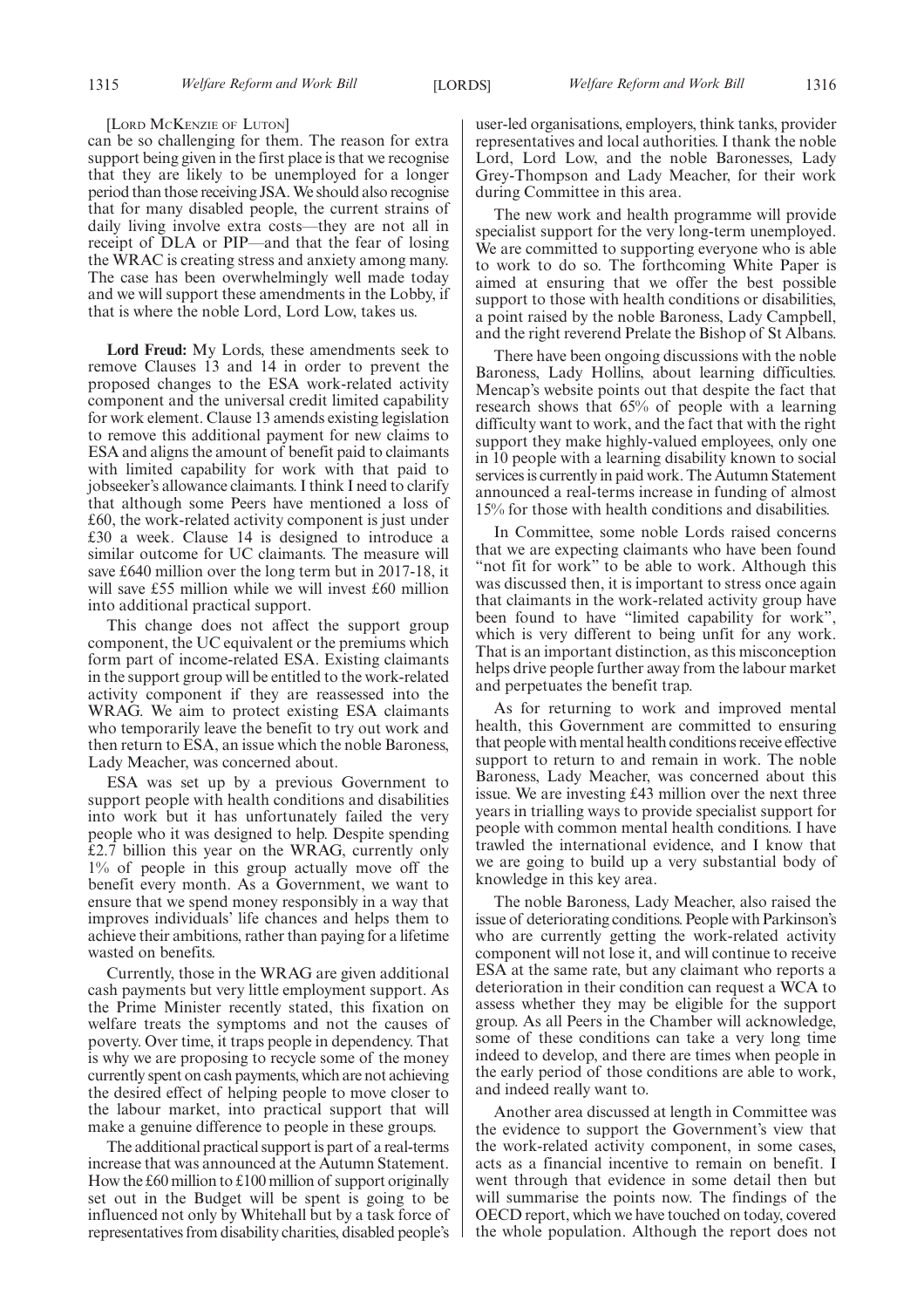[LORD MCKENZIE OF LUTON]

can be so challenging for them. The reason for extra support being given in the first place is that we recognise that they are likely to be unemployed for a longer period than those receiving JSA. We should also recognise that for many disabled people, the current strains of daily living involve extra costs—they are not all in receipt of DLA or PIP—and that the fear of losing the WRAC is creating stress and anxiety among many. The case has been overwhelmingly well made today and we will support these amendments in the Lobby, if that is where the noble Lord, Lord Low, takes us.

**Lord Freud:** My Lords, these amendments seek to remove Clauses 13 and 14 in order to prevent the proposed changes to the ESA work-related activity component and the universal credit limited capability for work element. Clause 13 amends existing legislation to remove this additional payment for new claims to ESA and aligns the amount of benefit paid to claimants with limited capability for work with that paid to jobseeker's allowance claimants. I think I need to clarify that although some Peers have mentioned a loss of £60, the work-related activity component is just under £30 a week. Clause 14 is designed to introduce a similar outcome for UC claimants. The measure will save £640 million over the long term but in 2017-18, it will save £55 million while we will invest £60 million into additional practical support.

This change does not affect the support group component, the UC equivalent or the premiums which form part of income-related ESA. Existing claimants in the support group will be entitled to the work-related activity component if they are reassessed into the WRAG. We aim to protect existing ESA claimants who temporarily leave the benefit to try out work and then return to ESA, an issue which the noble Baroness, Lady Meacher, was concerned about.

ESA was set up by a previous Government to support people with health conditions and disabilities into work but it has unfortunately failed the very people who it was designed to help. Despite spending £2.7 billion this year on the WRAG, currently only 1% of people in this group actually move off the benefit every month. As a Government, we want to ensure that we spend money responsibly in a way that improves individuals' life chances and helps them to achieve their ambitions, rather than paying for a lifetime wasted on benefits.

Currently, those in the WRAG are given additional cash payments but very little employment support. As the Prime Minister recently stated, this fixation on welfare treats the symptoms and not the causes of poverty. Over time, it traps people in dependency. That is why we are proposing to recycle some of the money currently spent on cash payments, which are not achieving the desired effect of helping people to move closer to the labour market, into practical support that will make a genuine difference to people in these groups.

The additional practical support is part of a real-terms increase that was announced at the Autumn Statement. How the £60 million to £100 million of support originally set out in the Budget will be spent is going to be influenced not only by Whitehall but by a task force of representatives from disability charities, disabled people's user-led organisations, employers, think tanks, provider representatives and local authorities. I thank the noble Lord, Lord Low, and the noble Baronesses, Lady Grey-Thompson and Lady Meacher, for their work during Committee in this area.

The new work and health programme will provide specialist support for the very long-term unemployed. We are committed to supporting everyone who is able to work to do so. The forthcoming White Paper is aimed at ensuring that we offer the best possible support to those with health conditions or disabilities, a point raised by the noble Baroness, Lady Campbell, and the right reverend Prelate the Bishop of St Albans.

There have been ongoing discussions with the noble Baroness, Lady Hollins, about learning difficulties. Mencap's website points out that despite the fact that research shows that 65% of people with a learning difficulty want to work, and the fact that with the right support they make highly-valued employees, only one in 10 people with a learning disability known to social services is currently in paid work. The Autumn Statement announced a real-terms increase in funding of almost 15% for those with health conditions and disabilities.

In Committee, some noble Lords raised concerns that we are expecting claimants who have been found "not fit for work" to be able to work. Although this was discussed then, it is important to stress once again that claimants in the work-related activity group have been found to have "limited capability for work", which is very different to being unfit for any work. That is an important distinction, as this misconception helps drive people further away from the labour market and perpetuates the benefit trap.

As for returning to work and improved mental health, this Government are committed to ensuring that people with mental health conditions receive effective support to return to and remain in work. The noble Baroness, Lady Meacher, was concerned about this issue. We are investing £43 million over the next three years in trialling ways to provide specialist support for people with common mental health conditions. I have trawled the international evidence, and I know that we are going to build up a very substantial body of knowledge in this key area.

The noble Baroness, Lady Meacher, also raised the issue of deteriorating conditions. People with Parkinson's who are currently getting the work-related activity component will not lose it, and will continue to receive ESA at the same rate, but any claimant who reports a deterioration in their condition can request a WCA to assess whether they may be eligible for the support group. As all Peers in the Chamber will acknowledge, some of these conditions can take a very long time indeed to develop, and there are times when people in the early period of those conditions are able to work, and indeed really want to.

Another area discussed at length in Committee was the evidence to support the Government's view that the work-related activity component, in some cases, acts as a financial incentive to remain on benefit. I went through that evidence in some detail then but will summarise the points now. The findings of the OECD report, which we have touched on today, covered the whole population. Although the report does not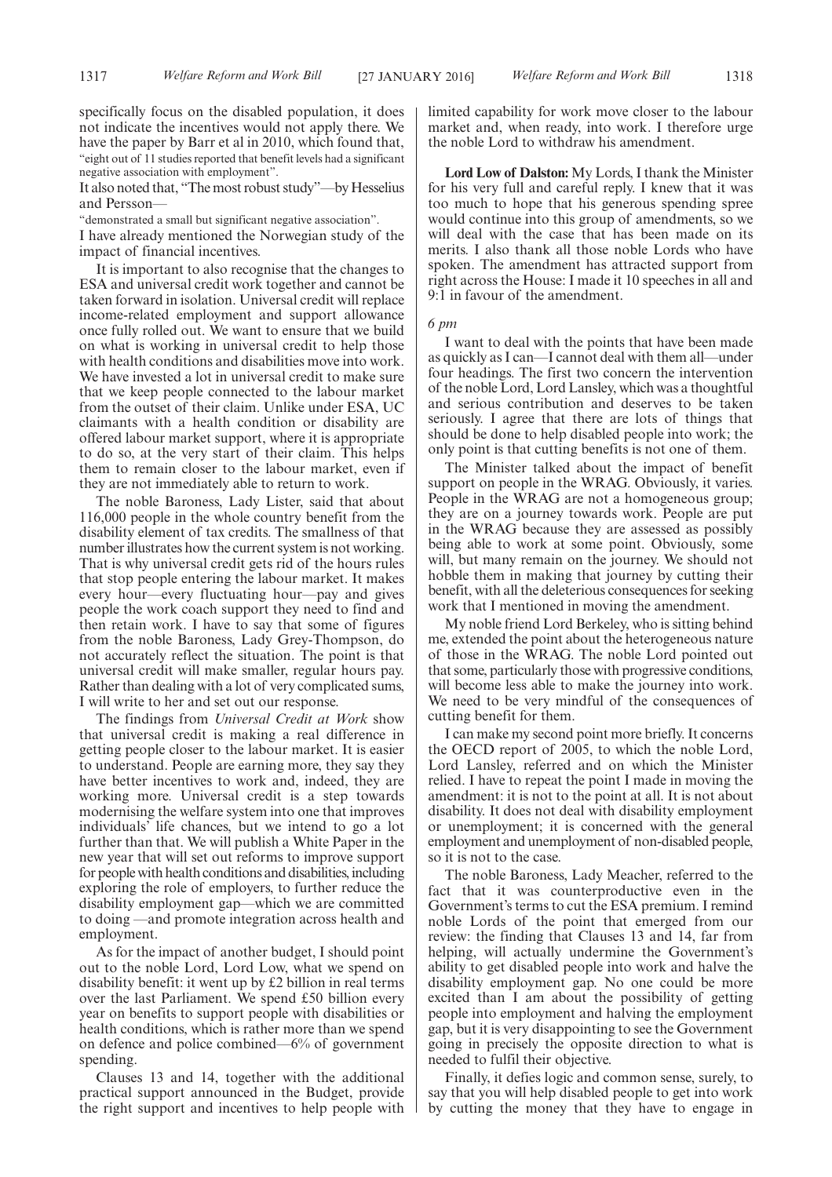specifically focus on the disabled population, it does not indicate the incentives would not apply there. We have the paper by Barr et al in 2010, which found that,

"eight out of 11 studies reported that benefit levels had a significant negative association with employment".

It also noted that, "The most robust study"—by Hesselius and Persson—

"demonstrated a small but significant negative association".

I have already mentioned the Norwegian study of the impact of financial incentives.

It is important to also recognise that the changes to ESA and universal credit work together and cannot be taken forward in isolation. Universal credit will replace income-related employment and support allowance once fully rolled out. We want to ensure that we build on what is working in universal credit to help those with health conditions and disabilities move into work. We have invested a lot in universal credit to make sure that we keep people connected to the labour market from the outset of their claim. Unlike under ESA, UC claimants with a health condition or disability are offered labour market support, where it is appropriate to do so, at the very start of their claim. This helps them to remain closer to the labour market, even if they are not immediately able to return to work.

The noble Baroness, Lady Lister, said that about 116,000 people in the whole country benefit from the disability element of tax credits. The smallness of that number illustrates how the current system is not working. That is why universal credit gets rid of the hours rules that stop people entering the labour market. It makes every hour—every fluctuating hour—pay and gives people the work coach support they need to find and then retain work. I have to say that some of figures from the noble Baroness, Lady Grey-Thompson, do not accurately reflect the situation. The point is that universal credit will make smaller, regular hours pay. Rather than dealing with a lot of very complicated sums, I will write to her and set out our response.

The findings from *Universal Credit at Work* show that universal credit is making a real difference in getting people closer to the labour market. It is easier to understand. People are earning more, they say they have better incentives to work and, indeed, they are working more. Universal credit is a step towards modernising the welfare system into one that improves individuals' life chances, but we intend to go a lot further than that. We will publish a White Paper in the new year that will set out reforms to improve support for people with health conditions and disabilities, including exploring the role of employers, to further reduce the disability employment gap—which we are committed to doing —and promote integration across health and employment.

As for the impact of another budget, I should point out to the noble Lord, Lord Low, what we spend on disability benefit: it went up by £2 billion in real terms over the last Parliament. We spend £50 billion every year on benefits to support people with disabilities or health conditions, which is rather more than we spend on defence and police combined—6% of government spending.

Clauses 13 and 14, together with the additional practical support announced in the Budget, provide the right support and incentives to help people with limited capability for work move closer to the labour market and, when ready, into work. I therefore urge the noble Lord to withdraw his amendment.

**Lord Low of Dalston:** My Lords, I thank the Minister for his very full and careful reply. I knew that it was too much to hope that his generous spending spree would continue into this group of amendments, so we will deal with the case that has been made on its merits. I also thank all those noble Lords who have spoken. The amendment has attracted support from right across the House: I made it 10 speeches in all and 9:1 in favour of the amendment.

*6 pm*

I want to deal with the points that have been made as quickly as I can—I cannot deal with them all—under four headings. The first two concern the intervention of the noble Lord, Lord Lansley, which was a thoughtful and serious contribution and deserves to be taken seriously. I agree that there are lots of things that should be done to help disabled people into work; the only point is that cutting benefits is not one of them.

The Minister talked about the impact of benefit support on people in the WRAG. Obviously, it varies. People in the WRAG are not a homogeneous group; they are on a journey towards work. People are put in the WRAG because they are assessed as possibly being able to work at some point. Obviously, some will, but many remain on the journey. We should not hobble them in making that journey by cutting their benefit, with all the deleterious consequences for seeking work that I mentioned in moving the amendment.

My noble friend Lord Berkeley, who is sitting behind me, extended the point about the heterogeneous nature of those in the WRAG. The noble Lord pointed out that some, particularly those with progressive conditions, will become less able to make the journey into work. We need to be very mindful of the consequences of cutting benefit for them.

I can make my second point more briefly. It concerns the OECD report of 2005, to which the noble Lord, Lord Lansley, referred and on which the Minister relied. I have to repeat the point I made in moving the amendment: it is not to the point at all. It is not about disability. It does not deal with disability employment or unemployment; it is concerned with the general employment and unemployment of non-disabled people, so it is not to the case.

The noble Baroness, Lady Meacher, referred to the fact that it was counterproductive even in the Government's terms to cut the ESA premium. I remind noble Lords of the point that emerged from our review: the finding that Clauses 13 and 14, far from helping, will actually undermine the Government's ability to get disabled people into work and halve the disability employment gap. No one could be more excited than I am about the possibility of getting people into employment and halving the employment gap, but it is very disappointing to see the Government going in precisely the opposite direction to what is needed to fulfil their objective.

Finally, it defies logic and common sense, surely, to say that you will help disabled people to get into work by cutting the money that they have to engage in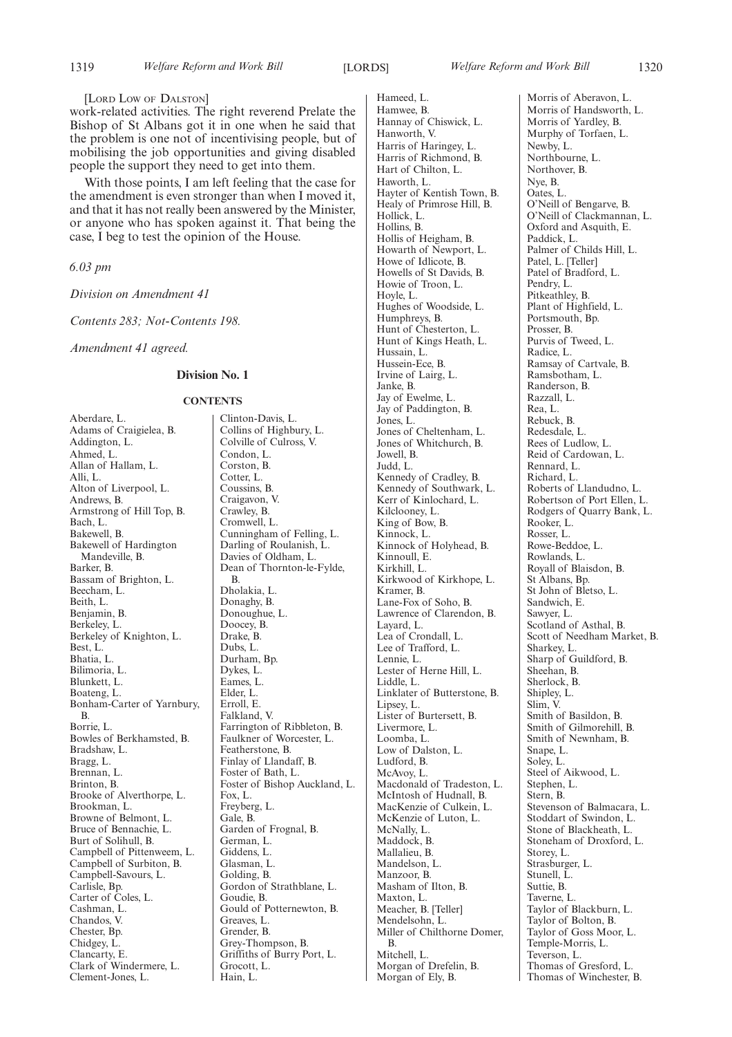[LORD LOW OF DALSTON]

work-related activities. The right reverend Prelate the Bishop of St Albans got it in one when he said that the problem is one not of incentivising people, but of mobilising the job opportunities and giving disabled people the support they need to get into them.

With those points, I am left feeling that the case for the amendment is even stronger than when I moved it, and that it has not really been answered by the Minister, or anyone who has spoken against it. That being the case, I beg to test the opinion of the House.

*6.03 pm*

*Division on Amendment 41*

*Contents 283; Not-Contents 198.*

*Amendment 41 agreed.*

### Division No. 1

#### CONTENTS

Aberdare, L.
Adams of Craigielea, B.
Addington, L.
Ahmed, L.
Allan of Hallam, L.
Alli, L.
Alton of Liverpool, L.
Andrews, B.
Armstrong of Hill Top, B.
Bach, L.
Bakewell, B.
Bakewell of Hardington Mandeville, B.
Barker, B.
Bassam of Brighton, L.
Beecham, L.
Beith, L.
Benjamin, B.
Berkeley, L.
Berkeley of Knighton, L.
Best, L.
Bhatia, L.
Bilimoria, L.
Blunkett, L.
Boateng, L.
Bonham-Carter of Yarnbury, B.
Borrie, L.
Bowles of Berkhamsted, B.
Bradshaw, L.
Bragg, L.
Brennan, L.
Brinton, B.
Brooke of Alverthorpe, L.
Brookman, L.
Browne of Belmont, L.
Bruce of Bennachie, L.
Burt of Solihull, B.
Campbell of Pittenweem, L.
Campbell of Surbiton, B.
Campbell-Savours, L.
Carlisle, Bp.
Carter of Coles, L.
Cashman, L.
Chandos, V.
Chester, Bp.
Chidgey, L.
Clancarty, E.
Clark of Windermere, L.
Clement-Jones, L.
Clinton-Davis, L.
Collins of Highbury, L.
Colville of Culross, V.
Condon, L.
Corston, B.
Cotter, L.
Coussins, B.
Craigavon, V.
Crawley, B.
Cromwell, L.
Cunningham of Felling, L.
Darling of Roulanish, L.
Davies of Oldham, L.
Dean of Thornton-le-Fylde, B.
Dholakia, L.
Donaghy, B.
Donoughue, L.
Doocey, B.
Drake, B.
Dubs, L.
Durham, Bp.
Dykes, L.
Eames, L.
Elder, L.
Erroll, E.
Falkland, V.
Farrington of Ribbleton, B.
Faulkner of Worcester, L.
Featherstone, B.
Finlay of Llandaff, B.
Foster of Bath, L.
Foster of Bishop Auckland, L.
Fox, L.
Freyberg, L.
Gale, B.
Garden of Frognal, B.
German, L.
Giddens, L.
Glasman, L.
Golding, B.
Gordon of Strathblane, L.
Goudie, B.
Gould of Potternewton, B.
Greaves, L.
Grender, B.
Grey-Thompson, B.
Griffiths of Burry Port, L.
Grocott, L.
Hain, L.
Hameed, L.
Hamwee, B.
Hannay of Chiswick, L.
Hanworth, V.
Harris of Haringey, L.
Harris of Richmond, B.
Hart of Chilton, L.
Haworth, L.
Hayter of Kentish Town, B.
Healy of Primrose Hill, B.
Hollick, L.
Hollins, B.
Hollis of Heigham, B.
Howarth of Newport, L.
Howe of Idlicote, B.
Howells of St Davids, B.
Howie of Troon, L.
Hoyle, L.
Hughes of Woodside, L.
Humphreys, B.
Hunt of Chesterton, L.
Hunt of Kings Heath, L.
Hussain, L.
Hussein-Ece, B.
Irvine of Lairg, L.
Janke, B.
Jay of Ewelme, L.
Jay of Paddington, B.
Jones, L.
Jones of Cheltenham, L.
Jones of Whitchurch, B.
Jowell, B.
Judd, L.
Kennedy of Cradley, B.
Kennedy of Southwark, L.
Kerr of Kinlochard, L.
Kilclooney, L.
King of Bow, B.
Kinnock, L.
Kinnock of Holyhead, B.
Kinnoull, E.
Kirkhill, L.
Kirkwood of Kirkhope, L.
Kramer, B.
Lane-Fox of Soho, B.
Lawrence of Clarendon, B.
Layard, L.
Lea of Crondall, L.
Lee of Trafford, L.
Lennie, L.
Lester of Herne Hill, L.
Liddle, L.
Linklater of Butterstone, B.
Lipsey, L.
Lister of Burtersett, B.
Livermore, L.
Loomba, L.
Low of Dalston, L.
Ludford, B.
McAvoy, L.
Macdonald of Tradeston, L.
McIntosh of Hudnall, B.
MacKenzie of Culkein, L.
McKenzie of Luton, L.
McNally, L.
Maddock, B.
Mallalieu, B.
Mandelson, L.
Manzoor, B.
Masham of Ilton, B.
Maxton, L.
Meacher, B. [Teller]
Mendelsohn, L.
Miller of Chilthorne Domer, B.
Mitchell, L.
Morgan of Drefelin, B.
Morgan of Ely, B.
Morris of Aberavon, L.
Morris of Handsworth, L.
Morris of Yardley, B.
Murphy of Torfaen, L.
Newby, L.
Northbourne, L.
Northover, B.
Nye, B.
Oates, L.
O'Neill of Bengarve, B.
O'Neill of Clackmannan, L.
Oxford and Asquith, E.
Paddick, L.
Palmer of Childs Hill, L.
Patel, L. [Teller]
Patel of Bradford, L.
Pendry, L.
Pitkeathley, B.
Plant of Highfield, L.
Portsmouth, Bp.
Prosser, B.
Purvis of Tweed, L.
Radice, L.
Ramsay of Cartvale, B.
Ramsbotham, L.
Randerson, B.
Razzall, L.
Rea, L.
Rebuck, B.
Redesdale, L.
Rees of Ludlow, L.
Reid of Cardowan, L.
Rennard, L.
Richard, L.
Roberts of Llandudno, L.
Robertson of Port Ellen, L.
Rodgers of Quarry Bank, L.
Rooker, L.
Rosser, L.
Rowe-Beddoe, L.
Rowlands, L.
Royall of Blaisdon, B.
St Albans, Bp.
St John of Bletso, L.
Sandwich, E.
Sawyer, L.
Scotland of Asthal, B.
Scott of Needham Market, B.
Sharkey, L.
Sharp of Guildford, B.
Sheehan, B.
Sherlock, B.
Shipley, L.
Slim, V.
Smith of Basildon, B.
Smith of Gilmorehill, B.
Smith of Newnham, B.
Snape, L.
Soley, L.
Steel of Aikwood, L.
Stephen, L.
Stern, B.
Stevenson of Balmacara, L.
Stoddart of Swindon, L.
Stone of Blackheath, L.
Stoneham of Droxford, L.
Storey, L.
Strasburger, L.
Stunell, L.
Suttie, B.
Taverne, L.
Taylor of Blackburn, L.
Taylor of Bolton, B.
Taylor of Goss Moor, L.
Temple-Morris, L.
Teverson, L.
Thomas of Gresford, L.
Thomas of Winchester, B.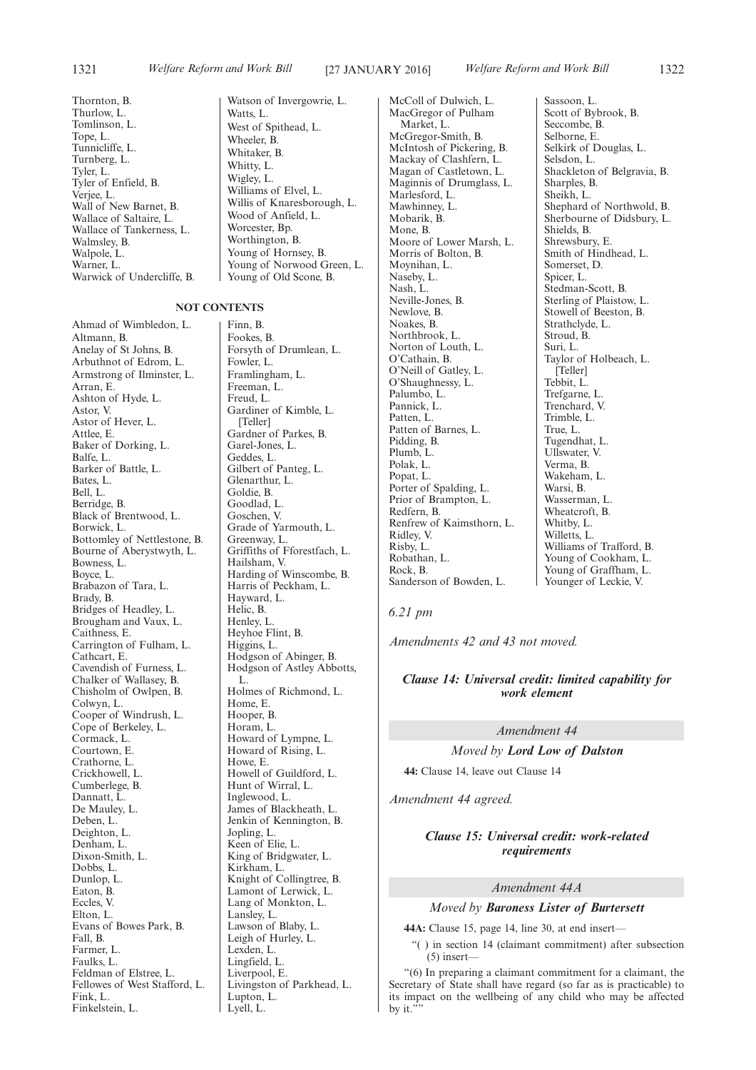Thornton, B.
Thurlow, L.
Tomlinson, L.
Tope, L.
Tunnicliffe, L.
Turnberg, L.
Tyler, L.
Tyler of Enfield, B.
Verjee, L.
Wall of New Barnet, B.
Wallace of Saltaire, L.
Wallace of Tankerness, L.
Walmsley, B.
Walpole, L.
Warner, L.
Warwick of Undercliffe, B.
Watson of Invergowrie, L.
Watts, L.
West of Spithead, L.
Wheeler, B.
Whitaker, B.
Whitty, L.
Wigley, L.
Williams of Elvel, L.
Willis of Knaresborough, L.
Wood of Anfield, L.
Worcester, Bp.
Worthington, B.
Young of Hornsey, B.
Young of Norwood Green, L.
Young of Old Scone, B.

**NOT CONTENTS**

Ahmad of Wimbledon, L.
Altmann, B.
Anelay of St Johns, B.
Arbuthnot of Edrom, L.
Armstrong of Ilminster, L.
Arran, E.
Ashton of Hyde, L.
Astor, V.
Astor of Hever, L.
Attlee, E.
Baker of Dorking, L.
Balfe, L.
Barker of Battle, L.
Bates, L.
Bell, L.
Berridge, B.
Black of Brentwood, L.
Borwick, L.
Bottomley of Nettlestone, B.
Bourne of Aberystwyth, L.
Bowness, L.
Boyce, L.
Brabazon of Tara, L.
Brady, B.
Bridges of Headley, L.
Brougham and Vaux, L.
Caithness, E.
Carrington of Fulham, L.
Cathcart, E.
Cavendish of Furness, L.
Chalker of Wallasey, B.
Chisholm of Owlpen, B.
Colwyn, L.
Cooper of Windrush, L.
Cope of Berkeley, L.
Cormack, L.
Courtown, E.
Crathorne, L.
Crickhowell, L.
Cumberlege, B.
Dannatt, L.
De Mauley, L.
Deben, L.
Deighton, L.
Denham, L.
Dixon-Smith, L.
Dobbs, L.
Dunlop, L.
Eaton, B.
Eccles, V.
Elton, L.
Evans of Bowes Park, B.
Fall, B.
Farmer, L.
Faulks, L.
Feldman of Elstree, L.
Fellowes of West Stafford, L.
Fink, L.
Finkelstein, L.
Finn, B.
Fookes, B.
Forsyth of Drumlean, L.
Fowler, L.
Framlingham, L.
Freeman, L.
Freud, L.
Gardiner of Kimble, L. [Teller]
Gardner of Parkes, B.
Garel-Jones, L.
Geddes, L.
Gilbert of Panteg, L.
Glenarthur, L.
Goldie, B.
Goodlad, L.
Goschen, V.
Grade of Yarmouth, L.
Greenway, L.
Griffiths of Fforestfach, L.
Hailsham, V.
Harding of Winscombe, B.
Harris of Peckham, L.
Hayward, L.
Helic, B.
Henley, L.
Heyhoe Flint, B.
Higgins, L.
Hodgson of Abinger, B.
Hodgson of Astley Abbotts, L.
Holmes of Richmond, L.
Home, E.
Hooper, B.
Horam, L.
Howard of Lympne, L.
Howard of Rising, L.
Howe, E.
Howell of Guildford, L.
Hunt of Wirral, L.
Inglewood, L.
James of Blackheath, L.
Jenkin of Kennington, B.
Jopling, L.
Keen of Elie, L.
King of Bridgwater, L.
Kirkham, L.
Knight of Collingtree, B.
Lamont of Lerwick, L.
Lang of Monkton, L.
Lansley, L.
Lawson of Blaby, L.
Leigh of Hurley, L.
Lexden, L.
Lingfield, L.
Liverpool, E.
Livingston of Parkhead, L.
Lupton, L.
Lyell, L.
McColl of Dulwich, L.
MacGregor of Pulham Market, L.
McGregor-Smith, B.
McIntosh of Pickering, B.
Mackay of Clashfern, L.
Magan of Castletown, L.
Maginnis of Drumglass, L.
Marlesford, L.
Mawhinney, L.
Mobarik, B.
Mone, B.
Moore of Lower Marsh, L.
Morris of Bolton, B.
Moynihan, L.
Naseby, L.
Nash, L.
Neville-Jones, B.
Newlove, B.
Noakes, B.
Northbrook, L.
Norton of Louth, L.
O'Cathain, B.
O'Neill of Gatley, L.
O'Shaughnessy, L.
Palumbo, L.
Pannick, L.
Patten, L.
Patten of Barnes, L.
Pidding, B.
Plumb, L.
Polak, L.
Popat, L.
Porter of Spalding, L.
Prior of Brampton, L.
Redfern, B.
Renfrew of Kaimsthorn, L.
Ridley, V.
Risby, L.
Robathan, L.
Rock, B.
Sanderson of Bowden, L.
Sassoon, L.
Scott of Bybrook, B.
Seccombe, B.
Selborne, E.
Selkirk of Douglas, L.
Selsdon, L.
Shackleton of Belgravia, B.
Sharples, B.
Sheikh, L.
Shephard of Northwold, B.
Sherbourne of Didsbury, L.
Shields, B.
Shrewsbury, E.
Smith of Hindhead, L.
Somerset, D.
Spicer, L.
Stedman-Scott, B.
Sterling of Plaistow, L.
Stowell of Beeston, B.
Strathclyde, L.
Stroud, B.
Suri, L.
Taylor of Holbeach, L. [Teller]
Tebbit, L.
Trefgarne, L.
Trenchard, V.
Trimble, L.
True, L.
Tugendhat, L.
Ullswater, V.
Verma, B.
Wakeham, L.
Warsi, B.
Wasserman, L.
Wheatcroft, B.
Whitby, L.
Willetts, L.
Williams of Trafford, B.
Young of Cookham, L.
Young of Graffham, L.
Younger of Leckie, V.

*6.21 pm*

*Amendments 42 and 43 not moved.*

### *Clause 14: Universal credit: limited capability for work element*

*Amendment 44*

*Moved by* ***Lord Low of Dalston***

**44:** Clause 14, leave out Clause 14

*Amendment 44 agreed.*

### *Clause 15: Universal credit: work-related requirements*

*Amendment 44A*

*Moved by* ***Baroness Lister of Burtersett***

**44A:** Clause 15, page 14, line 30, at end insert—

"( ) in section 14 (claimant commitment) after subsection (5) insert—

"(6) In preparing a claimant commitment for a claimant, the Secretary of State shall have regard (so far as is practicable) to its impact on the wellbeing of any child who may be affected by it.""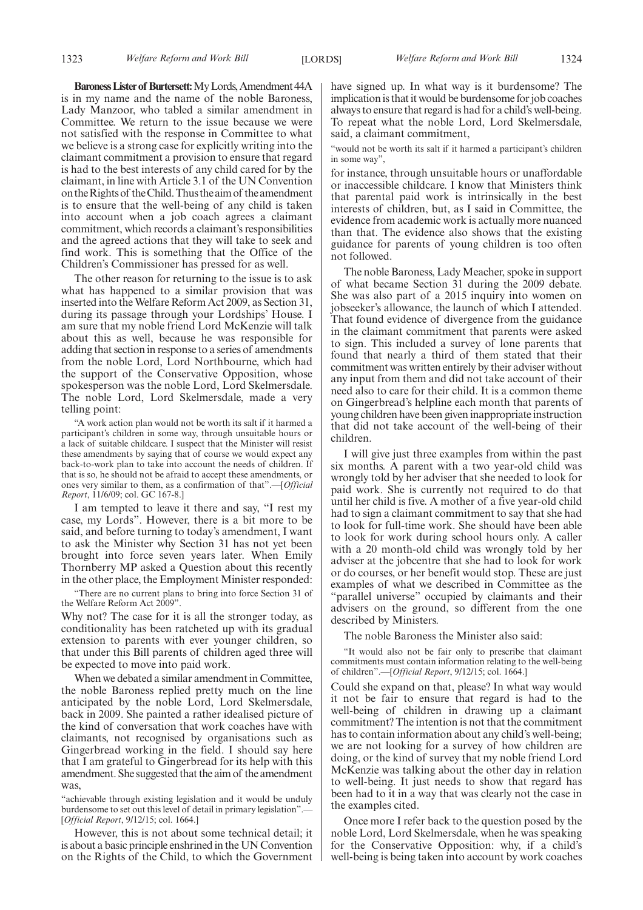**Baroness Lister of Burtersett:** My Lords, Amendment 44A is in my name and the name of the noble Baroness, Lady Manzoor, who tabled a similar amendment in Committee. We return to the issue because we were not satisfied with the response in Committee to what we believe is a strong case for explicitly writing into the claimant commitment a provision to ensure that regard is had to the best interests of any child cared for by the claimant, in line with Article 3.1 of the UN Convention on the Rights of the Child. Thus the aim of the amendment is to ensure that the well-being of any child is taken into account when a job coach agrees a claimant commitment, which records a claimant's responsibilities and the agreed actions that they will take to seek and find work. This is something that the Office of the Children's Commissioner has pressed for as well.

The other reason for returning to the issue is to ask what has happened to a similar provision that was inserted into the Welfare Reform Act 2009, as Section 31, during its passage through your Lordships' House. I am sure that my noble friend Lord McKenzie will talk about this as well, because he was responsible for adding that section in response to a series of amendments from the noble Lord, Lord Northbourne, which had the support of the Conservative Opposition, whose spokesperson was the noble Lord, Lord Skelmersdale. The noble Lord, Lord Skelmersdale, made a very telling point:

> "A work action plan would not be worth its salt if it harmed a participant's children in some way, through unsuitable hours or a lack of suitable childcare. I suspect that the Minister will resist these amendments by saying that of course we would expect any back-to-work plan to take into account the needs of children. If that is so, he should not be afraid to accept these amendments, or ones very similar to them, as a confirmation of that".—[*Official Report*, 11/6/09; col. GC 167-8.]

I am tempted to leave it there and say, "I rest my case, my Lords". However, there is a bit more to be said, and before turning to today's amendment, I want to ask the Minister why Section 31 has not yet been brought into force seven years later. When Emily Thornberry MP asked a Question about this recently in the other place, the Employment Minister responded:

> "There are no current plans to bring into force Section 31 of the Welfare Reform Act 2009".

Why not? The case for it is all the stronger today, as conditionality has been ratcheted up with its gradual extension to parents with ever younger children, so that under this Bill parents of children aged three will be expected to move into paid work.

When we debated a similar amendment in Committee, the noble Baroness replied pretty much on the line anticipated by the noble Lord, Lord Skelmersdale, back in 2009. She painted a rather idealised picture of the kind of conversation that work coaches have with claimants, not recognised by organisations such as Gingerbread working in the field. I should say here that I am grateful to Gingerbread for its help with this amendment. She suggested that the aim of the amendment was,

> "achievable through existing legislation and it would be unduly burdensome to set out this level of detail in primary legislation".—[*Official Report*, 9/12/15; col. 1664.]

However, this is not about some technical detail; it is about a basic principle enshrined in the UN Convention on the Rights of the Child, to which the Government have signed up. In what way is it burdensome? The implication is that it would be burdensome for job coaches always to ensure that regard is had for a child's well-being. To repeat what the noble Lord, Lord Skelmersdale, said, a claimant commitment,

> "would not be worth its salt if it harmed a participant's children in some way",

for instance, through unsuitable hours or unaffordable or inaccessible childcare. I know that Ministers think that parental paid work is intrinsically in the best interests of children, but, as I said in Committee, the evidence from academic work is actually more nuanced than that. The evidence also shows that the existing guidance for parents of young children is too often not followed.

The noble Baroness, Lady Meacher, spoke in support of what became Section 31 during the 2009 debate. She was also part of a 2015 inquiry into women on jobseeker's allowance, the launch of which I attended. That found evidence of divergence from the guidance in the claimant commitment that parents were asked to sign. This included a survey of lone parents that found that nearly a third of them stated that their commitment was written entirely by their adviser without any input from them and did not take account of their need also to care for their child. It is a common theme on Gingerbread's helpline each month that parents of young children have been given inappropriate instruction that did not take account of the well-being of their children.

I will give just three examples from within the past six months. A parent with a two year-old child was wrongly told by her adviser that she needed to look for paid work. She is currently not required to do that until her child is five. A mother of a five year-old child had to sign a claimant commitment to say that she had to look for full-time work. She should have been able to look for work during school hours only. A caller with a 20 month-old child was wrongly told by her adviser at the jobcentre that she had to look for work or do courses, or her benefit would stop. These are just examples of what we described in Committee as the "parallel universe" occupied by claimants and their advisers on the ground, so different from the one described by Ministers.

The noble Baroness the Minister also said:

> "It would also not be fair only to prescribe that claimant commitments must contain information relating to the well-being of children".—[*Official Report*, 9/12/15; col. 1664.]

Could she expand on that, please? In what way would it not be fair to ensure that regard is had to the well-being of children in drawing up a claimant commitment? The intention is not that the commitment has to contain information about any child's well-being; we are not looking for a survey of how children are doing, or the kind of survey that my noble friend Lord McKenzie was talking about the other day in relation to well-being. It just needs to show that regard has been had to it in a way that was clearly not the case in the examples cited.

Once more I refer back to the question posed by the noble Lord, Lord Skelmersdale, when he was speaking for the Conservative Opposition: why, if a child's well-being is being taken into account by work coaches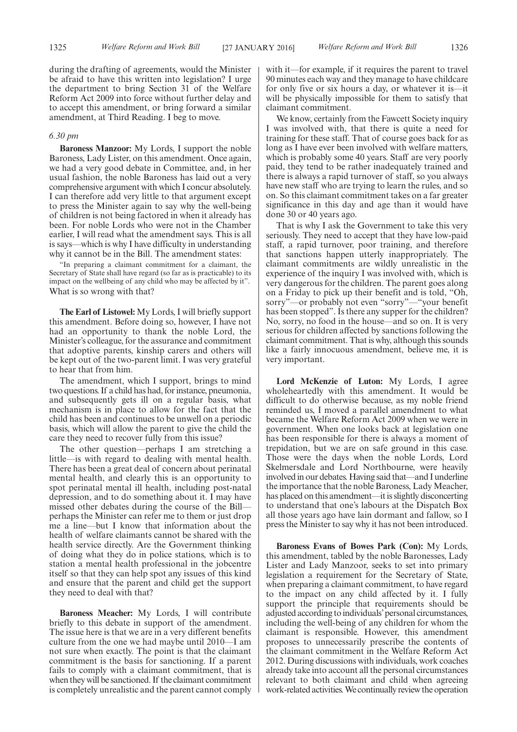during the drafting of agreements, would the Minister be afraid to have this written into legislation? I urge the department to bring Section 31 of the Welfare Reform Act 2009 into force without further delay and to accept this amendment, or bring forward a similar amendment, at Third Reading. I beg to move.

*6.30 pm*

**Baroness Manzoor:** My Lords, I support the noble Baroness, Lady Lister, on this amendment. Once again, we had a very good debate in Committee, and, in her usual fashion, the noble Baroness has laid out a very comprehensive argument with which I concur absolutely. I can therefore add very little to that argument except to press the Minister again to say why the well-being of children is not being factored in when it already has been. For noble Lords who were not in the Chamber earlier, I will read what the amendment says. This is all it says—which is why I have difficulty in understanding why it cannot be in the Bill. The amendment states:

"In preparing a claimant commitment for a claimant, the Secretary of State shall have regard (so far as is practicable) to its impact on the wellbeing of any child who may be affected by it".

What is so wrong with that?

**The Earl of Listowel:** My Lords, I will briefly support this amendment. Before doing so, however, I have not had an opportunity to thank the noble Lord, the Minister's colleague, for the assurance and commitment that adoptive parents, kinship carers and others will be kept out of the two-parent limit. I was very grateful to hear that from him.

The amendment, which I support, brings to mind two questions. If a child has had, for instance, pneumonia, and subsequently gets ill on a regular basis, what mechanism is in place to allow for the fact that the child has been and continues to be unwell on a periodic basis, which will allow the parent to give the child the care they need to recover fully from this issue?

The other question—perhaps I am stretching a little—is with regard to dealing with mental health. There has been a great deal of concern about perinatal mental health, and clearly this is an opportunity to spot perinatal mental ill health, including post-natal depression, and to do something about it. I may have missed other debates during the course of the Bill—perhaps the Minister can refer me to them or just drop me a line—but I know that information about the health of welfare claimants cannot be shared with the health service directly. Are the Government thinking of doing what they do in police stations, which is to station a mental health professional in the jobcentre itself so that they can help spot any issues of this kind and ensure that the parent and child get the support they need to deal with that?

**Baroness Meacher:** My Lords, I will contribute briefly to this debate in support of the amendment. The issue here is that we are in a very different benefits culture from the one we had maybe until 2010—I am not sure when exactly. The point is that the claimant commitment is the basis for sanctioning. If a parent fails to comply with a claimant commitment, that is when they will be sanctioned. If the claimant commitment is completely unrealistic and the parent cannot comply with it—for example, if it requires the parent to travel 90 minutes each way and they manage to have childcare for only five or six hours a day, or whatever it is—it will be physically impossible for them to satisfy that claimant commitment.

We know, certainly from the Fawcett Society inquiry I was involved with, that there is quite a need for training for these staff. That of course goes back for as long as I have ever been involved with welfare matters, which is probably some 40 years. Staff are very poorly paid, they tend to be rather inadequately trained and there is always a rapid turnover of staff, so you always have new staff who are trying to learn the rules, and so on. So this claimant commitment takes on a far greater significance in this day and age than it would have done 30 or 40 years ago.

That is why I ask the Government to take this very seriously. They need to accept that they have low-paid staff, a rapid turnover, poor training, and therefore that sanctions happen utterly inappropriately. The claimant commitments are wildly unrealistic in the experience of the inquiry I was involved with, which is very dangerous for the children. The parent goes along on a Friday to pick up their benefit and is told, "Oh, sorry"—or probably not even "sorry"—"your benefit has been stopped". Is there any supper for the children? No, sorry, no food in the house—and so on. It is very serious for children affected by sanctions following the claimant commitment. That is why, although this sounds like a fairly innocuous amendment, believe me, it is very important.

**Lord McKenzie of Luton:** My Lords, I agree wholeheartedly with this amendment. It would be difficult to do otherwise because, as my noble friend reminded us, I moved a parallel amendment to what became the Welfare Reform Act 2009 when we were in government. When one looks back at legislation one has been responsible for there is always a moment of trepidation, but we are on safe ground in this case. Those were the days when the noble Lords, Lord Skelmersdale and Lord Northbourne, were heavily involved in our debates. Having said that—and I underline the importance that the noble Baroness, Lady Meacher, has placed on this amendment—it is slightly disconcerting to understand that one's labours at the Dispatch Box all those years ago have lain dormant and fallow, so I press the Minister to say why it has not been introduced.

**Baroness Evans of Bowes Park (Con):** My Lords, this amendment, tabled by the noble Baronesses, Lady Lister and Lady Manzoor, seeks to set into primary legislation a requirement for the Secretary of State, when preparing a claimant commitment, to have regard to the impact on any child affected by it. I fully support the principle that requirements should be adjusted according to individuals' personal circumstances, including the well-being of any children for whom the claimant is responsible. However, this amendment proposes to unnecessarily prescribe the contents of the claimant commitment in the Welfare Reform Act 2012. During discussions with individuals, work coaches already take into account all the personal circumstances relevant to both claimant and child when agreeing work-related activities. We continually review the operation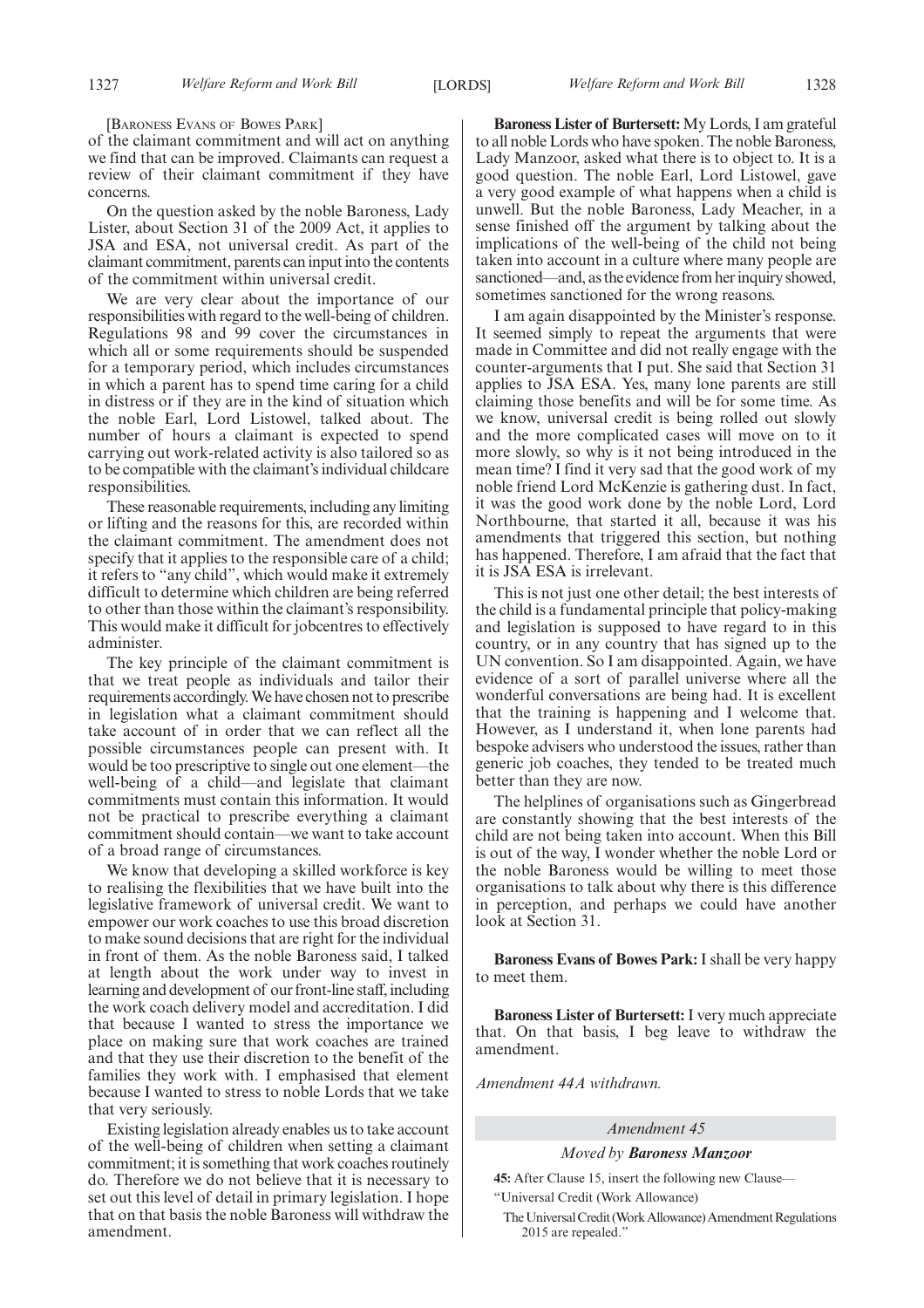[BARONESS EVANS OF BOWES PARK]

of the claimant commitment and will act on anything we find that can be improved. Claimants can request a review of their claimant commitment if they have concerns.

On the question asked by the noble Baroness, Lady Lister, about Section 31 of the 2009 Act, it applies to JSA and ESA, not universal credit. As part of the claimant commitment, parents can input into the contents of the commitment within universal credit.

We are very clear about the importance of our responsibilities with regard to the well-being of children. Regulations 98 and 99 cover the circumstances in which all or some requirements should be suspended for a temporary period, which includes circumstances in which a parent has to spend time caring for a child in distress or if they are in the kind of situation which the noble Earl, Lord Listowel, talked about. The number of hours a claimant is expected to spend carrying out work-related activity is also tailored so as to be compatible with the claimant's individual childcare responsibilities.

These reasonable requirements, including any limiting or lifting and the reasons for this, are recorded within the claimant commitment. The amendment does not specify that it applies to the responsible care of a child; it refers to "any child", which would make it extremely difficult to determine which children are being referred to other than those within the claimant's responsibility. This would make it difficult for jobcentres to effectively administer.

The key principle of the claimant commitment is that we treat people as individuals and tailor their requirements accordingly. We have chosen not to prescribe in legislation what a claimant commitment should take account of in order that we can reflect all the possible circumstances people can present with. It would be too prescriptive to single out one element—the well-being of a child—and legislate that claimant commitments must contain this information. It would not be practical to prescribe everything a claimant commitment should contain—we want to take account of a broad range of circumstances.

We know that developing a skilled workforce is key to realising the flexibilities that we have built into the legislative framework of universal credit. We want to empower our work coaches to use this broad discretion to make sound decisions that are right for the individual in front of them. As the noble Baroness said, I talked at length about the work under way to invest in learning and development of our front-line staff, including the work coach delivery model and accreditation. I did that because I wanted to stress the importance we place on making sure that work coaches are trained and that they use their discretion to the benefit of the families they work with. I emphasised that element because I wanted to stress to noble Lords that we take that very seriously.

Existing legislation already enables us to take account of the well-being of children when setting a claimant commitment; it is something that work coaches routinely do. Therefore we do not believe that it is necessary to set out this level of detail in primary legislation. I hope that on that basis the noble Baroness will withdraw the amendment.

**Baroness Lister of Burtersett:** My Lords, I am grateful to all noble Lords who have spoken. The noble Baroness, Lady Manzoor, asked what there is to object to. It is a good question. The noble Earl, Lord Listowel, gave a very good example of what happens when a child is unwell. But the noble Baroness, Lady Meacher, in a sense finished off the argument by talking about the implications of the well-being of the child not being taken into account in a culture where many people are sanctioned—and, as the evidence from her inquiry showed, sometimes sanctioned for the wrong reasons.

I am again disappointed by the Minister's response. It seemed simply to repeat the arguments that were made in Committee and did not really engage with the counter-arguments that I put. She said that Section 31 applies to JSA ESA. Yes, many lone parents are still claiming those benefits and will be for some time. As we know, universal credit is being rolled out slowly and the more complicated cases will move on to it more slowly, so why is it not being introduced in the mean time? I find it very sad that the good work of my noble friend Lord McKenzie is gathering dust. In fact, it was the good work done by the noble Lord, Lord Northbourne, that started it all, because it was his amendments that triggered this section, but nothing has happened. Therefore, I am afraid that the fact that it is JSA ESA is irrelevant.

This is not just one other detail; the best interests of the child is a fundamental principle that policy-making and legislation is supposed to have regard to in this country, or in any country that has signed up to the UN convention. So I am disappointed. Again, we have evidence of a sort of parallel universe where all the wonderful conversations are being had. It is excellent that the training is happening and I welcome that. However, as I understand it, when lone parents had bespoke advisers who understood the issues, rather than generic job coaches, they tended to be treated much better than they are now.

The helplines of organisations such as Gingerbread are constantly showing that the best interests of the child are not being taken into account. When this Bill is out of the way, I wonder whether the noble Lord or the noble Baroness would be willing to meet those organisations to talk about why there is this difference in perception, and perhaps we could have another look at Section 31.

**Baroness Evans of Bowes Park:** I shall be very happy to meet them.

**Baroness Lister of Burtersett:** I very much appreciate that. On that basis, I beg leave to withdraw the amendment.

*Amendment 44A withdrawn.*

*Amendment 45*

*Moved by* ***Baroness Manzoor***

**45:** After Clause 15, insert the following new Clause—

"Universal Credit (Work Allowance)

The Universal Credit (Work Allowance) Amendment Regulations 2015 are repealed."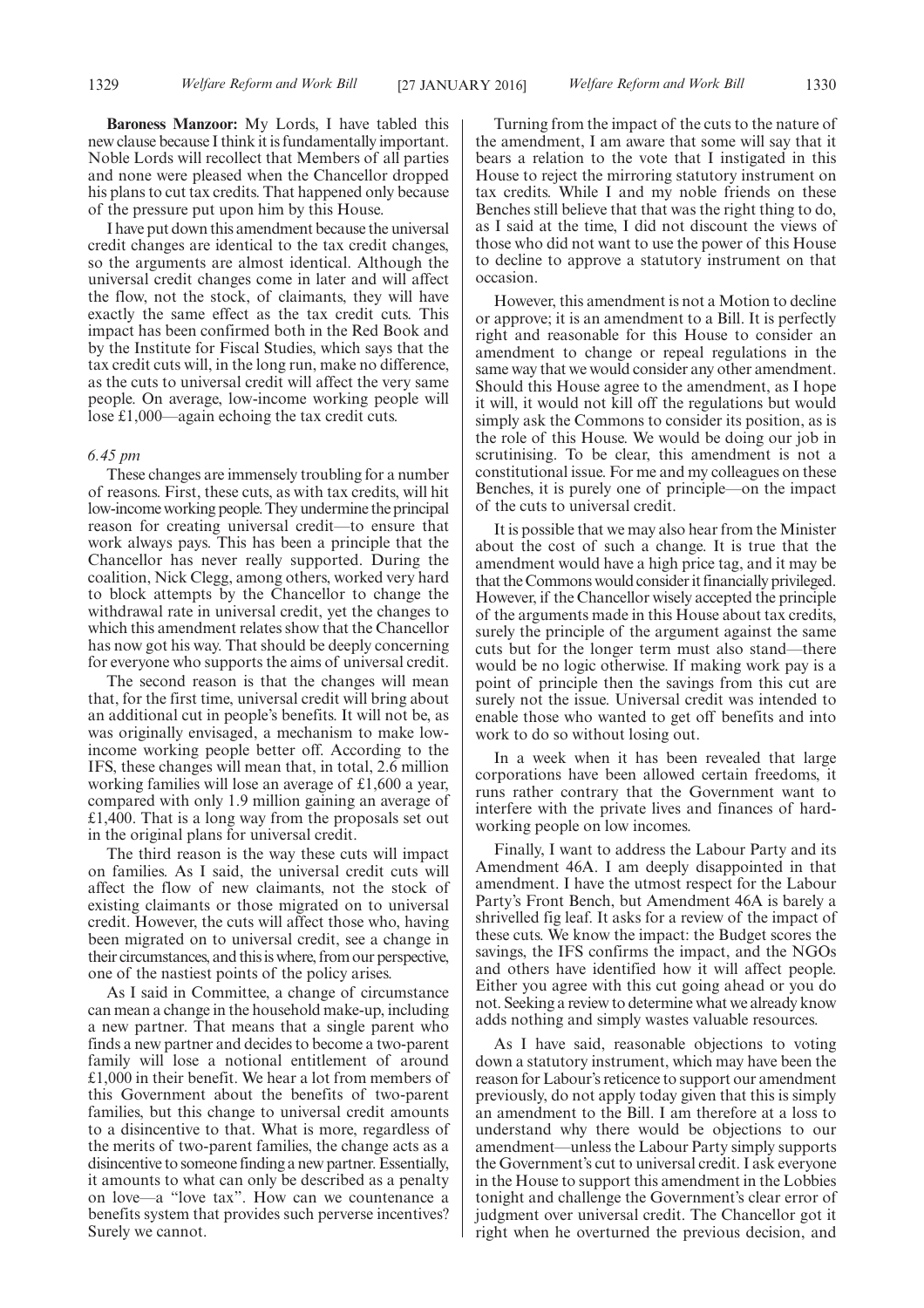**Baroness Manzoor:** My Lords, I have tabled this new clause because I think it is fundamentally important. Noble Lords will recollect that Members of all parties and none were pleased when the Chancellor dropped his plans to cut tax credits. That happened only because of the pressure put upon him by this House.

I have put down this amendment because the universal credit changes are identical to the tax credit changes, so the arguments are almost identical. Although the universal credit changes come in later and will affect the flow, not the stock, of claimants, they will have exactly the same effect as the tax credit cuts. This impact has been confirmed both in the Red Book and by the Institute for Fiscal Studies, which says that the tax credit cuts will, in the long run, make no difference, as the cuts to universal credit will affect the very same people. On average, low-income working people will lose £1,000—again echoing the tax credit cuts.

*6.45 pm*

These changes are immensely troubling for a number of reasons. First, these cuts, as with tax credits, will hit low-income working people. They undermine the principal reason for creating universal credit—to ensure that work always pays. This has been a principle that the Chancellor has never really supported. During the coalition, Nick Clegg, among others, worked very hard to block attempts by the Chancellor to change the withdrawal rate in universal credit, yet the changes to which this amendment relates show that the Chancellor has now got his way. That should be deeply concerning for everyone who supports the aims of universal credit.

The second reason is that the changes will mean that, for the first time, universal credit will bring about an additional cut in people's benefits. It will not be, as was originally envisaged, a mechanism to make low-income working people better off. According to the IFS, these changes will mean that, in total, 2.6 million working families will lose an average of £1,600 a year, compared with only 1.9 million gaining an average of £1,400. That is a long way from the proposals set out in the original plans for universal credit.

The third reason is the way these cuts will impact on families. As I said, the universal credit cuts will affect the flow of new claimants, not the stock of existing claimants or those migrated on to universal credit. However, the cuts will affect those who, having been migrated on to universal credit, see a change in their circumstances, and this is where, from our perspective, one of the nastiest points of the policy arises.

As I said in Committee, a change of circumstance can mean a change in the household make-up, including a new partner. That means that a single parent who finds a new partner and decides to become a two-parent family will lose a notional entitlement of around £1,000 in their benefit. We hear a lot from members of this Government about the benefits of two-parent families, but this change to universal credit amounts to a disincentive to that. What is more, regardless of the merits of two-parent families, the change acts as a disincentive to someone finding a new partner. Essentially, it amounts to what can only be described as a penalty on love—a "love tax". How can we countenance a benefits system that provides such perverse incentives? Surely we cannot.

Turning from the impact of the cuts to the nature of the amendment, I am aware that some will say that it bears a relation to the vote that I instigated in this House to reject the mirroring statutory instrument on tax credits. While I and my noble friends on these Benches still believe that that was the right thing to do, as I said at the time, I did not discount the views of those who did not want to use the power of this House to decline to approve a statutory instrument on that occasion.

However, this amendment is not a Motion to decline or approve; it is an amendment to a Bill. It is perfectly right and reasonable for this House to consider an amendment to change or repeal regulations in the same way that we would consider any other amendment. Should this House agree to the amendment, as I hope it will, it would not kill off the regulations but would simply ask the Commons to consider its position, as is the role of this House. We would be doing our job in scrutinising. To be clear, this amendment is not a constitutional issue. For me and my colleagues on these Benches, it is purely one of principle—on the impact of the cuts to universal credit.

It is possible that we may also hear from the Minister about the cost of such a change. It is true that the amendment would have a high price tag, and it may be that the Commons would consider it financially privileged. However, if the Chancellor wisely accepted the principle of the arguments made in this House about tax credits, surely the principle of the argument against the same cuts but for the longer term must also stand—there would be no logic otherwise. If making work pay is a point of principle then the savings from this cut are surely not the issue. Universal credit was intended to enable those who wanted to get off benefits and into work to do so without losing out.

In a week when it has been revealed that large corporations have been allowed certain freedoms, it runs rather contrary that the Government want to interfere with the private lives and finances of hard-working people on low incomes.

Finally, I want to address the Labour Party and its Amendment 46A. I am deeply disappointed in that amendment. I have the utmost respect for the Labour Party's Front Bench, but Amendment 46A is barely a shrivelled fig leaf. It asks for a review of the impact of these cuts. We know the impact: the Budget scores the savings, the IFS confirms the impact, and the NGOs and others have identified how it will affect people. Either you agree with this cut going ahead or you do not. Seeking a review to determine what we already know adds nothing and simply wastes valuable resources.

As I have said, reasonable objections to voting down a statutory instrument, which may have been the reason for Labour's reticence to support our amendment previously, do not apply today given that this is simply an amendment to the Bill. I am therefore at a loss to understand why there would be objections to our amendment—unless the Labour Party simply supports the Government's cut to universal credit. I ask everyone in the House to support this amendment in the Lobbies tonight and challenge the Government's clear error of judgment over universal credit. The Chancellor got it right when he overturned the previous decision, and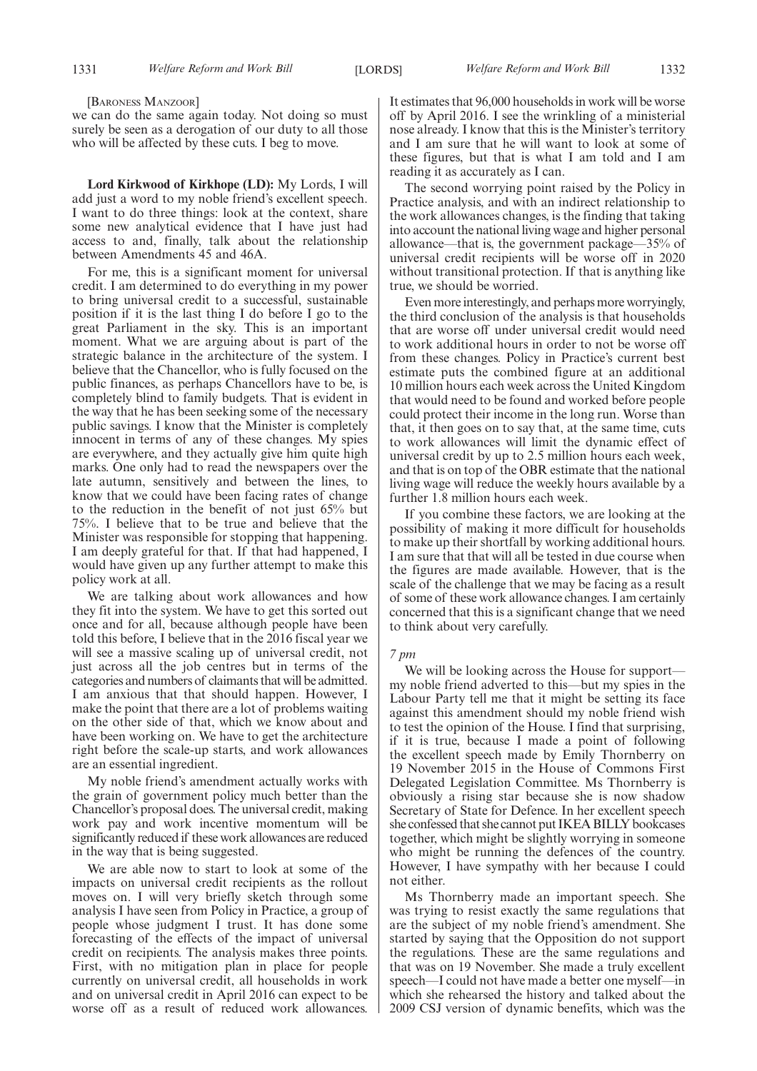[Baroness Manzoor]

we can do the same again today. Not doing so must surely be seen as a derogation of our duty to all those who will be affected by these cuts. I beg to move.

**Lord Kirkwood of Kirkhope (LD):** My Lords, I will add just a word to my noble friend's excellent speech. I want to do three things: look at the context, share some new analytical evidence that I have just had access to and, finally, talk about the relationship between Amendments 45 and 46A.

For me, this is a significant moment for universal credit. I am determined to do everything in my power to bring universal credit to a successful, sustainable position if it is the last thing I do before I go to the great Parliament in the sky. This is an important moment. What we are arguing about is part of the strategic balance in the architecture of the system. I believe that the Chancellor, who is fully focused on the public finances, as perhaps Chancellors have to be, is completely blind to family budgets. That is evident in the way that he has been seeking some of the necessary public savings. I know that the Minister is completely innocent in terms of any of these changes. My spies are everywhere, and they actually give him quite high marks. One only had to read the newspapers over the late autumn, sensitively and between the lines, to know that we could have been facing rates of change to the reduction in the benefit of not just 65% but 75%. I believe that to be true and believe that the Minister was responsible for stopping that happening. I am deeply grateful for that. If that had happened, I would have given up any further attempt to make this policy work at all.

We are talking about work allowances and how they fit into the system. We have to get this sorted out once and for all, because although people have been told this before, I believe that in the 2016 fiscal year we will see a massive scaling up of universal credit, not just across all the job centres but in terms of the categories and numbers of claimants that will be admitted. I am anxious that that should happen. However, I make the point that there are a lot of problems waiting on the other side of that, which we know about and have been working on. We have to get the architecture right before the scale-up starts, and work allowances are an essential ingredient.

My noble friend's amendment actually works with the grain of government policy much better than the Chancellor's proposal does. The universal credit, making work pay and work incentive momentum will be significantly reduced if these work allowances are reduced in the way that is being suggested.

We are able now to start to look at some of the impacts on universal credit recipients as the rollout moves on. I will very briefly sketch through some analysis I have seen from Policy in Practice, a group of people whose judgment I trust. It has done some forecasting of the effects of the impact of universal credit on recipients. The analysis makes three points. First, with no mitigation plan in place for people currently on universal credit, all households in work and on universal credit in April 2016 can expect to be worse off as a result of reduced work allowances. It estimates that 96,000 households in work will be worse off by April 2016. I see the wrinkling of a ministerial nose already. I know that this is the Minister's territory and I am sure that he will want to look at some of these figures, but that is what I am told and I am reading it as accurately as I can.

The second worrying point raised by the Policy in Practice analysis, and with an indirect relationship to the work allowances changes, is the finding that taking into account the national living wage and higher personal allowance—that is, the government package—35% of universal credit recipients will be worse off in 2020 without transitional protection. If that is anything like true, we should be worried.

Even more interestingly, and perhaps more worryingly, the third conclusion of the analysis is that households that are worse off under universal credit would need to work additional hours in order to not be worse off from these changes. Policy in Practice's current best estimate puts the combined figure at an additional 10 million hours each week across the United Kingdom that would need to be found and worked before people could protect their income in the long run. Worse than that, it then goes on to say that, at the same time, cuts to work allowances will limit the dynamic effect of universal credit by up to 2.5 million hours each week, and that is on top of the OBR estimate that the national living wage will reduce the weekly hours available by a further 1.8 million hours each week.

If you combine these factors, we are looking at the possibility of making it more difficult for households to make up their shortfall by working additional hours. I am sure that that will all be tested in due course when the figures are made available. However, that is the scale of the challenge that we may be facing as a result of some of these work allowance changes. I am certainly concerned that this is a significant change that we need to think about very carefully.

*7 pm*

We will be looking across the House for support—my noble friend adverted to this—but my spies in the Labour Party tell me that it might be setting its face against this amendment should my noble friend wish to test the opinion of the House. I find that surprising, if it is true, because I made a point of following the excellent speech made by Emily Thornberry on 19 November 2015 in the House of Commons First Delegated Legislation Committee. Ms Thornberry is obviously a rising star because she is now shadow Secretary of State for Defence. In her excellent speech she confessed that she cannot put IKEA BILLY bookcases together, which might be slightly worrying in someone who might be running the defences of the country. However, I have sympathy with her because I could not either.

Ms Thornberry made an important speech. She was trying to resist exactly the same regulations that are the subject of my noble friend's amendment. She started by saying that the Opposition do not support the regulations. These are the same regulations and that was on 19 November. She made a truly excellent speech—I could not have made a better one myself—in which she rehearsed the history and talked about the 2009 CSJ version of dynamic benefits, which was the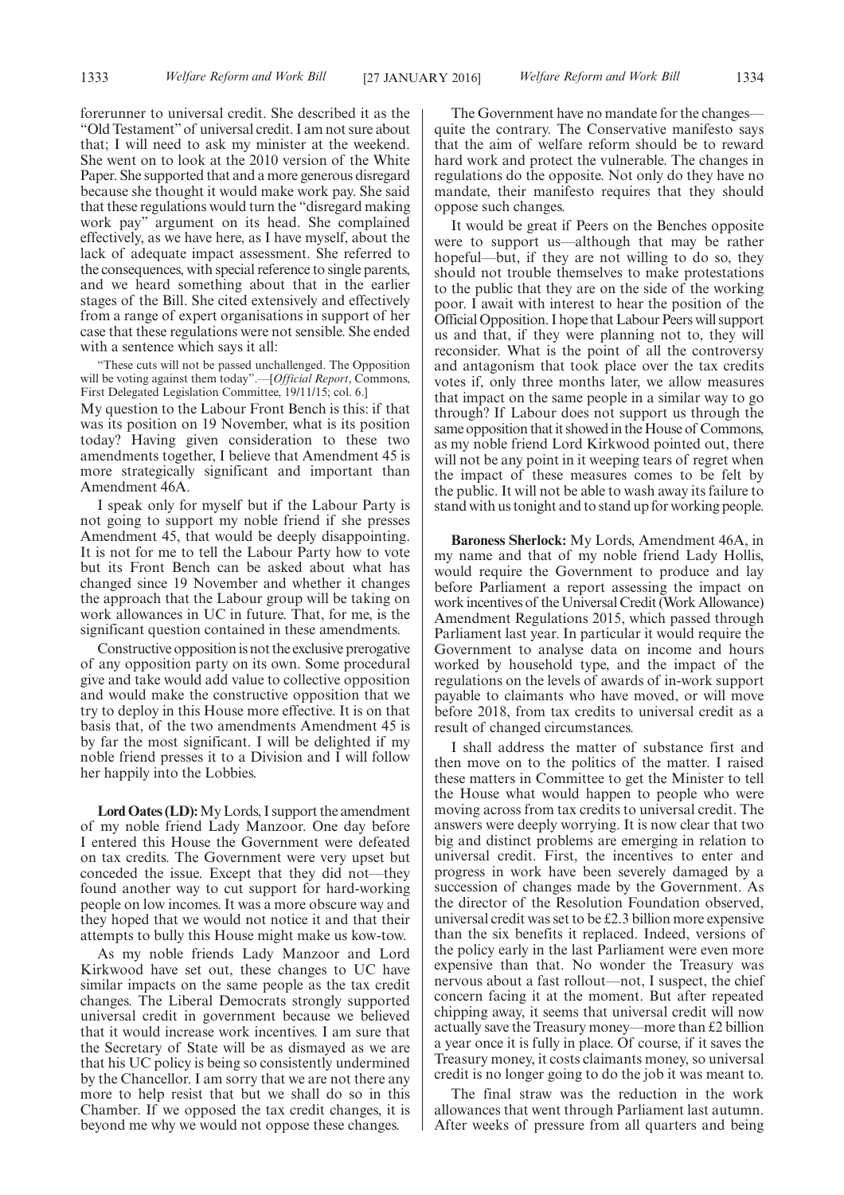forerunner to universal credit. She described it as the "Old Testament" of universal credit. I am not sure about that; I will need to ask my minister at the weekend. She went on to look at the 2010 version of the White Paper. She supported that and a more generous disregard because she thought it would make work pay. She said that these regulations would turn the "disregard making work pay" argument on its head. She complained effectively, as we have here, as I have myself, about the lack of adequate impact assessment. She referred to the consequences, with special reference to single parents, and we heard something about that in the earlier stages of the Bill. She cited extensively and effectively from a range of expert organisations in support of her case that these regulations were not sensible. She ended with a sentence which says it all:

"These cuts will not be passed unchallenged. The Opposition will be voting against them today".—[*Official Report*, Commons, First Delegated Legislation Committee, 19/11/15; col. 6.]

My question to the Labour Front Bench is this: if that was its position on 19 November, what is its position today? Having given consideration to these two amendments together, I believe that Amendment 45 is more strategically significant and important than Amendment 46A.

I speak only for myself but if the Labour Party is not going to support my noble friend if she presses Amendment 45, that would be deeply disappointing. It is not for me to tell the Labour Party how to vote but its Front Bench can be asked about what has changed since 19 November and whether it changes the approach that the Labour group will be taking on work allowances in UC in future. That, for me, is the significant question contained in these amendments.

Constructive opposition is not the exclusive prerogative of any opposition party on its own. Some procedural give and take would add value to collective opposition and would make the constructive opposition that we try to deploy in this House more effective. It is on that basis that, of the two amendments Amendment 45 is by far the most significant. I will be delighted if my noble friend presses it to a Division and I will follow her happily into the Lobbies.

**Lord Oates (LD):** My Lords, I support the amendment of my noble friend Lady Manzoor. One day before I entered this House the Government were defeated on tax credits. The Government were very upset but conceded the issue. Except that they did not—they found another way to cut support for hard-working people on low incomes. It was a more obscure way and they hoped that we would not notice it and that their attempts to bully this House might make us kow-tow.

As my noble friends Lady Manzoor and Lord Kirkwood have set out, these changes to UC have similar impacts on the same people as the tax credit changes. The Liberal Democrats strongly supported universal credit in government because we believed that it would increase work incentives. I am sure that the Secretary of State will be as dismayed as we are that his UC policy is being so consistently undermined by the Chancellor. I am sorry that we are not there any more to help resist that but we shall do so in this Chamber. If we opposed the tax credit changes, it is beyond me why we would not oppose these changes.

The Government have no mandate for the changes—quite the contrary. The Conservative manifesto says that the aim of welfare reform should be to reward hard work and protect the vulnerable. The changes in regulations do the opposite. Not only do they have no mandate, their manifesto requires that they should oppose such changes.

It would be great if Peers on the Benches opposite were to support us—although that may be rather hopeful—but, if they are not willing to do so, they should not trouble themselves to make protestations to the public that they are on the side of the working poor. I await with interest to hear the position of the Official Opposition. I hope that Labour Peers will support us and that, if they were planning not to, they will reconsider. What is the point of all the controversy and antagonism that took place over the tax credits votes if, only three months later, we allow measures that impact on the same people in a similar way to go through? If Labour does not support us through the same opposition that it showed in the House of Commons, as my noble friend Lord Kirkwood pointed out, there will not be any point in it weeping tears of regret when the impact of these measures comes to be felt by the public. It will not be able to wash away its failure to stand with us tonight and to stand up for working people.

**Baroness Sherlock:** My Lords, Amendment 46A, in my name and that of my noble friend Lady Hollis, would require the Government to produce and lay before Parliament a report assessing the impact on work incentives of the Universal Credit (Work Allowance) Amendment Regulations 2015, which passed through Parliament last year. In particular it would require the Government to analyse data on income and hours worked by household type, and the impact of the regulations on the levels of awards of in-work support payable to claimants who have moved, or will move before 2018, from tax credits to universal credit as a result of changed circumstances.

I shall address the matter of substance first and then move on to the politics of the matter. I raised these matters in Committee to get the Minister to tell the House what would happen to people who were moving across from tax credits to universal credit. The answers were deeply worrying. It is now clear that two big and distinct problems are emerging in relation to universal credit. First, the incentives to enter and progress in work have been severely damaged by a succession of changes made by the Government. As the director of the Resolution Foundation observed, universal credit was set to be £2.3 billion more expensive than the six benefits it replaced. Indeed, versions of the policy early in the last Parliament were even more expensive than that. No wonder the Treasury was nervous about a fast rollout—not, I suspect, the chief concern facing it at the moment. But after repeated chipping away, it seems that universal credit will now actually save the Treasury money—more than £2 billion a year once it is fully in place. Of course, if it saves the Treasury money, it costs claimants money, so universal credit is no longer going to do the job it was meant to.

The final straw was the reduction in the work allowances that went through Parliament last autumn. After weeks of pressure from all quarters and being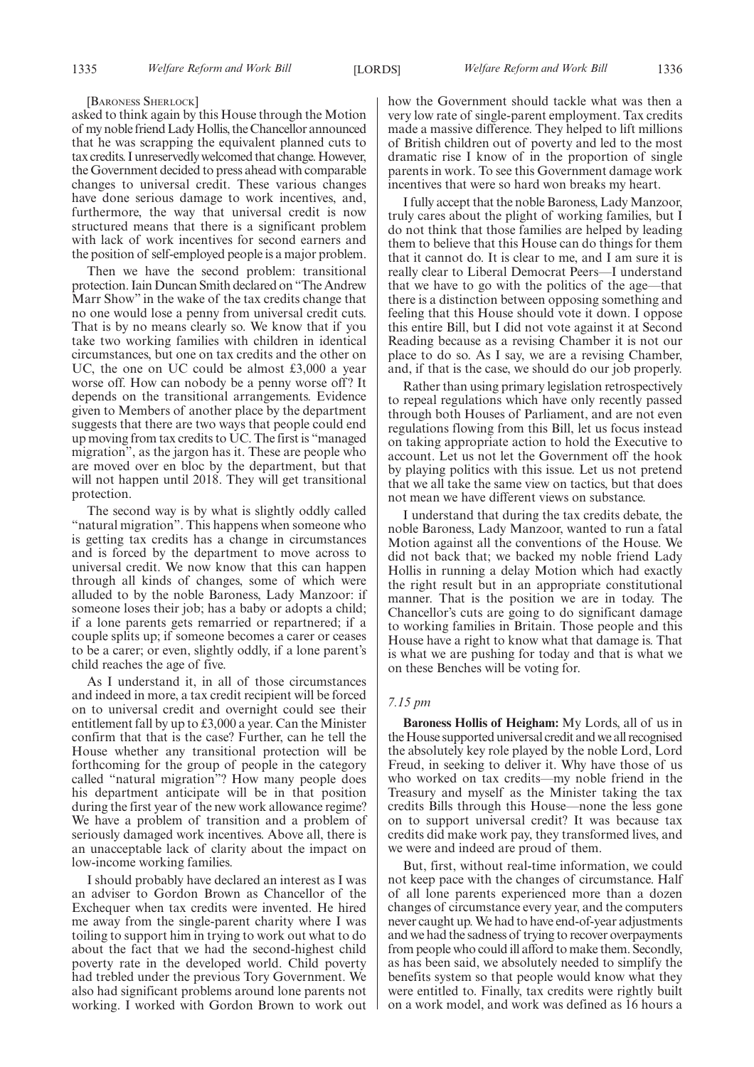[Baroness Sherlock]

asked to think again by this House through the Motion of my noble friend Lady Hollis, the Chancellor announced that he was scrapping the equivalent planned cuts to tax credits. I unreservedly welcomed that change. However, the Government decided to press ahead with comparable changes to universal credit. These various changes have done serious damage to work incentives, and, furthermore, the way that universal credit is now structured means that there is a significant problem with lack of work incentives for second earners and the position of self-employed people is a major problem.

Then we have the second problem: transitional protection. Iain Duncan Smith declared on "The Andrew Marr Show" in the wake of the tax credits change that no one would lose a penny from universal credit cuts. That is by no means clearly so. We know that if you take two working families with children in identical circumstances, but one on tax credits and the other on UC, the one on UC could be almost £3,000 a year worse off. How can nobody be a penny worse off? It depends on the transitional arrangements. Evidence given to Members of another place by the department suggests that there are two ways that people could end up moving from tax credits to UC. The first is "managed migration", as the jargon has it. These are people who are moved over en bloc by the department, but that will not happen until 2018. They will get transitional protection.

The second way is by what is slightly oddly called "natural migration". This happens when someone who is getting tax credits has a change in circumstances and is forced by the department to move across to universal credit. We now know that this can happen through all kinds of changes, some of which were alluded to by the noble Baroness, Lady Manzoor: if someone loses their job; has a baby or adopts a child; if a lone parents gets remarried or repartnered; if a couple splits up; if someone becomes a carer or ceases to be a carer; or even, slightly oddly, if a lone parent's child reaches the age of five.

As I understand it, in all of those circumstances and indeed in more, a tax credit recipient will be forced on to universal credit and overnight could see their entitlement fall by up to £3,000 a year. Can the Minister confirm that that is the case? Further, can he tell the House whether any transitional protection will be forthcoming for the group of people in the category called "natural migration"? How many people does his department anticipate will be in that position during the first year of the new work allowance regime? We have a problem of transition and a problem of seriously damaged work incentives. Above all, there is an unacceptable lack of clarity about the impact on low-income working families.

I should probably have declared an interest as I was an adviser to Gordon Brown as Chancellor of the Exchequer when tax credits were invented. He hired me away from the single-parent charity where I was toiling to support him in trying to work out what to do about the fact that we had the second-highest child poverty rate in the developed world. Child poverty had trebled under the previous Tory Government. We also had significant problems around lone parents not working. I worked with Gordon Brown to work out how the Government should tackle what was then a very low rate of single-parent employment. Tax credits made a massive difference. They helped to lift millions of British children out of poverty and led to the most dramatic rise I know of in the proportion of single parents in work. To see this Government damage work incentives that were so hard won breaks my heart.

I fully accept that the noble Baroness, Lady Manzoor, truly cares about the plight of working families, but I do not think that those families are helped by leading them to believe that this House can do things for them that it cannot do. It is clear to me, and I am sure it is really clear to Liberal Democrat Peers—I understand that we have to go with the politics of the age—that there is a distinction between opposing something and feeling that this House should vote it down. I oppose this entire Bill, but I did not vote against it at Second Reading because as a revising Chamber it is not our place to do so. As I say, we are a revising Chamber, and, if that is the case, we should do our job properly.

Rather than using primary legislation retrospectively to repeal regulations which have only recently passed through both Houses of Parliament, and are not even regulations flowing from this Bill, let us focus instead on taking appropriate action to hold the Executive to account. Let us not let the Government off the hook by playing politics with this issue. Let us not pretend that we all take the same view on tactics, but that does not mean we have different views on substance.

I understand that during the tax credits debate, the noble Baroness, Lady Manzoor, wanted to run a fatal Motion against all the conventions of the House. We did not back that; we backed my noble friend Lady Hollis in running a delay Motion which had exactly the right result but in an appropriate constitutional manner. That is the position we are in today. The Chancellor's cuts are going to do significant damage to working families in Britain. Those people and this House have a right to know what that damage is. That is what we are pushing for today and that is what we on these Benches will be voting for.

*7.15 pm*

**Baroness Hollis of Heigham:** My Lords, all of us in the House supported universal credit and we all recognised the absolutely key role played by the noble Lord, Lord Freud, in seeking to deliver it. Why have those of us who worked on tax credits—my noble friend in the Treasury and myself as the Minister taking the tax credits Bills through this House—none the less gone on to support universal credit? It was because tax credits did make work pay, they transformed lives, and we were and indeed are proud of them.

But, first, without real-time information, we could not keep pace with the changes of circumstance. Half of all lone parents experienced more than a dozen changes of circumstance every year, and the computers never caught up. We had to have end-of-year adjustments and we had the sadness of trying to recover overpayments from people who could ill afford to make them. Secondly, as has been said, we absolutely needed to simplify the benefits system so that people would know what they were entitled to. Finally, tax credits were rightly built on a work model, and work was defined as 16 hours a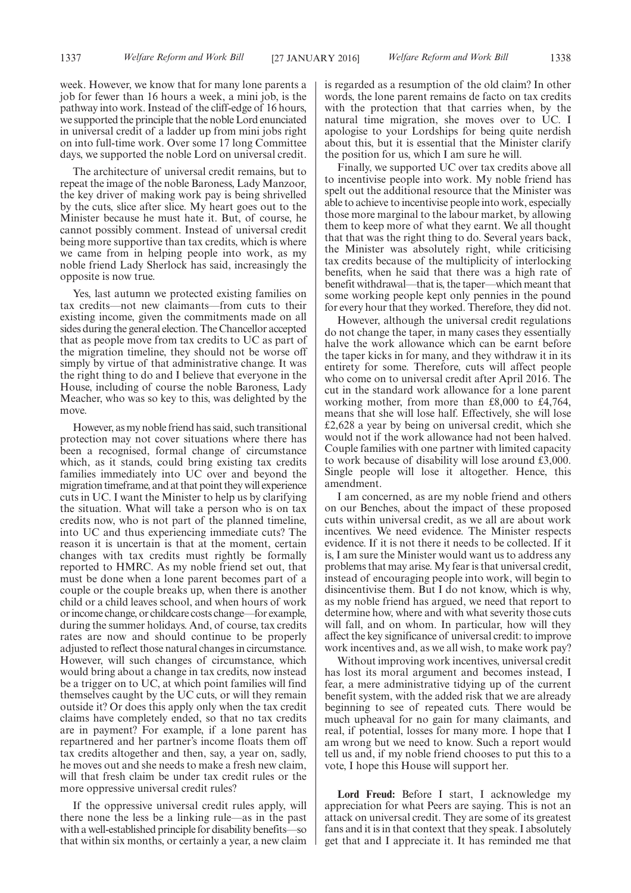week. However, we know that for many lone parents a job for fewer than 16 hours a week, a mini job, is the pathway into work. Instead of the cliff-edge of 16 hours, we supported the principle that the noble Lord enunciated in universal credit of a ladder up from mini jobs right on into full-time work. Over some 17 long Committee days, we supported the noble Lord on universal credit.

The architecture of universal credit remains, but to repeat the image of the noble Baroness, Lady Manzoor, the key driver of making work pay is being shrivelled by the cuts, slice after slice. My heart goes out to the Minister because he must hate it. But, of course, he cannot possibly comment. Instead of universal credit being more supportive than tax credits, which is where we came from in helping people into work, as my noble friend Lady Sherlock has said, increasingly the opposite is now true.

Yes, last autumn we protected existing families on tax credits—not new claimants—from cuts to their existing income, given the commitments made on all sides during the general election. The Chancellor accepted that as people move from tax credits to UC as part of the migration timeline, they should not be worse off simply by virtue of that administrative change. It was the right thing to do and I believe that everyone in the House, including of course the noble Baroness, Lady Meacher, who was so key to this, was delighted by the move.

However, as my noble friend has said, such transitional protection may not cover situations where there has been a recognised, formal change of circumstance which, as it stands, could bring existing tax credits families immediately into UC over and beyond the migration timeframe, and at that point they will experience cuts in UC. I want the Minister to help us by clarifying the situation. What will take a person who is on tax credits now, who is not part of the planned timeline, into UC and thus experiencing immediate cuts? The reason it is uncertain is that at the moment, certain changes with tax credits must rightly be formally reported to HMRC. As my noble friend set out, that must be done when a lone parent becomes part of a couple or the couple breaks up, when there is another child or a child leaves school, and when hours of work or income change, or childcare costs change—for example, during the summer holidays. And, of course, tax credits rates are now and should continue to be properly adjusted to reflect those natural changes in circumstance. However, will such changes of circumstance, which would bring about a change in tax credits, now instead be a trigger on to UC, at which point families will find themselves caught by the UC cuts, or will they remain outside it? Or does this apply only when the tax credit claims have completely ended, so that no tax credits are in payment? For example, if a lone parent has repartnered and her partner's income floats them off tax credits altogether and then, say, a year on, sadly, he moves out and she needs to make a fresh new claim, will that fresh claim be under tax credit rules or the more oppressive universal credit rules?

If the oppressive universal credit rules apply, will there none the less be a linking rule—as in the past with a well-established principle for disability benefits—so that within six months, or certainly a year, a new claim is regarded as a resumption of the old claim? In other words, the lone parent remains de facto on tax credits with the protection that that carries when, by the natural time migration, she moves over to UC. I apologise to your Lordships for being quite nerdish about this, but it is essential that the Minister clarify the position for us, which I am sure he will.

Finally, we supported UC over tax credits above all to incentivise people into work. My noble friend has spelt out the additional resource that the Minister was able to achieve to incentivise people into work, especially those more marginal to the labour market, by allowing them to keep more of what they earnt. We all thought that that was the right thing to do. Several years back, the Minister was absolutely right, while criticising tax credits because of the multiplicity of interlocking benefits, when he said that there was a high rate of benefit withdrawal—that is, the taper—which meant that some working people kept only pennies in the pound for every hour that they worked. Therefore, they did not.

However, although the universal credit regulations do not change the taper, in many cases they essentially halve the work allowance which can be earnt before the taper kicks in for many, and they withdraw it in its entirety for some. Therefore, cuts will affect people who come on to universal credit after April 2016. The cut in the standard work allowance for a lone parent working mother, from more than £8,000 to £4,764, means that she will lose half. Effectively, she will lose £2,628 a year by being on universal credit, which she would not if the work allowance had not been halved. Couple families with one partner with limited capacity to work because of disability will lose around £3,000. Single people will lose it altogether. Hence, this amendment.

I am concerned, as are my noble friend and others on our Benches, about the impact of these proposed cuts within universal credit, as we all are about work incentives. We need evidence. The Minister respects evidence. If it is not there it needs to be collected. If it is, I am sure the Minister would want us to address any problems that may arise. My fear is that universal credit, instead of encouraging people into work, will begin to disincentivise them. But I do not know, which is why, as my noble friend has argued, we need that report to determine how, where and with what severity those cuts will fall, and on whom. In particular, how will they affect the key significance of universal credit: to improve work incentives and, as we all wish, to make work pay?

Without improving work incentives, universal credit has lost its moral argument and becomes instead, I fear, a mere administrative tidying up of the current benefit system, with the added risk that we are already beginning to see of repeated cuts. There would be much upheaval for no gain for many claimants, and real, if potential, losses for many more. I hope that I am wrong but we need to know. Such a report would tell us and, if my noble friend chooses to put this to a vote, I hope this House will support her.

**Lord Freud:** Before I start, I acknowledge my appreciation for what Peers are saying. This is not an attack on universal credit. They are some of its greatest fans and it is in that context that they speak. I absolutely get that and I appreciate it. It has reminded me that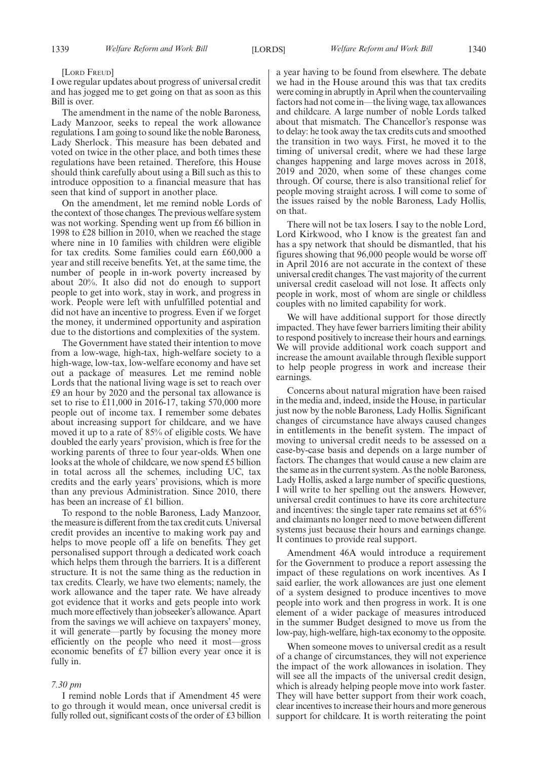[LORD FREUD]

I owe regular updates about progress of universal credit and has jogged me to get going on that as soon as this Bill is over.

The amendment in the name of the noble Baroness, Lady Manzoor, seeks to repeal the work allowance regulations. I am going to sound like the noble Baroness, Lady Sherlock. This measure has been debated and voted on twice in the other place, and both times these regulations have been retained. Therefore, this House should think carefully about using a Bill such as this to introduce opposition to a financial measure that has seen that kind of support in another place.

On the amendment, let me remind noble Lords of the context of those changes. The previous welfare system was not working. Spending went up from £6 billion in 1998 to £28 billion in 2010, when we reached the stage where nine in 10 families with children were eligible for tax credits. Some families could earn £60,000 a year and still receive benefits. Yet, at the same time, the number of people in in-work poverty increased by about 20%. It also did not do enough to support people to get into work, stay in work, and progress in work. People were left with unfulfilled potential and did not have an incentive to progress. Even if we forget the money, it undermined opportunity and aspiration due to the distortions and complexities of the system.

The Government have stated their intention to move from a low-wage, high-tax, high-welfare society to a high-wage, low-tax, low-welfare economy and have set out a package of measures. Let me remind noble Lords that the national living wage is set to reach over £9 an hour by 2020 and the personal tax allowance is set to rise to £11,000 in 2016-17, taking 570,000 more people out of income tax. I remember some debates about increasing support for childcare, and we have moved it up to a rate of 85% of eligible costs. We have doubled the early years' provision, which is free for the working parents of three to four year-olds. When one looks at the whole of childcare, we now spend £5 billion in total across all the schemes, including UC, tax credits and the early years' provisions, which is more than any previous Administration. Since 2010, there has been an increase of £1 billion.

To respond to the noble Baroness, Lady Manzoor, the measure is different from the tax credit cuts. Universal credit provides an incentive to making work pay and helps to move people off a life on benefits. They get personalised support through a dedicated work coach which helps them through the barriers. It is a different structure. It is not the same thing as the reduction in tax credits. Clearly, we have two elements; namely, the work allowance and the taper rate. We have already got evidence that it works and gets people into work much more effectively than jobseeker's allowance. Apart from the savings we will achieve on taxpayers' money, it will generate—partly by focusing the money more efficiently on the people who need it most—gross economic benefits of £7 billion every year once it is fully in.

*7.30 pm*

I remind noble Lords that if Amendment 45 were to go through it would mean, once universal credit is fully rolled out, significant costs of the order of £3 billion a year having to be found from elsewhere. The debate we had in the House around this was that tax credits were coming in abruptly in April when the countervailing factors had not come in—the living wage, tax allowances and childcare. A large number of noble Lords talked about that mismatch. The Chancellor's response was to delay: he took away the tax credits cuts and smoothed the transition in two ways. First, he moved it to the timing of universal credit, where we had these large changes happening and large moves across in 2018, 2019 and 2020, when some of these changes come through. Of course, there is also transitional relief for people moving straight across. I will come to some of the issues raised by the noble Baroness, Lady Hollis, on that.

There will not be tax losers. I say to the noble Lord, Lord Kirkwood, who I know is the greatest fan and has a spy network that should be dismantled, that his figures showing that 96,000 people would be worse off in April 2016 are not accurate in the context of these universal credit changes. The vast majority of the current universal credit caseload will not lose. It affects only people in work, most of whom are single or childless couples with no limited capability for work.

We will have additional support for those directly impacted. They have fewer barriers limiting their ability to respond positively to increase their hours and earnings. We will provide additional work coach support and increase the amount available through flexible support to help people progress in work and increase their earnings.

Concerns about natural migration have been raised in the media and, indeed, inside the House, in particular just now by the noble Baroness, Lady Hollis. Significant changes of circumstance have always caused changes in entitlements in the benefit system. The impact of moving to universal credit needs to be assessed on a case-by-case basis and depends on a large number of factors. The changes that would cause a new claim are the same as in the current system. As the noble Baroness, Lady Hollis, asked a large number of specific questions, I will write to her spelling out the answers. However, universal credit continues to have its core architecture and incentives: the single taper rate remains set at 65% and claimants no longer need to move between different systems just because their hours and earnings change. It continues to provide real support.

Amendment 46A would introduce a requirement for the Government to produce a report assessing the impact of these regulations on work incentives. As I said earlier, the work allowances are just one element of a system designed to produce incentives to move people into work and then progress in work. It is one element of a wider package of measures introduced in the summer Budget designed to move us from the low-pay, high-welfare, high-tax economy to the opposite.

When someone moves to universal credit as a result of a change of circumstances, they will not experience the impact of the work allowances in isolation. They will see all the impacts of the universal credit design, which is already helping people move into work faster. They will have better support from their work coach, clear incentives to increase their hours and more generous support for childcare. It is worth reiterating the point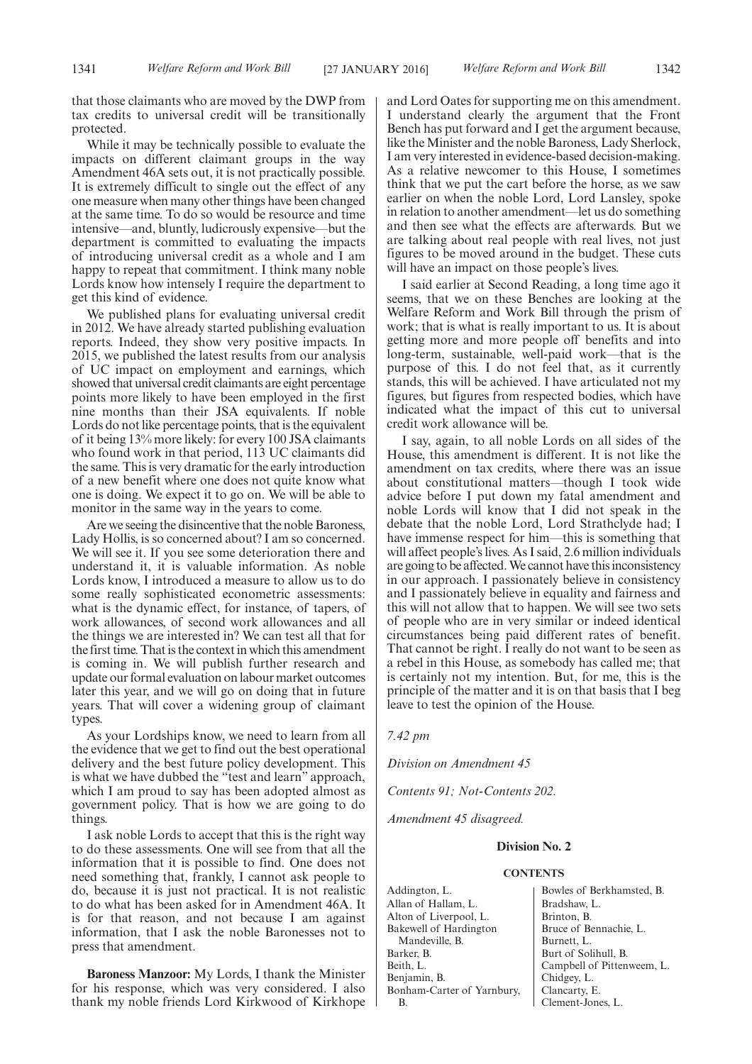that those claimants who are moved by the DWP from tax credits to universal credit will be transitionally protected.

While it may be technically possible to evaluate the impacts on different claimant groups in the way Amendment 46A sets out, it is not practically possible. It is extremely difficult to single out the effect of any one measure when many other things have been changed at the same time. To do so would be resource and time intensive—and, bluntly, ludicrously expensive—but the department is committed to evaluating the impacts of introducing universal credit as a whole and I am happy to repeat that commitment. I think many noble Lords know how intensely I require the department to get this kind of evidence.

We published plans for evaluating universal credit in 2012. We have already started publishing evaluation reports. Indeed, they show very positive impacts. In 2015, we published the latest results from our analysis of UC impact on employment and earnings, which showed that universal credit claimants are eight percentage points more likely to have been employed in the first nine months than their JSA equivalents. If noble Lords do not like percentage points, that is the equivalent of it being 13% more likely: for every 100 JSA claimants who found work in that period, 113 UC claimants did the same. This is very dramatic for the early introduction of a new benefit where one does not quite know what one is doing. We expect it to go on. We will be able to monitor in the same way in the years to come.

Are we seeing the disincentive that the noble Baroness, Lady Hollis, is so concerned about? I am so concerned. We will see it. If you see some deterioration there and understand it, it is valuable information. As noble Lords know, I introduced a measure to allow us to do some really sophisticated econometric assessments: what is the dynamic effect, for instance, of tapers, of work allowances, of second work allowances and all the things we are interested in? We can test all that for the first time. That is the context in which this amendment is coming in. We will publish further research and update our formal evaluation on labour market outcomes later this year, and we will go on doing that in future years. That will cover a widening group of claimant types.

As your Lordships know, we need to learn from all the evidence that we get to find out the best operational delivery and the best future policy development. This is what we have dubbed the "test and learn" approach, which I am proud to say has been adopted almost as government policy. That is how we are going to do things.

I ask noble Lords to accept that this is the right way to do these assessments. One will see from that all the information that it is possible to find. One does not need something that, frankly, I cannot ask people to do, because it is just not practical. It is not realistic to do what has been asked for in Amendment 46A. It is for that reason, and not because I am against information, that I ask the noble Baronesses not to press that amendment.

**Baroness Manzoor:** My Lords, I thank the Minister for his response, which was very considered. I also thank my noble friends Lord Kirkwood of Kirkhope and Lord Oates for supporting me on this amendment. I understand clearly the argument that the Front Bench has put forward and I get the argument because, like the Minister and the noble Baroness, Lady Sherlock, I am very interested in evidence-based decision-making. As a relative newcomer to this House, I sometimes think that we put the cart before the horse, as we saw earlier on when the noble Lord, Lord Lansley, spoke in relation to another amendment—let us do something and then see what the effects are afterwards. But we are talking about real people with real lives, not just figures to be moved around in the budget. These cuts will have an impact on those people's lives.

I said earlier at Second Reading, a long time ago it seems, that we on these Benches are looking at the Welfare Reform and Work Bill through the prism of work; that is what is really important to us. It is about getting more and more people off benefits and into long-term, sustainable, well-paid work—that is the purpose of this. I do not feel that, as it currently stands, this will be achieved. I have articulated not my figures, but figures from respected bodies, which have indicated what the impact of this cut to universal credit work allowance will be.

I say, again, to all noble Lords on all sides of the House, this amendment is different. It is not like the amendment on tax credits, where there was an issue about constitutional matters—though I took wide advice before I put down my fatal amendment and noble Lords will know that I did not speak in the debate that the noble Lord, Lord Strathclyde had; I have immense respect for him—this is something that will affect people's lives. As I said, 2.6 million individuals are going to be affected. We cannot have this inconsistency in our approach. I passionately believe in consistency and I passionately believe in equality and fairness and this will not allow that to happen. We will see two sets of people who are in very similar or indeed identical circumstances being paid different rates of benefit. That cannot be right. I really do not want to be seen as a rebel in this House, as somebody has called me; that is certainly not my intention. But, for me, this is the principle of the matter and it is on that basis that I beg leave to test the opinion of the House.

*7.42 pm*

*Division on Amendment 45*

*Contents 91; Not-Contents 202.*

*Amendment 45 disagreed.*

### Division No. 2

#### CONTENTS

Addington, L.
Allan of Hallam, L.
Alton of Liverpool, L.
Bakewell of Hardington Mandeville, B.
Barker, B.
Beith, L.
Benjamin, B.
Bonham-Carter of Yarnbury, B.
Bowles of Berkhamsted, B.
Bradshaw, L.
Brinton, B.
Bruce of Bennachie, L.
Burnett, L.
Burt of Solihull, B.
Campbell of Pittenweem, L.
Chidgey, L.
Clancarty, E.
Clement-Jones, L.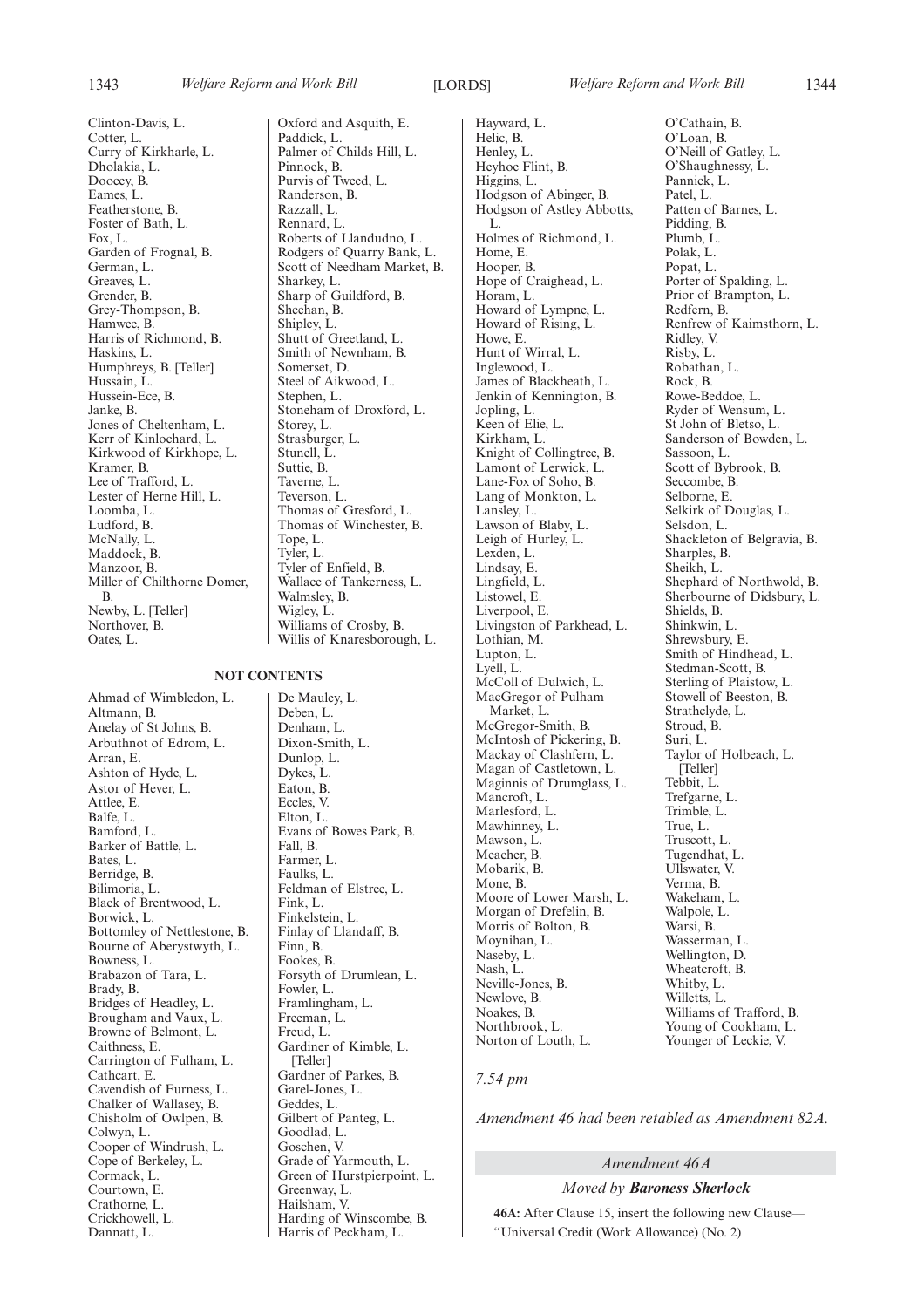Clinton-Davis, L.
Cotter, L.
Curry of Kirkharle, L.
Dholakia, L.
Doocey, B.
Eames, L.
Featherstone, B.
Foster of Bath, L.
Fox, L.
Garden of Frognal, B.
German, L.
Greaves, L.
Grender, B.
Grey-Thompson, B.
Hamwee, B.
Harris of Richmond, B.
Haskins, L.
Humphreys, B. [Teller]
Hussain, L.
Hussein-Ece, B.
Janke, B.
Jones of Cheltenham, L.
Kerr of Kinlochard, L.
Kirkwood of Kirkhope, L.
Kramer, B.
Lee of Trafford, L.
Lester of Herne Hill, L.
Loomba, L.
Ludford, B.
McNally, L.
Maddock, B.
Manzoor, B.
Miller of Chilthorne Domer, B.
Newby, L. [Teller]
Northover, B.
Oates, L.
Oxford and Asquith, E.
Paddick, L.
Palmer of Childs Hill, L.
Pinnock, B.
Purvis of Tweed, L.
Randerson, B.
Razzall, L.
Rennard, L.
Roberts of Llandudno, L.
Rodgers of Quarry Bank, L.
Scott of Needham Market, B.
Sharkey, L.
Sharp of Guildford, B.
Sheehan, B.
Shipley, L.
Shutt of Greetland, L.
Smith of Newnham, B.
Somerset, D.
Steel of Aikwood, L.
Stephen, L.
Stoneham of Droxford, L.
Storey, L.
Strasburger, L.
Stunell, L.
Suttie, B.
Taverne, L.
Teverson, L.
Thomas of Gresford, L.
Thomas of Winchester, B.
Tope, L.
Tyler, L.
Tyler of Enfield, B.
Wallace of Tankerness, L.
Walmsley, B.
Wigley, L.
Williams of Crosby, B.
Willis of Knaresborough, L.

## NOT CONTENTS

Ahmad of Wimbledon, L.
Altmann, B.
Anelay of St Johns, B.
Arbuthnot of Edrom, L.
Arran, E.
Ashton of Hyde, L.
Astor of Hever, L.
Attlee, E.
Balfe, L.
Bamford, L.
Barker of Battle, L.
Bates, L.
Berridge, B.
Bilimoria, L.
Black of Brentwood, L.
Borwick, L.
Bottomley of Nettlestone, B.
Bourne of Aberystwyth, L.
Bowness, L.
Brabazon of Tara, L.
Brady, B.
Bridges of Headley, L.
Brougham and Vaux, L.
Browne of Belmont, L.
Caithness, E.
Carrington of Fulham, L.
Cathcart, E.
Cavendish of Furness, L.
Chalker of Wallasey, B.
Chisholm of Owlpen, B.
Colwyn, L.
Cooper of Windrush, L.
Cope of Berkeley, L.
Cormack, L.
Courtown, E.
Crathorne, L.
Crickhowell, L.
Dannatt, L.
De Mauley, L.
Deben, L.
Denham, L.
Dixon-Smith, L.
Dunlop, L.
Dykes, L.
Eaton, B.
Eccles, V.
Elton, L.
Evans of Bowes Park, B.
Fall, B.
Farmer, L.
Faulks, L.
Feldman of Elstree, L.
Fink, L.
Finkelstein, L.
Finlay of Llandaff, B.
Finn, B.
Fookes, B.
Forsyth of Drumlean, L.
Fowler, L.
Framlingham, L.
Freeman, L.
Freud, L.
Gardiner of Kimble, L. [Teller]
Gardner of Parkes, B.
Garel-Jones, L.
Geddes, L.
Gilbert of Panteg, L.
Goodlad, L.
Goschen, V.
Grade of Yarmouth, L.
Green of Hurstpierpoint, L.
Greenway, L.
Hailsham, V.
Harding of Winscombe, B.
Harris of Peckham, L.
Hayward, L.
Helic, B.
Henley, L.
Heyhoe Flint, B.
Higgins, L.
Hodgson of Abinger, B.
Hodgson of Astley Abbotts, L.
Holmes of Richmond, L.
Home, E.
Hooper, B.
Hope of Craighead, L.
Horam, L.
Howard of Lympne, L.
Howard of Rising, L.
Howe, E.
Hunt of Wirral, L.
Inglewood, L.
James of Blackheath, L.
Jenkin of Kennington, B.
Jopling, L.
Keen of Elie, L.
Kirkham, L.
Knight of Collingtree, B.
Lamont of Lerwick, L.
Lane-Fox of Soho, B.
Lang of Monkton, L.
Lansley, L.
Lawson of Blaby, L.
Leigh of Hurley, L.
Lexden, L.
Lindsay, E.
Lingfield, L.
Listowel, E.
Liverpool, E.
Livingston of Parkhead, L.
Lothian, M.
Lupton, L.
Lyell, L.
McColl of Dulwich, L.
MacGregor of Pulham Market, L.
McGregor-Smith, B.
McIntosh of Pickering, B.
Mackay of Clashfern, L.
Magan of Castletown, L.
Maginnis of Drumglass, L.
Mancroft, L.
Marlesford, L.
Mawhinney, L.
Mawson, L.
Meacher, B.
Mobarik, B.
Mone, B.
Moore of Lower Marsh, L.
Morgan of Drefelin, B.
Morris of Bolton, B.
Moynihan, L.
Naseby, L.
Nash, L.
Neville-Jones, B.
Newlove, B.
Noakes, B.
Northbrook, L.
Norton of Louth, L.
O'Cathain, B.
O'Loan, B.
O'Neill of Gatley, L.
O'Shaughnessy, L.
Pannick, L.
Patel, L.
Patten of Barnes, L.
Pidding, B.
Plumb, L.
Polak, L.
Popat, L.
Porter of Spalding, L.
Prior of Brampton, L.
Redfern, B.
Renfrew of Kaimsthorn, L.
Ridley, V.
Risby, L.
Robathan, L.
Rock, B.
Rowe-Beddoe, L.
Ryder of Wensum, L.
St John of Bletso, L.
Sanderson of Bowden, L.
Sassoon, L.
Scott of Bybrook, B.
Seccombe, B.
Selborne, E.
Selkirk of Douglas, L.
Selsdon, L.
Shackleton of Belgravia, B.
Sharples, B.
Sheikh, L.
Shephard of Northwold, B.
Sherbourne of Didsbury, L.
Shields, B.
Shinkwin, L.
Shrewsbury, E.
Smith of Hindhead, L.
Stedman-Scott, B.
Sterling of Plaistow, L.
Stowell of Beeston, B.
Strathclyde, L.
Stroud, B.
Suri, L.
Taylor of Holbeach, L. [Teller]
Tebbit, L.
Trefgarne, L.
Trimble, L.
True, L.
Truscott, L.
Tugendhat, L.
Ullswater, V.
Verma, B.
Wakeham, L.
Walpole, L.
Warsi, B.
Wasserman, L.
Wellington, D.
Wheatcroft, B.
Whitby, L.
Willetts, L.
Williams of Trafford, B.
Young of Cookham, L.
Younger of Leckie, V.

*7.54 pm*

*Amendment 46 had been retabled as Amendment 82A.*

### *Amendment 46A*

*Moved by* ***Baroness Sherlock***

**46A:** After Clause 15, insert the following new Clause—

"Universal Credit (Work Allowance) (No. 2)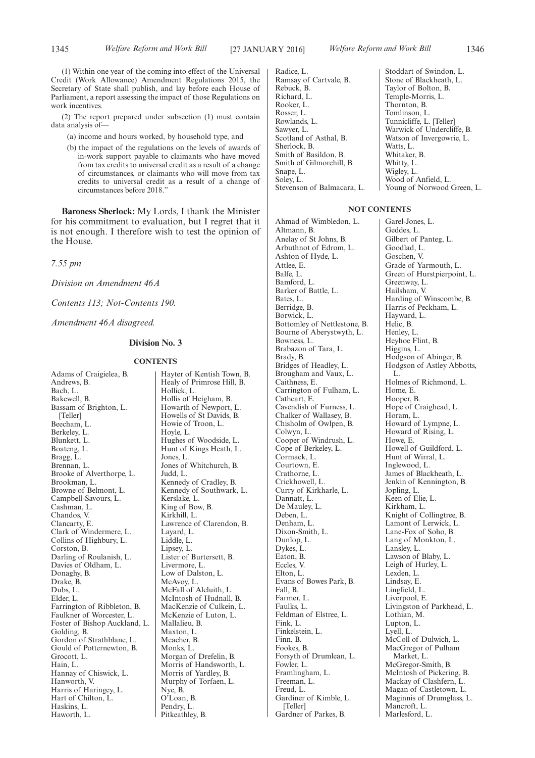(1) Within one year of the coming into effect of the Universal Credit (Work Allowance) Amendment Regulations 2015, the Secretary of State shall publish, and lay before each House of Parliament, a report assessing the impact of those Regulations on work incentives.

(2) The report prepared under subsection (1) must contain data analysis of—

(a) income and hours worked, by household type, and

(b) the impact of the regulations on the levels of awards of in-work support payable to claimants who have moved from tax credits to universal credit as a result of a change of circumstances, or claimants who will move from tax credits to universal credit as a result of a change of circumstances before 2018."

**Baroness Sherlock:** My Lords, I thank the Minister for his commitment to evaluation, but I regret that it is not enough. I therefore wish to test the opinion of the House.

*7.55 pm*

*Division on Amendment 46A*

*Contents 113; Not-Contents 190.*

*Amendment 46A disagreed.*

### Division No. 3

#### CONTENTS

Adams of Craigielea, B.
Andrews, B.
Bach, L.
Bakewell, B.
Bassam of Brighton, L. [Teller]
Beecham, L.
Berkeley, L.
Blunkett, L.
Boateng, L.
Bragg, L.
Brennan, L.
Brooke of Alverthorpe, L.
Brookman, L.
Browne of Belmont, L.
Campbell-Savours, L.
Cashman, L.
Chandos, V.
Clancarty, E.
Clark of Windermere, L.
Collins of Highbury, L.
Corston, B.
Darling of Roulanish, L.
Davies of Oldham, L.
Donaghy, B.
Drake, B.
Dubs, L.
Elder, L.
Farrington of Ribbleton, B.
Faulkner of Worcester, L.
Foster of Bishop Auckland, L.
Golding, B.
Gordon of Strathblane, L.
Gould of Potternewton, B.
Grocott, L.
Hain, L.
Hannay of Chiswick, L.
Hanworth, V.
Harris of Haringey, L.
Hart of Chilton, L.
Haskins, L.
Haworth, L.
Hayter of Kentish Town, B.
Healy of Primrose Hill, B.
Hollick, L.
Hollis of Heigham, B.
Howarth of Newport, L.
Howells of St Davids, B.
Howie of Troon, L.
Hoyle, L.
Hughes of Woodside, L.
Hunt of Kings Heath, L.
Jones, L.
Jones of Whitchurch, B.
Judd, L.
Kennedy of Cradley, B.
Kennedy of Southwark, L.
Kerslake, L.
King of Bow, B.
Kirkhill, L.
Lawrence of Clarendon, B.
Layard, L.
Liddle, L.
Lipsey, L.
Lister of Burtersett, B.
Livermore, L.
Low of Dalston, L.
McAvoy, L.
McFall of Alcluith, L.
McIntosh of Hudnall, B.
MacKenzie of Culkein, L.
McKenzie of Luton, L.
Mallalieu, B.
Maxton, L.
Meacher, B.
Monks, L.
Morgan of Drefelin, B.
Morris of Handsworth, L.
Morris of Yardley, B.
Murphy of Torfaen, L.
Nye, B.
O'Loan, B.
Pendry, L.
Pitkeathley, B.
Radice, L.
Ramsay of Cartvale, B.
Rebuck, B.
Richard, L.
Rooker, L.
Rosser, L.
Rowlands, L.
Sawyer, L.
Scotland of Asthal, B.
Sherlock, B.
Smith of Basildon, B.
Smith of Gilmorehill, B.
Snape, L.
Soley, L.
Stevenson of Balmacara, L.
Stoddart of Swindon, L.
Stone of Blackheath, L.
Taylor of Bolton, B.
Temple-Morris, L.
Thornton, B.
Tomlinson, L.
Tunnicliffe, L. [Teller]
Warwick of Undercliffe, B.
Watson of Invergowrie, L.
Watts, L.
Whitaker, B.
Whitty, L.
Wigley, L.
Wood of Anfield, L.
Young of Norwood Green, L.

#### NOT CONTENTS

Ahmad of Wimbledon, L.
Altmann, B.
Anelay of St Johns, B.
Arbuthnot of Edrom, L.
Ashton of Hyde, L.
Attlee, E.
Balfe, L.
Bamford, L.
Barker of Battle, L.
Bates, L.
Berridge, B.
Borwick, L.
Bottomley of Nettlestone, B.
Bourne of Aberystwyth, L.
Bowness, L.
Brabazon of Tara, L.
Brady, B.
Bridges of Headley, L.
Brougham and Vaux, L.
Caithness, E.
Carrington of Fulham, L.
Cathcart, E.
Cavendish of Furness, L.
Chalker of Wallasey, B.
Chisholm of Owlpen, B.
Colwyn, L.
Cooper of Windrush, L.
Cope of Berkeley, L.
Cormack, L.
Courtown, E.
Crathorne, L.
Crickhowell, L.
Curry of Kirkharle, L.
Dannatt, L.
De Mauley, L.
Deben, L.
Denham, L.
Dixon-Smith, L.
Dunlop, L.
Dykes, L.
Eaton, B.
Eccles, V.
Elton, L.
Evans of Bowes Park, B.
Fall, B.
Farmer, L.
Faulks, L.
Feldman of Elstree, L.
Fink, L.
Finkelstein, L.
Finn, B.
Fookes, B.
Forsyth of Drumlean, L.
Fowler, L.
Framlingham, L.
Freeman, L.
Freud, L.
Gardiner of Kimble, L. [Teller]
Gardner of Parkes, B.
Garel-Jones, L.
Geddes, L.
Gilbert of Panteg, L.
Goodlad, L.
Goschen, V.
Grade of Yarmouth, L.
Green of Hurstpierpoint, L.
Greenway, L.
Hailsham, V.
Harding of Winscombe, B.
Harris of Peckham, L.
Hayward, L.
Helic, B.
Henley, L.
Heyhoe Flint, B.
Higgins, L.
Hodgson of Abinger, B.
Hodgson of Astley Abbotts, L.
Holmes of Richmond, L.
Home, E.
Hooper, B.
Hope of Craighead, L.
Horam, L.
Howard of Lympne, L.
Howard of Rising, L.
Howe, E.
Howell of Guildford, L.
Hunt of Wirral, L.
Inglewood, L.
James of Blackheath, L.
Jenkin of Kennington, B.
Jopling, L.
Keen of Elie, L.
Kirkham, L.
Knight of Collingtree, B.
Lamont of Lerwick, L.
Lane-Fox of Soho, B.
Lang of Monkton, L.
Lansley, L.
Lawson of Blaby, L.
Leigh of Hurley, L.
Lexden, L.
Lindsay, E.
Lingfield, L.
Liverpool, E.
Livingston of Parkhead, L.
Lothian, M.
Lupton, L.
Lyell, L.
McColl of Dulwich, L.
MacGregor of Pulham Market, L.
McGregor-Smith, B.
McIntosh of Pickering, B.
Mackay of Clashfern, L.
Magan of Castletown, L.
Maginnis of Drumglass, L.
Mancroft, L.
Marlesford, L.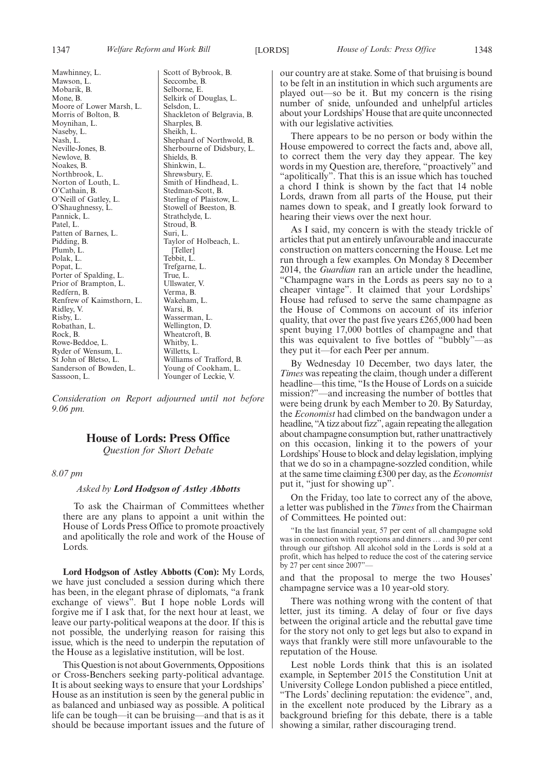Mawhinney, L.
Mawson, L.
Mobarik, B.
Mone, B.
Moore of Lower Marsh, L.
Morris of Bolton, B.
Moynihan, L.
Naseby, L.
Nash, L.
Neville-Jones, B.
Newlove, B.
Noakes, B.
Northbrook, L.
Norton of Louth, L.
O'Cathain, B.
O'Neill of Gatley, L.
O'Shaughnessy, L.
Pannick, L.
Patel, L.
Patten of Barnes, L.
Pidding, B.
Plumb, L.
Polak, L.
Popat, L.
Porter of Spalding, L.
Prior of Brampton, L.
Redfern, B.
Renfrew of Kaimsthorn, L.
Ridley, V.
Risby, L.
Robathan, L.
Rock, B.
Rowe-Beddoe, L.
Ryder of Wensum, L.
St John of Bletso, L.
Sanderson of Bowden, L.
Sassoon, L.
Scott of Bybrook, B.
Seccombe, B.
Selborne, E.
Selkirk of Douglas, L.
Selsdon, L.
Shackleton of Belgravia, B.
Sharples, B.
Sheikh, L.
Shephard of Northwold, B.
Sherbourne of Didsbury, L.
Shields, B.
Shinkwin, L.
Shrewsbury, E.
Smith of Hindhead, L.
Stedman-Scott, B.
Sterling of Plaistow, L.
Stowell of Beeston, B.
Strathclyde, L.
Stroud, B.
Suri, L.
Taylor of Holbeach, L. [Teller]
Tebbit, L.
Trefgarne, L.
True, L.
Ullswater, V.
Verma, B.
Wakeham, L.
Warsi, B.
Wasserman, L.
Wellington, D.
Wheatcroft, B.
Whitby, L.
Willetts, L.
Williams of Trafford, B.
Young of Cookham, L.
Younger of Leckie, V.

*Consideration on Report adjourned until not before 9.06 pm.*

## House of Lords: Press Office

*Question for Short Debate*

*8.07 pm*

*Asked by **Lord Hodgson of Astley Abbotts***

To ask the Chairman of Committees whether there are any plans to appoint a unit within the House of Lords Press Office to promote proactively and apolitically the role and work of the House of Lords.

**Lord Hodgson of Astley Abbotts (Con):** My Lords, we have just concluded a session during which there has been, in the elegant phrase of diplomats, "a frank exchange of views". But I hope noble Lords will forgive me if I ask that, for the next hour at least, we leave our party-political weapons at the door. If this is not possible, the underlying reason for raising this issue, which is the need to underpin the reputation of the House as a legislative institution, will be lost.

This Question is not about Governments, Oppositions or Cross-Benchers seeking party-political advantage. It is about seeking ways to ensure that your Lordships' House as an institution is seen by the general public in as balanced and unbiased way as possible. A political life can be tough—it can be bruising—and that is as it should be because important issues and the future of our country are at stake. Some of that bruising is bound to be felt in an institution in which such arguments are played out—so be it. But my concern is the rising number of snide, unfounded and unhelpful articles about your Lordships' House that are quite unconnected with our legislative activities.

There appears to be no person or body within the House empowered to correct the facts and, above all, to correct them the very day they appear. The key words in my Question are, therefore, "proactively" and "apolitically". That this is an issue which has touched a chord I think is shown by the fact that 14 noble Lords, drawn from all parts of the House, put their names down to speak, and I greatly look forward to hearing their views over the next hour.

As I said, my concern is with the steady trickle of articles that put an entirely unfavourable and inaccurate construction on matters concerning the House. Let me run through a few examples. On Monday 8 December 2014, the *Guardian* ran an article under the headline, "Champagne wars in the Lords as peers say no to a cheaper vintage". It claimed that your Lordships' House had refused to serve the same champagne as the House of Commons on account of its inferior quality, that over the past five years £265,000 had been spent buying 17,000 bottles of champagne and that this was equivalent to five bottles of "bubbly"—as they put it—for each Peer per annum.

By Wednesday 10 December, two days later, the *Times* was repeating the claim, though under a different headline—this time, "Is the House of Lords on a suicide mission?"—and increasing the number of bottles that were being drunk by each Member to 20. By Saturday, the *Economist* had climbed on the bandwagon under a headline, "A tizz about fizz", again repeating the allegation about champagne consumption but, rather unattractively on this occasion, linking it to the powers of your Lordships' House to block and delay legislation, implying that we do so in a champagne-sozzled condition, while at the same time claiming £300 per day, as the *Economist* put it, "just for showing up".

On the Friday, too late to correct any of the above, a letter was published in the *Times* from the Chairman of Committees. He pointed out:

"In the last financial year, 57 per cent of all champagne sold was in connection with receptions and dinners … and 30 per cent through our giftshop. All alcohol sold in the Lords is sold at a profit, which has helped to reduce the cost of the catering service by 27 per cent since 2007"—

and that the proposal to merge the two Houses' champagne service was a 10 year-old story.

There was nothing wrong with the content of that letter, just its timing. A delay of four or five days between the original article and the rebuttal gave time for the story not only to get legs but also to expand in ways that frankly were still more unfavourable to the reputation of the House.

Lest noble Lords think that this is an isolated example, in September 2015 the Constitution Unit at University College London published a piece entitled, "The Lords' declining reputation: the evidence", and, in the excellent note produced by the Library as a background briefing for this debate, there is a table showing a similar, rather discouraging trend.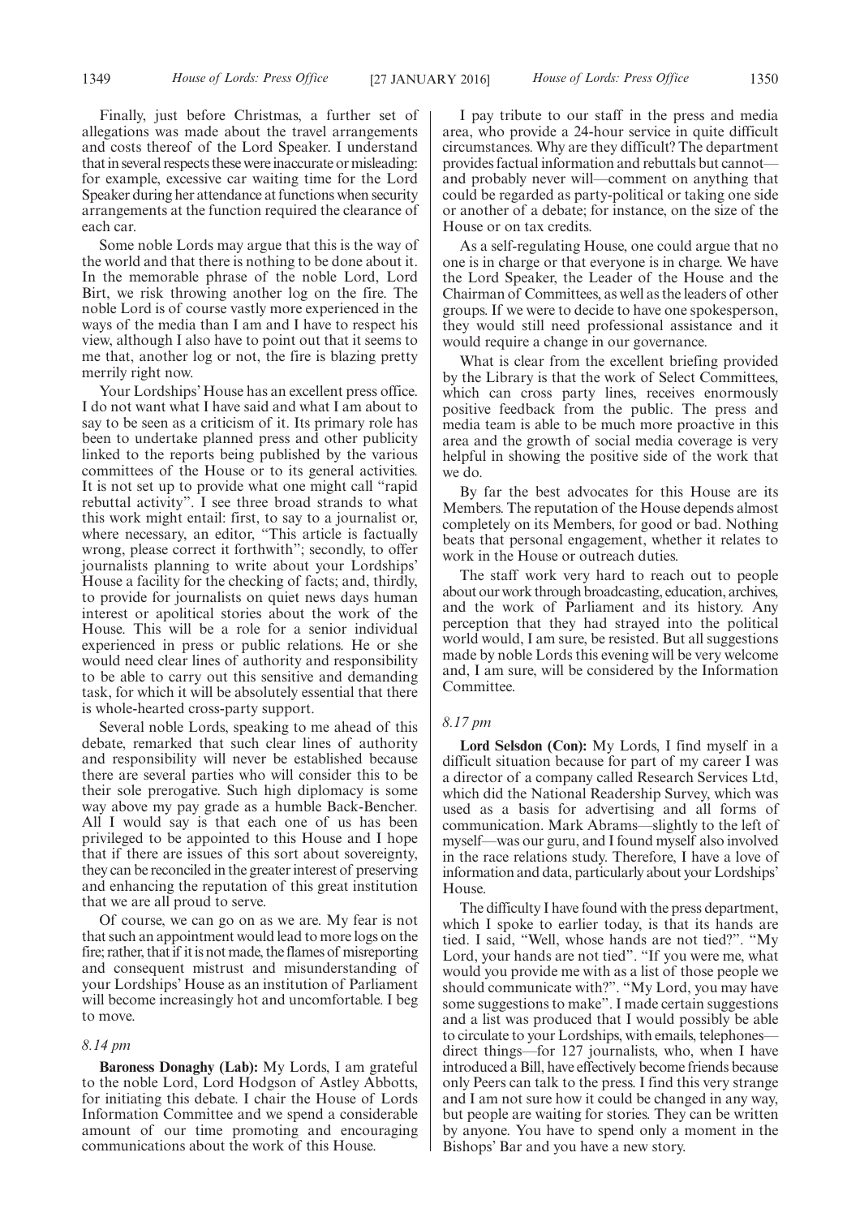Finally, just before Christmas, a further set of allegations was made about the travel arrangements and costs thereof of the Lord Speaker. I understand that in several respects these were inaccurate or misleading: for example, excessive car waiting time for the Lord Speaker during her attendance at functions when security arrangements at the function required the clearance of each car.

Some noble Lords may argue that this is the way of the world and that there is nothing to be done about it. In the memorable phrase of the noble Lord, Lord Birt, we risk throwing another log on the fire. The noble Lord is of course vastly more experienced in the ways of the media than I am and I have to respect his view, although I also have to point out that it seems to me that, another log or not, the fire is blazing pretty merrily right now.

Your Lordships' House has an excellent press office. I do not want what I have said and what I am about to say to be seen as a criticism of it. Its primary role has been to undertake planned press and other publicity linked to the reports being published by the various committees of the House or to its general activities. It is not set up to provide what one might call "rapid rebuttal activity". I see three broad strands to what this work might entail: first, to say to a journalist or, where necessary, an editor, "This article is factually wrong, please correct it forthwith"; secondly, to offer journalists planning to write about your Lordships' House a facility for the checking of facts; and, thirdly, to provide for journalists on quiet news days human interest or apolitical stories about the work of the House. This will be a role for a senior individual experienced in press or public relations. He or she would need clear lines of authority and responsibility to be able to carry out this sensitive and demanding task, for which it will be absolutely essential that there is whole-hearted cross-party support.

Several noble Lords, speaking to me ahead of this debate, remarked that such clear lines of authority and responsibility will never be established because there are several parties who will consider this to be their sole prerogative. Such high diplomacy is some way above my pay grade as a humble Back-Bencher. All I would say is that each one of us has been privileged to be appointed to this House and I hope that if there are issues of this sort about sovereignty, they can be reconciled in the greater interest of preserving and enhancing the reputation of this great institution that we are all proud to serve.

Of course, we can go on as we are. My fear is not that such an appointment would lead to more logs on the fire; rather, that if it is not made, the flames of misreporting and consequent mistrust and misunderstanding of your Lordships' House as an institution of Parliament will become increasingly hot and uncomfortable. I beg to move.

*8.14 pm*

**Baroness Donaghy (Lab):** My Lords, I am grateful to the noble Lord, Lord Hodgson of Astley Abbotts, for initiating this debate. I chair the House of Lords Information Committee and we spend a considerable amount of our time promoting and encouraging communications about the work of this House.

I pay tribute to our staff in the press and media area, who provide a 24-hour service in quite difficult circumstances. Why are they difficult? The department provides factual information and rebuttals but cannot—and probably never will—comment on anything that could be regarded as party-political or taking one side or another of a debate; for instance, on the size of the House or on tax credits.

As a self-regulating House, one could argue that no one is in charge or that everyone is in charge. We have the Lord Speaker, the Leader of the House and the Chairman of Committees, as well as the leaders of other groups. If we were to decide to have one spokesperson, they would still need professional assistance and it would require a change in our governance.

What is clear from the excellent briefing provided by the Library is that the work of Select Committees, which can cross party lines, receives enormously positive feedback from the public. The press and media team is able to be much more proactive in this area and the growth of social media coverage is very helpful in showing the positive side of the work that we do.

By far the best advocates for this House are its Members. The reputation of the House depends almost completely on its Members, for good or bad. Nothing beats that personal engagement, whether it relates to work in the House or outreach duties.

The staff work very hard to reach out to people about our work through broadcasting, education, archives, and the work of Parliament and its history. Any perception that they had strayed into the political world would, I am sure, be resisted. But all suggestions made by noble Lords this evening will be very welcome and, I am sure, will be considered by the Information Committee.

*8.17 pm*

**Lord Selsdon (Con):** My Lords, I find myself in a difficult situation because for part of my career I was a director of a company called Research Services Ltd, which did the National Readership Survey, which was used as a basis for advertising and all forms of communication. Mark Abrams—slightly to the left of myself—was our guru, and I found myself also involved in the race relations study. Therefore, I have a love of information and data, particularly about your Lordships' House.

The difficulty I have found with the press department, which I spoke to earlier today, is that its hands are tied. I said, "Well, whose hands are not tied?". "My Lord, your hands are not tied". "If you were me, what would you provide me with as a list of those people we should communicate with?". "My Lord, you may have some suggestions to make". I made certain suggestions and a list was produced that I would possibly be able to circulate to your Lordships, with emails, telephones—direct things—for 127 journalists, who, when I have introduced a Bill, have effectively become friends because only Peers can talk to the press. I find this very strange and I am not sure how it could be changed in any way, but people are waiting for stories. They can be written by anyone. You have to spend only a moment in the Bishops' Bar and you have a new story.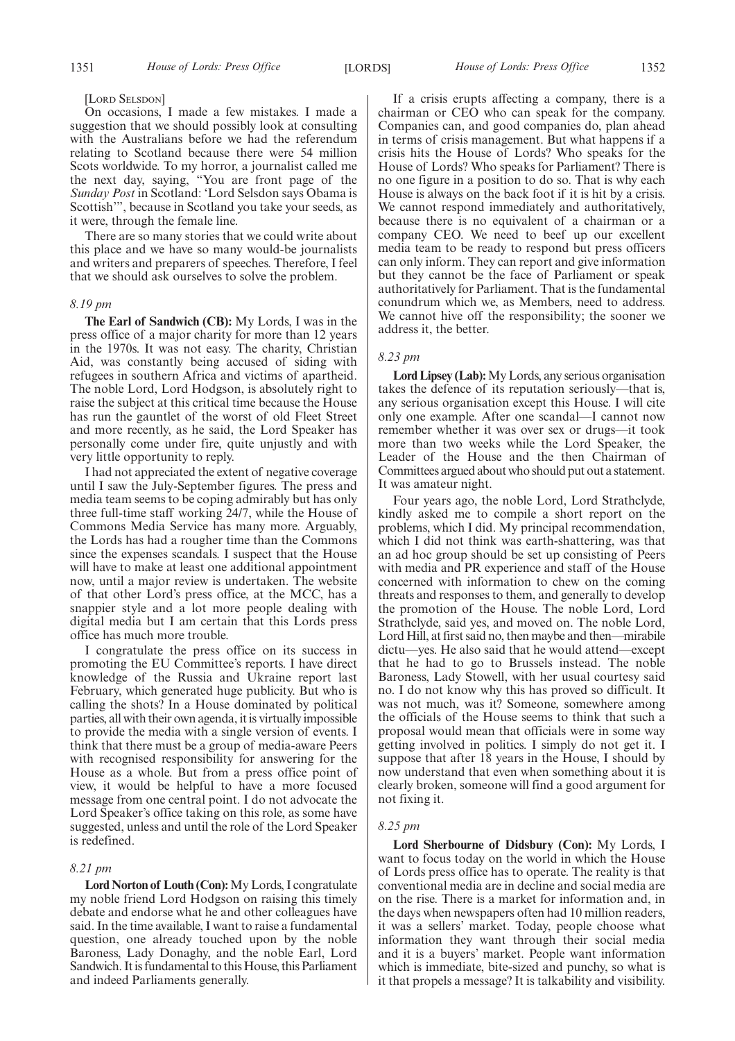[LORD SELSDON]

On occasions, I made a few mistakes. I made a suggestion that we should possibly look at consulting with the Australians before we had the referendum relating to Scotland because there were 54 million Scots worldwide. To my horror, a journalist called me the next day, saying, "You are front page of the *Sunday Post* in Scotland: 'Lord Selsdon says Obama is Scottish'", because in Scotland you take your seeds, as it were, through the female line.

There are so many stories that we could write about this place and we have so many would-be journalists and writers and preparers of speeches. Therefore, I feel that we should ask ourselves to solve the problem.

*8.19 pm*

**The Earl of Sandwich (CB):** My Lords, I was in the press office of a major charity for more than 12 years in the 1970s. It was not easy. The charity, Christian Aid, was constantly being accused of siding with refugees in southern Africa and victims of apartheid. The noble Lord, Lord Hodgson, is absolutely right to raise the subject at this critical time because the House has run the gauntlet of the worst of old Fleet Street and more recently, as he said, the Lord Speaker has personally come under fire, quite unjustly and with very little opportunity to reply.

I had not appreciated the extent of negative coverage until I saw the July-September figures. The press and media team seems to be coping admirably but has only three full-time staff working 24/7, while the House of Commons Media Service has many more. Arguably, the Lords has had a rougher time than the Commons since the expenses scandals. I suspect that the House will have to make at least one additional appointment now, until a major review is undertaken. The website of that other Lord's press office, at the MCC, has a snappier style and a lot more people dealing with digital media but I am certain that this Lords press office has much more trouble.

I congratulate the press office on its success in promoting the EU Committee's reports. I have direct knowledge of the Russia and Ukraine report last February, which generated huge publicity. But who is calling the shots? In a House dominated by political parties, all with their own agenda, it is virtually impossible to provide the media with a single version of events. I think that there must be a group of media-aware Peers with recognised responsibility for answering for the House as a whole. But from a press office point of view, it would be helpful to have a more focused message from one central point. I do not advocate the Lord Speaker's office taking on this role, as some have suggested, unless and until the role of the Lord Speaker is redefined.

*8.21 pm*

**Lord Norton of Louth (Con):** My Lords, I congratulate my noble friend Lord Hodgson on raising this timely debate and endorse what he and other colleagues have said. In the time available, I want to raise a fundamental question, one already touched upon by the noble Baroness, Lady Donaghy, and the noble Earl, Lord Sandwich. It is fundamental to this House, this Parliament and indeed Parliaments generally.

If a crisis erupts affecting a company, there is a chairman or CEO who can speak for the company. Companies can, and good companies do, plan ahead in terms of crisis management. But what happens if a crisis hits the House of Lords? Who speaks for the House of Lords? Who speaks for Parliament? There is no one figure in a position to do so. That is why each House is always on the back foot if it is hit by a crisis. We cannot respond immediately and authoritatively, because there is no equivalent of a chairman or a company CEO. We need to beef up our excellent media team to be ready to respond but press officers can only inform. They can report and give information but they cannot be the face of Parliament or speak authoritatively for Parliament. That is the fundamental conundrum which we, as Members, need to address. We cannot hive off the responsibility; the sooner we address it, the better.

*8.23 pm*

**Lord Lipsey (Lab):** My Lords, any serious organisation takes the defence of its reputation seriously—that is, any serious organisation except this House. I will cite only one example. After one scandal—I cannot now remember whether it was over sex or drugs—it took more than two weeks while the Lord Speaker, the Leader of the House and the then Chairman of Committees argued about who should put out a statement. It was amateur night.

Four years ago, the noble Lord, Lord Strathclyde, kindly asked me to compile a short report on the problems, which I did. My principal recommendation, which I did not think was earth-shattering, was that an ad hoc group should be set up consisting of Peers with media and PR experience and staff of the House concerned with information to chew on the coming threats and responses to them, and generally to develop the promotion of the House. The noble Lord, Lord Strathclyde, said yes, and moved on. The noble Lord, Lord Hill, at first said no, then maybe and then—mirabile dictu—yes. He also said that he would attend—except that he had to go to Brussels instead. The noble Baroness, Lady Stowell, with her usual courtesy said no. I do not know why this has proved so difficult. It was not much, was it? Someone, somewhere among the officials of the House seems to think that such a proposal would mean that officials were in some way getting involved in politics. I simply do not get it. I suppose that after 18 years in the House, I should by now understand that even when something about it is clearly broken, someone will find a good argument for not fixing it.

*8.25 pm*

**Lord Sherbourne of Didsbury (Con):** My Lords, I want to focus today on the world in which the House of Lords press office has to operate. The reality is that conventional media are in decline and social media are on the rise. There is a market for information and, in the days when newspapers often had 10 million readers, it was a sellers' market. Today, people choose what information they want through their social media and it is a buyers' market. People want information which is immediate, bite-sized and punchy, so what is it that propels a message? It is talkability and visibility.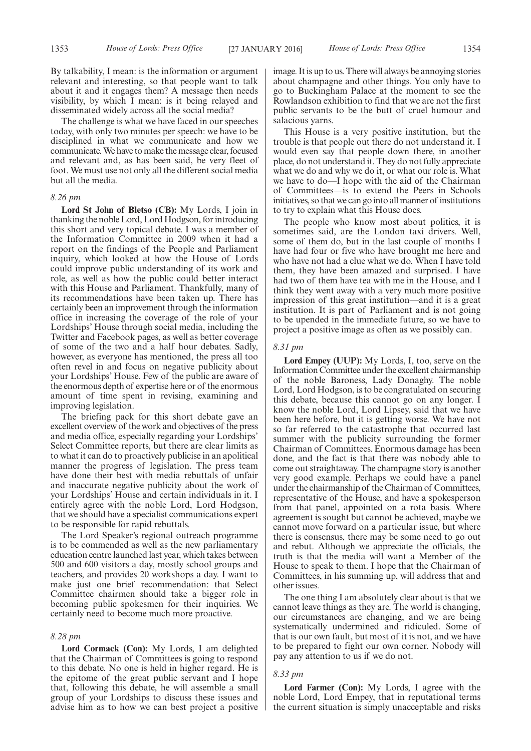By talkability, I mean: is the information or argument relevant and interesting, so that people want to talk about it and it engages them? A message then needs visibility, by which I mean: is it being relayed and disseminated widely across all the social media?

The challenge is what we have faced in our speeches today, with only two minutes per speech: we have to be disciplined in what we communicate and how we communicate. We have to make the message clear, focused and relevant and, as has been said, be very fleet of foot. We must use not only all the different social media but all the media.

*8.26 pm*

**Lord St John of Bletso (CB):** My Lords, I join in thanking the noble Lord, Lord Hodgson, for introducing this short and very topical debate. I was a member of the Information Committee in 2009 when it had a report on the findings of the People and Parliament inquiry, which looked at how the House of Lords could improve public understanding of its work and role, as well as how the public could better interact with this House and Parliament. Thankfully, many of its recommendations have been taken up. There has certainly been an improvement through the information office in increasing the coverage of the role of your Lordships' House through social media, including the Twitter and Facebook pages, as well as better coverage of some of the two and a half hour debates. Sadly, however, as everyone has mentioned, the press all too often revel in and focus on negative publicity about your Lordships' House. Few of the public are aware of the enormous depth of expertise here or of the enormous amount of time spent in revising, examining and improving legislation.

The briefing pack for this short debate gave an excellent overview of the work and objectives of the press and media office, especially regarding your Lordships' Select Committee reports, but there are clear limits as to what it can do to proactively publicise in an apolitical manner the progress of legislation. The press team have done their best with media rebuttals of unfair and inaccurate negative publicity about the work of your Lordships' House and certain individuals in it. I entirely agree with the noble Lord, Lord Hodgson, that we should have a specialist communications expert to be responsible for rapid rebuttals.

The Lord Speaker's regional outreach programme is to be commended as well as the new parliamentary education centre launched last year, which takes between 500 and 600 visitors a day, mostly school groups and teachers, and provides 20 workshops a day. I want to make just one brief recommendation: that Select Committee chairmen should take a bigger role in becoming public spokesmen for their inquiries. We certainly need to become much more proactive.

*8.28 pm*

**Lord Cormack (Con):** My Lords, I am delighted that the Chairman of Committees is going to respond to this debate. No one is held in higher regard. He is the epitome of the great public servant and I hope that, following this debate, he will assemble a small group of your Lordships to discuss these issues and advise him as to how we can best project a positive image. It is up to us. There will always be annoying stories about champagne and other things. You only have to go to Buckingham Palace at the moment to see the Rowlandson exhibition to find that we are not the first public servants to be the butt of cruel humour and salacious yarns.

This House is a very positive institution, but the trouble is that people out there do not understand it. I would even say that people down there, in another place, do not understand it. They do not fully appreciate what we do and why we do it, or what our role is. What we have to do—I hope with the aid of the Chairman of Committees—is to extend the Peers in Schools initiatives, so that we can go into all manner of institutions to try to explain what this House does.

The people who know most about politics, it is sometimes said, are the London taxi drivers. Well, some of them do, but in the last couple of months I have had four or five who have brought me here and who have not had a clue what we do. When I have told them, they have been amazed and surprised. I have had two of them have tea with me in the House, and I think they went away with a very much more positive impression of this great institution—and it is a great institution. It is part of Parliament and is not going to be upended in the immediate future, so we have to project a positive image as often as we possibly can.

*8.31 pm*

**Lord Empey (UUP):** My Lords, I, too, serve on the Information Committee under the excellent chairmanship of the noble Baroness, Lady Donaghy. The noble Lord, Lord Hodgson, is to be congratulated on securing this debate, because this cannot go on any longer. I know the noble Lord, Lord Lipsey, said that we have been here before, but it is getting worse. We have not so far referred to the catastrophe that occurred last summer with the publicity surrounding the former Chairman of Committees. Enormous damage has been done, and the fact is that there was nobody able to come out straightaway. The champagne story is another very good example. Perhaps we could have a panel under the chairmanship of the Chairman of Committees, representative of the House, and have a spokesperson from that panel, appointed on a rota basis. Where agreement is sought but cannot be achieved, maybe we cannot move forward on a particular issue, but where there is consensus, there may be some need to go out and rebut. Although we appreciate the officials, the truth is that the media will want a Member of the House to speak to them. I hope that the Chairman of Committees, in his summing up, will address that and other issues.

The one thing I am absolutely clear about is that we cannot leave things as they are. The world is changing, our circumstances are changing, and we are being systematically undermined and ridiculed. Some of that is our own fault, but most of it is not, and we have to be prepared to fight our own corner. Nobody will pay any attention to us if we do not.

*8.33 pm*

**Lord Farmer (Con):** My Lords, I agree with the noble Lord, Lord Empey, that in reputational terms the current situation is simply unacceptable and risks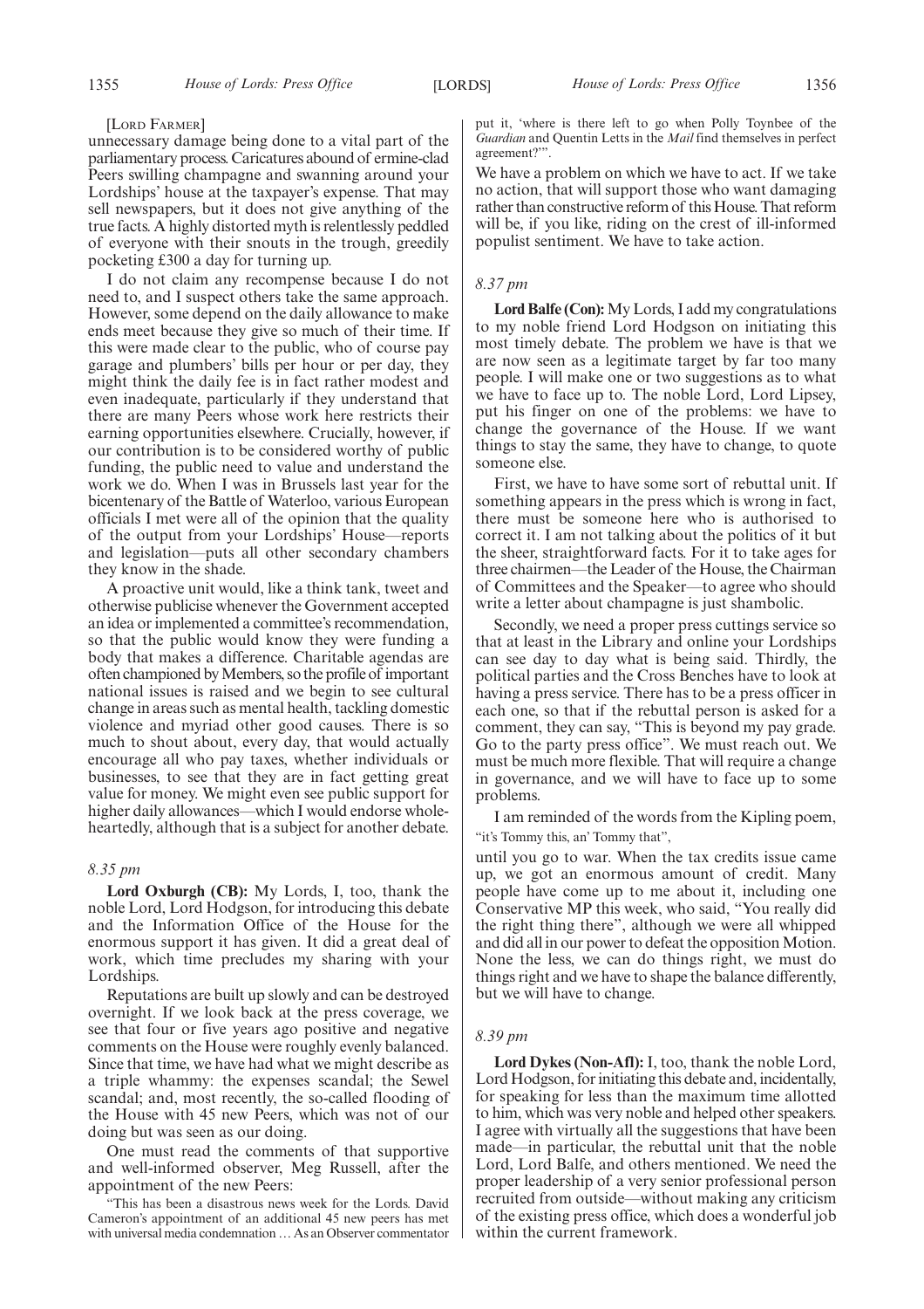[LORD FARMER]

unnecessary damage being done to a vital part of the parliamentary process. Caricatures abound of ermine-clad Peers swilling champagne and swanning around your Lordships' house at the taxpayer's expense. That may sell newspapers, but it does not give anything of the true facts. A highly distorted myth is relentlessly peddled of everyone with their snouts in the trough, greedily pocketing £300 a day for turning up.

I do not claim any recompense because I do not need to, and I suspect others take the same approach. However, some depend on the daily allowance to make ends meet because they give so much of their time. If this were made clear to the public, who of course pay garage and plumbers' bills per hour or per day, they might think the daily fee is in fact rather modest and even inadequate, particularly if they understand that there are many Peers whose work here restricts their earning opportunities elsewhere. Crucially, however, if our contribution is to be considered worthy of public funding, the public need to value and understand the work we do. When I was in Brussels last year for the bicentenary of the Battle of Waterloo, various European officials I met were all of the opinion that the quality of the output from your Lordships' House—reports and legislation—puts all other secondary chambers they know in the shade.

A proactive unit would, like a think tank, tweet and otherwise publicise whenever the Government accepted an idea or implemented a committee's recommendation, so that the public would know they were funding a body that makes a difference. Charitable agendas are often championed by Members, so the profile of important national issues is raised and we begin to see cultural change in areas such as mental health, tackling domestic violence and myriad other good causes. There is so much to shout about, every day, that would actually encourage all who pay taxes, whether individuals or businesses, to see that they are in fact getting great value for money. We might even see public support for higher daily allowances—which I would endorse wholeheartedly, although that is a subject for another debate.

*8.35 pm*

**Lord Oxburgh (CB):** My Lords, I, too, thank the noble Lord, Lord Hodgson, for introducing this debate and the Information Office of the House for the enormous support it has given. It did a great deal of work, which time precludes my sharing with your Lordships.

Reputations are built up slowly and can be destroyed overnight. If we look back at the press coverage, we see that four or five years ago positive and negative comments on the House were roughly evenly balanced. Since that time, we have had what we might describe as a triple whammy: the expenses scandal; the Sewel scandal; and, most recently, the so-called flooding of the House with 45 new Peers, which was not of our doing but was seen as our doing.

One must read the comments of that supportive and well-informed observer, Meg Russell, after the appointment of the new Peers:

"This has been a disastrous news week for the Lords. David Cameron's appointment of an additional 45 new peers has met with universal media condemnation … As an Observer commentator put it, 'where is there left to go when Polly Toynbee of the *Guardian* and Quentin Letts in the *Mail* find themselves in perfect agreement?'".

We have a problem on which we have to act. If we take no action, that will support those who want damaging rather than constructive reform of this House. That reform will be, if you like, riding on the crest of ill-informed populist sentiment. We have to take action.

*8.37 pm*

**Lord Balfe (Con):** My Lords, I add my congratulations to my noble friend Lord Hodgson on initiating this most timely debate. The problem we have is that we are now seen as a legitimate target by far too many people. I will make one or two suggestions as to what we have to face up to. The noble Lord, Lord Lipsey, put his finger on one of the problems: we have to change the governance of the House. If we want things to stay the same, they have to change, to quote someone else.

First, we have to have some sort of rebuttal unit. If something appears in the press which is wrong in fact, there must be someone here who is authorised to correct it. I am not talking about the politics of it but the sheer, straightforward facts. For it to take ages for three chairmen—the Leader of the House, the Chairman of Committees and the Speaker—to agree who should write a letter about champagne is just shambolic.

Secondly, we need a proper press cuttings service so that at least in the Library and online your Lordships can see day to day what is being said. Thirdly, the political parties and the Cross Benches have to look at having a press service. There has to be a press officer in each one, so that if the rebuttal person is asked for a comment, they can say, "This is beyond my pay grade. Go to the party press office". We must reach out. We must be much more flexible. That will require a change in governance, and we will have to face up to some problems.

I am reminded of the words from the Kipling poem,

"it's Tommy this, an' Tommy that",

until you go to war. When the tax credits issue came up, we got an enormous amount of credit. Many people have come up to me about it, including one Conservative MP this week, who said, "You really did the right thing there", although we were all whipped and did all in our power to defeat the opposition Motion. None the less, we can do things right, we must do things right and we have to shape the balance differently, but we will have to change.

*8.39 pm*

**Lord Dykes (Non-Afl):** I, too, thank the noble Lord, Lord Hodgson, for initiating this debate and, incidentally, for speaking for less than the maximum time allotted to him, which was very noble and helped other speakers. I agree with virtually all the suggestions that have been made—in particular, the rebuttal unit that the noble Lord, Lord Balfe, and others mentioned. We need the proper leadership of a very senior professional person recruited from outside—without making any criticism of the existing press office, which does a wonderful job within the current framework.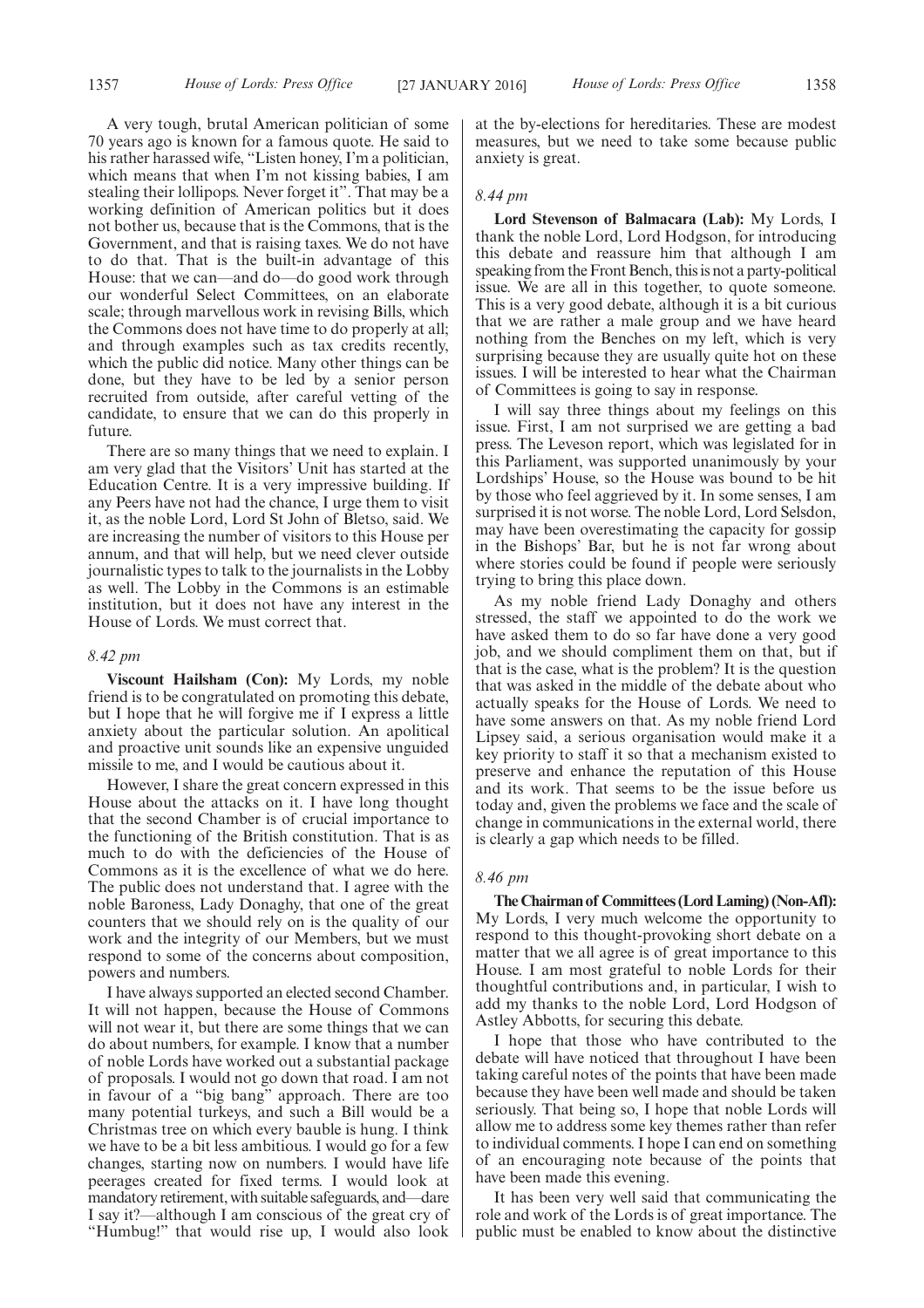A very tough, brutal American politician of some 70 years ago is known for a famous quote. He said to his rather harassed wife, "Listen honey, I'm a politician, which means that when I'm not kissing babies, I am stealing their lollipops. Never forget it". That may be a working definition of American politics but it does not bother us, because that is the Commons, that is the Government, and that is raising taxes. We do not have to do that. That is the built-in advantage of this House: that we can—and do—do good work through our wonderful Select Committees, on an elaborate scale; through marvellous work in revising Bills, which the Commons does not have time to do properly at all; and through examples such as tax credits recently, which the public did notice. Many other things can be done, but they have to be led by a senior person recruited from outside, after careful vetting of the candidate, to ensure that we can do this properly in future.

There are so many things that we need to explain. I am very glad that the Visitors' Unit has started at the Education Centre. It is a very impressive building. If any Peers have not had the chance, I urge them to visit it, as the noble Lord, Lord St John of Bletso, said. We are increasing the number of visitors to this House per annum, and that will help, but we need clever outside journalistic types to talk to the journalists in the Lobby as well. The Lobby in the Commons is an estimable institution, but it does not have any interest in the House of Lords. We must correct that.

*8.42 pm*

**Viscount Hailsham (Con):** My Lords, my noble friend is to be congratulated on promoting this debate, but I hope that he will forgive me if I express a little anxiety about the particular solution. An apolitical and proactive unit sounds like an expensive unguided missile to me, and I would be cautious about it.

However, I share the great concern expressed in this House about the attacks on it. I have long thought that the second Chamber is of crucial importance to the functioning of the British constitution. That is as much to do with the deficiencies of the House of Commons as it is the excellence of what we do here. The public does not understand that. I agree with the noble Baroness, Lady Donaghy, that one of the great counters that we should rely on is the quality of our work and the integrity of our Members, but we must respond to some of the concerns about composition, powers and numbers.

I have always supported an elected second Chamber. It will not happen, because the House of Commons will not wear it, but there are some things that we can do about numbers, for example. I know that a number of noble Lords have worked out a substantial package of proposals. I would not go down that road. I am not in favour of a "big bang" approach. There are too many potential turkeys, and such a Bill would be a Christmas tree on which every bauble is hung. I think we have to be a bit less ambitious. I would go for a few changes, starting now on numbers. I would have life peerages created for fixed terms. I would look at mandatory retirement, with suitable safeguards, and—dare I say it?—although I am conscious of the great cry of "Humbug!" that would rise up, I would also look at the by-elections for hereditaries. These are modest measures, but we need to take some because public anxiety is great.

*8.44 pm*

**Lord Stevenson of Balmacara (Lab):** My Lords, I thank the noble Lord, Lord Hodgson, for introducing this debate and reassure him that although I am speaking from the Front Bench, this is not a party-political issue. We are all in this together, to quote someone. This is a very good debate, although it is a bit curious that we are rather a male group and we have heard nothing from the Benches on my left, which is very surprising because they are usually quite hot on these issues. I will be interested to hear what the Chairman of Committees is going to say in response.

I will say three things about my feelings on this issue. First, I am not surprised we are getting a bad press. The Leveson report, which was legislated for in this Parliament, was supported unanimously by your Lordships' House, so the House was bound to be hit by those who feel aggrieved by it. In some senses, I am surprised it is not worse. The noble Lord, Lord Selsdon, may have been overestimating the capacity for gossip in the Bishops' Bar, but he is not far wrong about where stories could be found if people were seriously trying to bring this place down.

As my noble friend Lady Donaghy and others stressed, the staff we appointed to do the work we have asked them to do so far have done a very good job, and we should compliment them on that, but if that is the case, what is the problem? It is the question that was asked in the middle of the debate about who actually speaks for the House of Lords. We need to have some answers on that. As my noble friend Lord Lipsey said, a serious organisation would make it a key priority to staff it so that a mechanism existed to preserve and enhance the reputation of this House and its work. That seems to be the issue before us today and, given the problems we face and the scale of change in communications in the external world, there is clearly a gap which needs to be filled.

*8.46 pm*

**The Chairman of Committees (Lord Laming) (Non-Afl):** My Lords, I very much welcome the opportunity to respond to this thought-provoking short debate on a matter that we all agree is of great importance to this House. I am most grateful to noble Lords for their thoughtful contributions and, in particular, I wish to add my thanks to the noble Lord, Lord Hodgson of Astley Abbotts, for securing this debate.

I hope that those who have contributed to the debate will have noticed that throughout I have been taking careful notes of the points that have been made because they have been well made and should be taken seriously. That being so, I hope that noble Lords will allow me to address some key themes rather than refer to individual comments. I hope I can end on something of an encouraging note because of the points that have been made this evening.

It has been very well said that communicating the role and work of the Lords is of great importance. The public must be enabled to know about the distinctive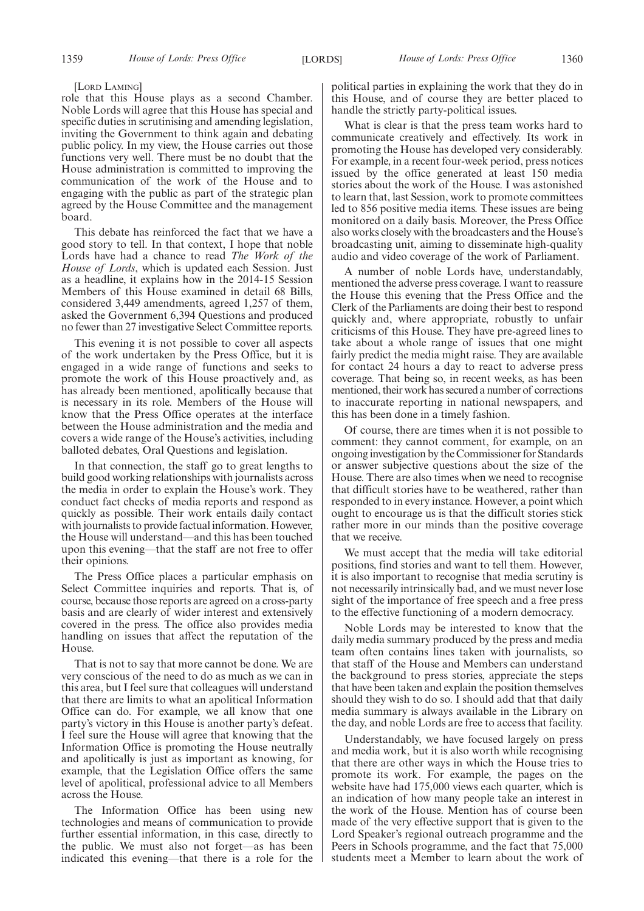[LORD LAMING]

role that this House plays as a second Chamber. Noble Lords will agree that this House has special and specific duties in scrutinising and amending legislation, inviting the Government to think again and debating public policy. In my view, the House carries out those functions very well. There must be no doubt that the House administration is committed to improving the communication of the work of the House and to engaging with the public as part of the strategic plan agreed by the House Committee and the management board.

This debate has reinforced the fact that we have a good story to tell. In that context, I hope that noble Lords have had a chance to read *The Work of the House of Lords*, which is updated each Session. Just as a headline, it explains how in the 2014-15 Session Members of this House examined in detail 68 Bills, considered 3,449 amendments, agreed 1,257 of them, asked the Government 6,394 Questions and produced no fewer than 27 investigative Select Committee reports.

This evening it is not possible to cover all aspects of the work undertaken by the Press Office, but it is engaged in a wide range of functions and seeks to promote the work of this House proactively and, as has already been mentioned, apolitically because that is necessary in its role. Members of the House will know that the Press Office operates at the interface between the House administration and the media and covers a wide range of the House's activities, including balloted debates, Oral Questions and legislation.

In that connection, the staff go to great lengths to build good working relationships with journalists across the media in order to explain the House's work. They conduct fact checks of media reports and respond as quickly as possible. Their work entails daily contact with journalists to provide factual information. However, the House will understand—and this has been touched upon this evening—that the staff are not free to offer their opinions.

The Press Office places a particular emphasis on Select Committee inquiries and reports. That is, of course, because those reports are agreed on a cross-party basis and are clearly of wider interest and extensively covered in the press. The office also provides media handling on issues that affect the reputation of the House.

That is not to say that more cannot be done. We are very conscious of the need to do as much as we can in this area, but I feel sure that colleagues will understand that there are limits to what an apolitical Information Office can do. For example, we all know that one party's victory in this House is another party's defeat. I feel sure the House will agree that knowing that the Information Office is promoting the House neutrally and apolitically is just as important as knowing, for example, that the Legislation Office offers the same level of apolitical, professional advice to all Members across the House.

The Information Office has been using new technologies and means of communication to provide further essential information, in this case, directly to the public. We must also not forget—as has been indicated this evening—that there is a role for the political parties in explaining the work that they do in this House, and of course they are better placed to handle the strictly party-political issues.

What is clear is that the press team works hard to communicate creatively and effectively. Its work in promoting the House has developed very considerably. For example, in a recent four-week period, press notices issued by the office generated at least 150 media stories about the work of the House. I was astonished to learn that, last Session, work to promote committees led to 856 positive media items. These issues are being monitored on a daily basis. Moreover, the Press Office also works closely with the broadcasters and the House's broadcasting unit, aiming to disseminate high-quality audio and video coverage of the work of Parliament.

A number of noble Lords have, understandably, mentioned the adverse press coverage. I want to reassure the House this evening that the Press Office and the Clerk of the Parliaments are doing their best to respond quickly and, where appropriate, robustly to unfair criticisms of this House. They have pre-agreed lines to take about a whole range of issues that one might fairly predict the media might raise. They are available for contact 24 hours a day to react to adverse press coverage. That being so, in recent weeks, as has been mentioned, their work has secured a number of corrections to inaccurate reporting in national newspapers, and this has been done in a timely fashion.

Of course, there are times when it is not possible to comment: they cannot comment, for example, on an ongoing investigation by the Commissioner for Standards or answer subjective questions about the size of the House. There are also times when we need to recognise that difficult stories have to be weathered, rather than responded to in every instance. However, a point which ought to encourage us is that the difficult stories stick rather more in our minds than the positive coverage that we receive.

We must accept that the media will take editorial positions, find stories and want to tell them. However, it is also important to recognise that media scrutiny is not necessarily intrinsically bad, and we must never lose sight of the importance of free speech and a free press to the effective functioning of a modern democracy.

Noble Lords may be interested to know that the daily media summary produced by the press and media team often contains lines taken with journalists, so that staff of the House and Members can understand the background to press stories, appreciate the steps that have been taken and explain the position themselves should they wish to do so. I should add that that daily media summary is always available in the Library on the day, and noble Lords are free to access that facility.

Understandably, we have focused largely on press and media work, but it is also worth while recognising that there are other ways in which the House tries to promote its work. For example, the pages on the website have had 175,000 views each quarter, which is an indication of how many people take an interest in the work of the House. Mention has of course been made of the very effective support that is given to the Lord Speaker's regional outreach programme and the Peers in Schools programme, and the fact that 75,000 students meet a Member to learn about the work of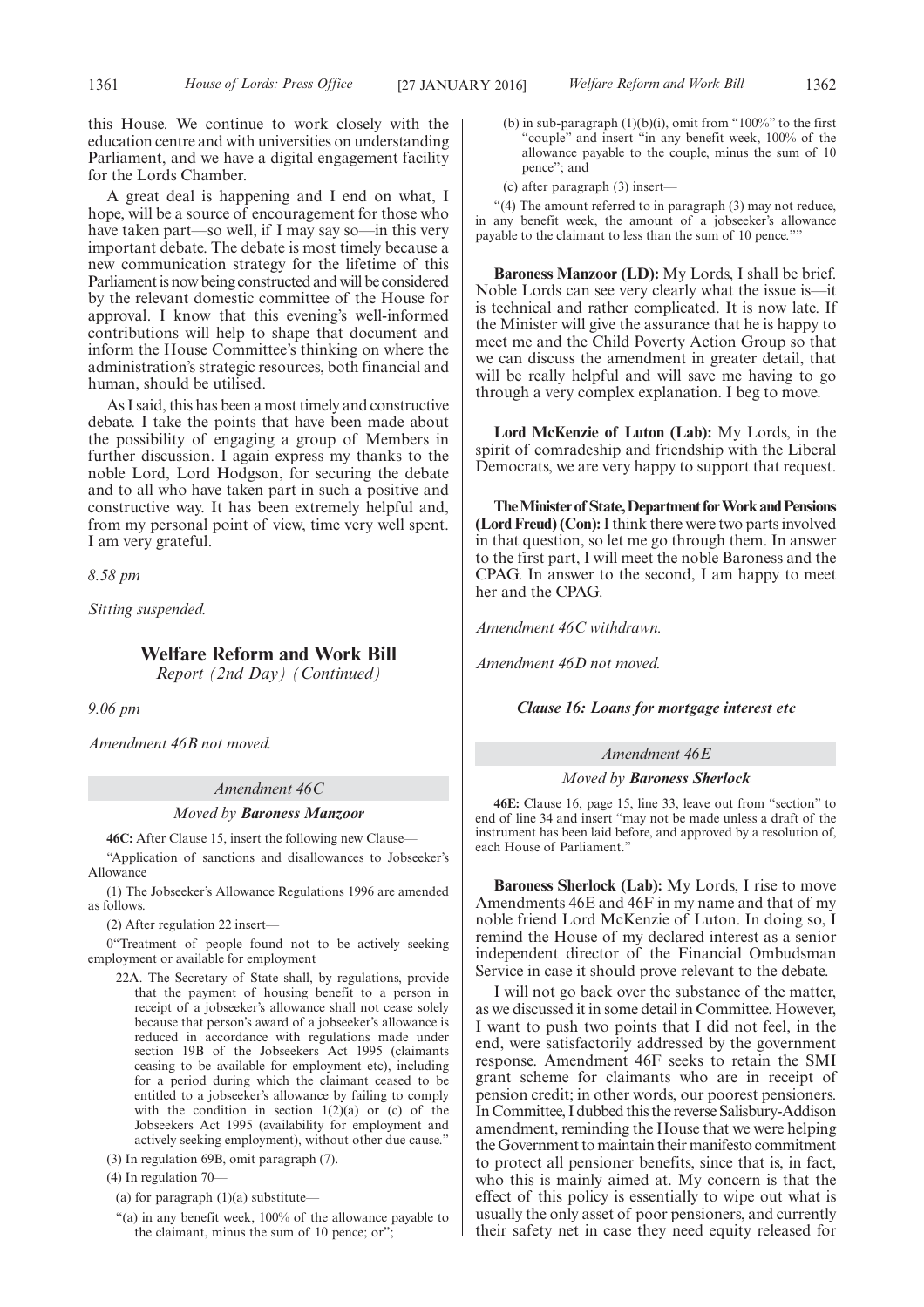this House. We continue to work closely with the education centre and with universities on understanding Parliament, and we have a digital engagement facility for the Lords Chamber.

A great deal is happening and I end on what, I hope, will be a source of encouragement for those who have taken part—so well, if I may say so—in this very important debate. The debate is most timely because a new communication strategy for the lifetime of this Parliament is now being constructed and will be considered by the relevant domestic committee of the House for approval. I know that this evening's well-informed contributions will help to shape that document and inform the House Committee's thinking on where the administration's strategic resources, both financial and human, should be utilised.

As I said, this has been a most timely and constructive debate. I take the points that have been made about the possibility of engaging a group of Members in further discussion. I again express my thanks to the noble Lord, Lord Hodgson, for securing the debate and to all who have taken part in such a positive and constructive way. It has been extremely helpful and, from my personal point of view, time very well spent. I am very grateful.

*8.58 pm*

*Sitting suspended.*

## Welfare Reform and Work Bill

*Report (2nd Day) (Continued)*

*9.06 pm*

*Amendment 46B not moved.*

### *Amendment 46C*

#### *Moved by* ***Baroness Manzoor***

**46C:** After Clause 15, insert the following new Clause—

"Application of sanctions and disallowances to Jobseeker's Allowance

(1) The Jobseeker's Allowance Regulations 1996 are amended as follows.

(2) After regulation 22 insert—

0"Treatment of people found not to be actively seeking employment or available for employment

22A. The Secretary of State shall, by regulations, provide that the payment of housing benefit to a person in receipt of a jobseeker's allowance shall not cease solely because that person's award of a jobseeker's allowance is reduced in accordance with regulations made under section 19B of the Jobseekers Act 1995 (claimants ceasing to be available for employment etc), including for a period during which the claimant ceased to be entitled to a jobseeker's allowance by failing to comply with the condition in section 1(2)(a) or (c) of the Jobseekers Act 1995 (availability for employment and actively seeking employment), without other due cause."

(3) In regulation 69B, omit paragraph (7).

(4) In regulation 70—

(a) for paragraph (1)(a) substitute—

"(a) in any benefit week, 100% of the allowance payable to the claimant, minus the sum of 10 pence; or";

(b) in sub-paragraph (1)(b)(i), omit from "100%" to the first "couple" and insert "in any benefit week, 100% of the allowance payable to the couple, minus the sum of 10 pence"; and

(c) after paragraph (3) insert—

"(4) The amount referred to in paragraph (3) may not reduce, in any benefit week, the amount of a jobseeker's allowance payable to the claimant to less than the sum of 10 pence.""

**Baroness Manzoor (LD):** My Lords, I shall be brief. Noble Lords can see very clearly what the issue is—it is technical and rather complicated. It is now late. If the Minister will give the assurance that he is happy to meet me and the Child Poverty Action Group so that we can discuss the amendment in greater detail, that will be really helpful and will save me having to go through a very complex explanation. I beg to move.

**Lord McKenzie of Luton (Lab):** My Lords, in the spirit of comradeship and friendship with the Liberal Democrats, we are very happy to support that request.

**The Minister of State, Department for Work and Pensions (Lord Freud) (Con):** I think there were two parts involved in that question, so let me go through them. In answer to the first part, I will meet the noble Baroness and the CPAG. In answer to the second, I am happy to meet her and the CPAG.

*Amendment 46C withdrawn.*

*Amendment 46D not moved.*

#### *Clause 16: Loans for mortgage interest etc*

### *Amendment 46E*

#### *Moved by* ***Baroness Sherlock***

**46E:** Clause 16, page 15, line 33, leave out from "section" to end of line 34 and insert "may not be made unless a draft of the instrument has been laid before, and approved by a resolution of, each House of Parliament."

**Baroness Sherlock (Lab):** My Lords, I rise to move Amendments 46E and 46F in my name and that of my noble friend Lord McKenzie of Luton. In doing so, I remind the House of my declared interest as a senior independent director of the Financial Ombudsman Service in case it should prove relevant to the debate.

I will not go back over the substance of the matter, as we discussed it in some detail in Committee. However, I want to push two points that I did not feel, in the end, were satisfactorily addressed by the government response. Amendment 46F seeks to retain the SMI grant scheme for claimants who are in receipt of pension credit; in other words, our poorest pensioners. In Committee, I dubbed this the reverse Salisbury-Addison amendment, reminding the House that we were helping the Government to maintain their manifesto commitment to protect all pensioner benefits, since that is, in fact, who this is mainly aimed at. My concern is that the effect of this policy is essentially to wipe out what is usually the only asset of poor pensioners, and currently their safety net in case they need equity released for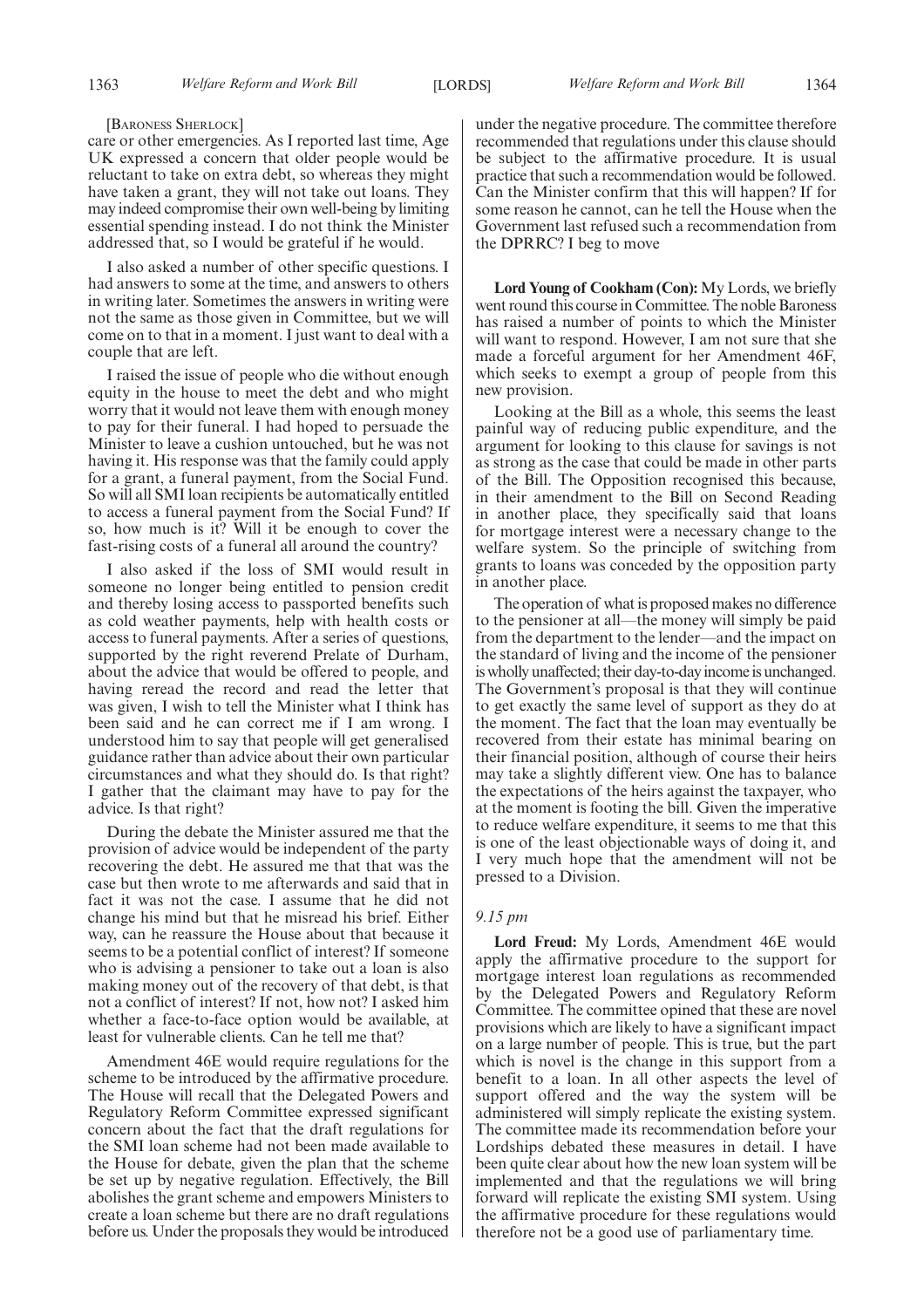[Baroness Sherlock]

care or other emergencies. As I reported last time, Age UK expressed a concern that older people would be reluctant to take on extra debt, so whereas they might have taken a grant, they will not take out loans. They may indeed compromise their own well-being by limiting essential spending instead. I do not think the Minister addressed that, so I would be grateful if he would.

I also asked a number of other specific questions. I had answers to some at the time, and answers to others in writing later. Sometimes the answers in writing were not the same as those given in Committee, but we will come on to that in a moment. I just want to deal with a couple that are left.

I raised the issue of people who die without enough equity in the house to meet the debt and who might worry that it would not leave them with enough money to pay for their funeral. I had hoped to persuade the Minister to leave a cushion untouched, but he was not having it. His response was that the family could apply for a grant, a funeral payment, from the Social Fund. So will all SMI loan recipients be automatically entitled to access a funeral payment from the Social Fund? If so, how much is it? Will it be enough to cover the fast-rising costs of a funeral all around the country?

I also asked if the loss of SMI would result in someone no longer being entitled to pension credit and thereby losing access to passported benefits such as cold weather payments, help with health costs or access to funeral payments. After a series of questions, supported by the right reverend Prelate of Durham, about the advice that would be offered to people, and having reread the record and read the letter that was given, I wish to tell the Minister what I think has been said and he can correct me if I am wrong. I understood him to say that people will get generalised guidance rather than advice about their own particular circumstances and what they should do. Is that right? I gather that the claimant may have to pay for the advice. Is that right?

During the debate the Minister assured me that the provision of advice would be independent of the party recovering the debt. He assured me that that was the case but then wrote to me afterwards and said that in fact it was not the case. I assume that he did not change his mind but that he misread his brief. Either way, can he reassure the House about that because it seems to be a potential conflict of interest? If someone who is advising a pensioner to take out a loan is also making money out of the recovery of that debt, is that not a conflict of interest? If not, how not? I asked him whether a face-to-face option would be available, at least for vulnerable clients. Can he tell me that?

Amendment 46E would require regulations for the scheme to be introduced by the affirmative procedure. The House will recall that the Delegated Powers and Regulatory Reform Committee expressed significant concern about the fact that the draft regulations for the SMI loan scheme had not been made available to the House for debate, given the plan that the scheme be set up by negative regulation. Effectively, the Bill abolishes the grant scheme and empowers Ministers to create a loan scheme but there are no draft regulations before us. Under the proposals they would be introduced under the negative procedure. The committee therefore recommended that regulations under this clause should be subject to the affirmative procedure. It is usual practice that such a recommendation would be followed. Can the Minister confirm that this will happen? If for some reason he cannot, can he tell the House when the Government last refused such a recommendation from the DPRRC? I beg to move

**Lord Young of Cookham (Con):** My Lords, we briefly went round this course in Committee. The noble Baroness has raised a number of points to which the Minister will want to respond. However, I am not sure that she made a forceful argument for her Amendment 46F, which seeks to exempt a group of people from this new provision.

Looking at the Bill as a whole, this seems the least painful way of reducing public expenditure, and the argument for looking to this clause for savings is not as strong as the case that could be made in other parts of the Bill. The Opposition recognised this because, in their amendment to the Bill on Second Reading in another place, they specifically said that loans for mortgage interest were a necessary change to the welfare system. So the principle of switching from grants to loans was conceded by the opposition party in another place.

The operation of what is proposed makes no difference to the pensioner at all—the money will simply be paid from the department to the lender—and the impact on the standard of living and the income of the pensioner is wholly unaffected; their day-to-day income is unchanged. The Government's proposal is that they will continue to get exactly the same level of support as they do at the moment. The fact that the loan may eventually be recovered from their estate has minimal bearing on their financial position, although of course their heirs may take a slightly different view. One has to balance the expectations of the heirs against the taxpayer, who at the moment is footing the bill. Given the imperative to reduce welfare expenditure, it seems to me that this is one of the least objectionable ways of doing it, and I very much hope that the amendment will not be pressed to a Division.

*9.15 pm*

**Lord Freud:** My Lords, Amendment 46E would apply the affirmative procedure to the support for mortgage interest loan regulations as recommended by the Delegated Powers and Regulatory Reform Committee. The committee opined that these are novel provisions which are likely to have a significant impact on a large number of people. This is true, but the part which is novel is the change in this support from a benefit to a loan. In all other aspects the level of support offered and the way the system will be administered will simply replicate the existing system. The committee made its recommendation before your Lordships debated these measures in detail. I have been quite clear about how the new loan system will be implemented and that the regulations we will bring forward will replicate the existing SMI system. Using the affirmative procedure for these regulations would therefore not be a good use of parliamentary time.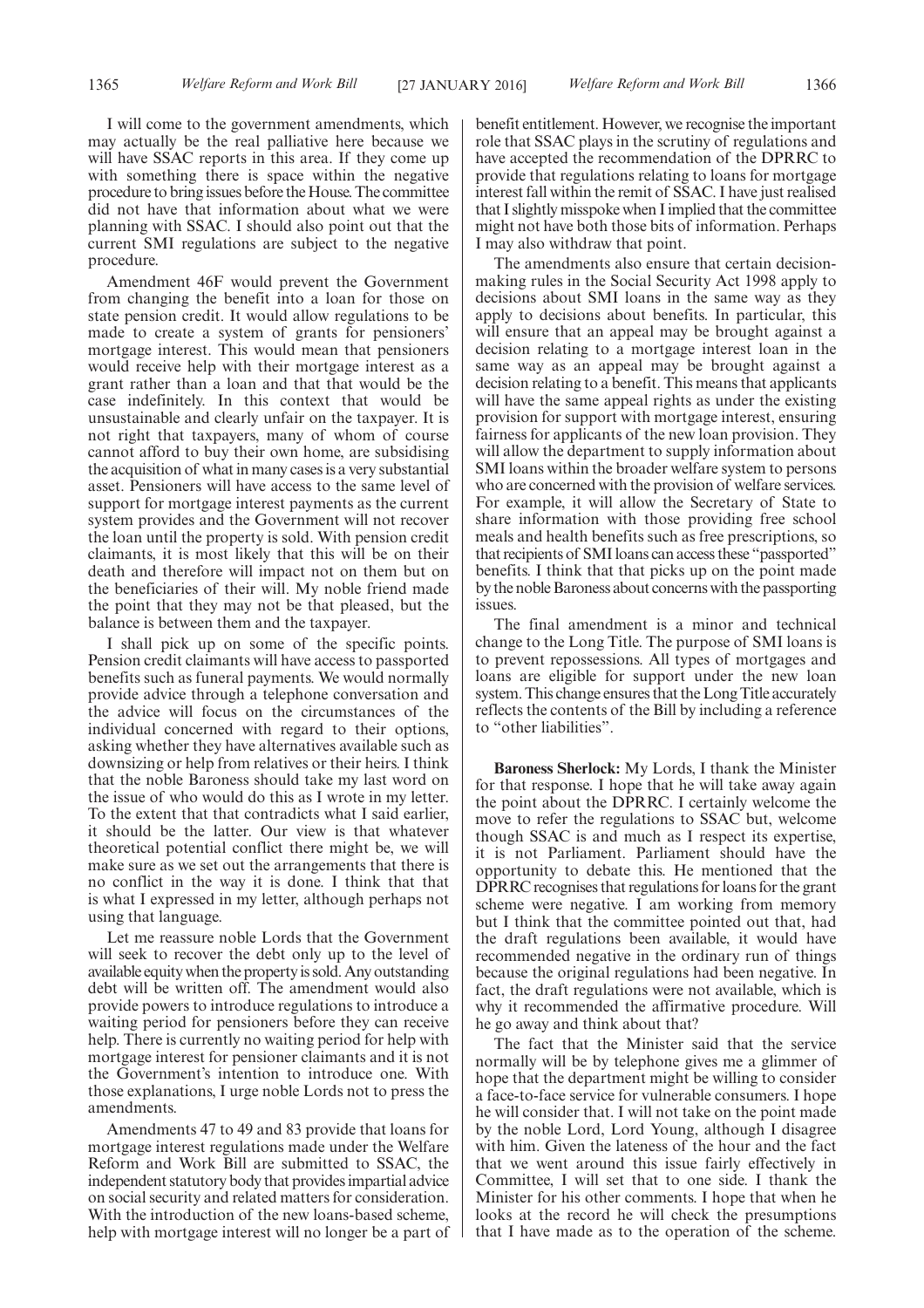I will come to the government amendments, which may actually be the real palliative here because we will have SSAC reports in this area. If they come up with something there is space within the negative procedure to bring issues before the House. The committee did not have that information about what we were planning with SSAC. I should also point out that the current SMI regulations are subject to the negative procedure.

Amendment 46F would prevent the Government from changing the benefit into a loan for those on state pension credit. It would allow regulations to be made to create a system of grants for pensioners' mortgage interest. This would mean that pensioners would receive help with their mortgage interest as a grant rather than a loan and that that would be the case indefinitely. In this context that would be unsustainable and clearly unfair on the taxpayer. It is not right that taxpayers, many of whom of course cannot afford to buy their own home, are subsidising the acquisition of what in many cases is a very substantial asset. Pensioners will have access to the same level of support for mortgage interest payments as the current system provides and the Government will not recover the loan until the property is sold. With pension credit claimants, it is most likely that this will be on their death and therefore will impact not on them but on the beneficiaries of their will. My noble friend made the point that they may not be that pleased, but the balance is between them and the taxpayer.

I shall pick up on some of the specific points. Pension credit claimants will have access to passported benefits such as funeral payments. We would normally provide advice through a telephone conversation and the advice will focus on the circumstances of the individual concerned with regard to their options, asking whether they have alternatives available such as downsizing or help from relatives or their heirs. I think that the noble Baroness should take my last word on the issue of who would do this as I wrote in my letter. To the extent that that contradicts what I said earlier, it should be the latter. Our view is that whatever theoretical potential conflict there might be, we will make sure as we set out the arrangements that there is no conflict in the way it is done. I think that that is what I expressed in my letter, although perhaps not using that language.

Let me reassure noble Lords that the Government will seek to recover the debt only up to the level of available equity when the property is sold. Any outstanding debt will be written off. The amendment would also provide powers to introduce regulations to introduce a waiting period for pensioners before they can receive help. There is currently no waiting period for help with mortgage interest for pensioner claimants and it is not the Government's intention to introduce one. With those explanations, I urge noble Lords not to press the amendments.

Amendments 47 to 49 and 83 provide that loans for mortgage interest regulations made under the Welfare Reform and Work Bill are submitted to SSAC, the independent statutory body that provides impartial advice on social security and related matters for consideration. With the introduction of the new loans-based scheme, help with mortgage interest will no longer be a part of benefit entitlement. However, we recognise the important role that SSAC plays in the scrutiny of regulations and have accepted the recommendation of the DPRRC to provide that regulations relating to loans for mortgage interest fall within the remit of SSAC. I have just realised that I slightly misspoke when I implied that the committee might not have both those bits of information. Perhaps I may also withdraw that point.

The amendments also ensure that certain decision-making rules in the Social Security Act 1998 apply to decisions about SMI loans in the same way as they apply to decisions about benefits. In particular, this will ensure that an appeal may be brought against a decision relating to a mortgage interest loan in the same way as an appeal may be brought against a decision relating to a benefit. This means that applicants will have the same appeal rights as under the existing provision for support with mortgage interest, ensuring fairness for applicants of the new loan provision. They will allow the department to supply information about SMI loans within the broader welfare system to persons who are concerned with the provision of welfare services. For example, it will allow the Secretary of State to share information with those providing free school meals and health benefits such as free prescriptions, so that recipients of SMI loans can access these "passported" benefits. I think that that picks up on the point made by the noble Baroness about concerns with the passporting issues.

The final amendment is a minor and technical change to the Long Title. The purpose of SMI loans is to prevent repossessions. All types of mortgages and loans are eligible for support under the new loan system. This change ensures that the Long Title accurately reflects the contents of the Bill by including a reference to "other liabilities".

**Baroness Sherlock:** My Lords, I thank the Minister for that response. I hope that he will take away again the point about the DPRRC. I certainly welcome the move to refer the regulations to SSAC but, welcome though SSAC is and much as I respect its expertise, it is not Parliament. Parliament should have the opportunity to debate this. He mentioned that the DPRRC recognises that regulations for loans for the grant scheme were negative. I am working from memory but I think that the committee pointed out that, had the draft regulations been available, it would have recommended negative in the ordinary run of things because the original regulations had been negative. In fact, the draft regulations were not available, which is why it recommended the affirmative procedure. Will he go away and think about that?

The fact that the Minister said that the service normally will be by telephone gives me a glimmer of hope that the department might be willing to consider a face-to-face service for vulnerable consumers. I hope he will consider that. I will not take on the point made by the noble Lord, Lord Young, although I disagree with him. Given the lateness of the hour and the fact that we went around this issue fairly effectively in Committee, I will set that to one side. I thank the Minister for his other comments. I hope that when he looks at the record he will check the presumptions that I have made as to the operation of the scheme.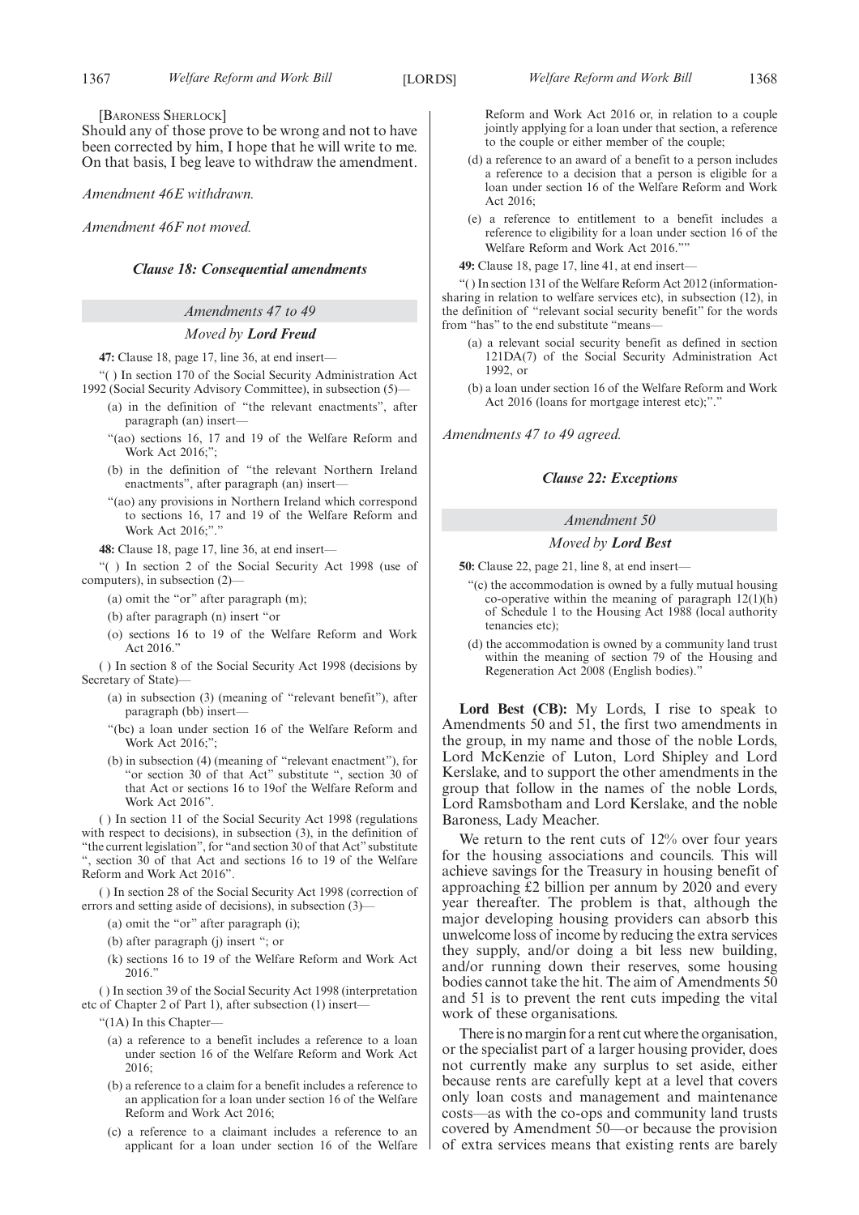[BARONESS SHERLOCK]

Should any of those prove to be wrong and not to have been corrected by him, I hope that he will write to me. On that basis, I beg leave to withdraw the amendment.

*Amendment 46E withdrawn.*

*Amendment 46F not moved.*

### *Clause 18: Consequential amendments*

*Amendments 47 to 49*

*Moved by* ***Lord Freud***

**47:** Clause 18, page 17, line 36, at end insert—

"( ) In section 170 of the Social Security Administration Act 1992 (Social Security Advisory Committee), in subsection (5)—

(a) in the definition of "the relevant enactments", after paragraph (an) insert—

"(ao) sections 16, 17 and 19 of the Welfare Reform and Work Act 2016;";

(b) in the definition of "the relevant Northern Ireland enactments", after paragraph (an) insert—

"(ao) any provisions in Northern Ireland which correspond to sections 16, 17 and 19 of the Welfare Reform and Work Act 2016;"."

**48:** Clause 18, page 17, line 36, at end insert—

"( ) In section 2 of the Social Security Act 1998 (use of computers), in subsection (2)—

(a) omit the "or" after paragraph (m);

(b) after paragraph (n) insert "or

(o) sections 16 to 19 of the Welfare Reform and Work Act 2016."

( ) In section 8 of the Social Security Act 1998 (decisions by Secretary of State)—

(a) in subsection (3) (meaning of "relevant benefit"), after paragraph (bb) insert—

"(bc) a loan under section 16 of the Welfare Reform and Work Act 2016;";

(b) in subsection (4) (meaning of "relevant enactment"), for "or section 30 of that Act" substitute ", section 30 of that Act or sections 16 to 19of the Welfare Reform and Work Act 2016".

( ) In section 11 of the Social Security Act 1998 (regulations with respect to decisions), in subsection (3), in the definition of "the current legislation", for "and section 30 of that Act" substitute ", section 30 of that Act and sections 16 to 19 of the Welfare Reform and Work Act 2016".

( ) In section 28 of the Social Security Act 1998 (correction of errors and setting aside of decisions), in subsection (3)—

(a) omit the "or" after paragraph (i);

(b) after paragraph (j) insert "; or

(k) sections 16 to 19 of the Welfare Reform and Work Act 2016."

( ) In section 39 of the Social Security Act 1998 (interpretation etc of Chapter 2 of Part 1), after subsection (1) insert—

"(1A) In this Chapter—

(a) a reference to a benefit includes a reference to a loan under section 16 of the Welfare Reform and Work Act 2016;

(b) a reference to a claim for a benefit includes a reference to an application for a loan under section 16 of the Welfare Reform and Work Act 2016;

(c) a reference to a claimant includes a reference to an applicant for a loan under section 16 of the Welfare Reform and Work Act 2016 or, in relation to a couple jointly applying for a loan under that section, a reference to the couple or either member of the couple;

(d) a reference to an award of a benefit to a person includes a reference to a decision that a person is eligible for a loan under section 16 of the Welfare Reform and Work Act 2016;

(e) a reference to entitlement to a benefit includes a reference to eligibility for a loan under section 16 of the Welfare Reform and Work Act 2016.""

**49:** Clause 18, page 17, line 41, at end insert—

"( ) In section 131 of the Welfare Reform Act 2012 (information-sharing in relation to welfare services etc), in subsection (12), in the definition of "relevant social security benefit" for the words from "has" to the end substitute "means—

(a) a relevant social security benefit as defined in section 121DA(7) of the Social Security Administration Act 1992, or

(b) a loan under section 16 of the Welfare Reform and Work Act 2016 (loans for mortgage interest etc);"."

*Amendments 47 to 49 agreed.*

### *Clause 22: Exceptions*

*Amendment 50*

*Moved by* ***Lord Best***

**50:** Clause 22, page 21, line 8, at end insert—

"(c) the accommodation is owned by a fully mutual housing co-operative within the meaning of paragraph 12(1)(h) of Schedule 1 to the Housing Act 1988 (local authority tenancies etc);

(d) the accommodation is owned by a community land trust within the meaning of section 79 of the Housing and Regeneration Act 2008 (English bodies)."

**Lord Best (CB):** My Lords, I rise to speak to Amendments 50 and 51, the first two amendments in the group, in my name and those of the noble Lords, Lord McKenzie of Luton, Lord Shipley and Lord Kerslake, and to support the other amendments in the group that follow in the names of the noble Lords, Lord Ramsbotham and Lord Kerslake, and the noble Baroness, Lady Meacher.

We return to the rent cuts of 12% over four years for the housing associations and councils. This will achieve savings for the Treasury in housing benefit of approaching £2 billion per annum by 2020 and every year thereafter. The problem is that, although the major developing housing providers can absorb this unwelcome loss of income by reducing the extra services they supply, and/or doing a bit less new building, and/or running down their reserves, some housing bodies cannot take the hit. The aim of Amendments 50 and 51 is to prevent the rent cuts impeding the vital work of these organisations.

There is no margin for a rent cut where the organisation, or the specialist part of a larger housing provider, does not currently make any surplus to set aside, either because rents are carefully kept at a level that covers only loan costs and management and maintenance costs—as with the co-ops and community land trusts covered by Amendment 50—or because the provision of extra services means that existing rents are barely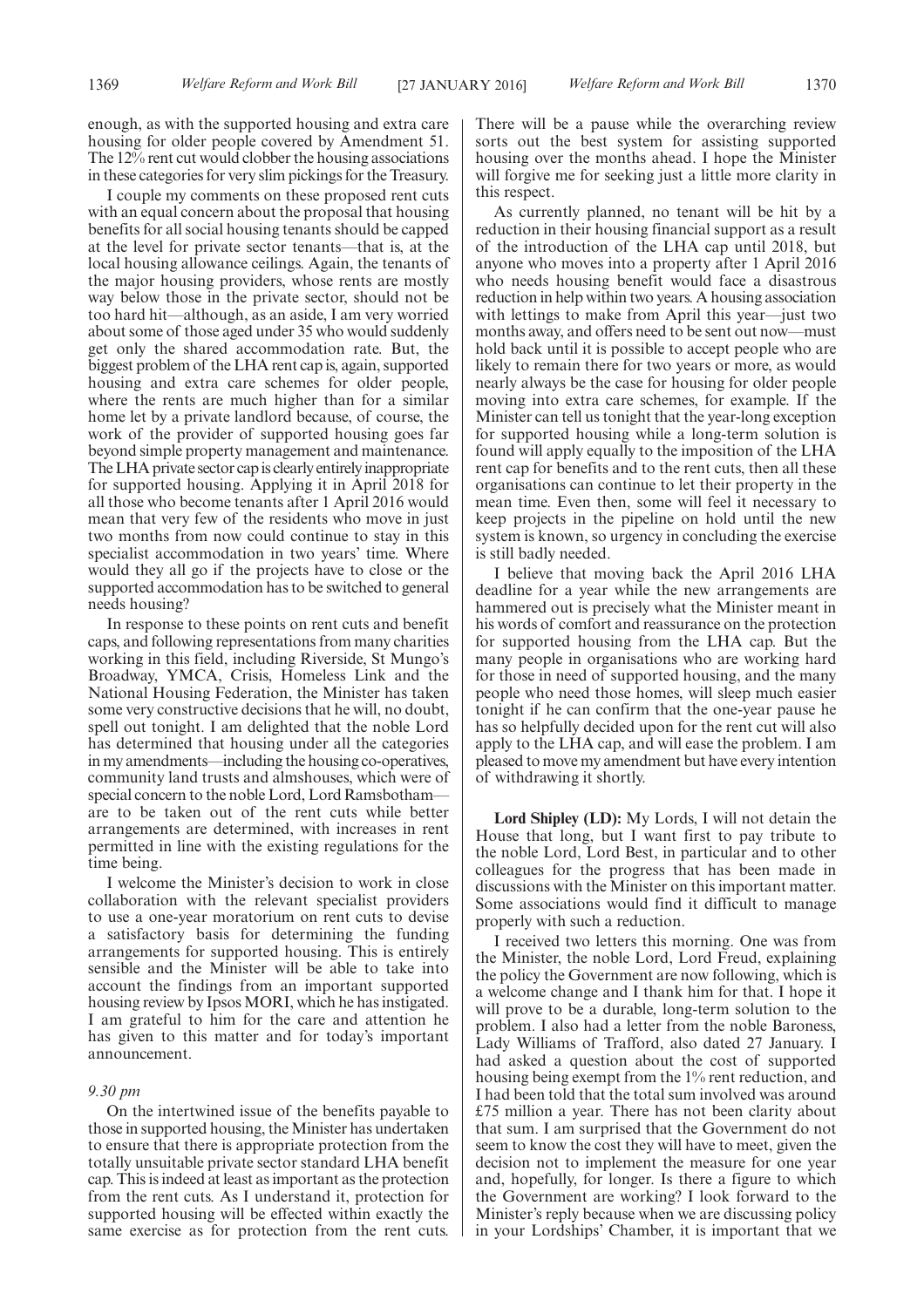enough, as with the supported housing and extra care housing for older people covered by Amendment 51. The 12% rent cut would clobber the housing associations in these categories for very slim pickings for the Treasury.

I couple my comments on these proposed rent cuts with an equal concern about the proposal that housing benefits for all social housing tenants should be capped at the level for private sector tenants—that is, at the local housing allowance ceilings. Again, the tenants of the major housing providers, whose rents are mostly way below those in the private sector, should not be too hard hit—although, as an aside, I am very worried about some of those aged under 35 who would suddenly get only the shared accommodation rate. But, the biggest problem of the LHA rent cap is, again, supported housing and extra care schemes for older people, where the rents are much higher than for a similar home let by a private landlord because, of course, the work of the provider of supported housing goes far beyond simple property management and maintenance. The LHA private sector cap is clearly entirely inappropriate for supported housing. Applying it in April 2018 for all those who become tenants after 1 April 2016 would mean that very few of the residents who move in just two months from now could continue to stay in this specialist accommodation in two years' time. Where would they all go if the projects have to close or the supported accommodation has to be switched to general needs housing?

In response to these points on rent cuts and benefit caps, and following representations from many charities working in this field, including Riverside, St Mungo's Broadway, YMCA, Crisis, Homeless Link and the National Housing Federation, the Minister has taken some very constructive decisions that he will, no doubt, spell out tonight. I am delighted that the noble Lord has determined that housing under all the categories in my amendments—including the housing co-operatives, community land trusts and almshouses, which were of special concern to the noble Lord, Lord Ramsbotham—are to be taken out of the rent cuts while better arrangements are determined, with increases in rent permitted in line with the existing regulations for the time being.

I welcome the Minister's decision to work in close collaboration with the relevant specialist providers to use a one-year moratorium on rent cuts to devise a satisfactory basis for determining the funding arrangements for supported housing. This is entirely sensible and the Minister will be able to take into account the findings from an important supported housing review by Ipsos MORI, which he has instigated. I am grateful to him for the care and attention he has given to this matter and for today's important announcement.

*9.30 pm*

On the intertwined issue of the benefits payable to those in supported housing, the Minister has undertaken to ensure that there is appropriate protection from the totally unsuitable private sector standard LHA benefit cap. This is indeed at least as important as the protection from the rent cuts. As I understand it, protection for supported housing will be effected within exactly the same exercise as for protection from the rent cuts. There will be a pause while the overarching review sorts out the best system for assisting supported housing over the months ahead. I hope the Minister will forgive me for seeking just a little more clarity in this respect.

As currently planned, no tenant will be hit by a reduction in their housing financial support as a result of the introduction of the LHA cap until 2018, but anyone who moves into a property after 1 April 2016 who needs housing benefit would face a disastrous reduction in help within two years. A housing association with lettings to make from April this year—just two months away, and offers need to be sent out now—must hold back until it is possible to accept people who are likely to remain there for two years or more, as would nearly always be the case for housing for older people moving into extra care schemes, for example. If the Minister can tell us tonight that the year-long exception for supported housing while a long-term solution is found will apply equally to the imposition of the LHA rent cap for benefits and to the rent cuts, then all these organisations can continue to let their property in the mean time. Even then, some will feel it necessary to keep projects in the pipeline on hold until the new system is known, so urgency in concluding the exercise is still badly needed.

I believe that moving back the April 2016 LHA deadline for a year while the new arrangements are hammered out is precisely what the Minister meant in his words of comfort and reassurance on the protection for supported housing from the LHA cap. But the many people in organisations who are working hard for those in need of supported housing, and the many people who need those homes, will sleep much easier tonight if he can confirm that the one-year pause he has so helpfully decided upon for the rent cut will also apply to the LHA cap, and will ease the problem. I am pleased to move my amendment but have every intention of withdrawing it shortly.

**Lord Shipley (LD):** My Lords, I will not detain the House that long, but I want first to pay tribute to the noble Lord, Lord Best, in particular and to other colleagues for the progress that has been made in discussions with the Minister on this important matter. Some associations would find it difficult to manage properly with such a reduction.

I received two letters this morning. One was from the Minister, the noble Lord, Lord Freud, explaining the policy the Government are now following, which is a welcome change and I thank him for that. I hope it will prove to be a durable, long-term solution to the problem. I also had a letter from the noble Baroness, Lady Williams of Trafford, also dated 27 January. I had asked a question about the cost of supported housing being exempt from the 1% rent reduction, and I had been told that the total sum involved was around £75 million a year. There has not been clarity about that sum. I am surprised that the Government do not seem to know the cost they will have to meet, given the decision not to implement the measure for one year and, hopefully, for longer. Is there a figure to which the Government are working? I look forward to the Minister's reply because when we are discussing policy in your Lordships' Chamber, it is important that we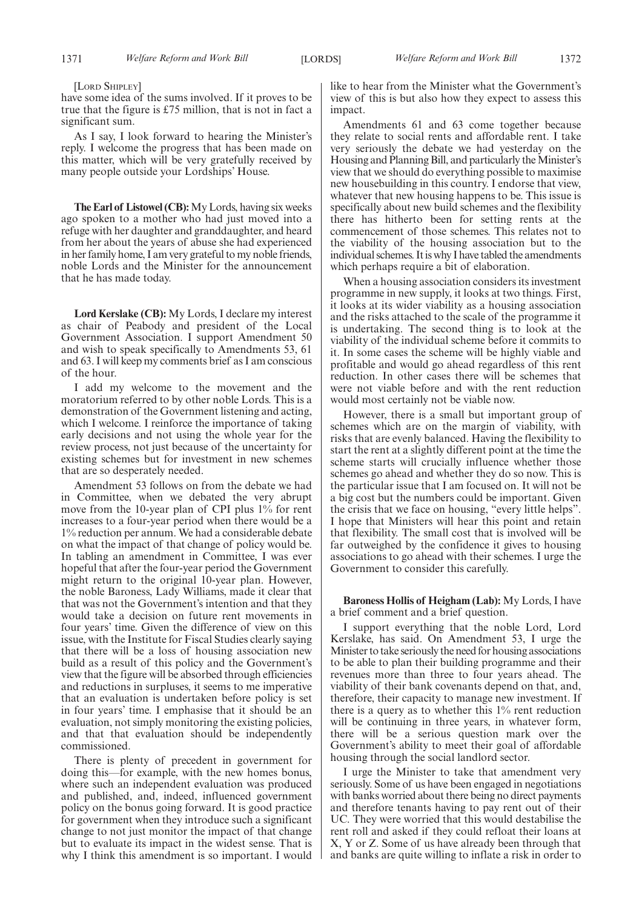[Lord Shipley]

have some idea of the sums involved. If it proves to be true that the figure is £75 million, that is not in fact a significant sum.

As I say, I look forward to hearing the Minister's reply. I welcome the progress that has been made on this matter, which will be very gratefully received by many people outside your Lordships' House.

**The Earl of Listowel (CB):** My Lords, having six weeks ago spoken to a mother who had just moved into a refuge with her daughter and granddaughter, and heard from her about the years of abuse she had experienced in her family home, I am very grateful to my noble friends, noble Lords and the Minister for the announcement that he has made today.

**Lord Kerslake (CB):** My Lords, I declare my interest as chair of Peabody and president of the Local Government Association. I support Amendment 50 and wish to speak specifically to Amendments 53, 61 and 63. I will keep my comments brief as I am conscious of the hour.

I add my welcome to the movement and the moratorium referred to by other noble Lords. This is a demonstration of the Government listening and acting, which I welcome. I reinforce the importance of taking early decisions and not using the whole year for the review process, not just because of the uncertainty for existing schemes but for investment in new schemes that are so desperately needed.

Amendment 53 follows on from the debate we had in Committee, when we debated the very abrupt move from the 10-year plan of CPI plus 1% for rent increases to a four-year period when there would be a 1% reduction per annum. We had a considerable debate on what the impact of that change of policy would be. In tabling an amendment in Committee, I was ever hopeful that after the four-year period the Government might return to the original 10-year plan. However, the noble Baroness, Lady Williams, made it clear that that was not the Government's intention and that they would take a decision on future rent movements in four years' time. Given the difference of view on this issue, with the Institute for Fiscal Studies clearly saying that there will be a loss of housing association new build as a result of this policy and the Government's view that the figure will be absorbed through efficiencies and reductions in surpluses, it seems to me imperative that an evaluation is undertaken before policy is set in four years' time. I emphasise that it should be an evaluation, not simply monitoring the existing policies, and that that evaluation should be independently commissioned.

There is plenty of precedent in government for doing this—for example, with the new homes bonus, where such an independent evaluation was produced and published, and, indeed, influenced government policy on the bonus going forward. It is good practice for government when they introduce such a significant change to not just monitor the impact of that change but to evaluate its impact in the widest sense. That is why I think this amendment is so important. I would like to hear from the Minister what the Government's view of this is but also how they expect to assess this impact.

Amendments 61 and 63 come together because they relate to social rents and affordable rent. I take very seriously the debate we had yesterday on the Housing and Planning Bill, and particularly the Minister's view that we should do everything possible to maximise new housebuilding in this country. I endorse that view, whatever that new housing happens to be. This issue is specifically about new build schemes and the flexibility there has hitherto been for setting rents at the commencement of those schemes. This relates not to the viability of the housing association but to the individual schemes. It is why I have tabled the amendments which perhaps require a bit of elaboration.

When a housing association considers its investment programme in new supply, it looks at two things. First, it looks at its wider viability as a housing association and the risks attached to the scale of the programme it is undertaking. The second thing is to look at the viability of the individual scheme before it commits to it. In some cases the scheme will be highly viable and profitable and would go ahead regardless of this rent reduction. In other cases there will be schemes that were not viable before and with the rent reduction would most certainly not be viable now.

However, there is a small but important group of schemes which are on the margin of viability, with risks that are evenly balanced. Having the flexibility to start the rent at a slightly different point at the time the scheme starts will crucially influence whether those schemes go ahead and whether they do so now. This is the particular issue that I am focused on. It will not be a big cost but the numbers could be important. Given the crisis that we face on housing, "every little helps". I hope that Ministers will hear this point and retain that flexibility. The small cost that is involved will be far outweighed by the confidence it gives to housing associations to go ahead with their schemes. I urge the Government to consider this carefully.

**Baroness Hollis of Heigham (Lab):** My Lords, I have a brief comment and a brief question.

I support everything that the noble Lord, Lord Kerslake, has said. On Amendment 53, I urge the Minister to take seriously the need for housing associations to be able to plan their building programme and their revenues more than three to four years ahead. The viability of their bank covenants depend on that, and, therefore, their capacity to manage new investment. If there is a query as to whether this 1% rent reduction will be continuing in three years, in whatever form, there will be a serious question mark over the Government's ability to meet their goal of affordable housing through the social landlord sector.

I urge the Minister to take that amendment very seriously. Some of us have been engaged in negotiations with banks worried about there being no direct payments and therefore tenants having to pay rent out of their UC. They were worried that this would destabilise the rent roll and asked if they could refloat their loans at X, Y or Z. Some of us have already been through that and banks are quite willing to inflate a risk in order to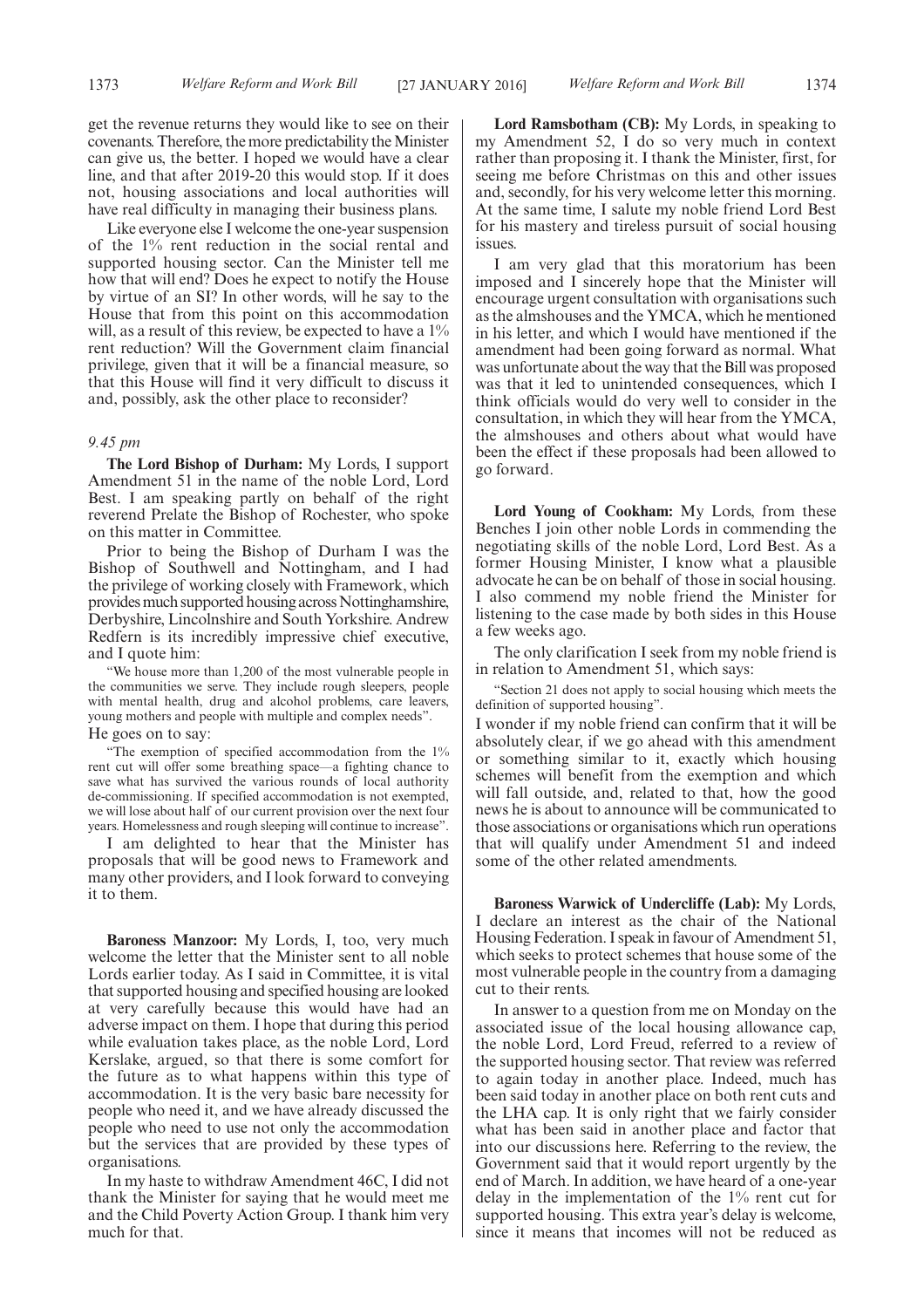get the revenue returns they would like to see on their covenants. Therefore, the more predictability the Minister can give us, the better. I hoped we would have a clear line, and that after 2019-20 this would stop. If it does not, housing associations and local authorities will have real difficulty in managing their business plans.

Like everyone else I welcome the one-year suspension of the 1% rent reduction in the social rental and supported housing sector. Can the Minister tell me how that will end? Does he expect to notify the House by virtue of an SI? In other words, will he say to the House that from this point on this accommodation will, as a result of this review, be expected to have a 1% rent reduction? Will the Government claim financial privilege, given that it will be a financial measure, so that this House will find it very difficult to discuss it and, possibly, ask the other place to reconsider?

*9.45 pm*

**The Lord Bishop of Durham:** My Lords, I support Amendment 51 in the name of the noble Lord, Lord Best. I am speaking partly on behalf of the right reverend Prelate the Bishop of Rochester, who spoke on this matter in Committee.

Prior to being the Bishop of Durham I was the Bishop of Southwell and Nottingham, and I had the privilege of working closely with Framework, which provides much supported housing across Nottinghamshire, Derbyshire, Lincolnshire and South Yorkshire. Andrew Redfern is its incredibly impressive chief executive, and I quote him:

"We house more than 1,200 of the most vulnerable people in the communities we serve. They include rough sleepers, people with mental health, drug and alcohol problems, care leavers, young mothers and people with multiple and complex needs".

He goes on to say:

"The exemption of specified accommodation from the 1% rent cut will offer some breathing space—a fighting chance to save what has survived the various rounds of local authority de-commissioning. If specified accommodation is not exempted, we will lose about half of our current provision over the next four years. Homelessness and rough sleeping will continue to increase".

I am delighted to hear that the Minister has proposals that will be good news to Framework and many other providers, and I look forward to conveying it to them.

**Baroness Manzoor:** My Lords, I, too, very much welcome the letter that the Minister sent to all noble Lords earlier today. As I said in Committee, it is vital that supported housing and specified housing are looked at very carefully because this would have had an adverse impact on them. I hope that during this period while evaluation takes place, as the noble Lord, Lord Kerslake, argued, so that there is some comfort for the future as to what happens within this type of accommodation. It is the very basic bare necessity for people who need it, and we have already discussed the people who need to use not only the accommodation but the services that are provided by these types of organisations.

In my haste to withdraw Amendment 46C, I did not thank the Minister for saying that he would meet me and the Child Poverty Action Group. I thank him very much for that.

**Lord Ramsbotham (CB):** My Lords, in speaking to my Amendment 52, I do so very much in context rather than proposing it. I thank the Minister, first, for seeing me before Christmas on this and other issues and, secondly, for his very welcome letter this morning. At the same time, I salute my noble friend Lord Best for his mastery and tireless pursuit of social housing issues.

I am very glad that this moratorium has been imposed and I sincerely hope that the Minister will encourage urgent consultation with organisations such as the almshouses and the YMCA, which he mentioned in his letter, and which I would have mentioned if the amendment had been going forward as normal. What was unfortunate about the way that the Bill was proposed was that it led to unintended consequences, which I think officials would do very well to consider in the consultation, in which they will hear from the YMCA, the almshouses and others about what would have been the effect if these proposals had been allowed to go forward.

**Lord Young of Cookham:** My Lords, from these Benches I join other noble Lords in commending the negotiating skills of the noble Lord, Lord Best. As a former Housing Minister, I know what a plausible advocate he can be on behalf of those in social housing. I also commend my noble friend the Minister for listening to the case made by both sides in this House a few weeks ago.

The only clarification I seek from my noble friend is in relation to Amendment 51, which says:

"Section 21 does not apply to social housing which meets the definition of supported housing".

I wonder if my noble friend can confirm that it will be absolutely clear, if we go ahead with this amendment or something similar to it, exactly which housing schemes will benefit from the exemption and which will fall outside, and, related to that, how the good news he is about to announce will be communicated to those associations or organisations which run operations that will qualify under Amendment 51 and indeed some of the other related amendments.

**Baroness Warwick of Undercliffe (Lab):** My Lords, I declare an interest as the chair of the National Housing Federation. I speak in favour of Amendment 51, which seeks to protect schemes that house some of the most vulnerable people in the country from a damaging cut to their rents.

In answer to a question from me on Monday on the associated issue of the local housing allowance cap, the noble Lord, Lord Freud, referred to a review of the supported housing sector. That review was referred to again today in another place. Indeed, much has been said today in another place on both rent cuts and the LHA cap. It is only right that we fairly consider what has been said in another place and factor that into our discussions here. Referring to the review, the Government said that it would report urgently by the end of March. In addition, we have heard of a one-year delay in the implementation of the 1% rent cut for supported housing. This extra year's delay is welcome, since it means that incomes will not be reduced as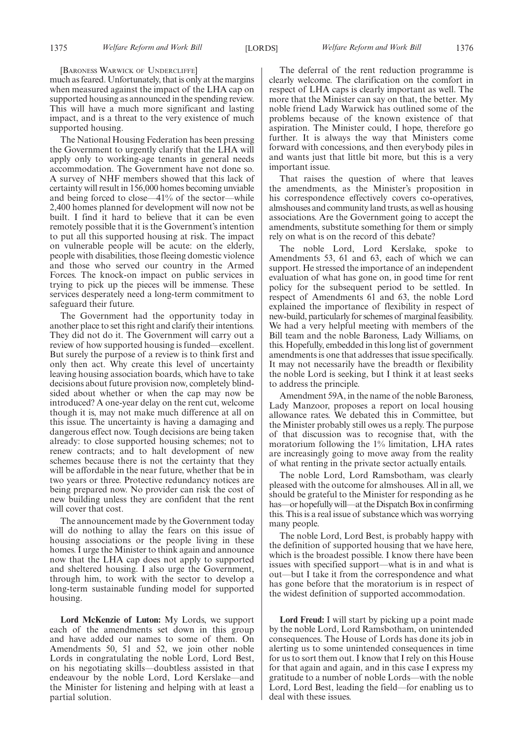[Baroness Warwick of Undercliffe]

much as feared. Unfortunately, that is only at the margins when measured against the impact of the LHA cap on supported housing as announced in the spending review. This will have a much more significant and lasting impact, and is a threat to the very existence of much supported housing.

The National Housing Federation has been pressing the Government to urgently clarify that the LHA will apply only to working-age tenants in general needs accommodation. The Government have not done so. A survey of NHF members showed that this lack of certainty will result in 156,000 homes becoming unviable and being forced to close—41% of the sector—while 2,400 homes planned for development will now not be built. I find it hard to believe that it can be even remotely possible that it is the Government's intention to put all this supported housing at risk. The impact on vulnerable people will be acute: on the elderly, people with disabilities, those fleeing domestic violence and those who served our country in the Armed Forces. The knock-on impact on public services in trying to pick up the pieces will be immense. These services desperately need a long-term commitment to safeguard their future.

The Government had the opportunity today in another place to set this right and clarify their intentions. They did not do it. The Government will carry out a review of how supported housing is funded—excellent. But surely the purpose of a review is to think first and only then act. Why create this level of uncertainty leaving housing association boards, which have to take decisions about future provision now, completely blind-sided about whether or when the cap may now be introduced? A one-year delay on the rent cut, welcome though it is, may not make much difference at all on this issue. The uncertainty is having a damaging and dangerous effect now. Tough decisions are being taken already: to close supported housing schemes; not to renew contracts; and to halt development of new schemes because there is not the certainty that they will be affordable in the near future, whether that be in two years or three. Protective redundancy notices are being prepared now. No provider can risk the cost of new building unless they are confident that the rent will cover that cost.

The announcement made by the Government today will do nothing to allay the fears on this issue of housing associations or the people living in these homes. I urge the Minister to think again and announce now that the LHA cap does not apply to supported and sheltered housing. I also urge the Government, through him, to work with the sector to develop a long-term sustainable funding model for supported housing.

**Lord McKenzie of Luton:** My Lords, we support each of the amendments set down in this group and have added our names to some of them. On Amendments 50, 51 and 52, we join other noble Lords in congratulating the noble Lord, Lord Best, on his negotiating skills—doubtless assisted in that endeavour by the noble Lord, Lord Kerslake—and the Minister for listening and helping with at least a partial solution.

The deferral of the rent reduction programme is clearly welcome. The clarification on the comfort in respect of LHA caps is clearly important as well. The more that the Minister can say on that, the better. My noble friend Lady Warwick has outlined some of the problems because of the known existence of that aspiration. The Minister could, I hope, therefore go further. It is always the way that Ministers come forward with concessions, and then everybody piles in and wants just that little bit more, but this is a very important issue.

That raises the question of where that leaves the amendments, as the Minister's proposition in his correspondence effectively covers co-operatives, almshouses and community land trusts, as well as housing associations. Are the Government going to accept the amendments, substitute something for them or simply rely on what is on the record of this debate?

The noble Lord, Lord Kerslake, spoke to Amendments 53, 61 and 63, each of which we can support. He stressed the importance of an independent evaluation of what has gone on, in good time for rent policy for the subsequent period to be settled. In respect of Amendments 61 and 63, the noble Lord explained the importance of flexibility in respect of new-build, particularly for schemes of marginal feasibility. We had a very helpful meeting with members of the Bill team and the noble Baroness, Lady Williams, on this. Hopefully, embedded in this long list of government amendments is one that addresses that issue specifically. It may not necessarily have the breadth or flexibility the noble Lord is seeking, but I think it at least seeks to address the principle.

Amendment 59A, in the name of the noble Baroness, Lady Manzoor, proposes a report on local housing allowance rates. We debated this in Committee, but the Minister probably still owes us a reply. The purpose of that discussion was to recognise that, with the moratorium following the 1% limitation, LHA rates are increasingly going to move away from the reality of what renting in the private sector actually entails.

The noble Lord, Lord Ramsbotham, was clearly pleased with the outcome for almshouses. All in all, we should be grateful to the Minister for responding as he has—or hopefully will—at the Dispatch Box in confirming this. This is a real issue of substance which was worrying many people.

The noble Lord, Lord Best, is probably happy with the definition of supported housing that we have here, which is the broadest possible. I know there have been issues with specified support—what is in and what is out—but I take it from the correspondence and what has gone before that the moratorium is in respect of the widest definition of supported accommodation.

**Lord Freud:** I will start by picking up a point made by the noble Lord, Lord Ramsbotham, on unintended consequences. The House of Lords has done its job in alerting us to some unintended consequences in time for us to sort them out. I know that I rely on this House for that again and again, and in this case I express my gratitude to a number of noble Lords—with the noble Lord, Lord Best, leading the field—for enabling us to deal with these issues.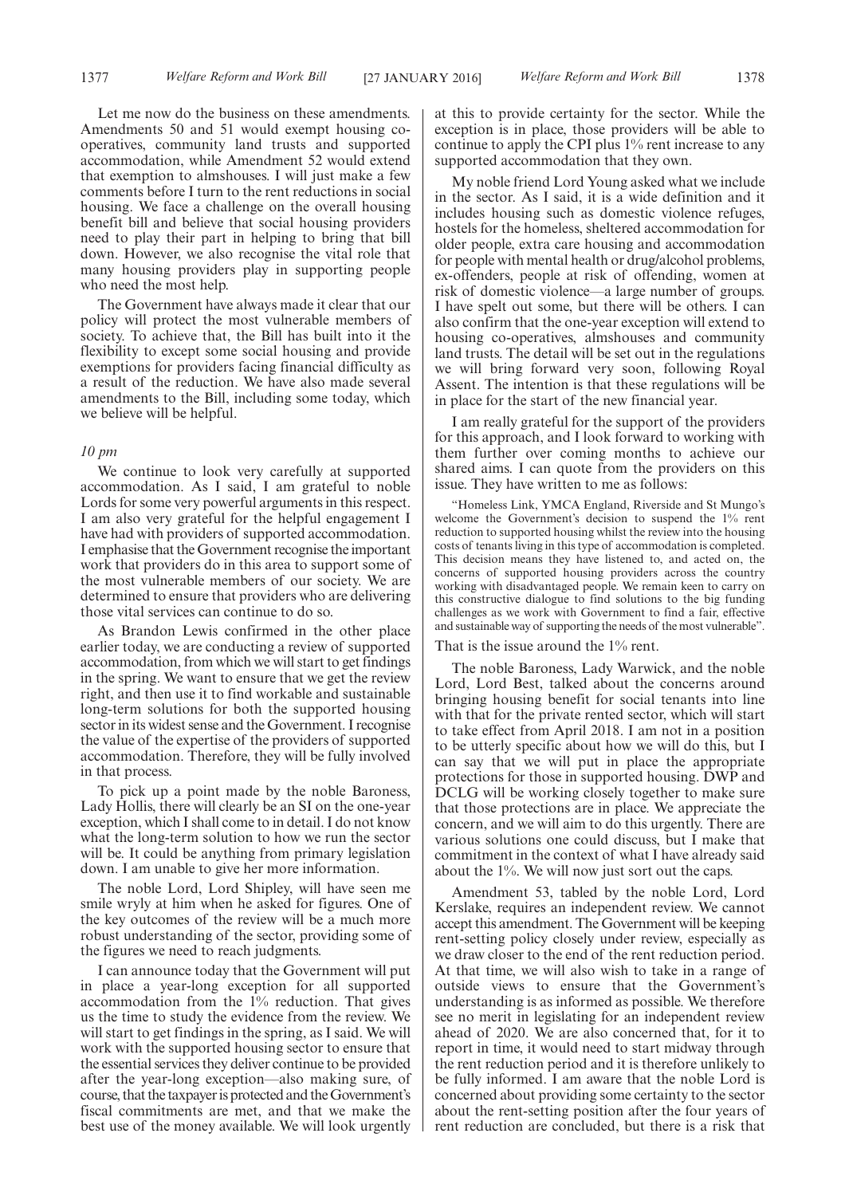Let me now do the business on these amendments. Amendments 50 and 51 would exempt housing co-operatives, community land trusts and supported accommodation, while Amendment 52 would extend that exemption to almshouses. I will just make a few comments before I turn to the rent reductions in social housing. We face a challenge on the overall housing benefit bill and believe that social housing providers need to play their part in helping to bring that bill down. However, we also recognise the vital role that many housing providers play in supporting people who need the most help.

The Government have always made it clear that our policy will protect the most vulnerable members of society. To achieve that, the Bill has built into it the flexibility to except some social housing and provide exemptions for providers facing financial difficulty as a result of the reduction. We have also made several amendments to the Bill, including some today, which we believe will be helpful.

*10 pm*

We continue to look very carefully at supported accommodation. As I said, I am grateful to noble Lords for some very powerful arguments in this respect. I am also very grateful for the helpful engagement I have had with providers of supported accommodation. I emphasise that the Government recognise the important work that providers do in this area to support some of the most vulnerable members of our society. We are determined to ensure that providers who are delivering those vital services can continue to do so.

As Brandon Lewis confirmed in the other place earlier today, we are conducting a review of supported accommodation, from which we will start to get findings in the spring. We want to ensure that we get the review right, and then use it to find workable and sustainable long-term solutions for both the supported housing sector in its widest sense and the Government. I recognise the value of the expertise of the providers of supported accommodation. Therefore, they will be fully involved in that process.

To pick up a point made by the noble Baroness, Lady Hollis, there will clearly be an SI on the one-year exception, which I shall come to in detail. I do not know what the long-term solution to how we run the sector will be. It could be anything from primary legislation down. I am unable to give her more information.

The noble Lord, Lord Shipley, will have seen me smile wryly at him when he asked for figures. One of the key outcomes of the review will be a much more robust understanding of the sector, providing some of the figures we need to reach judgments.

I can announce today that the Government will put in place a year-long exception for all supported accommodation from the 1% reduction. That gives us the time to study the evidence from the review. We will start to get findings in the spring, as I said. We will work with the supported housing sector to ensure that the essential services they deliver continue to be provided after the year-long exception—also making sure, of course, that the taxpayer is protected and the Government's fiscal commitments are met, and that we make the best use of the money available. We will look urgently at this to provide certainty for the sector. While the exception is in place, those providers will be able to continue to apply the CPI plus 1% rent increase to any supported accommodation that they own.

My noble friend Lord Young asked what we include in the sector. As I said, it is a wide definition and it includes housing such as domestic violence refuges, hostels for the homeless, sheltered accommodation for older people, extra care housing and accommodation for people with mental health or drug/alcohol problems, ex-offenders, people at risk of offending, women at risk of domestic violence—a large number of groups. I have spelt out some, but there will be others. I can also confirm that the one-year exception will extend to housing co-operatives, almshouses and community land trusts. The detail will be set out in the regulations we will bring forward very soon, following Royal Assent. The intention is that these regulations will be in place for the start of the new financial year.

I am really grateful for the support of the providers for this approach, and I look forward to working with them further over coming months to achieve our shared aims. I can quote from the providers on this issue. They have written to me as follows:

> "Homeless Link, YMCA England, Riverside and St Mungo's welcome the Government's decision to suspend the 1% rent reduction to supported housing whilst the review into the housing costs of tenants living in this type of accommodation is completed. This decision means they have listened to, and acted on, the concerns of supported housing providers across the country working with disadvantaged people. We remain keen to carry on this constructive dialogue to find solutions to the big funding challenges as we work with Government to find a fair, effective and sustainable way of supporting the needs of the most vulnerable".

That is the issue around the 1% rent.

The noble Baroness, Lady Warwick, and the noble Lord, Lord Best, talked about the concerns around bringing housing benefit for social tenants into line with that for the private rented sector, which will start to take effect from April 2018. I am not in a position to be utterly specific about how we will do this, but I can say that we will put in place the appropriate protections for those in supported housing. DWP and DCLG will be working closely together to make sure that those protections are in place. We appreciate the concern, and we will aim to do this urgently. There are various solutions one could discuss, but I make that commitment in the context of what I have already said about the 1%. We will now just sort out the caps.

Amendment 53, tabled by the noble Lord, Lord Kerslake, requires an independent review. We cannot accept this amendment. The Government will be keeping rent-setting policy closely under review, especially as we draw closer to the end of the rent reduction period. At that time, we will also wish to take in a range of outside views to ensure that the Government's understanding is as informed as possible. We therefore see no merit in legislating for an independent review ahead of 2020. We are also concerned that, for it to report in time, it would need to start midway through the rent reduction period and it is therefore unlikely to be fully informed. I am aware that the noble Lord is concerned about providing some certainty to the sector about the rent-setting position after the four years of rent reduction are concluded, but there is a risk that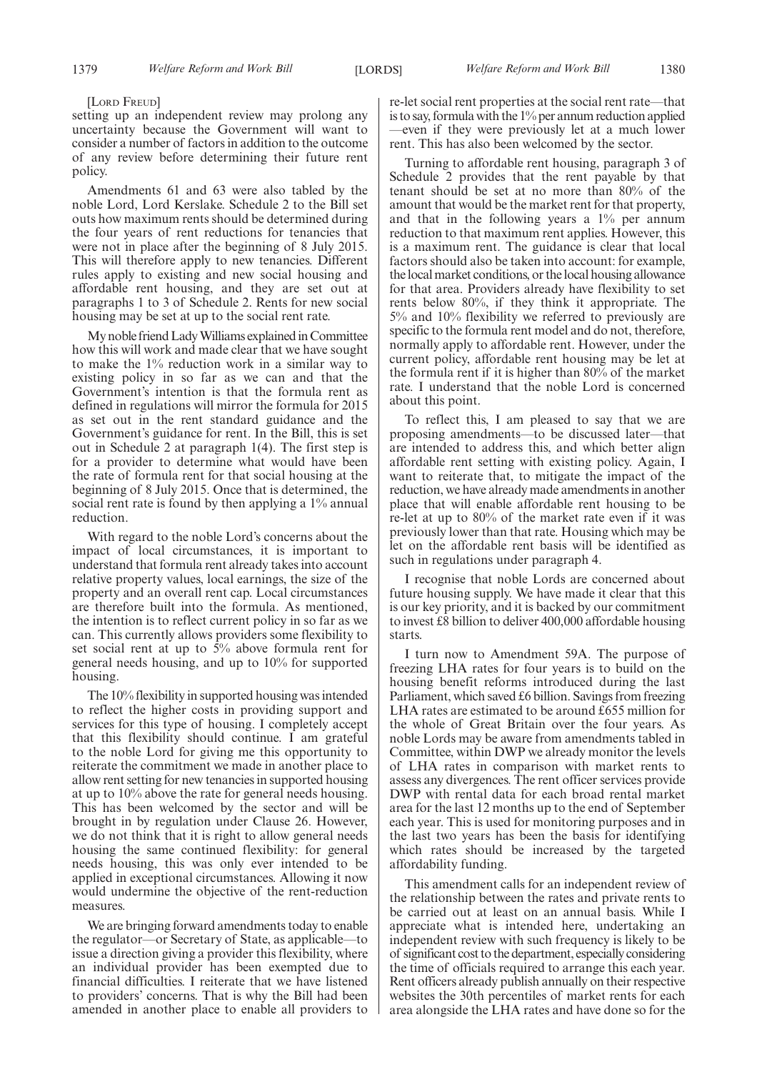[LORD FREUD]

setting up an independent review may prolong any uncertainty because the Government will want to consider a number of factors in addition to the outcome of any review before determining their future rent policy.

Amendments 61 and 63 were also tabled by the noble Lord, Lord Kerslake. Schedule 2 to the Bill set outs how maximum rents should be determined during the four years of rent reductions for tenancies that were not in place after the beginning of 8 July 2015. This will therefore apply to new tenancies. Different rules apply to existing and new social housing and affordable rent housing, and they are set out at paragraphs 1 to 3 of Schedule 2. Rents for new social housing may be set at up to the social rent rate.

My noble friend Lady Williams explained in Committee how this will work and made clear that we have sought to make the 1% reduction work in a similar way to existing policy in so far as we can and that the Government's intention is that the formula rent as defined in regulations will mirror the formula for 2015 as set out in the rent standard guidance and the Government's guidance for rent. In the Bill, this is set out in Schedule 2 at paragraph 1(4). The first step is for a provider to determine what would have been the rate of formula rent for that social housing at the beginning of 8 July 2015. Once that is determined, the social rent rate is found by then applying a 1% annual reduction.

With regard to the noble Lord's concerns about the impact of local circumstances, it is important to understand that formula rent already takes into account relative property values, local earnings, the size of the property and an overall rent cap. Local circumstances are therefore built into the formula. As mentioned, the intention is to reflect current policy in so far as we can. This currently allows providers some flexibility to set social rent at up to 5% above formula rent for general needs housing, and up to 10% for supported housing.

The 10% flexibility in supported housing was intended to reflect the higher costs in providing support and services for this type of housing. I completely accept that this flexibility should continue. I am grateful to the noble Lord for giving me this opportunity to reiterate the commitment we made in another place to allow rent setting for new tenancies in supported housing at up to 10% above the rate for general needs housing. This has been welcomed by the sector and will be brought in by regulation under Clause 26. However, we do not think that it is right to allow general needs housing the same continued flexibility: for general needs housing, this was only ever intended to be applied in exceptional circumstances. Allowing it now would undermine the objective of the rent-reduction measures.

We are bringing forward amendments today to enable the regulator—or Secretary of State, as applicable—to issue a direction giving a provider this flexibility, where an individual provider has been exempted due to financial difficulties. I reiterate that we have listened to providers' concerns. That is why the Bill had been amended in another place to enable all providers to re-let social rent properties at the social rent rate—that is to say, formula with the 1% per annum reduction applied—even if they were previously let at a much lower rent. This has also been welcomed by the sector.

Turning to affordable rent housing, paragraph 3 of Schedule 2 provides that the rent payable by that tenant should be set at no more than 80% of the amount that would be the market rent for that property, and that in the following years a 1% per annum reduction to that maximum rent applies. However, this is a maximum rent. The guidance is clear that local factors should also be taken into account: for example, the local market conditions, or the local housing allowance for that area. Providers already have flexibility to set rents below 80%, if they think it appropriate. The 5% and 10% flexibility we referred to previously are specific to the formula rent model and do not, therefore, normally apply to affordable rent. However, under the current policy, affordable rent housing may be let at the formula rent if it is higher than 80% of the market rate. I understand that the noble Lord is concerned about this point.

To reflect this, I am pleased to say that we are proposing amendments—to be discussed later—that are intended to address this, and which better align affordable rent setting with existing policy. Again, I want to reiterate that, to mitigate the impact of the reduction, we have already made amendments in another place that will enable affordable rent housing to be re-let at up to 80% of the market rate even if it was previously lower than that rate. Housing which may be let on the affordable rent basis will be identified as such in regulations under paragraph 4.

I recognise that noble Lords are concerned about future housing supply. We have made it clear that this is our key priority, and it is backed by our commitment to invest £8 billion to deliver 400,000 affordable housing starts.

I turn now to Amendment 59A. The purpose of freezing LHA rates for four years is to build on the housing benefit reforms introduced during the last Parliament, which saved £6 billion. Savings from freezing LHA rates are estimated to be around £655 million for the whole of Great Britain over the four years. As noble Lords may be aware from amendments tabled in Committee, within DWP we already monitor the levels of LHA rates in comparison with market rents to assess any divergences. The rent officer services provide DWP with rental data for each broad rental market area for the last 12 months up to the end of September each year. This is used for monitoring purposes and in the last two years has been the basis for identifying which rates should be increased by the targeted affordability funding.

This amendment calls for an independent review of the relationship between the rates and private rents to be carried out at least on an annual basis. While I appreciate what is intended here, undertaking an independent review with such frequency is likely to be of significant cost to the department, especially considering the time of officials required to arrange this each year. Rent officers already publish annually on their respective websites the 30th percentiles of market rents for each area alongside the LHA rates and have done so for the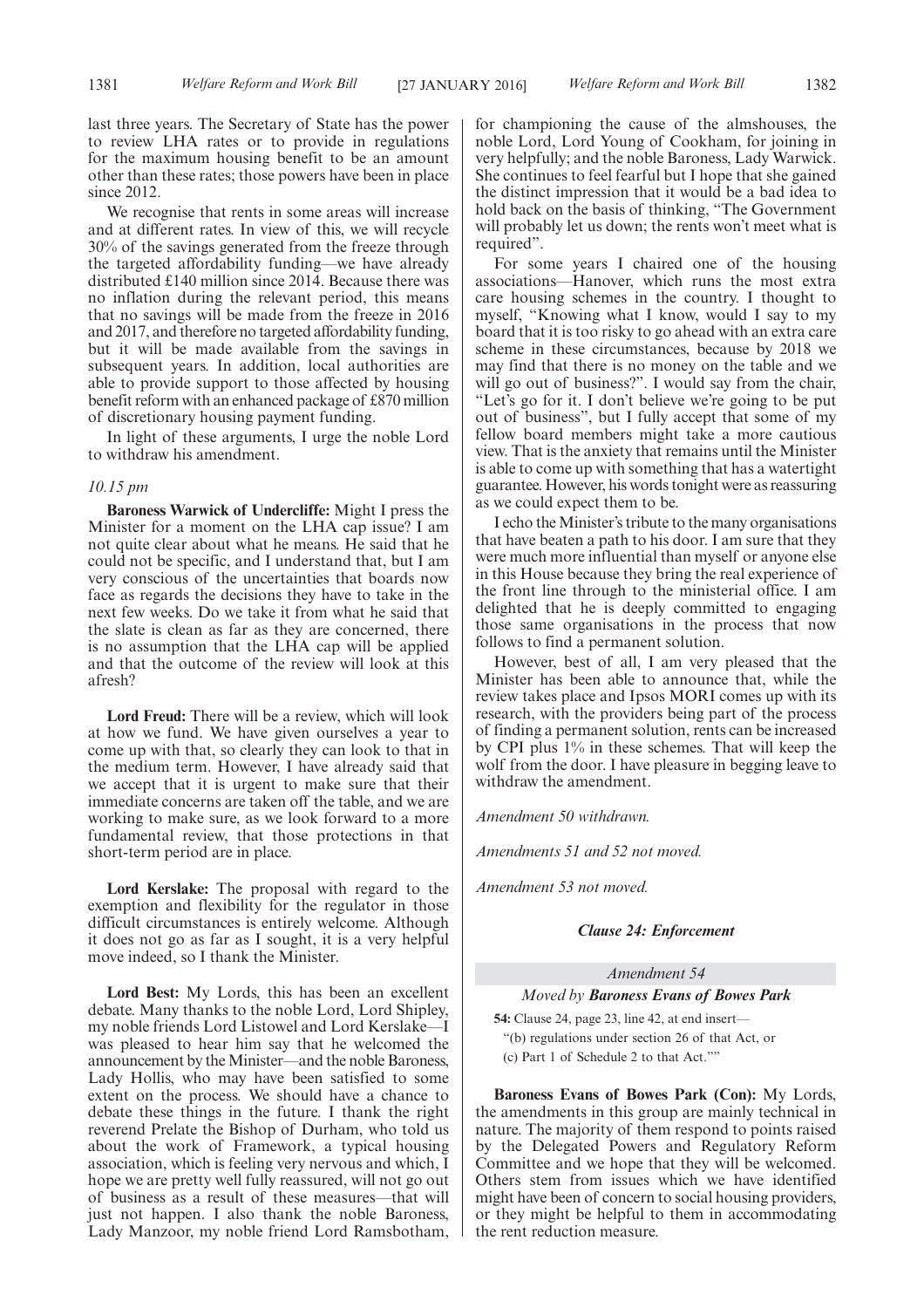last three years. The Secretary of State has the power to review LHA rates or to provide in regulations for the maximum housing benefit to be an amount other than these rates; those powers have been in place since 2012.

We recognise that rents in some areas will increase and at different rates. In view of this, we will recycle 30% of the savings generated from the freeze through the targeted affordability funding—we have already distributed £140 million since 2014. Because there was no inflation during the relevant period, this means that no savings will be made from the freeze in 2016 and 2017, and therefore no targeted affordability funding, but it will be made available from the savings in subsequent years. In addition, local authorities are able to provide support to those affected by housing benefit reform with an enhanced package of £870 million of discretionary housing payment funding.

In light of these arguments, I urge the noble Lord to withdraw his amendment.

*10.15 pm*

**Baroness Warwick of Undercliffe:** Might I press the Minister for a moment on the LHA cap issue? I am not quite clear about what he means. He said that he could not be specific, and I understand that, but I am very conscious of the uncertainties that boards now face as regards the decisions they have to take in the next few weeks. Do we take it from what he said that the slate is clean as far as they are concerned, there is no assumption that the LHA cap will be applied and that the outcome of the review will look at this afresh?

**Lord Freud:** There will be a review, which will look at how we fund. We have given ourselves a year to come up with that, so clearly they can look to that in the medium term. However, I have already said that we accept that it is urgent to make sure that their immediate concerns are taken off the table, and we are working to make sure, as we look forward to a more fundamental review, that those protections in that short-term period are in place.

**Lord Kerslake:** The proposal with regard to the exemption and flexibility for the regulator in those difficult circumstances is entirely welcome. Although it does not go as far as I sought, it is a very helpful move indeed, so I thank the Minister.

**Lord Best:** My Lords, this has been an excellent debate. Many thanks to the noble Lord, Lord Shipley, my noble friends Lord Listowel and Lord Kerslake—I was pleased to hear him say that he welcomed the announcement by the Minister—and the noble Baroness, Lady Hollis, who may have been satisfied to some extent on the process. We should have a chance to debate these things in the future. I thank the right reverend Prelate the Bishop of Durham, who told us about the work of Framework, a typical housing association, which is feeling very nervous and which, I hope we are pretty well fully reassured, will not go out of business as a result of these measures—that will just not happen. I also thank the noble Baroness, Lady Manzoor, my noble friend Lord Ramsbotham, for championing the cause of the almshouses, the noble Lord, Lord Young of Cookham, for joining in very helpfully; and the noble Baroness, Lady Warwick. She continues to feel fearful but I hope that she gained the distinct impression that it would be a bad idea to hold back on the basis of thinking, "The Government will probably let us down; the rents won't meet what is required".

For some years I chaired one of the housing associations—Hanover, which runs the most extra care housing schemes in the country. I thought to myself, "Knowing what I know, would I say to my board that it is too risky to go ahead with an extra care scheme in these circumstances, because by 2018 we may find that there is no money on the table and we will go out of business?". I would say from the chair, "Let's go for it. I don't believe we're going to be put out of business", but I fully accept that some of my fellow board members might take a more cautious view. That is the anxiety that remains until the Minister is able to come up with something that has a watertight guarantee. However, his words tonight were as reassuring as we could expect them to be.

I echo the Minister's tribute to the many organisations that have beaten a path to his door. I am sure that they were much more influential than myself or anyone else in this House because they bring the real experience of the front line through to the ministerial office. I am delighted that he is deeply committed to engaging those same organisations in the process that now follows to find a permanent solution.

However, best of all, I am very pleased that the Minister has been able to announce that, while the review takes place and Ipsos MORI comes up with its research, with the providers being part of the process of finding a permanent solution, rents can be increased by CPI plus 1% in these schemes. That will keep the wolf from the door. I have pleasure in begging leave to withdraw the amendment.

*Amendment 50 withdrawn.*

*Amendments 51 and 52 not moved.*

*Amendment 53 not moved.*

### *Clause 24: Enforcement*

*Amendment 54*

*Moved by* ***Baroness Evans of Bowes Park***

**54:** Clause 24, page 23, line 42, at end insert—
"(b) regulations under section 26 of that Act, or
(c) Part 1 of Schedule 2 to that Act.""

**Baroness Evans of Bowes Park (Con):** My Lords, the amendments in this group are mainly technical in nature. The majority of them respond to points raised by the Delegated Powers and Regulatory Reform Committee and we hope that they will be welcomed. Others stem from issues which we have identified might have been of concern to social housing providers, or they might be helpful to them in accommodating the rent reduction measure.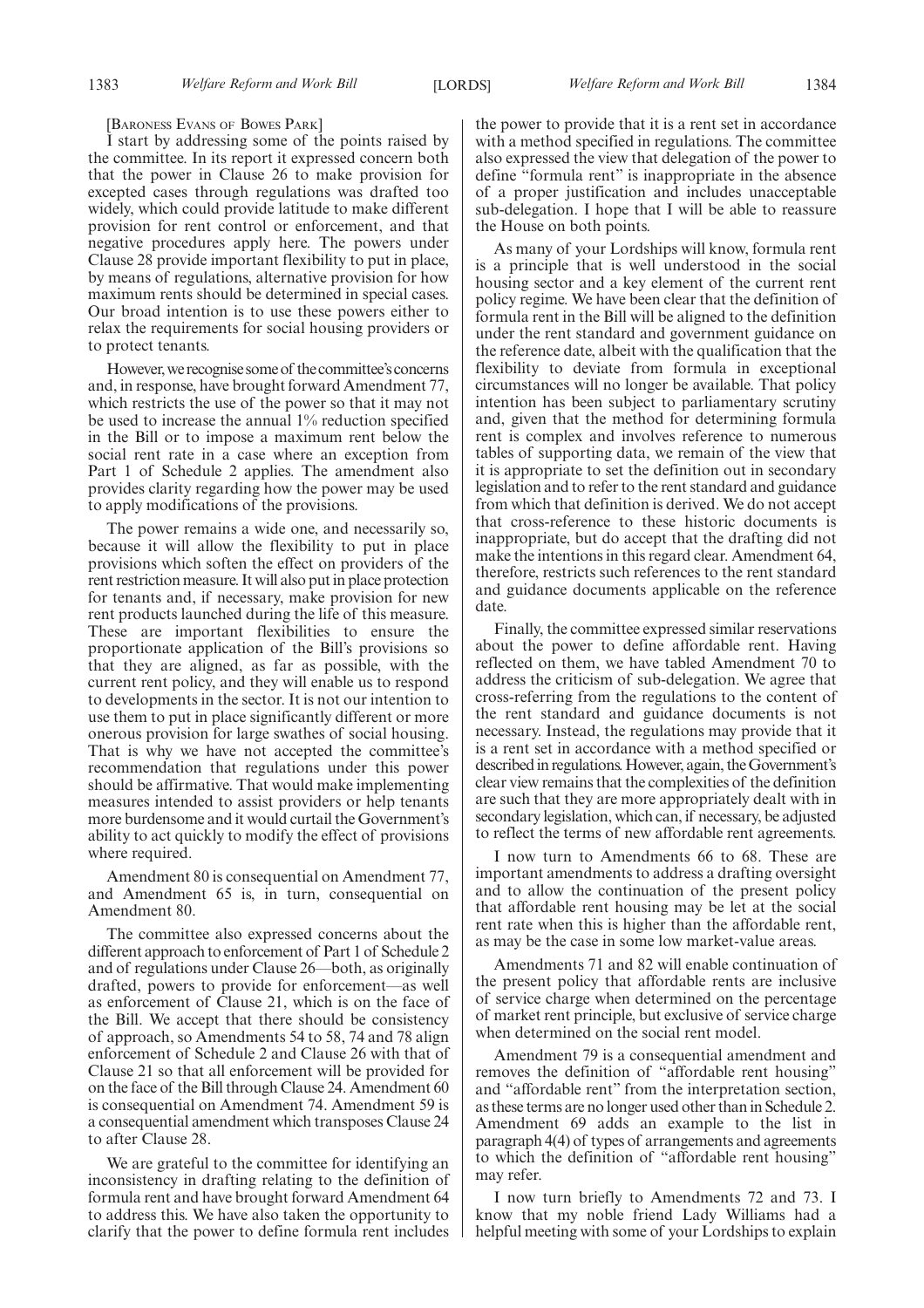[Baroness Evans of Bowes Park]

I start by addressing some of the points raised by the committee. In its report it expressed concern both that the power in Clause 26 to make provision for excepted cases through regulations was drafted too widely, which could provide latitude to make different provision for rent control or enforcement, and that negative procedures apply here. The powers under Clause 28 provide important flexibility to put in place, by means of regulations, alternative provision for how maximum rents should be determined in special cases. Our broad intention is to use these powers either to relax the requirements for social housing providers or to protect tenants.

However, we recognise some of the committee's concerns and, in response, have brought forward Amendment 77, which restricts the use of the power so that it may not be used to increase the annual 1% reduction specified in the Bill or to impose a maximum rent below the social rent rate in a case where an exception from Part 1 of Schedule 2 applies. The amendment also provides clarity regarding how the power may be used to apply modifications of the provisions.

The power remains a wide one, and necessarily so, because it will allow the flexibility to put in place provisions which soften the effect on providers of the rent restriction measure. It will also put in place protection for tenants and, if necessary, make provision for new rent products launched during the life of this measure. These are important flexibilities to ensure the proportionate application of the Bill's provisions so that they are aligned, as far as possible, with the current rent policy, and they will enable us to respond to developments in the sector. It is not our intention to use them to put in place significantly different or more onerous provision for large swathes of social housing. That is why we have not accepted the committee's recommendation that regulations under this power should be affirmative. That would make implementing measures intended to assist providers or help tenants more burdensome and it would curtail the Government's ability to act quickly to modify the effect of provisions where required.

Amendment 80 is consequential on Amendment 77, and Amendment 65 is, in turn, consequential on Amendment 80.

The committee also expressed concerns about the different approach to enforcement of Part 1 of Schedule 2 and of regulations under Clause 26—both, as originally drafted, powers to provide for enforcement—as well as enforcement of Clause 21, which is on the face of the Bill. We accept that there should be consistency of approach, so Amendments 54 to 58, 74 and 78 align enforcement of Schedule 2 and Clause 26 with that of Clause 21 so that all enforcement will be provided for on the face of the Bill through Clause 24. Amendment 60 is consequential on Amendment 74. Amendment 59 is a consequential amendment which transposes Clause 24 to after Clause 28.

We are grateful to the committee for identifying an inconsistency in drafting relating to the definition of formula rent and have brought forward Amendment 64 to address this. We have also taken the opportunity to clarify that the power to define formula rent includes the power to provide that it is a rent set in accordance with a method specified in regulations. The committee also expressed the view that delegation of the power to define "formula rent" is inappropriate in the absence of a proper justification and includes unacceptable sub-delegation. I hope that I will be able to reassure the House on both points.

As many of your Lordships will know, formula rent is a principle that is well understood in the social housing sector and a key element of the current rent policy regime. We have been clear that the definition of formula rent in the Bill will be aligned to the definition under the rent standard and government guidance on the reference date, albeit with the qualification that the flexibility to deviate from formula in exceptional circumstances will no longer be available. That policy intention has been subject to parliamentary scrutiny and, given that the method for determining formula rent is complex and involves reference to numerous tables of supporting data, we remain of the view that it is appropriate to set the definition out in secondary legislation and to refer to the rent standard and guidance from which that definition is derived. We do not accept that cross-reference to these historic documents is inappropriate, but do accept that the drafting did not make the intentions in this regard clear. Amendment 64, therefore, restricts such references to the rent standard and guidance documents applicable on the reference date.

Finally, the committee expressed similar reservations about the power to define affordable rent. Having reflected on them, we have tabled Amendment 70 to address the criticism of sub-delegation. We agree that cross-referring from the regulations to the content of the rent standard and guidance documents is not necessary. Instead, the regulations may provide that it is a rent set in accordance with a method specified or described in regulations. However, again, the Government's clear view remains that the complexities of the definition are such that they are more appropriately dealt with in secondary legislation, which can, if necessary, be adjusted to reflect the terms of new affordable rent agreements.

I now turn to Amendments 66 to 68. These are important amendments to address a drafting oversight and to allow the continuation of the present policy that affordable rent housing may be let at the social rent rate when this is higher than the affordable rent, as may be the case in some low market-value areas.

Amendments 71 and 82 will enable continuation of the present policy that affordable rents are inclusive of service charge when determined on the percentage of market rent principle, but exclusive of service charge when determined on the social rent model.

Amendment 79 is a consequential amendment and removes the definition of "affordable rent housing" and "affordable rent" from the interpretation section, as these terms are no longer used other than in Schedule 2. Amendment 69 adds an example to the list in paragraph 4(4) of types of arrangements and agreements to which the definition of "affordable rent housing" may refer.

I now turn briefly to Amendments 72 and 73. I know that my noble friend Lady Williams had a helpful meeting with some of your Lordships to explain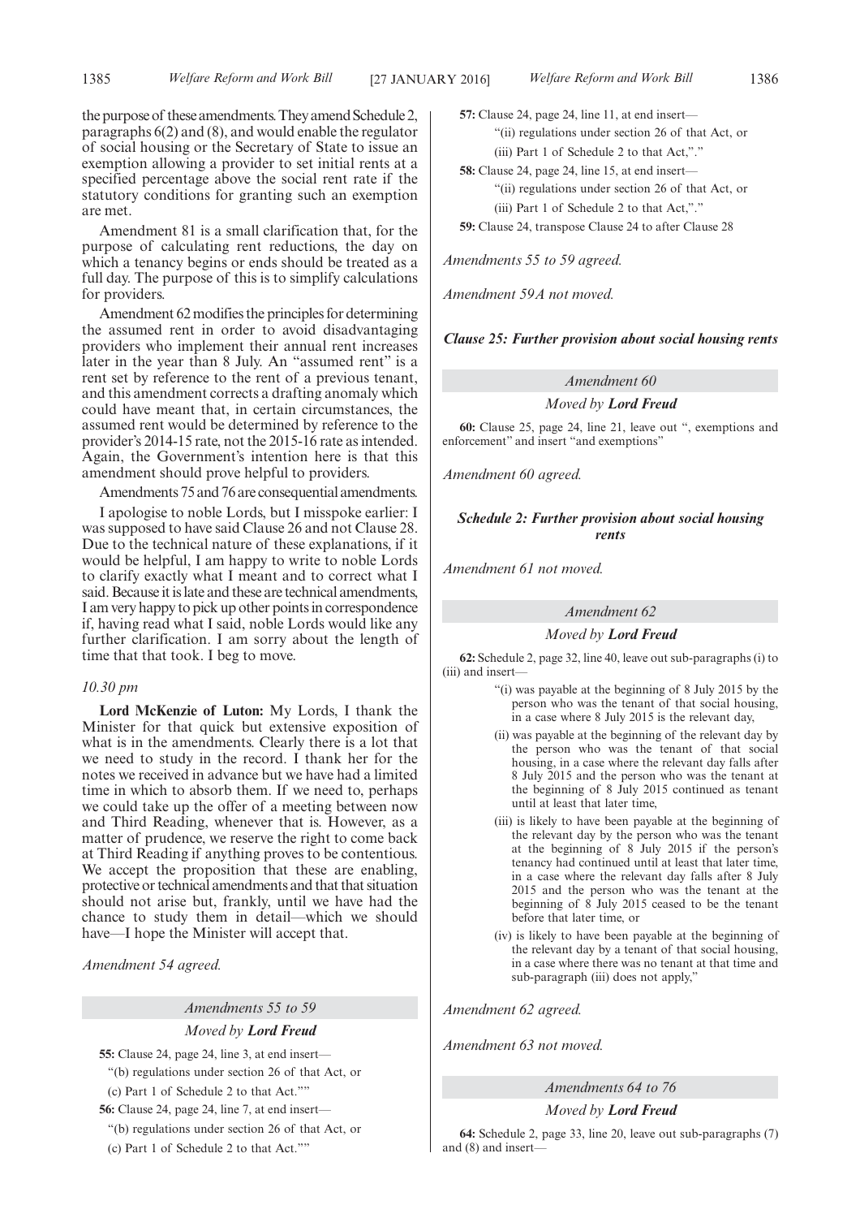the purpose of these amendments. They amend Schedule 2, paragraphs 6(2) and (8), and would enable the regulator of social housing or the Secretary of State to issue an exemption allowing a provider to set initial rents at a specified percentage above the social rent rate if the statutory conditions for granting such an exemption are met.

Amendment 81 is a small clarification that, for the purpose of calculating rent reductions, the day on which a tenancy begins or ends should be treated as a full day. The purpose of this is to simplify calculations for providers.

Amendment 62 modifies the principles for determining the assumed rent in order to avoid disadvantaging providers who implement their annual rent increases later in the year than 8 July. An "assumed rent" is a rent set by reference to the rent of a previous tenant, and this amendment corrects a drafting anomaly which could have meant that, in certain circumstances, the assumed rent would be determined by reference to the provider's 2014-15 rate, not the 2015-16 rate as intended. Again, the Government's intention here is that this amendment should prove helpful to providers.

Amendments 75 and 76 are consequential amendments.

I apologise to noble Lords, but I misspoke earlier: I was supposed to have said Clause 26 and not Clause 28. Due to the technical nature of these explanations, if it would be helpful, I am happy to write to noble Lords to clarify exactly what I meant and to correct what I said. Because it is late and these are technical amendments, I am very happy to pick up other points in correspondence if, having read what I said, noble Lords would like any further clarification. I am sorry about the length of time that that took. I beg to move.

*10.30 pm*

**Lord McKenzie of Luton:** My Lords, I thank the Minister for that quick but extensive exposition of what is in the amendments. Clearly there is a lot that we need to study in the record. I thank her for the notes we received in advance but we have had a limited time in which to absorb them. If we need to, perhaps we could take up the offer of a meeting between now and Third Reading, whenever that is. However, as a matter of prudence, we reserve the right to come back at Third Reading if anything proves to be contentious. We accept the proposition that these are enabling, protective or technical amendments and that that situation should not arise but, frankly, until we have had the chance to study them in detail—which we should have—I hope the Minister will accept that.

*Amendment 54 agreed.*

*Amendments 55 to 59*

*Moved by* ***Lord Freud***

**55:** Clause 24, page 24, line 3, at end insert—

"(b) regulations under section 26 of that Act, or

(c) Part 1 of Schedule 2 to that Act.""

**56:** Clause 24, page 24, line 7, at end insert—

"(b) regulations under section 26 of that Act, or

(c) Part 1 of Schedule 2 to that Act.""

**57:** Clause 24, page 24, line 11, at end insert—

"(ii) regulations under section 26 of that Act, or

(iii) Part 1 of Schedule 2 to that Act,"."

**58:** Clause 24, page 24, line 15, at end insert—

"(ii) regulations under section 26 of that Act, or

(iii) Part 1 of Schedule 2 to that Act,"."

**59:** Clause 24, transpose Clause 24 to after Clause 28

*Amendments 55 to 59 agreed.*

*Amendment 59A not moved.*

***Clause 25: Further provision about social housing rents***

*Amendment 60*

*Moved by* ***Lord Freud***

**60:** Clause 25, page 24, line 21, leave out ", exemptions and enforcement" and insert "and exemptions"

*Amendment 60 agreed.*

***Schedule 2: Further provision about social housing rents***

*Amendment 61 not moved.*

*Amendment 62*

*Moved by* ***Lord Freud***

**62:** Schedule 2, page 32, line 40, leave out sub-paragraphs (i) to (iii) and insert—

"(i) was payable at the beginning of 8 July 2015 by the person who was the tenant of that social housing, in a case where 8 July 2015 is the relevant day,

(ii) was payable at the beginning of the relevant day by the person who was the tenant of that social housing, in a case where the relevant day falls after 8 July 2015 and the person who was the tenant at the beginning of 8 July 2015 continued as tenant until at least that later time,

(iii) is likely to have been payable at the beginning of the relevant day by the person who was the tenant at the beginning of 8 July 2015 if the person's tenancy had continued until at least that later time, in a case where the relevant day falls after 8 July 2015 and the person who was the tenant at the beginning of 8 July 2015 ceased to be the tenant before that later time, or

(iv) is likely to have been payable at the beginning of the relevant day by a tenant of that social housing, in a case where there was no tenant at that time and sub-paragraph (iii) does not apply,"

*Amendment 62 agreed.*

*Amendment 63 not moved.*

*Amendments 64 to 76*

*Moved by* ***Lord Freud***

**64:** Schedule 2, page 33, line 20, leave out sub-paragraphs (7) and (8) and insert—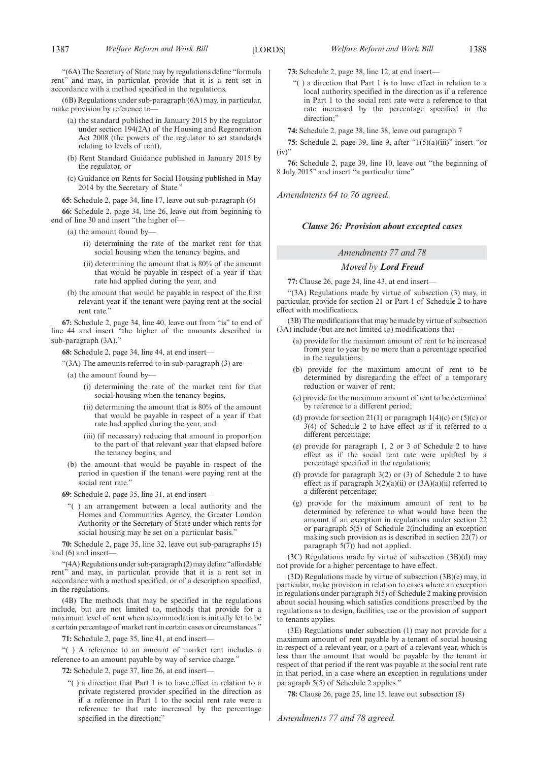"(6A) The Secretary of State may by regulations define "formula rent" and may, in particular, provide that it is a rent set in accordance with a method specified in the regulations.

(6B) Regulations under sub-paragraph (6A) may, in particular, make provision by reference to—

(a) the standard published in January 2015 by the regulator under section 194(2A) of the Housing and Regeneration Act 2008 (the powers of the regulator to set standards relating to levels of rent),

(b) Rent Standard Guidance published in January 2015 by the regulator, or

(c) Guidance on Rents for Social Housing published in May 2014 by the Secretary of State."

**65:** Schedule 2, page 34, line 17, leave out sub-paragraph (6)

**66:** Schedule 2, page 34, line 26, leave out from beginning to end of line 30 and insert "the higher of—

(a) the amount found by—

(i) determining the rate of the market rent for that social housing when the tenancy begins, and

(ii) determining the amount that is 80% of the amount that would be payable in respect of a year if that rate had applied during the year, and

(b) the amount that would be payable in respect of the first relevant year if the tenant were paying rent at the social rent rate."

**67:** Schedule 2, page 34, line 40, leave out from "is" to end of line 44 and insert "the higher of the amounts described in sub-paragraph (3A)."

**68:** Schedule 2, page 34, line 44, at end insert—

"(3A) The amounts referred to in sub-paragraph (3) are—

(a) the amount found by—

(i) determining the rate of the market rent for that social housing when the tenancy begins,

(ii) determining the amount that is 80% of the amount that would be payable in respect of a year if that rate had applied during the year, and

(iii) (if necessary) reducing that amount in proportion to the part of that relevant year that elapsed before the tenancy begins, and

(b) the amount that would be payable in respect of the period in question if the tenant were paying rent at the social rent rate."

**69:** Schedule 2, page 35, line 31, at end insert—

"( ) an arrangement between a local authority and the Homes and Communities Agency, the Greater London Authority or the Secretary of State under which rents for social housing may be set on a particular basis."

**70:** Schedule 2, page 35, line 32, leave out sub-paragraphs (5) and (6) and insert—

"(4A) Regulations under sub-paragraph (2) may define "affordable rent" and may, in particular, provide that it is a rent set in accordance with a method specified, or of a description specified, in the regulations.

(4B) The methods that may be specified in the regulations include, but are not limited to, methods that provide for a maximum level of rent when accommodation is initially let to be a certain percentage of market rent in certain cases or circumstances."

**71:** Schedule 2, page 35, line 41, at end insert—

"( ) A reference to an amount of market rent includes a reference to an amount payable by way of service charge."

**72:** Schedule 2, page 37, line 26, at end insert—

"( ) a direction that Part 1 is to have effect in relation to a private registered provider specified in the direction as if a reference in Part 1 to the social rent rate were a reference to that rate increased by the percentage specified in the direction;"

**73:** Schedule 2, page 38, line 12, at end insert—

"( ) a direction that Part 1 is to have effect in relation to a local authority specified in the direction as if a reference in Part 1 to the social rent rate were a reference to that rate increased by the percentage specified in the direction;"

**74:** Schedule 2, page 38, line 38, leave out paragraph 7

**75:** Schedule 2, page 39, line 9, after "1(5)(a)(iii)" insert "or (iv)"

**76:** Schedule 2, page 39, line 10, leave out "the beginning of 8 July 2015" and insert "a particular time"

*Amendments 64 to 76 agreed.*

### *Clause 26: Provision about excepted cases*

*Amendments 77 and 78*

*Moved by* ***Lord Freud***

**77:** Clause 26, page 24, line 43, at end insert—

"(3A) Regulations made by virtue of subsection (3) may, in particular, provide for section 21 or Part 1 of Schedule 2 to have effect with modifications.

(3B) The modifications that may be made by virtue of subsection (3A) include (but are not limited to) modifications that—

(a) provide for the maximum amount of rent to be increased from year to year by no more than a percentage specified in the regulations;

(b) provide for the maximum amount of rent to be determined by disregarding the effect of a temporary reduction or waiver of rent;

(c) provide for the maximum amount of rent to be determined by reference to a different period;

(d) provide for section 21(1) or paragraph 1(4)(c) or (5)(c) or 3(4) of Schedule 2 to have effect as if it referred to a different percentage;

(e) provide for paragraph 1, 2 or 3 of Schedule 2 to have effect as if the social rent rate were uplifted by a percentage specified in the regulations;

(f) provide for paragraph 3(2) or (3) of Schedule 2 to have effect as if paragraph 3(2)(a)(ii) or (3A)(a)(ii) referred to a different percentage;

(g) provide for the maximum amount of rent to be determined by reference to what would have been the amount if an exception in regulations under section 22 or paragraph 5(5) of Schedule 2(including an exception making such provision as is described in section 22(7) or paragraph 5(7)) had not applied.

(3C) Regulations made by virtue of subsection (3B)(d) may not provide for a higher percentage to have effect.

(3D) Regulations made by virtue of subsection (3B)(e) may, in particular, make provision in relation to cases where an exception in regulations under paragraph 5(5) of Schedule 2 making provision about social housing which satisfies conditions prescribed by the regulations as to design, facilities, use or the provision of support to tenants applies.

(3E) Regulations under subsection (1) may not provide for a maximum amount of rent payable by a tenant of social housing in respect of a relevant year, or a part of a relevant year, which is less than the amount that would be payable by the tenant in respect of that period if the rent was payable at the social rent rate in that period, in a case where an exception in regulations under paragraph 5(5) of Schedule 2 applies."

**78:** Clause 26, page 25, line 15, leave out subsection (8)

*Amendments 77 and 78 agreed.*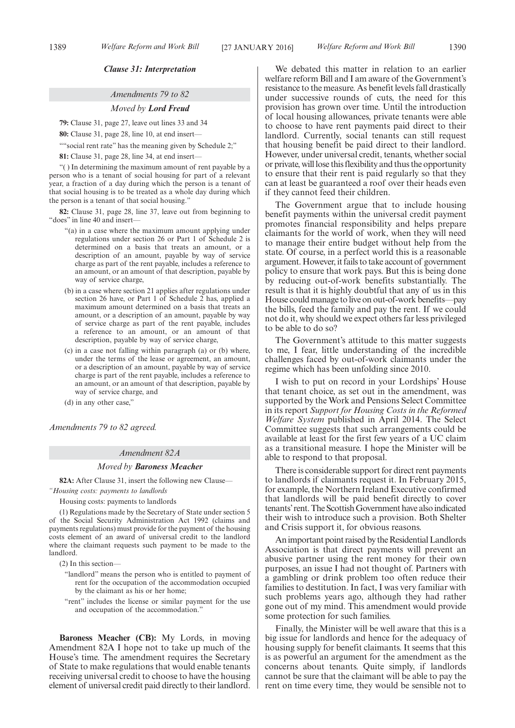*Clause 31: Interpretation*

*Amendments 79 to 82*

*Moved by* ***Lord Freud***

**79:** Clause 31, page 27, leave out lines 33 and 34

**80:** Clause 31, page 28, line 10, at end insert—

"“social rent rate” has the meaning given by Schedule 2;"

**81:** Clause 31, page 28, line 34, at end insert—

"( ) In determining the maximum amount of rent payable by a person who is a tenant of social housing for part of a relevant year, a fraction of a day during which the person is a tenant of that social housing is to be treated as a whole day during which the person is a tenant of that social housing."

**82:** Clause 31, page 28, line 37, leave out from beginning to "does" in line 40 and insert—

"(a) in a case where the maximum amount applying under regulations under section 26 or Part 1 of Schedule 2 is determined on a basis that treats an amount, or a description of an amount, payable by way of service charge as part of the rent payable, includes a reference to an amount, or an amount of that description, payable by way of service charge,

(b) in a case where section 21 applies after regulations under section 26 have, or Part 1 of Schedule 2 has, applied a maximum amount determined on a basis that treats an amount, or a description of an amount, payable by way of service charge as part of the rent payable, includes a reference to an amount, or an amount of that description, payable by way of service charge,

(c) in a case not falling within paragraph (a) or (b) where, under the terms of the lease or agreement, an amount, or a description of an amount, payable by way of service charge is part of the rent payable, includes a reference to an amount, or an amount of that description, payable by way of service charge, and

(d) in any other case,"

*Amendments 79 to 82 agreed.*

*Amendment 82A*

*Moved by* ***Baroness Meacher***

**82A:** After Clause 31, insert the following new Clause—

*"Housing costs: payments to landlords*

Housing costs: payments to landlords

(1) Regulations made by the Secretary of State under section 5 of the Social Security Administration Act 1992 (claims and payments regulations) must provide for the payment of the housing costs element of an award of universal credit to the landlord where the claimant requests such payment to be made to the landlord.

(2) In this section—

"landlord" means the person who is entitled to payment of rent for the occupation of the accommodation occupied by the claimant as his or her home;

"rent" includes the license or similar payment for the use and occupation of the accommodation."

**Baroness Meacher (CB):** My Lords, in moving Amendment 82A I hope not to take up much of the House's time. The amendment requires the Secretary of State to make regulations that would enable tenants receiving universal credit to choose to have the housing element of universal credit paid directly to their landlord.

We debated this matter in relation to an earlier welfare reform Bill and I am aware of the Government's resistance to the measure. As benefit levels fall drastically under successive rounds of cuts, the need for this provision has grown over time. Until the introduction of local housing allowances, private tenants were able to choose to have rent payments paid direct to their landlord. Currently, social tenants can still request that housing benefit be paid direct to their landlord. However, under universal credit, tenants, whether social or private, will lose this flexibility and thus the opportunity to ensure that their rent is paid regularly so that they can at least be guaranteed a roof over their heads even if they cannot feed their children.

The Government argue that to include housing benefit payments within the universal credit payment promotes financial responsibility and helps prepare claimants for the world of work, when they will need to manage their entire budget without help from the state. Of course, in a perfect world this is a reasonable argument. However, it fails to take account of government policy to ensure that work pays. But this is being done by reducing out-of-work benefits substantially. The result is that it is highly doubtful that any of us in this House could manage to live on out-of-work benefits—pay the bills, feed the family and pay the rent. If we could not do it, why should we expect others far less privileged to be able to do so?

The Government's attitude to this matter suggests to me, I fear, little understanding of the incredible challenges faced by out-of-work claimants under the regime which has been unfolding since 2010.

I wish to put on record in your Lordships' House that tenant choice, as set out in the amendment, was supported by the Work and Pensions Select Committee in its report *Support for Housing Costs in the Reformed Welfare System* published in April 2014. The Select Committee suggests that such arrangements could be available at least for the first few years of a UC claim as a transitional measure. I hope the Minister will be able to respond to that proposal.

There is considerable support for direct rent payments to landlords if claimants request it. In February 2015, for example, the Northern Ireland Executive confirmed that landlords will be paid benefit directly to cover tenants' rent. The Scottish Government have also indicated their wish to introduce such a provision. Both Shelter and Crisis support it, for obvious reasons.

An important point raised by the Residential Landlords Association is that direct payments will prevent an abusive partner using the rent money for their own purposes, an issue I had not thought of. Partners with a gambling or drink problem too often reduce their families to destitution. In fact, I was very familiar with such problems years ago, although they had rather gone out of my mind. This amendment would provide some protection for such families.

Finally, the Minister will be well aware that this is a big issue for landlords and hence for the adequacy of housing supply for benefit claimants. It seems that this is as powerful an argument for the amendment as the concerns about tenants. Quite simply, if landlords cannot be sure that the claimant will be able to pay the rent on time every time, they would be sensible not to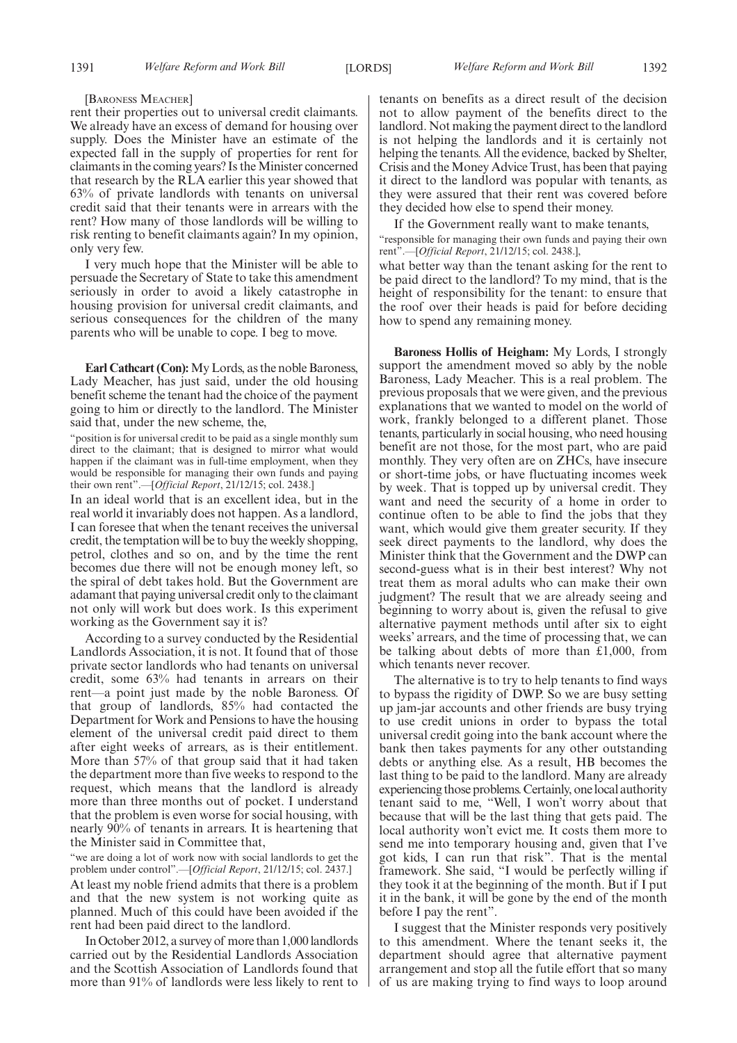[Baroness Meacher]

rent their properties out to universal credit claimants. We already have an excess of demand for housing over supply. Does the Minister have an estimate of the expected fall in the supply of properties for rent for claimants in the coming years? Is the Minister concerned that research by the RLA earlier this year showed that 63% of private landlords with tenants on universal credit said that their tenants were in arrears with the rent? How many of those landlords will be willing to risk renting to benefit claimants again? In my opinion, only very few.

I very much hope that the Minister will be able to persuade the Secretary of State to take this amendment seriously in order to avoid a likely catastrophe in housing provision for universal credit claimants, and serious consequences for the children of the many parents who will be unable to cope. I beg to move.

**Earl Cathcart (Con):** My Lords, as the noble Baroness, Lady Meacher, has just said, under the old housing benefit scheme the tenant had the choice of the payment going to him or directly to the landlord. The Minister said that, under the new scheme, the,

"position is for universal credit to be paid as a single monthly sum direct to the claimant; that is designed to mirror what would happen if the claimant was in full-time employment, when they would be responsible for managing their own funds and paying their own rent".—[*Official Report*, 21/12/15; col. 2438.]

In an ideal world that is an excellent idea, but in the real world it invariably does not happen. As a landlord, I can foresee that when the tenant receives the universal credit, the temptation will be to buy the weekly shopping, petrol, clothes and so on, and by the time the rent becomes due there will not be enough money left, so the spiral of debt takes hold. But the Government are adamant that paying universal credit only to the claimant not only will work but does work. Is this experiment working as the Government say it is?

According to a survey conducted by the Residential Landlords Association, it is not. It found that of those private sector landlords who had tenants on universal credit, some 63% had tenants in arrears on their rent—a point just made by the noble Baroness. Of that group of landlords, 85% had contacted the Department for Work and Pensions to have the housing element of the universal credit paid direct to them after eight weeks of arrears, as is their entitlement. More than 57% of that group said that it had taken the department more than five weeks to respond to the request, which means that the landlord is already more than three months out of pocket. I understand that the problem is even worse for social housing, with nearly 90% of tenants in arrears. It is heartening that the Minister said in Committee that,

"we are doing a lot of work now with social landlords to get the problem under control".—[*Official Report*, 21/12/15; col. 2437.]

At least my noble friend admits that there is a problem and that the new system is not working quite as planned. Much of this could have been avoided if the rent had been paid direct to the landlord.

In October 2012, a survey of more than 1,000 landlords carried out by the Residential Landlords Association and the Scottish Association of Landlords found that more than 91% of landlords were less likely to rent to tenants on benefits as a direct result of the decision not to allow payment of the benefits direct to the landlord. Not making the payment direct to the landlord is not helping the landlords and it is certainly not helping the tenants. All the evidence, backed by Shelter, Crisis and the Money Advice Trust, has been that paying it direct to the landlord was popular with tenants, as they were assured that their rent was covered before they decided how else to spend their money.

If the Government really want to make tenants,

"responsible for managing their own funds and paying their own rent".—[*Official Report*, 21/12/15; col. 2438.],

what better way than the tenant asking for the rent to be paid direct to the landlord? To my mind, that is the height of responsibility for the tenant: to ensure that the roof over their heads is paid for before deciding how to spend any remaining money.

**Baroness Hollis of Heigham:** My Lords, I strongly support the amendment moved so ably by the noble Baroness, Lady Meacher. This is a real problem. The previous proposals that we were given, and the previous explanations that we wanted to model on the world of work, frankly belonged to a different planet. Those tenants, particularly in social housing, who need housing benefit are not those, for the most part, who are paid monthly. They very often are on ZHCs, have insecure or short-time jobs, or have fluctuating incomes week by week. That is topped up by universal credit. They want and need the security of a home in order to continue often to be able to find the jobs that they want, which would give them greater security. If they seek direct payments to the landlord, why does the Minister think that the Government and the DWP can second-guess what is in their best interest? Why not treat them as moral adults who can make their own judgment? The result that we are already seeing and beginning to worry about is, given the refusal to give alternative payment methods until after six to eight weeks' arrears, and the time of processing that, we can be talking about debts of more than £1,000, from which tenants never recover.

The alternative is to try to help tenants to find ways to bypass the rigidity of DWP. So we are busy setting up jam-jar accounts and other friends are busy trying to use credit unions in order to bypass the total universal credit going into the bank account where the bank then takes payments for any other outstanding debts or anything else. As a result, HB becomes the last thing to be paid to the landlord. Many are already experiencing those problems. Certainly, one local authority tenant said to me, "Well, I won't worry about that because that will be the last thing that gets paid. The local authority won't evict me. It costs them more to send me into temporary housing and, given that I've got kids, I can run that risk". That is the mental framework. She said, "I would be perfectly willing if they took it at the beginning of the month. But if I put it in the bank, it will be gone by the end of the month before I pay the rent".

I suggest that the Minister responds very positively to this amendment. Where the tenant seeks it, the department should agree that alternative payment arrangement and stop all the futile effort that so many of us are making trying to find ways to loop around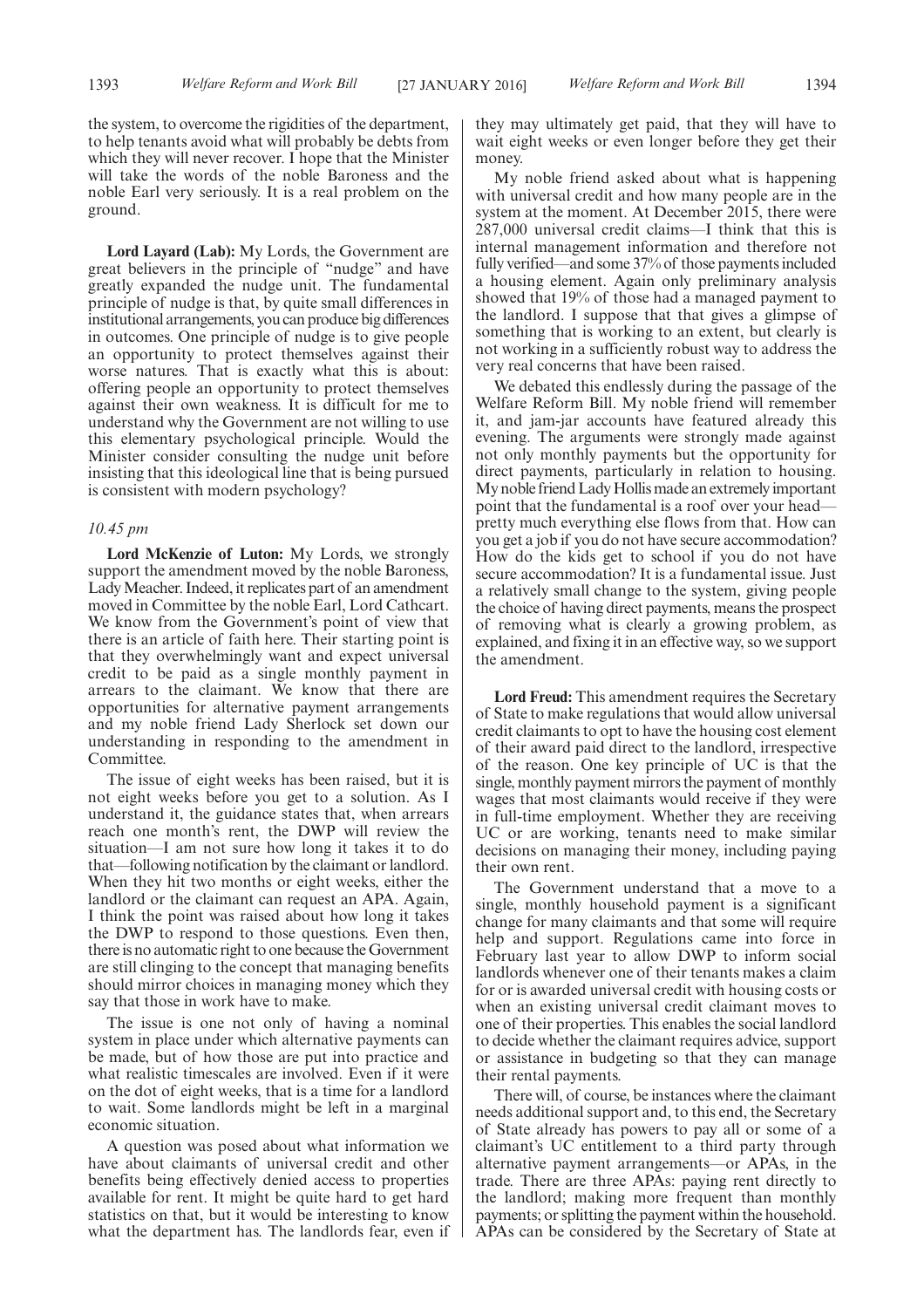the system, to overcome the rigidities of the department, to help tenants avoid what will probably be debts from which they will never recover. I hope that the Minister will take the words of the noble Baroness and the noble Earl very seriously. It is a real problem on the ground.

**Lord Layard (Lab):** My Lords, the Government are great believers in the principle of "nudge" and have greatly expanded the nudge unit. The fundamental principle of nudge is that, by quite small differences in institutional arrangements, you can produce big differences in outcomes. One principle of nudge is to give people an opportunity to protect themselves against their worse natures. That is exactly what this is about: offering people an opportunity to protect themselves against their own weakness. It is difficult for me to understand why the Government are not willing to use this elementary psychological principle. Would the Minister consider consulting the nudge unit before insisting that this ideological line that is being pursued is consistent with modern psychology?

*10.45 pm*

**Lord McKenzie of Luton:** My Lords, we strongly support the amendment moved by the noble Baroness, Lady Meacher. Indeed, it replicates part of an amendment moved in Committee by the noble Earl, Lord Cathcart. We know from the Government's point of view that there is an article of faith here. Their starting point is that they overwhelmingly want and expect universal credit to be paid as a single monthly payment in arrears to the claimant. We know that there are opportunities for alternative payment arrangements and my noble friend Lady Sherlock set down our understanding in responding to the amendment in Committee.

The issue of eight weeks has been raised, but it is not eight weeks before you get to a solution. As I understand it, the guidance states that, when arrears reach one month's rent, the DWP will review the situation—I am not sure how long it takes it to do that—following notification by the claimant or landlord. When they hit two months or eight weeks, either the landlord or the claimant can request an APA. Again, I think the point was raised about how long it takes the DWP to respond to those questions. Even then, there is no automatic right to one because the Government are still clinging to the concept that managing benefits should mirror choices in managing money which they say that those in work have to make.

The issue is one not only of having a nominal system in place under which alternative payments can be made, but of how those are put into practice and what realistic timescales are involved. Even if it were on the dot of eight weeks, that is a time for a landlord to wait. Some landlords might be left in a marginal economic situation.

A question was posed about what information we have about claimants of universal credit and other benefits being effectively denied access to properties available for rent. It might be quite hard to get hard statistics on that, but it would be interesting to know what the department has. The landlords fear, even if they may ultimately get paid, that they will have to wait eight weeks or even longer before they get their money.

My noble friend asked about what is happening with universal credit and how many people are in the system at the moment. At December 2015, there were 287,000 universal credit claims—I think that this is internal management information and therefore not fully verified—and some 37% of those payments included a housing element. Again only preliminary analysis showed that 19% of those had a managed payment to the landlord. I suppose that that gives a glimpse of something that is working to an extent, but clearly is not working in a sufficiently robust way to address the very real concerns that have been raised.

We debated this endlessly during the passage of the Welfare Reform Bill. My noble friend will remember it, and jam-jar accounts have featured already this evening. The arguments were strongly made against not only monthly payments but the opportunity for direct payments, particularly in relation to housing. My noble friend Lady Hollis made an extremely important point that the fundamental is a roof over your head—pretty much everything else flows from that. How can you get a job if you do not have secure accommodation? How do the kids get to school if you do not have secure accommodation? It is a fundamental issue. Just a relatively small change to the system, giving people the choice of having direct payments, means the prospect of removing what is clearly a growing problem, as explained, and fixing it in an effective way, so we support the amendment.

**Lord Freud:** This amendment requires the Secretary of State to make regulations that would allow universal credit claimants to opt to have the housing cost element of their award paid direct to the landlord, irrespective of the reason. One key principle of UC is that the single, monthly payment mirrors the payment of monthly wages that most claimants would receive if they were in full-time employment. Whether they are receiving UC or are working, tenants need to make similar decisions on managing their money, including paying their own rent.

The Government understand that a move to a single, monthly household payment is a significant change for many claimants and that some will require help and support. Regulations came into force in February last year to allow DWP to inform social landlords whenever one of their tenants makes a claim for or is awarded universal credit with housing costs or when an existing universal credit claimant moves to one of their properties. This enables the social landlord to decide whether the claimant requires advice, support or assistance in budgeting so that they can manage their rental payments.

There will, of course, be instances where the claimant needs additional support and, to this end, the Secretary of State already has powers to pay all or some of a claimant's UC entitlement to a third party through alternative payment arrangements—or APAs, in the trade. There are three APAs: paying rent directly to the landlord; making more frequent than monthly payments; or splitting the payment within the household. APAs can be considered by the Secretary of State at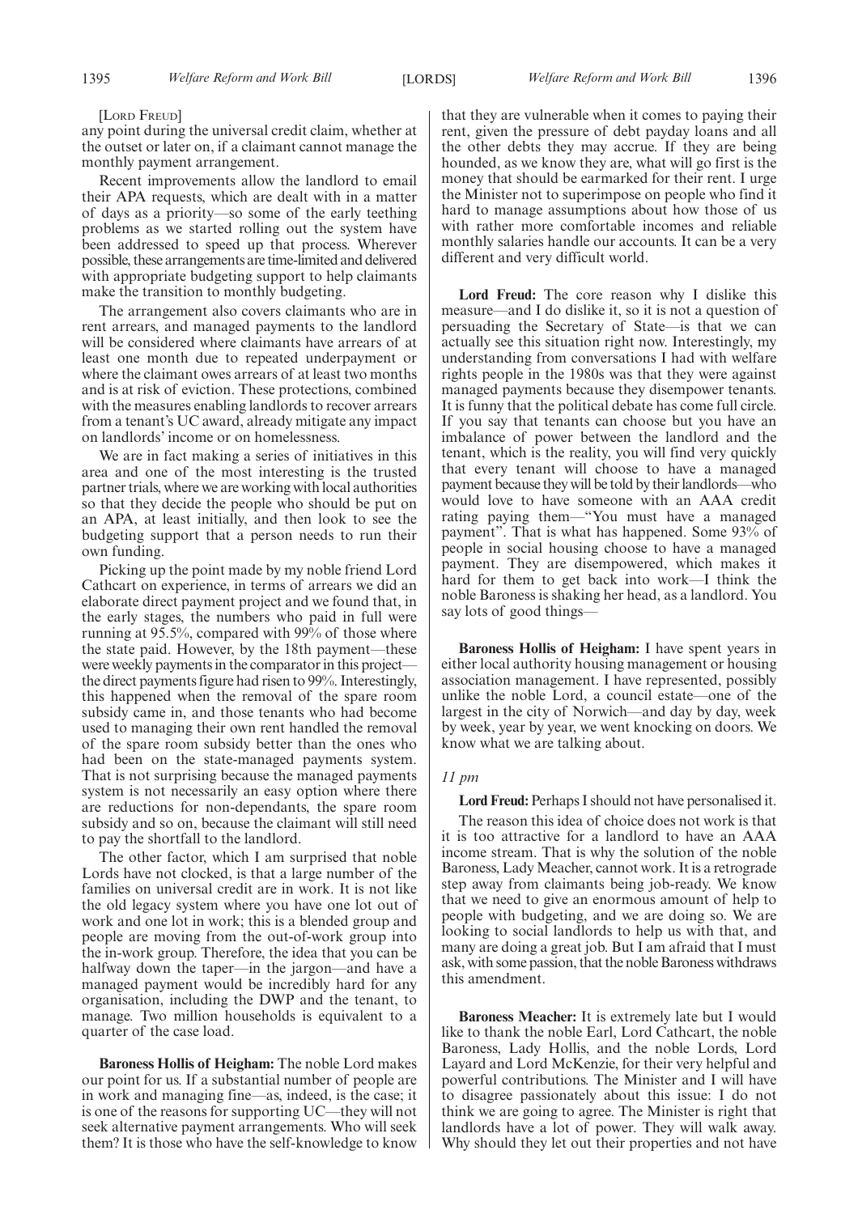[LORD FREUD]

any point during the universal credit claim, whether at the outset or later on, if a claimant cannot manage the monthly payment arrangement.

Recent improvements allow the landlord to email their APA requests, which are dealt with in a matter of days as a priority—so some of the early teething problems as we started rolling out the system have been addressed to speed up that process. Wherever possible, these arrangements are time-limited and delivered with appropriate budgeting support to help claimants make the transition to monthly budgeting.

The arrangement also covers claimants who are in rent arrears, and managed payments to the landlord will be considered where claimants have arrears of at least one month due to repeated underpayment or where the claimant owes arrears of at least two months and is at risk of eviction. These protections, combined with the measures enabling landlords to recover arrears from a tenant's UC award, already mitigate any impact on landlords' income or on homelessness.

We are in fact making a series of initiatives in this area and one of the most interesting is the trusted partner trials, where we are working with local authorities so that they decide the people who should be put on an APA, at least initially, and then look to see the budgeting support that a person needs to run their own funding.

Picking up the point made by my noble friend Lord Cathcart on experience, in terms of arrears we did an elaborate direct payment project and we found that, in the early stages, the numbers who paid in full were running at 95.5%, compared with 99% of those where the state paid. However, by the 18th payment—these were weekly payments in the comparator in this project—the direct payments figure had risen to 99%. Interestingly, this happened when the removal of the spare room subsidy came in, and those tenants who had become used to managing their own rent handled the removal of the spare room subsidy better than the ones who had been on the state-managed payments system. That is not surprising because the managed payments system is not necessarily an easy option where there are reductions for non-dependants, the spare room subsidy and so on, because the claimant will still need to pay the shortfall to the landlord.

The other factor, which I am surprised that noble Lords have not clocked, is that a large number of the families on universal credit are in work. It is not like the old legacy system where you have one lot out of work and one lot in work; this is a blended group and people are moving from the out-of-work group into the in-work group. Therefore, the idea that you can be halfway down the taper—in the jargon—and have a managed payment would be incredibly hard for any organisation, including the DWP and the tenant, to manage. Two million households is equivalent to a quarter of the case load.

**Baroness Hollis of Heigham:** The noble Lord makes our point for us. If a substantial number of people are in work and managing fine—as, indeed, is the case; it is one of the reasons for supporting UC—they will not seek alternative payment arrangements. Who will seek them? It is those who have the self-knowledge to know that they are vulnerable when it comes to paying their rent, given the pressure of debt payday loans and all the other debts they may accrue. If they are being hounded, as we know they are, what will go first is the money that should be earmarked for their rent. I urge the Minister not to superimpose on people who find it hard to manage assumptions about how those of us with rather more comfortable incomes and reliable monthly salaries handle our accounts. It can be a very different and very difficult world.

**Lord Freud:** The core reason why I dislike this measure—and I do dislike it, so it is not a question of persuading the Secretary of State—is that we can actually see this situation right now. Interestingly, my understanding from conversations I had with welfare rights people in the 1980s was that they were against managed payments because they disempower tenants. It is funny that the political debate has come full circle. If you say that tenants can choose but you have an imbalance of power between the landlord and the tenant, which is the reality, you will find very quickly that every tenant will choose to have a managed payment because they will be told by their landlords—who would love to have someone with an AAA credit rating paying them—"You must have a managed payment". That is what has happened. Some 93% of people in social housing choose to have a managed payment. They are disempowered, which makes it hard for them to get back into work—I think the noble Baroness is shaking her head, as a landlord. You say lots of good things—

**Baroness Hollis of Heigham:** I have spent years in either local authority housing management or housing association management. I have represented, possibly unlike the noble Lord, a council estate—one of the largest in the city of Norwich—and day by day, week by week, year by year, we went knocking on doors. We know what we are talking about.

*11 pm*

**Lord Freud:** Perhaps I should not have personalised it.

The reason this idea of choice does not work is that it is too attractive for a landlord to have an AAA income stream. That is why the solution of the noble Baroness, Lady Meacher, cannot work. It is a retrograde step away from claimants being job-ready. We know that we need to give an enormous amount of help to people with budgeting, and we are doing so. We are looking to social landlords to help us with that, and many are doing a great job. But I am afraid that I must ask, with some passion, that the noble Baroness withdraws this amendment.

**Baroness Meacher:** It is extremely late but I would like to thank the noble Earl, Lord Cathcart, the noble Baroness, Lady Hollis, and the noble Lords, Lord Layard and Lord McKenzie, for their very helpful and powerful contributions. The Minister and I will have to disagree passionately about this issue: I do not think we are going to agree. The Minister is right that landlords have a lot of power. They will walk away. Why should they let out their properties and not have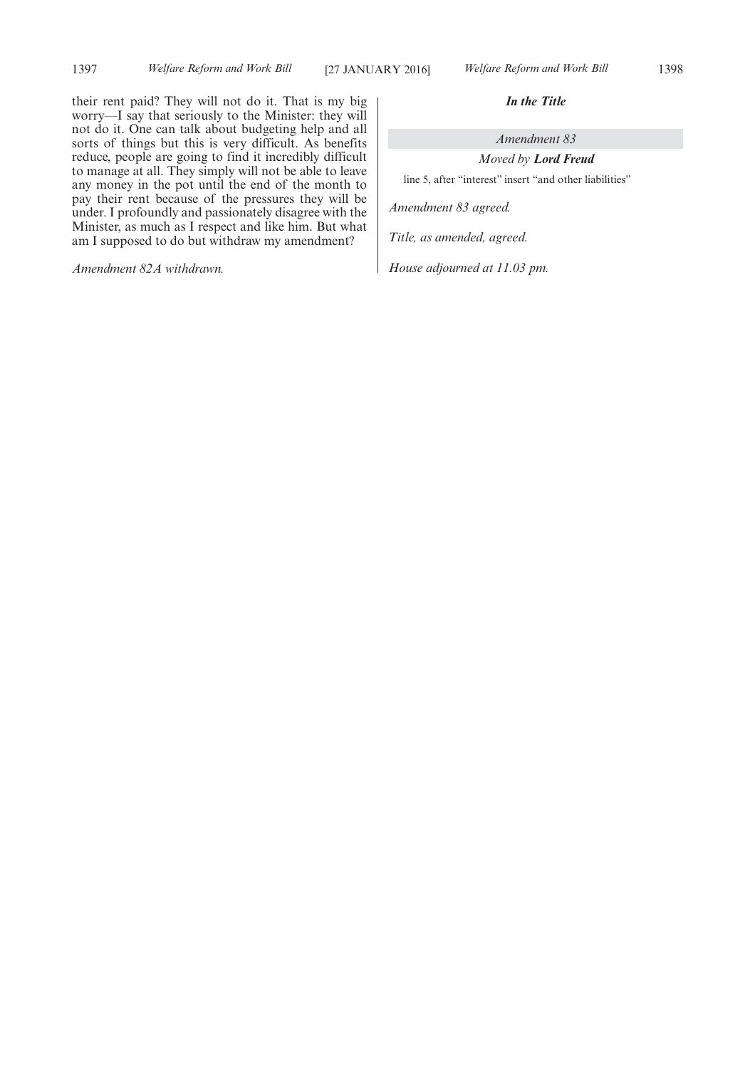their rent paid? They will not do it. That is my big worry—I say that seriously to the Minister: they will not do it. One can talk about budgeting help and all sorts of things but this is very difficult. As benefits reduce, people are going to find it incredibly difficult to manage at all. They simply will not be able to leave any money in the pot until the end of the month to pay their rent because of the pressures they will be under. I profoundly and passionately disagree with the Minister, as much as I respect and like him. But what am I supposed to do but withdraw my amendment?

*Amendment 82A withdrawn.*

***In the Title***

*Amendment 83*

*Moved by* ***Lord Freud***

line 5, after "interest" insert "and other liabilities"

*Amendment 83 agreed.*

*Title, as amended, agreed.*

*House adjourned at 11.03 pm.*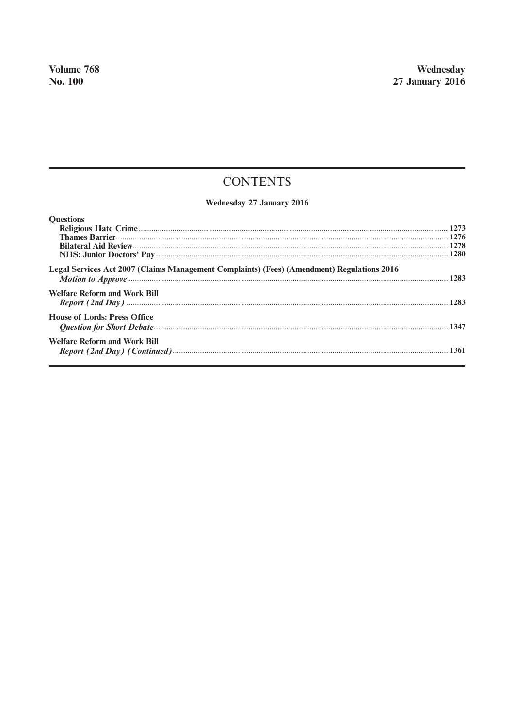Volume 768
No. 100

Wednesday
27 January 2016

# CONTENTS

**Wednesday 27 January 2016**

**Questions**

**Religious Hate Crime** .......... 1273
**Thames Barrier** .......... 1276
**Bilateral Aid Review** .......... 1278
**NHS: Junior Doctors' Pay** .......... 1280

**Legal Services Act 2007 (Claims Management Complaints) (Fees) (Amendment) Regulations 2016**
***Motion to Approve*** .......... 1283

**Welfare Reform and Work Bill**
***Report (2nd Day)*** .......... 1283

**House of Lords: Press Office**
***Question for Short Debate*** .......... 1347

**Welfare Reform and Work Bill**
***Report (2nd Day) (Continued)*** .......... 1361